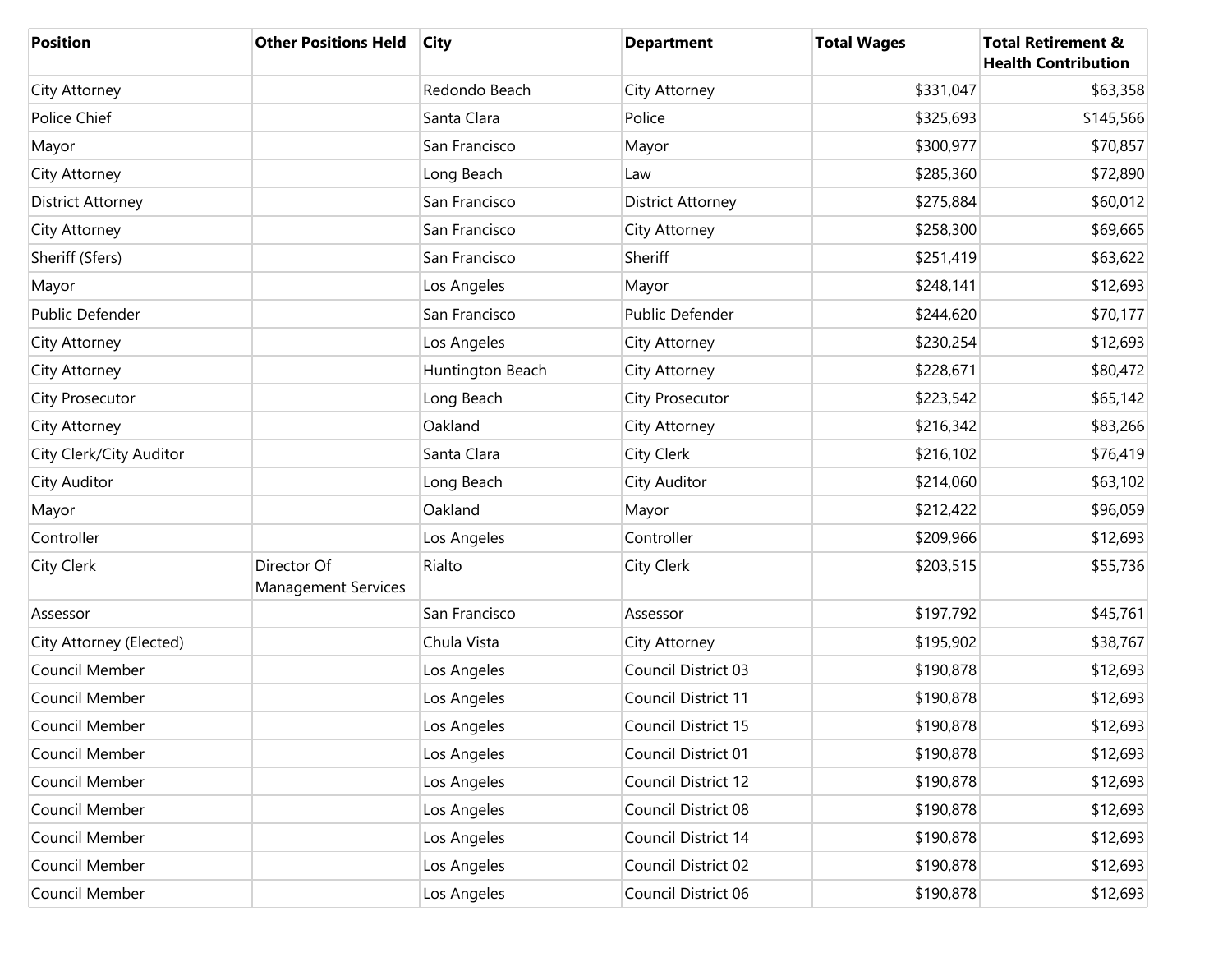| Position | Other Positions Held | City | Department | Total Wages | Total Retirement & Health Contribution |
| --- | --- | --- | --- | --- | --- |
| City Attorney | | Redondo Beach | City Attorney | $331,047 | $63,358 |
| Police Chief | | Santa Clara | Police | $325,693 | $145,566 |
| Mayor | | San Francisco | Mayor | $300,977 | $70,857 |
| City Attorney | | Long Beach | Law | $285,360 | $72,890 |
| District Attorney | | San Francisco | District Attorney | $275,884 | $60,012 |
| City Attorney | | San Francisco | City Attorney | $258,300 | $69,665 |
| Sheriff (Sfers) | | San Francisco | Sheriff | $251,419 | $63,622 |
| Mayor | | Los Angeles | Mayor | $248,141 | $12,693 |
| Public Defender | | San Francisco | Public Defender | $244,620 | $70,177 |
| City Attorney | | Los Angeles | City Attorney | $230,254 | $12,693 |
| City Attorney | | Huntington Beach | City Attorney | $228,671 | $80,472 |
| City Prosecutor | | Long Beach | City Prosecutor | $223,542 | $65,142 |
| City Attorney | | Oakland | City Attorney | $216,342 | $83,266 |
| City Clerk/City Auditor | | Santa Clara | City Clerk | $216,102 | $76,419 |
| City Auditor | | Long Beach | City Auditor | $214,060 | $63,102 |
| Mayor | | Oakland | Mayor | $212,422 | $96,059 |
| Controller | | Los Angeles | Controller | $209,966 | $12,693 |
| City Clerk | Director Of Management Services | Rialto | City Clerk | $203,515 | $55,736 |
| Assessor | | San Francisco | Assessor | $197,792 | $45,761 |
| City Attorney (Elected) | | Chula Vista | City Attorney | $195,902 | $38,767 |
| Council Member | | Los Angeles | Council District 03 | $190,878 | $12,693 |
| Council Member | | Los Angeles | Council District 11 | $190,878 | $12,693 |
| Council Member | | Los Angeles | Council District 15 | $190,878 | $12,693 |
| Council Member | | Los Angeles | Council District 01 | $190,878 | $12,693 |
| Council Member | | Los Angeles | Council District 12 | $190,878 | $12,693 |
| Council Member | | Los Angeles | Council District 08 | $190,878 | $12,693 |
| Council Member | | Los Angeles | Council District 14 | $190,878 | $12,693 |
| Council Member | | Los Angeles | Council District 02 | $190,878 | $12,693 |
| Council Member | | Los Angeles | Council District 06 | $190,878 | $12,693 |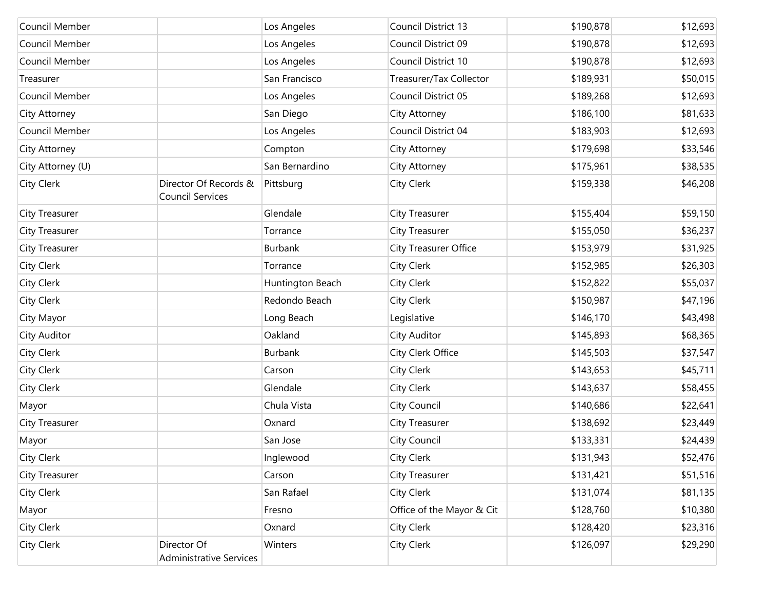| | | | | | |
|---|---|---|---|---|---|
| Council Member | | Los Angeles | Council District 13 | $190,878 | $12,693 |
| Council Member | | Los Angeles | Council District 09 | $190,878 | $12,693 |
| Council Member | | Los Angeles | Council District 10 | $190,878 | $12,693 |
| Treasurer | | San Francisco | Treasurer/Tax Collector | $189,931 | $50,015 |
| Council Member | | Los Angeles | Council District 05 | $189,268 | $12,693 |
| City Attorney | | San Diego | City Attorney | $186,100 | $81,633 |
| Council Member | | Los Angeles | Council District 04 | $183,903 | $12,693 |
| City Attorney | | Compton | City Attorney | $179,698 | $33,546 |
| City Attorney (U) | | San Bernardino | City Attorney | $175,961 | $38,535 |
| City Clerk | Director Of Records & Council Services | Pittsburg | City Clerk | $159,338 | $46,208 |
| City Treasurer | | Glendale | City Treasurer | $155,404 | $59,150 |
| City Treasurer | | Torrance | City Treasurer | $155,050 | $36,237 |
| City Treasurer | | Burbank | City Treasurer Office | $153,979 | $31,925 |
| City Clerk | | Torrance | City Clerk | $152,985 | $26,303 |
| City Clerk | | Huntington Beach | City Clerk | $152,822 | $55,037 |
| City Clerk | | Redondo Beach | City Clerk | $150,987 | $47,196 |
| City Mayor | | Long Beach | Legislative | $146,170 | $43,498 |
| City Auditor | | Oakland | City Auditor | $145,893 | $68,365 |
| City Clerk | | Burbank | City Clerk Office | $145,503 | $37,547 |
| City Clerk | | Carson | City Clerk | $143,653 | $45,711 |
| City Clerk | | Glendale | City Clerk | $143,637 | $58,455 |
| Mayor | | Chula Vista | City Council | $140,686 | $22,641 |
| City Treasurer | | Oxnard | City Treasurer | $138,692 | $23,449 |
| Mayor | | San Jose | City Council | $133,331 | $24,439 |
| City Clerk | | Inglewood | City Clerk | $131,943 | $52,476 |
| City Treasurer | | Carson | City Treasurer | $131,421 | $51,516 |
| City Clerk | | San Rafael | City Clerk | $131,074 | $81,135 |
| Mayor | | Fresno | Office of the Mayor & Cit | $128,760 | $10,380 |
| City Clerk | | Oxnard | City Clerk | $128,420 | $23,316 |
| City Clerk | Director Of Administrative Services | Winters | City Clerk | $126,097 | $29,290 |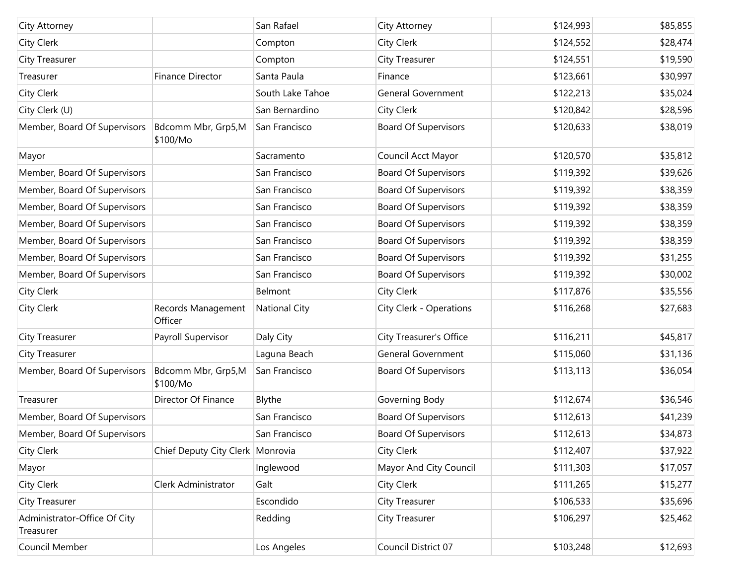| | | | | | |
|---|---|---|---|---|---|
| City Attorney | | San Rafael | City Attorney | $124,993 | $85,855 |
| City Clerk | | Compton | City Clerk | $124,552 | $28,474 |
| City Treasurer | | Compton | City Treasurer | $124,551 | $19,590 |
| Treasurer | Finance Director | Santa Paula | Finance | $123,661 | $30,997 |
| City Clerk | | South Lake Tahoe | General Government | $122,213 | $35,024 |
| City Clerk (U) | | San Bernardino | City Clerk | $120,842 | $28,596 |
| Member, Board Of Supervisors | Bdcomm Mbr, Grp5,M $100/Mo | San Francisco | Board Of Supervisors | $120,633 | $38,019 |
| Mayor | | Sacramento | Council Acct Mayor | $120,570 | $35,812 |
| Member, Board Of Supervisors | | San Francisco | Board Of Supervisors | $119,392 | $39,626 |
| Member, Board Of Supervisors | | San Francisco | Board Of Supervisors | $119,392 | $38,359 |
| Member, Board Of Supervisors | | San Francisco | Board Of Supervisors | $119,392 | $38,359 |
| Member, Board Of Supervisors | | San Francisco | Board Of Supervisors | $119,392 | $38,359 |
| Member, Board Of Supervisors | | San Francisco | Board Of Supervisors | $119,392 | $38,359 |
| Member, Board Of Supervisors | | San Francisco | Board Of Supervisors | $119,392 | $31,255 |
| Member, Board Of Supervisors | | San Francisco | Board Of Supervisors | $119,392 | $30,002 |
| City Clerk | | Belmont | City Clerk | $117,876 | $35,556 |
| City Clerk | Records Management Officer | National City | City Clerk - Operations | $116,268 | $27,683 |
| City Treasurer | Payroll Supervisor | Daly City | City Treasurer's Office | $116,211 | $45,817 |
| City Treasurer | | Laguna Beach | General Government | $115,060 | $31,136 |
| Member, Board Of Supervisors | Bdcomm Mbr, Grp5,M $100/Mo | San Francisco | Board Of Supervisors | $113,113 | $36,054 |
| Treasurer | Director Of Finance | Blythe | Governing Body | $112,674 | $36,546 |
| Member, Board Of Supervisors | | San Francisco | Board Of Supervisors | $112,613 | $41,239 |
| Member, Board Of Supervisors | | San Francisco | Board Of Supervisors | $112,613 | $34,873 |
| City Clerk | Chief Deputy City Clerk | Monrovia | City Clerk | $112,407 | $37,922 |
| Mayor | | Inglewood | Mayor And City Council | $111,303 | $17,057 |
| City Clerk | Clerk Administrator | Galt | City Clerk | $111,265 | $15,277 |
| City Treasurer | | Escondido | City Treasurer | $106,533 | $35,696 |
| Administrator-Office Of City Treasurer | | Redding | City Treasurer | $106,297 | $25,462 |
| Council Member | | Los Angeles | Council District 07 | $103,248 | $12,693 |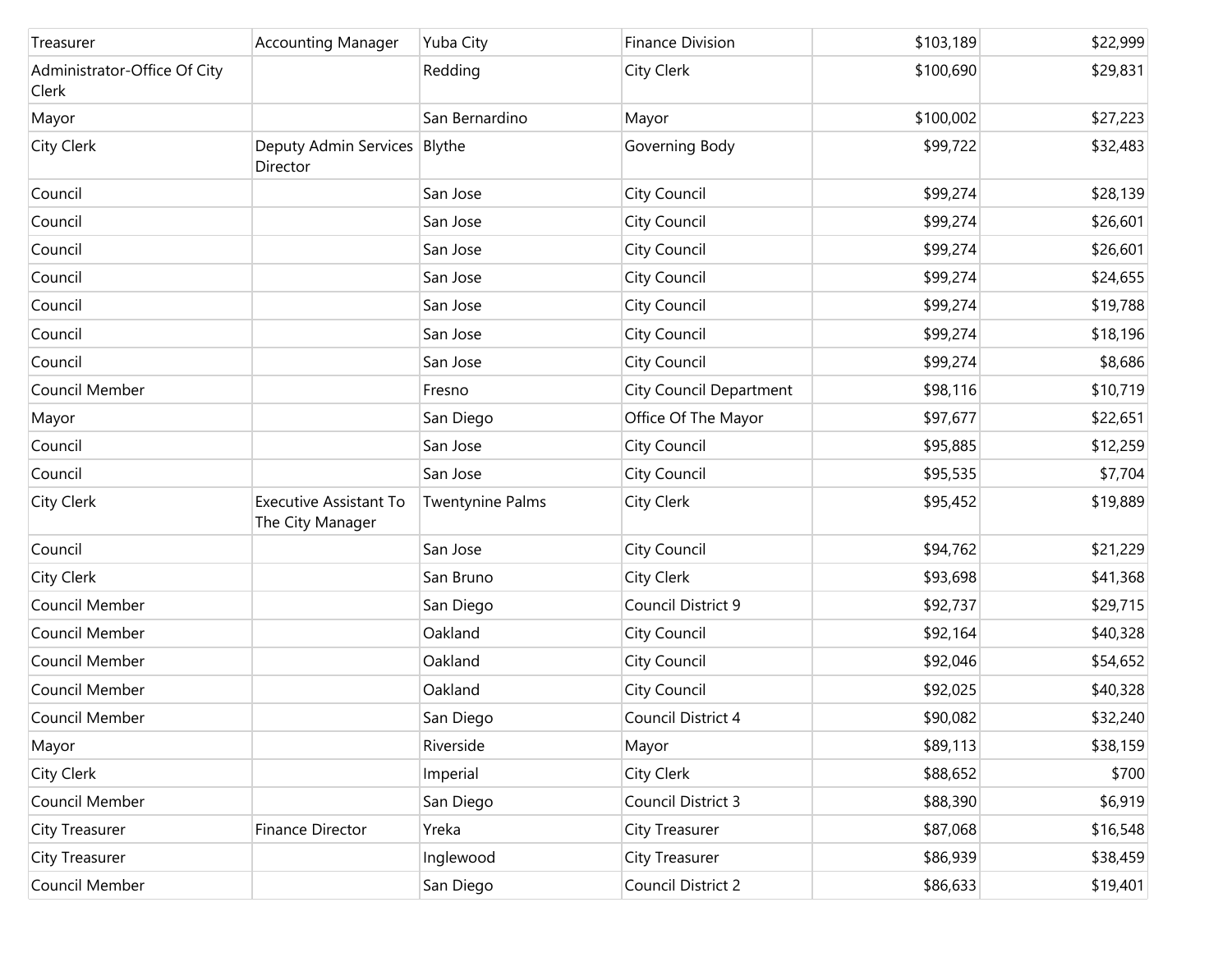| Treasurer | Accounting Manager | Yuba City | Finance Division | $103,189 | $22,999 |
|---|---|---|---|---|---|
| Administrator-Office Of City Clerk | | Redding | City Clerk | $100,690 | $29,831 |
| Mayor | | San Bernardino | Mayor | $100,002 | $27,223 |
| City Clerk | Deputy Admin Services Director | Blythe | Governing Body | $99,722 | $32,483 |
| Council | | San Jose | City Council | $99,274 | $28,139 |
| Council | | San Jose | City Council | $99,274 | $26,601 |
| Council | | San Jose | City Council | $99,274 | $26,601 |
| Council | | San Jose | City Council | $99,274 | $24,655 |
| Council | | San Jose | City Council | $99,274 | $19,788 |
| Council | | San Jose | City Council | $99,274 | $18,196 |
| Council | | San Jose | City Council | $99,274 | $8,686 |
| Council Member | | Fresno | City Council Department | $98,116 | $10,719 |
| Mayor | | San Diego | Office Of The Mayor | $97,677 | $22,651 |
| Council | | San Jose | City Council | $95,885 | $12,259 |
| Council | | San Jose | City Council | $95,535 | $7,704 |
| City Clerk | Executive Assistant To The City Manager | Twentynine Palms | City Clerk | $95,452 | $19,889 |
| Council | | San Jose | City Council | $94,762 | $21,229 |
| City Clerk | | San Bruno | City Clerk | $93,698 | $41,368 |
| Council Member | | San Diego | Council District 9 | $92,737 | $29,715 |
| Council Member | | Oakland | City Council | $92,164 | $40,328 |
| Council Member | | Oakland | City Council | $92,046 | $54,652 |
| Council Member | | Oakland | City Council | $92,025 | $40,328 |
| Council Member | | San Diego | Council District 4 | $90,082 | $32,240 |
| Mayor | | Riverside | Mayor | $89,113 | $38,159 |
| City Clerk | | Imperial | City Clerk | $88,652 | $700 |
| Council Member | | San Diego | Council District 3 | $88,390 | $6,919 |
| City Treasurer | Finance Director | Yreka | City Treasurer | $87,068 | $16,548 |
| City Treasurer | | Inglewood | City Treasurer | $86,939 | $38,459 |
| Council Member | | San Diego | Council District 2 | $86,633 | $19,401 |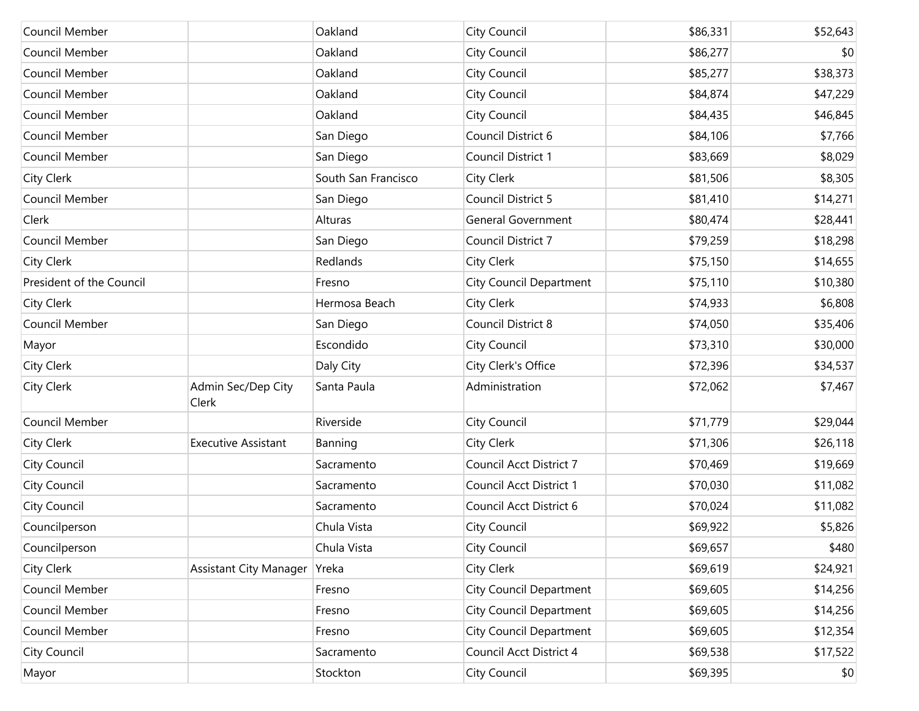| | | | | | |
|---|---|---|---|---|---|
| Council Member | | Oakland | City Council | $86,331 | $52,643 |
| Council Member | | Oakland | City Council | $86,277 | $0 |
| Council Member | | Oakland | City Council | $85,277 | $38,373 |
| Council Member | | Oakland | City Council | $84,874 | $47,229 |
| Council Member | | Oakland | City Council | $84,435 | $46,845 |
| Council Member | | San Diego | Council District 6 | $84,106 | $7,766 |
| Council Member | | San Diego | Council District 1 | $83,669 | $8,029 |
| City Clerk | | South San Francisco | City Clerk | $81,506 | $8,305 |
| Council Member | | San Diego | Council District 5 | $81,410 | $14,271 |
| Clerk | | Alturas | General Government | $80,474 | $28,441 |
| Council Member | | San Diego | Council District 7 | $79,259 | $18,298 |
| City Clerk | | Redlands | City Clerk | $75,150 | $14,655 |
| President of the Council | | Fresno | City Council Department | $75,110 | $10,380 |
| City Clerk | | Hermosa Beach | City Clerk | $74,933 | $6,808 |
| Council Member | | San Diego | Council District 8 | $74,050 | $35,406 |
| Mayor | | Escondido | City Council | $73,310 | $30,000 |
| City Clerk | | Daly City | City Clerk's Office | $72,396 | $34,537 |
| City Clerk | Admin Sec/Dep City Clerk | Santa Paula | Administration | $72,062 | $7,467 |
| Council Member | | Riverside | City Council | $71,779 | $29,044 |
| City Clerk | Executive Assistant | Banning | City Clerk | $71,306 | $26,118 |
| City Council | | Sacramento | Council Acct District 7 | $70,469 | $19,669 |
| City Council | | Sacramento | Council Acct District 1 | $70,030 | $11,082 |
| City Council | | Sacramento | Council Acct District 6 | $70,024 | $11,082 |
| Councilperson | | Chula Vista | City Council | $69,922 | $5,826 |
| Councilperson | | Chula Vista | City Council | $69,657 | $480 |
| City Clerk | Assistant City Manager | Yreka | City Clerk | $69,619 | $24,921 |
| Council Member | | Fresno | City Council Department | $69,605 | $14,256 |
| Council Member | | Fresno | City Council Department | $69,605 | $14,256 |
| Council Member | | Fresno | City Council Department | $69,605 | $12,354 |
| City Council | | Sacramento | Council Acct District 4 | $69,538 | $17,522 |
| Mayor | | Stockton | City Council | $69,395 | $0 |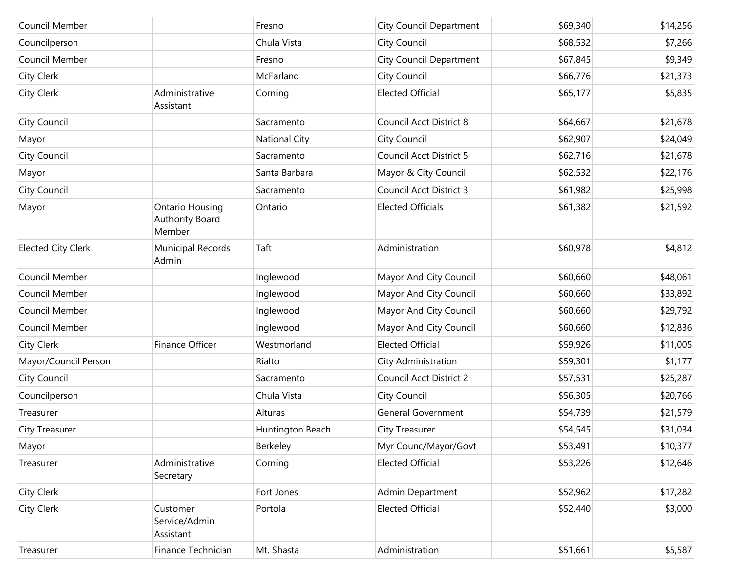| | | | | | |
|---|---|---|---|---|---|
| Council Member | | Fresno | City Council Department | $69,340 | $14,256 |
| Councilperson | | Chula Vista | City Council | $68,532 | $7,266 |
| Council Member | | Fresno | City Council Department | $67,845 | $9,349 |
| City Clerk | | McFarland | City Council | $66,776 | $21,373 |
| City Clerk | Administrative Assistant | Corning | Elected Official | $65,177 | $5,835 |
| City Council | | Sacramento | Council Acct District 8 | $64,667 | $21,678 |
| Mayor | | National City | City Council | $62,907 | $24,049 |
| City Council | | Sacramento | Council Acct District 5 | $62,716 | $21,678 |
| Mayor | | Santa Barbara | Mayor & City Council | $62,532 | $22,176 |
| City Council | | Sacramento | Council Acct District 3 | $61,982 | $25,998 |
| Mayor | Ontario Housing Authority Board Member | Ontario | Elected Officials | $61,382 | $21,592 |
| Elected City Clerk | Municipal Records Admin | Taft | Administration | $60,978 | $4,812 |
| Council Member | | Inglewood | Mayor And City Council | $60,660 | $48,061 |
| Council Member | | Inglewood | Mayor And City Council | $60,660 | $33,892 |
| Council Member | | Inglewood | Mayor And City Council | $60,660 | $29,792 |
| Council Member | | Inglewood | Mayor And City Council | $60,660 | $12,836 |
| City Clerk | Finance Officer | Westmorland | Elected Official | $59,926 | $11,005 |
| Mayor/Council Person | | Rialto | City Administration | $59,301 | $1,177 |
| City Council | | Sacramento | Council Acct District 2 | $57,531 | $25,287 |
| Councilperson | | Chula Vista | City Council | $56,305 | $20,766 |
| Treasurer | | Alturas | General Government | $54,739 | $21,579 |
| City Treasurer | | Huntington Beach | City Treasurer | $54,545 | $31,034 |
| Mayor | | Berkeley | Myr Counc/Mayor/Govt | $53,491 | $10,377 |
| Treasurer | Administrative Secretary | Corning | Elected Official | $53,226 | $12,646 |
| City Clerk | | Fort Jones | Admin Department | $52,962 | $17,282 |
| City Clerk | Customer Service/Admin Assistant | Portola | Elected Official | $52,440 | $3,000 |
| Treasurer | Finance Technician | Mt. Shasta | Administration | $51,661 | $5,587 |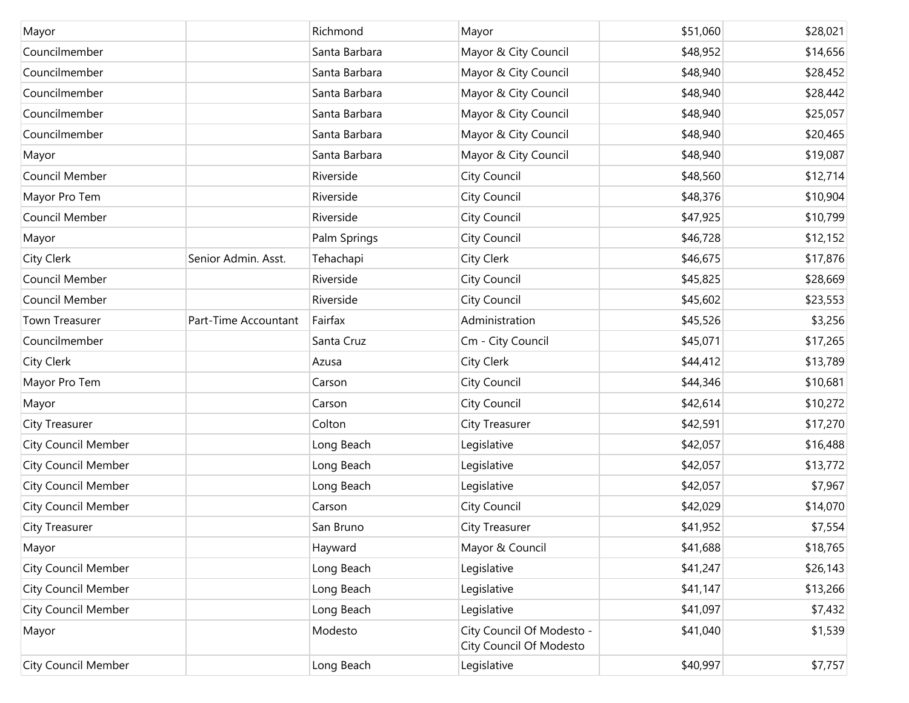| | | | | | |
|---|---|---|---|---|---|
| Mayor | | Richmond | Mayor | $51,060 | $28,021 |
| Councilmember | | Santa Barbara | Mayor & City Council | $48,952 | $14,656 |
| Councilmember | | Santa Barbara | Mayor & City Council | $48,940 | $28,452 |
| Councilmember | | Santa Barbara | Mayor & City Council | $48,940 | $28,442 |
| Councilmember | | Santa Barbara | Mayor & City Council | $48,940 | $25,057 |
| Councilmember | | Santa Barbara | Mayor & City Council | $48,940 | $20,465 |
| Mayor | | Santa Barbara | Mayor & City Council | $48,940 | $19,087 |
| Council Member | | Riverside | City Council | $48,560 | $12,714 |
| Mayor Pro Tem | | Riverside | City Council | $48,376 | $10,904 |
| Council Member | | Riverside | City Council | $47,925 | $10,799 |
| Mayor | | Palm Springs | City Council | $46,728 | $12,152 |
| City Clerk | Senior Admin. Asst. | Tehachapi | City Clerk | $46,675 | $17,876 |
| Council Member | | Riverside | City Council | $45,825 | $28,669 |
| Council Member | | Riverside | City Council | $45,602 | $23,553 |
| Town Treasurer | Part-Time Accountant | Fairfax | Administration | $45,526 | $3,256 |
| Councilmember | | Santa Cruz | Cm - City Council | $45,071 | $17,265 |
| City Clerk | | Azusa | City Clerk | $44,412 | $13,789 |
| Mayor Pro Tem | | Carson | City Council | $44,346 | $10,681 |
| Mayor | | Carson | City Council | $42,614 | $10,272 |
| City Treasurer | | Colton | City Treasurer | $42,591 | $17,270 |
| City Council Member | | Long Beach | Legislative | $42,057 | $16,488 |
| City Council Member | | Long Beach | Legislative | $42,057 | $13,772 |
| City Council Member | | Long Beach | Legislative | $42,057 | $7,967 |
| City Council Member | | Carson | City Council | $42,029 | $14,070 |
| City Treasurer | | San Bruno | City Treasurer | $41,952 | $7,554 |
| Mayor | | Hayward | Mayor & Council | $41,688 | $18,765 |
| City Council Member | | Long Beach | Legislative | $41,247 | $26,143 |
| City Council Member | | Long Beach | Legislative | $41,147 | $13,266 |
| City Council Member | | Long Beach | Legislative | $41,097 | $7,432 |
| Mayor | | Modesto | City Council Of Modesto - City Council Of Modesto | $41,040 | $1,539 |
| City Council Member | | Long Beach | Legislative | $40,997 | $7,757 |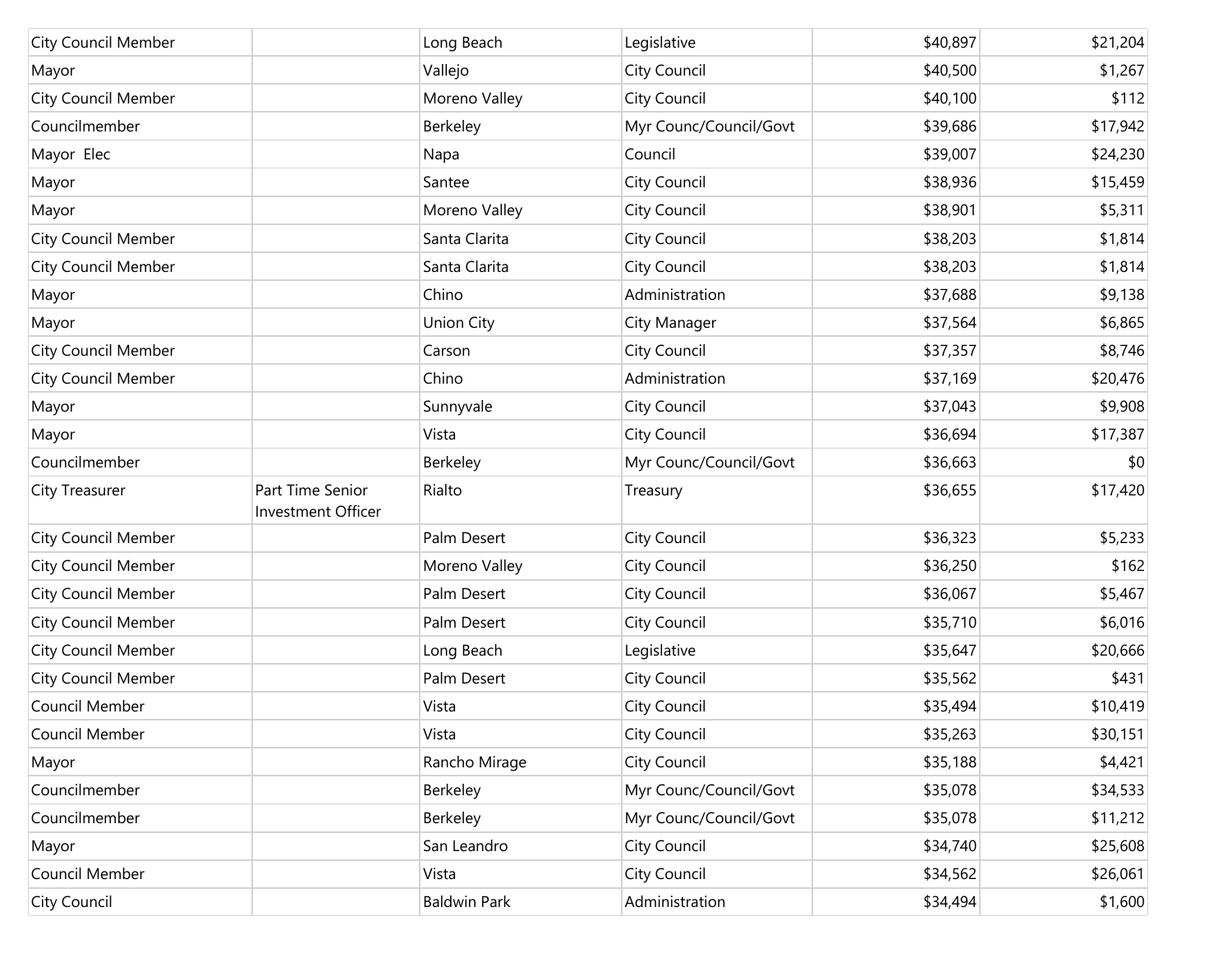| | | | | | |
|---|---|---|---|---|---|
| City Council Member | | Long Beach | Legislative | $40,897 | $21,204 |
| Mayor | | Vallejo | City Council | $40,500 | $1,267 |
| City Council Member | | Moreno Valley | City Council | $40,100 | $112 |
| Councilmember | | Berkeley | Myr Counc/Council/Govt | $39,686 | $17,942 |
| Mayor Elec | | Napa | Council | $39,007 | $24,230 |
| Mayor | | Santee | City Council | $38,936 | $15,459 |
| Mayor | | Moreno Valley | City Council | $38,901 | $5,311 |
| City Council Member | | Santa Clarita | City Council | $38,203 | $1,814 |
| City Council Member | | Santa Clarita | City Council | $38,203 | $1,814 |
| Mayor | | Chino | Administration | $37,688 | $9,138 |
| Mayor | | Union City | City Manager | $37,564 | $6,865 |
| City Council Member | | Carson | City Council | $37,357 | $8,746 |
| City Council Member | | Chino | Administration | $37,169 | $20,476 |
| Mayor | | Sunnyvale | City Council | $37,043 | $9,908 |
| Mayor | | Vista | City Council | $36,694 | $17,387 |
| Councilmember | | Berkeley | Myr Counc/Council/Govt | $36,663 | $0 |
| City Treasurer | Part Time Senior Investment Officer | Rialto | Treasury | $36,655 | $17,420 |
| City Council Member | | Palm Desert | City Council | $36,323 | $5,233 |
| City Council Member | | Moreno Valley | City Council | $36,250 | $162 |
| City Council Member | | Palm Desert | City Council | $36,067 | $5,467 |
| City Council Member | | Palm Desert | City Council | $35,710 | $6,016 |
| City Council Member | | Long Beach | Legislative | $35,647 | $20,666 |
| City Council Member | | Palm Desert | City Council | $35,562 | $431 |
| Council Member | | Vista | City Council | $35,494 | $10,419 |
| Council Member | | Vista | City Council | $35,263 | $30,151 |
| Mayor | | Rancho Mirage | City Council | $35,188 | $4,421 |
| Councilmember | | Berkeley | Myr Counc/Council/Govt | $35,078 | $34,533 |
| Councilmember | | Berkeley | Myr Counc/Council/Govt | $35,078 | $11,212 |
| Mayor | | San Leandro | City Council | $34,740 | $25,608 |
| Council Member | | Vista | City Council | $34,562 | $26,061 |
| City Council | | Baldwin Park | Administration | $34,494 | $1,600 |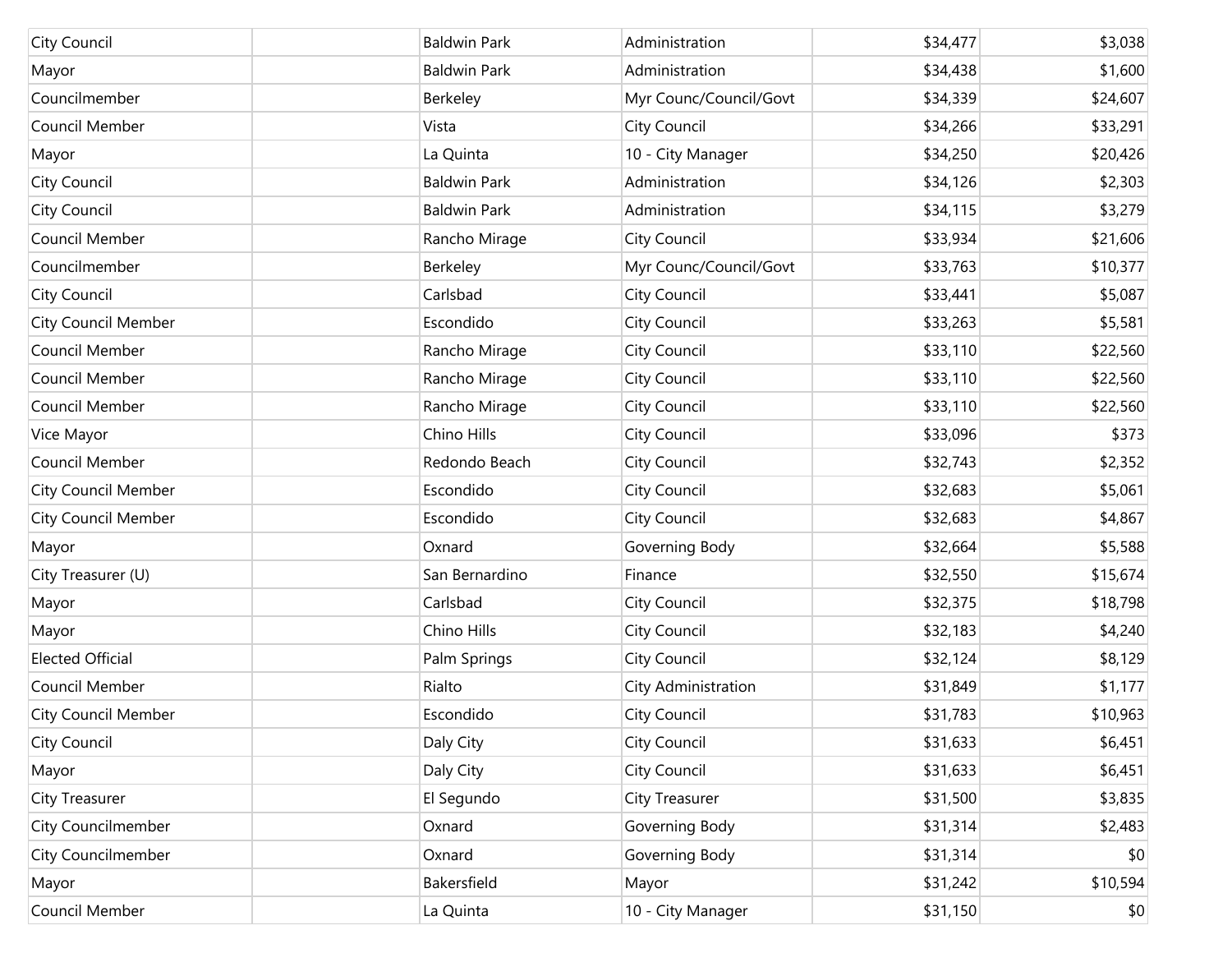| | | | | | |
|---|---|---|---|---|---|
| City Council | | Baldwin Park | Administration | $34,477 | $3,038 |
| Mayor | | Baldwin Park | Administration | $34,438 | $1,600 |
| Councilmember | | Berkeley | Myr Counc/Council/Govt | $34,339 | $24,607 |
| Council Member | | Vista | City Council | $34,266 | $33,291 |
| Mayor | | La Quinta | 10 - City Manager | $34,250 | $20,426 |
| City Council | | Baldwin Park | Administration | $34,126 | $2,303 |
| City Council | | Baldwin Park | Administration | $34,115 | $3,279 |
| Council Member | | Rancho Mirage | City Council | $33,934 | $21,606 |
| Councilmember | | Berkeley | Myr Counc/Council/Govt | $33,763 | $10,377 |
| City Council | | Carlsbad | City Council | $33,441 | $5,087 |
| City Council Member | | Escondido | City Council | $33,263 | $5,581 |
| Council Member | | Rancho Mirage | City Council | $33,110 | $22,560 |
| Council Member | | Rancho Mirage | City Council | $33,110 | $22,560 |
| Council Member | | Rancho Mirage | City Council | $33,110 | $22,560 |
| Vice Mayor | | Chino Hills | City Council | $33,096 | $373 |
| Council Member | | Redondo Beach | City Council | $32,743 | $2,352 |
| City Council Member | | Escondido | City Council | $32,683 | $5,061 |
| City Council Member | | Escondido | City Council | $32,683 | $4,867 |
| Mayor | | Oxnard | Governing Body | $32,664 | $5,588 |
| City Treasurer (U) | | San Bernardino | Finance | $32,550 | $15,674 |
| Mayor | | Carlsbad | City Council | $32,375 | $18,798 |
| Mayor | | Chino Hills | City Council | $32,183 | $4,240 |
| Elected Official | | Palm Springs | City Council | $32,124 | $8,129 |
| Council Member | | Rialto | City Administration | $31,849 | $1,177 |
| City Council Member | | Escondido | City Council | $31,783 | $10,963 |
| City Council | | Daly City | City Council | $31,633 | $6,451 |
| Mayor | | Daly City | City Council | $31,633 | $6,451 |
| City Treasurer | | El Segundo | City Treasurer | $31,500 | $3,835 |
| City Councilmember | | Oxnard | Governing Body | $31,314 | $2,483 |
| City Councilmember | | Oxnard | Governing Body | $31,314 | $0 |
| Mayor | | Bakersfield | Mayor | $31,242 | $10,594 |
| Council Member | | La Quinta | 10 - City Manager | $31,150 | $0 |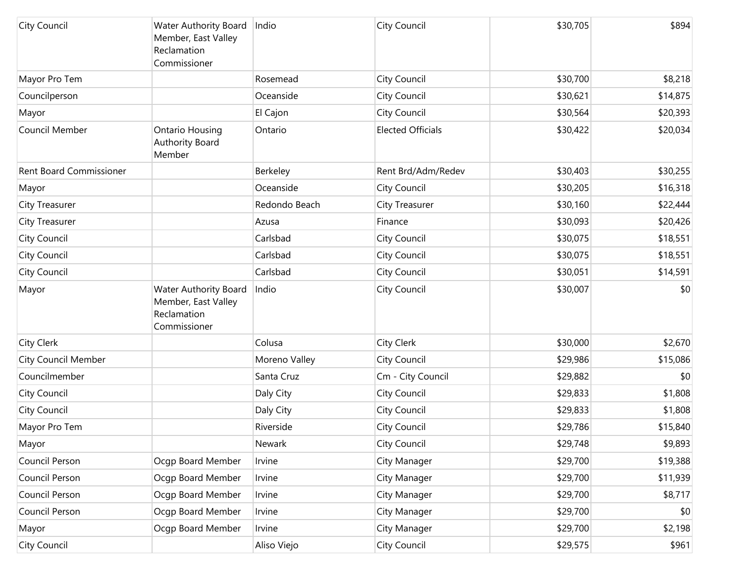| City Council | Water Authority Board Member, East Valley Reclamation Commissioner | Indio | City Council | $30,705 | $894 |
|---|---|---|---|---|---|
| Mayor Pro Tem | | Rosemead | City Council | $30,700 | $8,218 |
| Councilperson | | Oceanside | City Council | $30,621 | $14,875 |
| Mayor | | El Cajon | City Council | $30,564 | $20,393 |
| Council Member | Ontario Housing Authority Board Member | Ontario | Elected Officials | $30,422 | $20,034 |
| Rent Board Commissioner | | Berkeley | Rent Brd/Adm/Redev | $30,403 | $30,255 |
| Mayor | | Oceanside | City Council | $30,205 | $16,318 |
| City Treasurer | | Redondo Beach | City Treasurer | $30,160 | $22,444 |
| City Treasurer | | Azusa | Finance | $30,093 | $20,426 |
| City Council | | Carlsbad | City Council | $30,075 | $18,551 |
| City Council | | Carlsbad | City Council | $30,075 | $18,551 |
| City Council | | Carlsbad | City Council | $30,051 | $14,591 |
| Mayor | Water Authority Board Member, East Valley Reclamation Commissioner | Indio | City Council | $30,007 | $0 |
| City Clerk | | Colusa | City Clerk | $30,000 | $2,670 |
| City Council Member | | Moreno Valley | City Council | $29,986 | $15,086 |
| Councilmember | | Santa Cruz | Cm - City Council | $29,882 | $0 |
| City Council | | Daly City | City Council | $29,833 | $1,808 |
| City Council | | Daly City | City Council | $29,833 | $1,808 |
| Mayor Pro Tem | | Riverside | City Council | $29,786 | $15,840 |
| Mayor | | Newark | City Council | $29,748 | $9,893 |
| Council Person | Ocgp Board Member | Irvine | City Manager | $29,700 | $19,388 |
| Council Person | Ocgp Board Member | Irvine | City Manager | $29,700 | $11,939 |
| Council Person | Ocgp Board Member | Irvine | City Manager | $29,700 | $8,717 |
| Council Person | Ocgp Board Member | Irvine | City Manager | $29,700 | $0 |
| Mayor | Ocgp Board Member | Irvine | City Manager | $29,700 | $2,198 |
| City Council | | Aliso Viejo | City Council | $29,575 | $961 |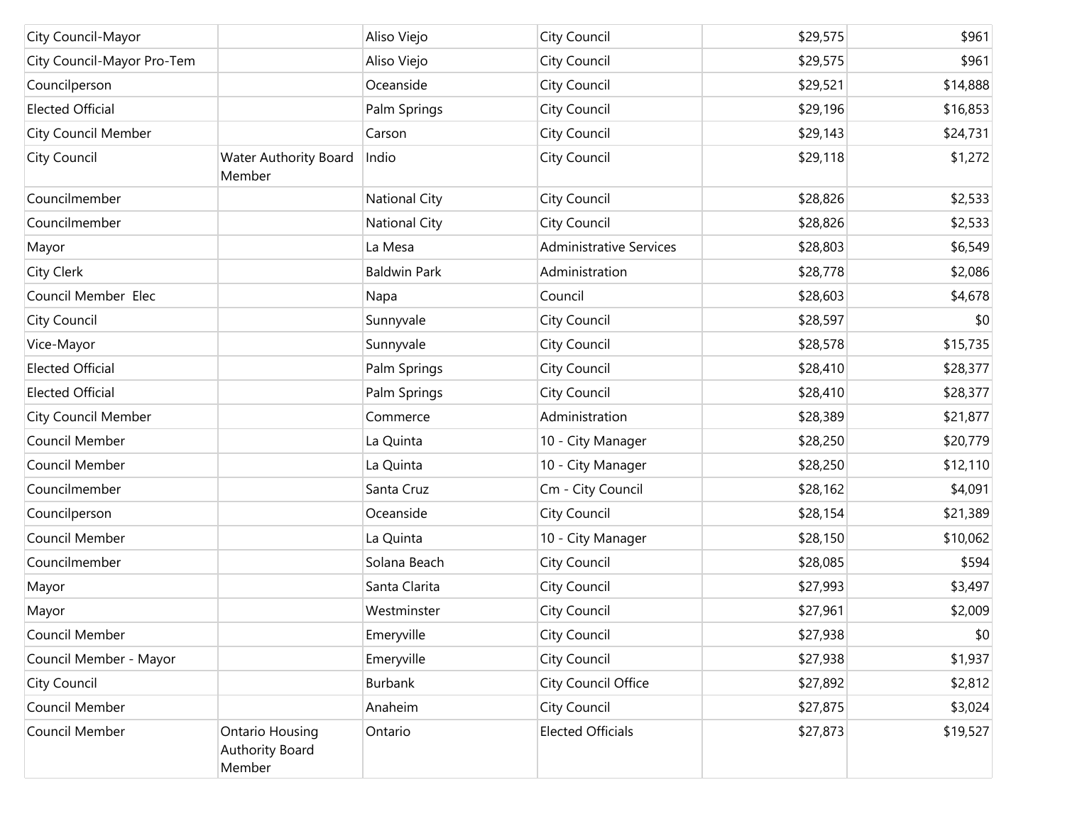| | | | | | |
|---|---|---|---|---|---|
| City Council-Mayor | | Aliso Viejo | City Council | $29,575 | $961 |
| City Council-Mayor Pro-Tem | | Aliso Viejo | City Council | $29,575 | $961 |
| Councilperson | | Oceanside | City Council | $29,521 | $14,888 |
| Elected Official | | Palm Springs | City Council | $29,196 | $16,853 |
| City Council Member | | Carson | City Council | $29,143 | $24,731 |
| City Council | Water Authority Board Member | Indio | City Council | $29,118 | $1,272 |
| Councilmember | | National City | City Council | $28,826 | $2,533 |
| Councilmember | | National City | City Council | $28,826 | $2,533 |
| Mayor | | La Mesa | Administrative Services | $28,803 | $6,549 |
| City Clerk | | Baldwin Park | Administration | $28,778 | $2,086 |
| Council Member  Elec | | Napa | Council | $28,603 | $4,678 |
| City Council | | Sunnyvale | City Council | $28,597 | $0 |
| Vice-Mayor | | Sunnyvale | City Council | $28,578 | $15,735 |
| Elected Official | | Palm Springs | City Council | $28,410 | $28,377 |
| Elected Official | | Palm Springs | City Council | $28,410 | $28,377 |
| City Council Member | | Commerce | Administration | $28,389 | $21,877 |
| Council Member | | La Quinta | 10 - City Manager | $28,250 | $20,779 |
| Council Member | | La Quinta | 10 - City Manager | $28,250 | $12,110 |
| Councilmember | | Santa Cruz | Cm - City Council | $28,162 | $4,091 |
| Councilperson | | Oceanside | City Council | $28,154 | $21,389 |
| Council Member | | La Quinta | 10 - City Manager | $28,150 | $10,062 |
| Councilmember | | Solana Beach | City Council | $28,085 | $594 |
| Mayor | | Santa Clarita | City Council | $27,993 | $3,497 |
| Mayor | | Westminster | City Council | $27,961 | $2,009 |
| Council Member | | Emeryville | City Council | $27,938 | $0 |
| Council Member - Mayor | | Emeryville | City Council | $27,938 | $1,937 |
| City Council | | Burbank | City Council Office | $27,892 | $2,812 |
| Council Member | | Anaheim | City Council | $27,875 | $3,024 |
| Council Member | Ontario Housing Authority Board Member | Ontario | Elected Officials | $27,873 | $19,527 |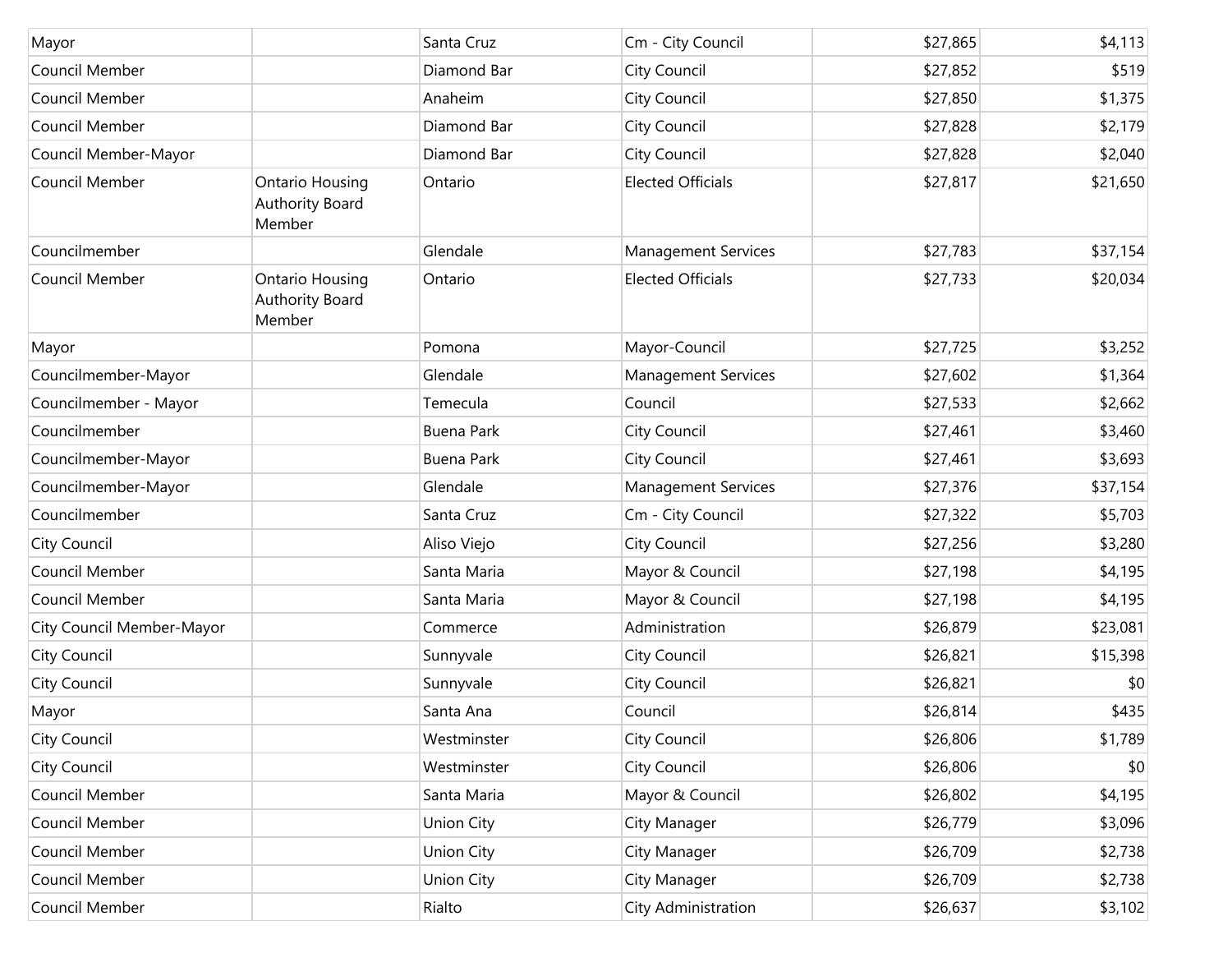| | | | | | |
|---|---|---|---|---|---|
| Mayor | | Santa Cruz | Cm - City Council | $27,865 | $4,113 |
| Council Member | | Diamond Bar | City Council | $27,852 | $519 |
| Council Member | | Anaheim | City Council | $27,850 | $1,375 |
| Council Member | | Diamond Bar | City Council | $27,828 | $2,179 |
| Council Member-Mayor | | Diamond Bar | City Council | $27,828 | $2,040 |
| Council Member | Ontario Housing Authority Board Member | Ontario | Elected Officials | $27,817 | $21,650 |
| Councilmember | | Glendale | Management Services | $27,783 | $37,154 |
| Council Member | Ontario Housing Authority Board Member | Ontario | Elected Officials | $27,733 | $20,034 |
| Mayor | | Pomona | Mayor-Council | $27,725 | $3,252 |
| Councilmember-Mayor | | Glendale | Management Services | $27,602 | $1,364 |
| Councilmember - Mayor | | Temecula | Council | $27,533 | $2,662 |
| Councilmember | | Buena Park | City Council | $27,461 | $3,460 |
| Councilmember-Mayor | | Buena Park | City Council | $27,461 | $3,693 |
| Councilmember-Mayor | | Glendale | Management Services | $27,376 | $37,154 |
| Councilmember | | Santa Cruz | Cm - City Council | $27,322 | $5,703 |
| City Council | | Aliso Viejo | City Council | $27,256 | $3,280 |
| Council Member | | Santa Maria | Mayor & Council | $27,198 | $4,195 |
| Council Member | | Santa Maria | Mayor & Council | $27,198 | $4,195 |
| City Council Member-Mayor | | Commerce | Administration | $26,879 | $23,081 |
| City Council | | Sunnyvale | City Council | $26,821 | $15,398 |
| City Council | | Sunnyvale | City Council | $26,821 | $0 |
| Mayor | | Santa Ana | Council | $26,814 | $435 |
| City Council | | Westminster | City Council | $26,806 | $1,789 |
| City Council | | Westminster | City Council | $26,806 | $0 |
| Council Member | | Santa Maria | Mayor & Council | $26,802 | $4,195 |
| Council Member | | Union City | City Manager | $26,779 | $3,096 |
| Council Member | | Union City | City Manager | $26,709 | $2,738 |
| Council Member | | Union City | City Manager | $26,709 | $2,738 |
| Council Member | | Rialto | City Administration | $26,637 | $3,102 |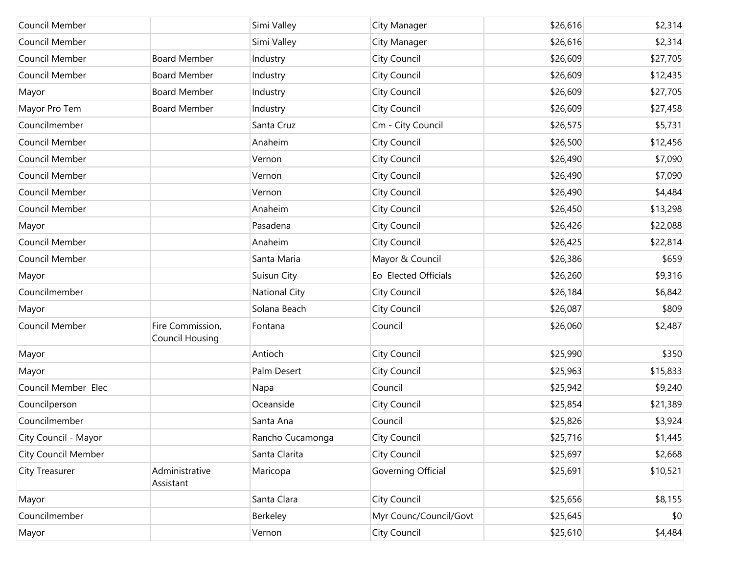| | | | | | |
|---|---|---|---|---|---|
| Council Member | | Simi Valley | City Manager | $26,616 | $2,314 |
| Council Member | | Simi Valley | City Manager | $26,616 | $2,314 |
| Council Member | Board Member | Industry | City Council | $26,609 | $27,705 |
| Council Member | Board Member | Industry | City Council | $26,609 | $12,435 |
| Mayor | Board Member | Industry | City Council | $26,609 | $27,705 |
| Mayor Pro Tem | Board Member | Industry | City Council | $26,609 | $27,458 |
| Councilmember | | Santa Cruz | Cm - City Council | $26,575 | $5,731 |
| Council Member | | Anaheim | City Council | $26,500 | $12,456 |
| Council Member | | Vernon | City Council | $26,490 | $7,090 |
| Council Member | | Vernon | City Council | $26,490 | $7,090 |
| Council Member | | Vernon | City Council | $26,490 | $4,484 |
| Council Member | | Anaheim | City Council | $26,450 | $13,298 |
| Mayor | | Pasadena | City Council | $26,426 | $22,088 |
| Council Member | | Anaheim | City Council | $26,425 | $22,814 |
| Council Member | | Santa Maria | Mayor & Council | $26,386 | $659 |
| Mayor | | Suisun City | Eo Elected Officials | $26,260 | $9,316 |
| Councilmember | | National City | City Council | $26,184 | $6,842 |
| Mayor | | Solana Beach | City Council | $26,087 | $809 |
| Council Member | Fire Commission, Council Housing | Fontana | Council | $26,060 | $2,487 |
| Mayor | | Antioch | City Council | $25,990 | $350 |
| Mayor | | Palm Desert | City Council | $25,963 | $15,833 |
| Council Member Elec | | Napa | Council | $25,942 | $9,240 |
| Councilperson | | Oceanside | City Council | $25,854 | $21,389 |
| Councilmember | | Santa Ana | Council | $25,826 | $3,924 |
| City Council - Mayor | | Rancho Cucamonga | City Council | $25,716 | $1,445 |
| City Council Member | | Santa Clarita | City Council | $25,697 | $2,668 |
| City Treasurer | Administrative Assistant | Maricopa | Governing Official | $25,691 | $10,521 |
| Mayor | | Santa Clara | City Council | $25,656 | $8,155 |
| Councilmember | | Berkeley | Myr Counc/Council/Govt | $25,645 | $0 |
| Mayor | | Vernon | City Council | $25,610 | $4,484 |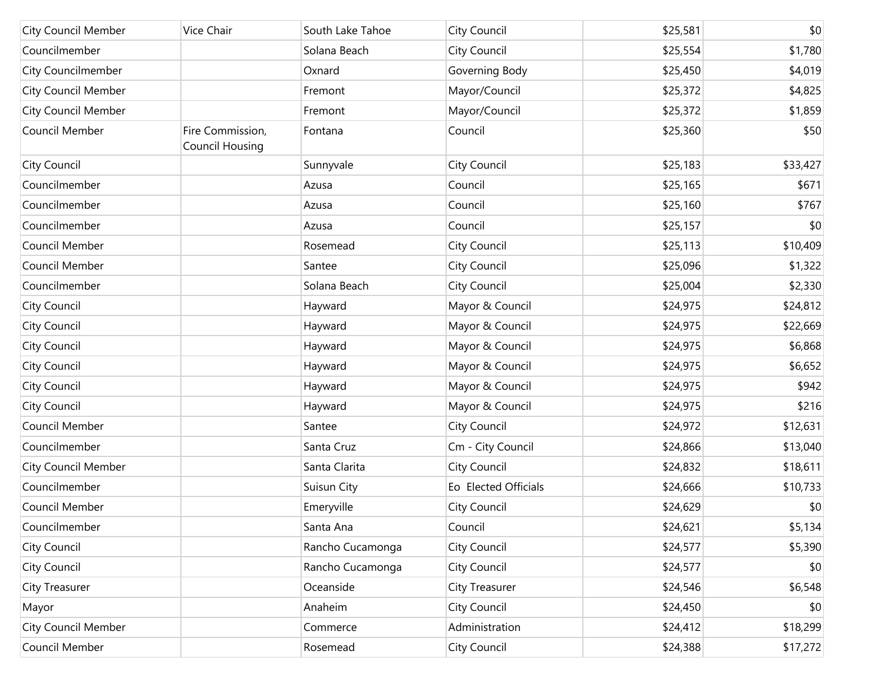| | | | | | |
|---|---|---|---|---|---|
| City Council Member | Vice Chair | South Lake Tahoe | City Council | $25,581 | $0 |
| Councilmember | | Solana Beach | City Council | $25,554 | $1,780 |
| City Councilmember | | Oxnard | Governing Body | $25,450 | $4,019 |
| City Council Member | | Fremont | Mayor/Council | $25,372 | $4,825 |
| City Council Member | | Fremont | Mayor/Council | $25,372 | $1,859 |
| Council Member | Fire Commission, Council Housing | Fontana | Council | $25,360 | $50 |
| City Council | | Sunnyvale | City Council | $25,183 | $33,427 |
| Councilmember | | Azusa | Council | $25,165 | $671 |
| Councilmember | | Azusa | Council | $25,160 | $767 |
| Councilmember | | Azusa | Council | $25,157 | $0 |
| Council Member | | Rosemead | City Council | $25,113 | $10,409 |
| Council Member | | Santee | City Council | $25,096 | $1,322 |
| Councilmember | | Solana Beach | City Council | $25,004 | $2,330 |
| City Council | | Hayward | Mayor & Council | $24,975 | $24,812 |
| City Council | | Hayward | Mayor & Council | $24,975 | $22,669 |
| City Council | | Hayward | Mayor & Council | $24,975 | $6,868 |
| City Council | | Hayward | Mayor & Council | $24,975 | $6,652 |
| City Council | | Hayward | Mayor & Council | $24,975 | $942 |
| City Council | | Hayward | Mayor & Council | $24,975 | $216 |
| Council Member | | Santee | City Council | $24,972 | $12,631 |
| Councilmember | | Santa Cruz | Cm - City Council | $24,866 | $13,040 |
| City Council Member | | Santa Clarita | City Council | $24,832 | $18,611 |
| Councilmember | | Suisun City | Eo Elected Officials | $24,666 | $10,733 |
| Council Member | | Emeryville | City Council | $24,629 | $0 |
| Councilmember | | Santa Ana | Council | $24,621 | $5,134 |
| City Council | | Rancho Cucamonga | City Council | $24,577 | $5,390 |
| City Council | | Rancho Cucamonga | City Council | $24,577 | $0 |
| City Treasurer | | Oceanside | City Treasurer | $24,546 | $6,548 |
| Mayor | | Anaheim | City Council | $24,450 | $0 |
| City Council Member | | Commerce | Administration | $24,412 | $18,299 |
| Council Member | | Rosemead | City Council | $24,388 | $17,272 |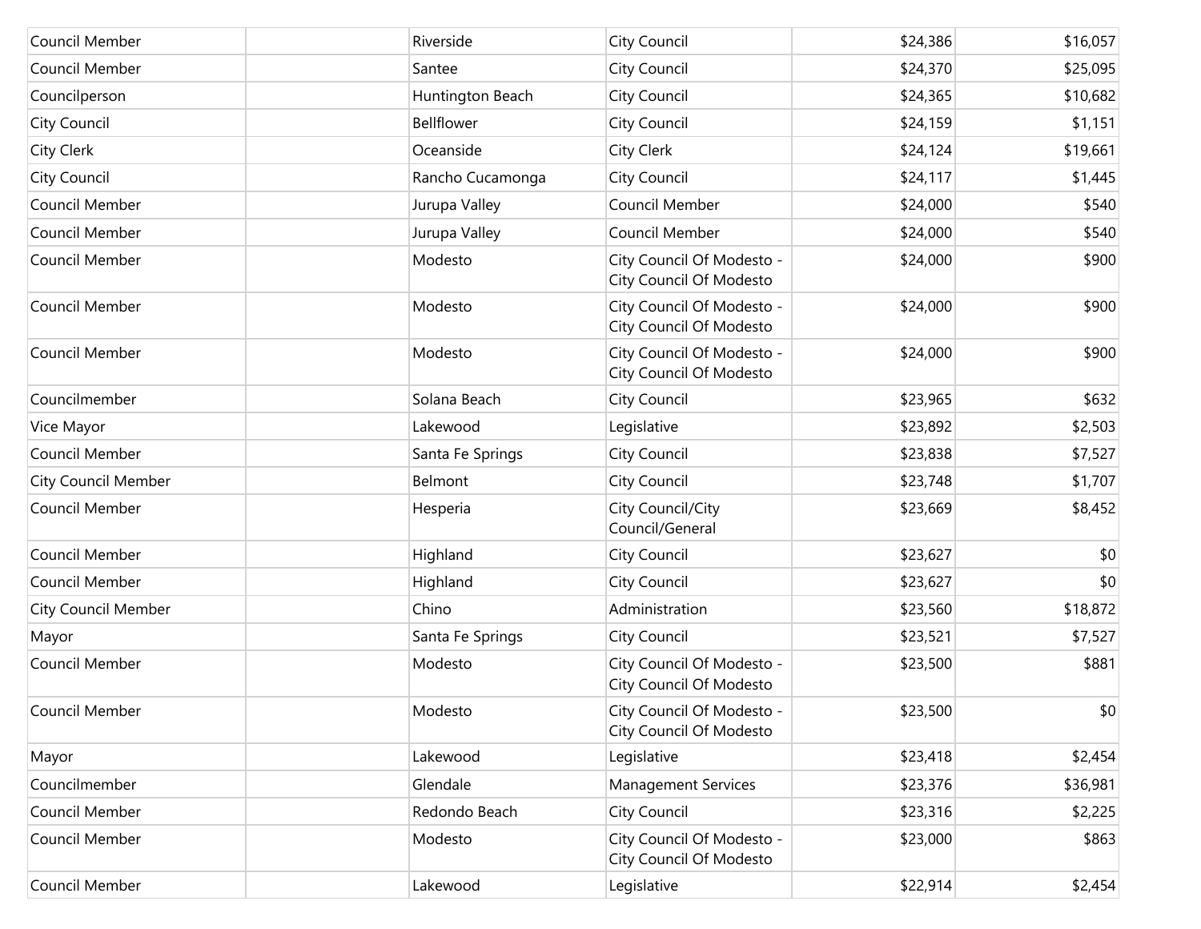| | | | | | |
|---|---|---|---|---|---|
| Council Member | | Riverside | City Council | $24,386 | $16,057 |
| Council Member | | Santee | City Council | $24,370 | $25,095 |
| Councilperson | | Huntington Beach | City Council | $24,365 | $10,682 |
| City Council | | Bellflower | City Council | $24,159 | $1,151 |
| City Clerk | | Oceanside | City Clerk | $24,124 | $19,661 |
| City Council | | Rancho Cucamonga | City Council | $24,117 | $1,445 |
| Council Member | | Jurupa Valley | Council Member | $24,000 | $540 |
| Council Member | | Jurupa Valley | Council Member | $24,000 | $540 |
| Council Member | | Modesto | City Council Of Modesto - City Council Of Modesto | $24,000 | $900 |
| Council Member | | Modesto | City Council Of Modesto - City Council Of Modesto | $24,000 | $900 |
| Council Member | | Modesto | City Council Of Modesto - City Council Of Modesto | $24,000 | $900 |
| Councilmember | | Solana Beach | City Council | $23,965 | $632 |
| Vice Mayor | | Lakewood | Legislative | $23,892 | $2,503 |
| Council Member | | Santa Fe Springs | City Council | $23,838 | $7,527 |
| City Council Member | | Belmont | City Council | $23,748 | $1,707 |
| Council Member | | Hesperia | City Council/City Council/General | $23,669 | $8,452 |
| Council Member | | Highland | City Council | $23,627 | $0 |
| Council Member | | Highland | City Council | $23,627 | $0 |
| City Council Member | | Chino | Administration | $23,560 | $18,872 |
| Mayor | | Santa Fe Springs | City Council | $23,521 | $7,527 |
| Council Member | | Modesto | City Council Of Modesto - City Council Of Modesto | $23,500 | $881 |
| Council Member | | Modesto | City Council Of Modesto - City Council Of Modesto | $23,500 | $0 |
| Mayor | | Lakewood | Legislative | $23,418 | $2,454 |
| Councilmember | | Glendale | Management Services | $23,376 | $36,981 |
| Council Member | | Redondo Beach | City Council | $23,316 | $2,225 |
| Council Member | | Modesto | City Council Of Modesto - City Council Of Modesto | $23,000 | $863 |
| Council Member | | Lakewood | Legislative | $22,914 | $2,454 |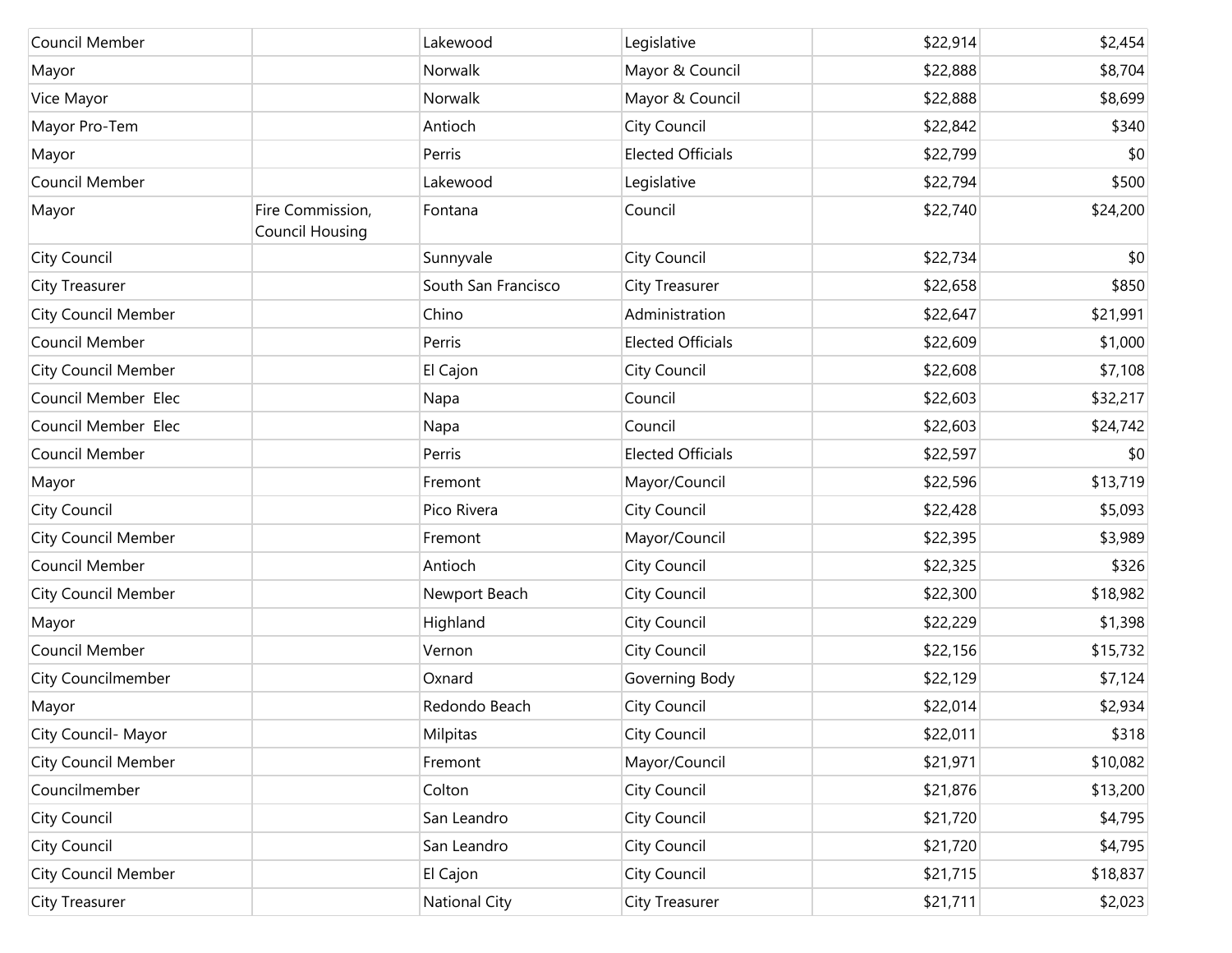| | | | | | |
|---|---|---|---|---|---|
| Council Member | | Lakewood | Legislative | $22,914 | $2,454 |
| Mayor | | Norwalk | Mayor & Council | $22,888 | $8,704 |
| Vice Mayor | | Norwalk | Mayor & Council | $22,888 | $8,699 |
| Mayor Pro-Tem | | Antioch | City Council | $22,842 | $340 |
| Mayor | | Perris | Elected Officials | $22,799 | $0 |
| Council Member | | Lakewood | Legislative | $22,794 | $500 |
| Mayor | Fire Commission, Council Housing | Fontana | Council | $22,740 | $24,200 |
| City Council | | Sunnyvale | City Council | $22,734 | $0 |
| City Treasurer | | South San Francisco | City Treasurer | $22,658 | $850 |
| City Council Member | | Chino | Administration | $22,647 | $21,991 |
| Council Member | | Perris | Elected Officials | $22,609 | $1,000 |
| City Council Member | | El Cajon | City Council | $22,608 | $7,108 |
| Council Member Elec | | Napa | Council | $22,603 | $32,217 |
| Council Member Elec | | Napa | Council | $22,603 | $24,742 |
| Council Member | | Perris | Elected Officials | $22,597 | $0 |
| Mayor | | Fremont | Mayor/Council | $22,596 | $13,719 |
| City Council | | Pico Rivera | City Council | $22,428 | $5,093 |
| City Council Member | | Fremont | Mayor/Council | $22,395 | $3,989 |
| Council Member | | Antioch | City Council | $22,325 | $326 |
| City Council Member | | Newport Beach | City Council | $22,300 | $18,982 |
| Mayor | | Highland | City Council | $22,229 | $1,398 |
| Council Member | | Vernon | City Council | $22,156 | $15,732 |
| City Councilmember | | Oxnard | Governing Body | $22,129 | $7,124 |
| Mayor | | Redondo Beach | City Council | $22,014 | $2,934 |
| City Council- Mayor | | Milpitas | City Council | $22,011 | $318 |
| City Council Member | | Fremont | Mayor/Council | $21,971 | $10,082 |
| Councilmember | | Colton | City Council | $21,876 | $13,200 |
| City Council | | San Leandro | City Council | $21,720 | $4,795 |
| City Council | | San Leandro | City Council | $21,720 | $4,795 |
| City Council Member | | El Cajon | City Council | $21,715 | $18,837 |
| City Treasurer | | National City | City Treasurer | $21,711 | $2,023 |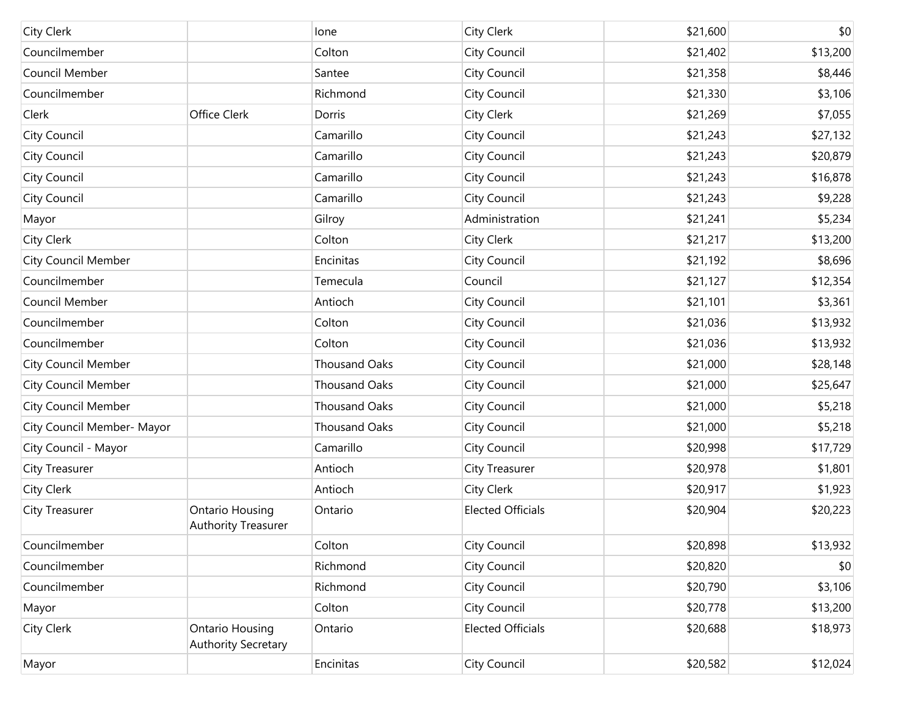| | | | | | |
|---|---|---|---|---|---|
| City Clerk | | Ione | City Clerk | $21,600 | $0 |
| Councilmember | | Colton | City Council | $21,402 | $13,200 |
| Council Member | | Santee | City Council | $21,358 | $8,446 |
| Councilmember | | Richmond | City Council | $21,330 | $3,106 |
| Clerk | Office Clerk | Dorris | City Clerk | $21,269 | $7,055 |
| City Council | | Camarillo | City Council | $21,243 | $27,132 |
| City Council | | Camarillo | City Council | $21,243 | $20,879 |
| City Council | | Camarillo | City Council | $21,243 | $16,878 |
| City Council | | Camarillo | City Council | $21,243 | $9,228 |
| Mayor | | Gilroy | Administration | $21,241 | $5,234 |
| City Clerk | | Colton | City Clerk | $21,217 | $13,200 |
| City Council Member | | Encinitas | City Council | $21,192 | $8,696 |
| Councilmember | | Temecula | Council | $21,127 | $12,354 |
| Council Member | | Antioch | City Council | $21,101 | $3,361 |
| Councilmember | | Colton | City Council | $21,036 | $13,932 |
| Councilmember | | Colton | City Council | $21,036 | $13,932 |
| City Council Member | | Thousand Oaks | City Council | $21,000 | $28,148 |
| City Council Member | | Thousand Oaks | City Council | $21,000 | $25,647 |
| City Council Member | | Thousand Oaks | City Council | $21,000 | $5,218 |
| City Council Member- Mayor | | Thousand Oaks | City Council | $21,000 | $5,218 |
| City Council - Mayor | | Camarillo | City Council | $20,998 | $17,729 |
| City Treasurer | | Antioch | City Treasurer | $20,978 | $1,801 |
| City Clerk | | Antioch | City Clerk | $20,917 | $1,923 |
| City Treasurer | Ontario Housing Authority Treasurer | Ontario | Elected Officials | $20,904 | $20,223 |
| Councilmember | | Colton | City Council | $20,898 | $13,932 |
| Councilmember | | Richmond | City Council | $20,820 | $0 |
| Councilmember | | Richmond | City Council | $20,790 | $3,106 |
| Mayor | | Colton | City Council | $20,778 | $13,200 |
| City Clerk | Ontario Housing Authority Secretary | Ontario | Elected Officials | $20,688 | $18,973 |
| Mayor | | Encinitas | City Council | $20,582 | $12,024 |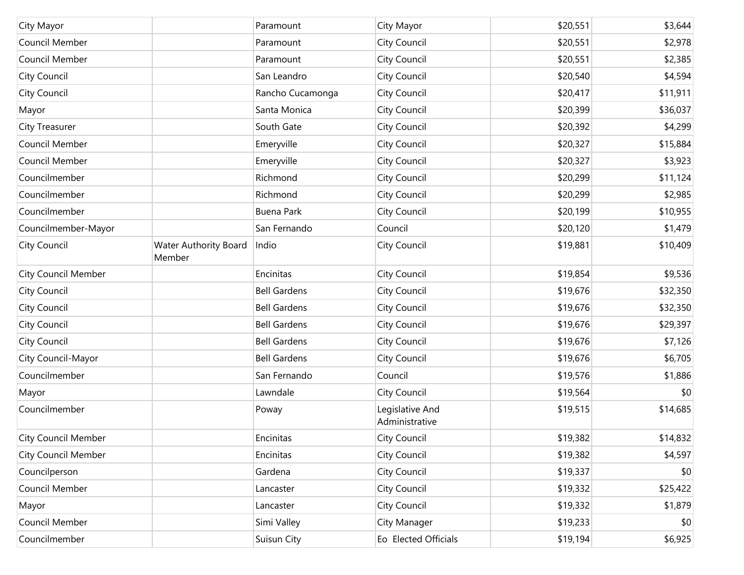| | | | | | |
|---|---|---|---|---|---|
| City Mayor | | Paramount | City Mayor | $20,551 | $3,644 |
| Council Member | | Paramount | City Council | $20,551 | $2,978 |
| Council Member | | Paramount | City Council | $20,551 | $2,385 |
| City Council | | San Leandro | City Council | $20,540 | $4,594 |
| City Council | | Rancho Cucamonga | City Council | $20,417 | $11,911 |
| Mayor | | Santa Monica | City Council | $20,399 | $36,037 |
| City Treasurer | | South Gate | City Council | $20,392 | $4,299 |
| Council Member | | Emeryville | City Council | $20,327 | $15,884 |
| Council Member | | Emeryville | City Council | $20,327 | $3,923 |
| Councilmember | | Richmond | City Council | $20,299 | $11,124 |
| Councilmember | | Richmond | City Council | $20,299 | $2,985 |
| Councilmember | | Buena Park | City Council | $20,199 | $10,955 |
| Councilmember-Mayor | | San Fernando | Council | $20,120 | $1,479 |
| City Council | Water Authority Board Member | Indio | City Council | $19,881 | $10,409 |
| City Council Member | | Encinitas | City Council | $19,854 | $9,536 |
| City Council | | Bell Gardens | City Council | $19,676 | $32,350 |
| City Council | | Bell Gardens | City Council | $19,676 | $32,350 |
| City Council | | Bell Gardens | City Council | $19,676 | $29,397 |
| City Council | | Bell Gardens | City Council | $19,676 | $7,126 |
| City Council-Mayor | | Bell Gardens | City Council | $19,676 | $6,705 |
| Councilmember | | San Fernando | Council | $19,576 | $1,886 |
| Mayor | | Lawndale | City Council | $19,564 | $0 |
| Councilmember | | Poway | Legislative And Administrative | $19,515 | $14,685 |
| City Council Member | | Encinitas | City Council | $19,382 | $14,832 |
| City Council Member | | Encinitas | City Council | $19,382 | $4,597 |
| Councilperson | | Gardena | City Council | $19,337 | $0 |
| Council Member | | Lancaster | City Council | $19,332 | $25,422 |
| Mayor | | Lancaster | City Council | $19,332 | $1,879 |
| Council Member | | Simi Valley | City Manager | $19,233 | $0 |
| Councilmember | | Suisun City | Eo Elected Officials | $19,194 | $6,925 |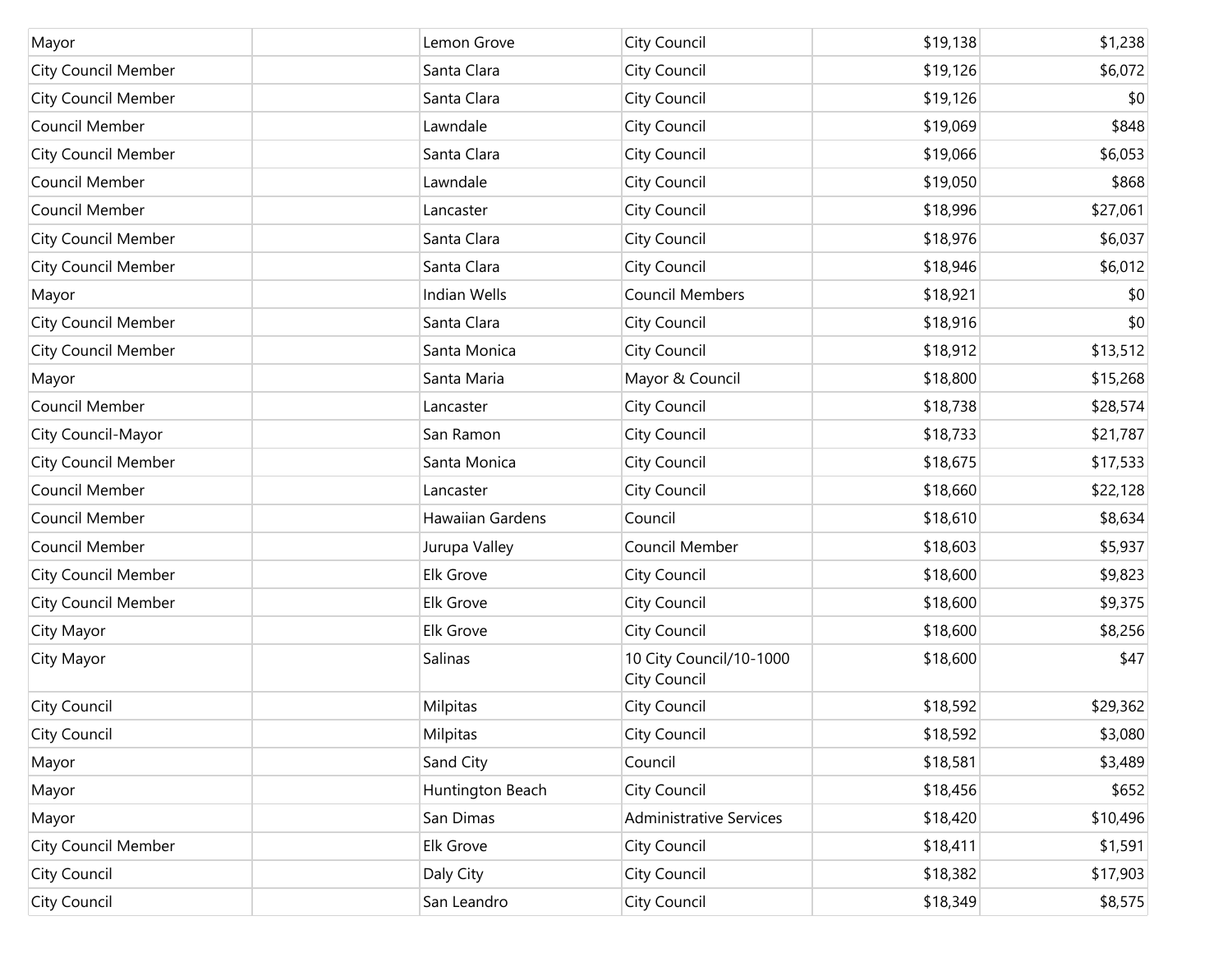| | | | | | |
|---|---|---|---|---|---|
| Mayor | | Lemon Grove | City Council | $19,138 | $1,238 |
| City Council Member | | Santa Clara | City Council | $19,126 | $6,072 |
| City Council Member | | Santa Clara | City Council | $19,126 | $0 |
| Council Member | | Lawndale | City Council | $19,069 | $848 |
| City Council Member | | Santa Clara | City Council | $19,066 | $6,053 |
| Council Member | | Lawndale | City Council | $19,050 | $868 |
| Council Member | | Lancaster | City Council | $18,996 | $27,061 |
| City Council Member | | Santa Clara | City Council | $18,976 | $6,037 |
| City Council Member | | Santa Clara | City Council | $18,946 | $6,012 |
| Mayor | | Indian Wells | Council Members | $18,921 | $0 |
| City Council Member | | Santa Clara | City Council | $18,916 | $0 |
| City Council Member | | Santa Monica | City Council | $18,912 | $13,512 |
| Mayor | | Santa Maria | Mayor & Council | $18,800 | $15,268 |
| Council Member | | Lancaster | City Council | $18,738 | $28,574 |
| City Council-Mayor | | San Ramon | City Council | $18,733 | $21,787 |
| City Council Member | | Santa Monica | City Council | $18,675 | $17,533 |
| Council Member | | Lancaster | City Council | $18,660 | $22,128 |
| Council Member | | Hawaiian Gardens | Council | $18,610 | $8,634 |
| Council Member | | Jurupa Valley | Council Member | $18,603 | $5,937 |
| City Council Member | | Elk Grove | City Council | $18,600 | $9,823 |
| City Council Member | | Elk Grove | City Council | $18,600 | $9,375 |
| City Mayor | | Elk Grove | City Council | $18,600 | $8,256 |
| City Mayor | | Salinas | 10 City Council/10-1000 City Council | $18,600 | $47 |
| City Council | | Milpitas | City Council | $18,592 | $29,362 |
| City Council | | Milpitas | City Council | $18,592 | $3,080 |
| Mayor | | Sand City | Council | $18,581 | $3,489 |
| Mayor | | Huntington Beach | City Council | $18,456 | $652 |
| Mayor | | San Dimas | Administrative Services | $18,420 | $10,496 |
| City Council Member | | Elk Grove | City Council | $18,411 | $1,591 |
| City Council | | Daly City | City Council | $18,382 | $17,903 |
| City Council | | San Leandro | City Council | $18,349 | $8,575 |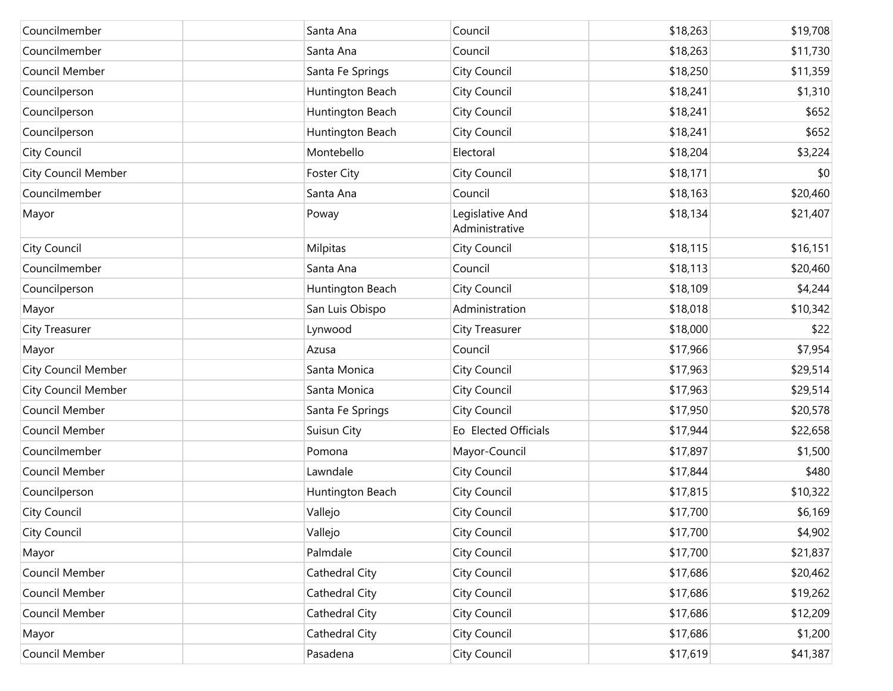| | | | | | |
|---|---|---|---|---|---|
| Councilmember | | Santa Ana | Council | $18,263 | $19,708 |
| Councilmember | | Santa Ana | Council | $18,263 | $11,730 |
| Council Member | | Santa Fe Springs | City Council | $18,250 | $11,359 |
| Councilperson | | Huntington Beach | City Council | $18,241 | $1,310 |
| Councilperson | | Huntington Beach | City Council | $18,241 | $652 |
| Councilperson | | Huntington Beach | City Council | $18,241 | $652 |
| City Council | | Montebello | Electoral | $18,204 | $3,224 |
| City Council Member | | Foster City | City Council | $18,171 | $0 |
| Councilmember | | Santa Ana | Council | $18,163 | $20,460 |
| Mayor | | Poway | Legislative And Administrative | $18,134 | $21,407 |
| City Council | | Milpitas | City Council | $18,115 | $16,151 |
| Councilmember | | Santa Ana | Council | $18,113 | $20,460 |
| Councilperson | | Huntington Beach | City Council | $18,109 | $4,244 |
| Mayor | | San Luis Obispo | Administration | $18,018 | $10,342 |
| City Treasurer | | Lynwood | City Treasurer | $18,000 | $22 |
| Mayor | | Azusa | Council | $17,966 | $7,954 |
| City Council Member | | Santa Monica | City Council | $17,963 | $29,514 |
| City Council Member | | Santa Monica | City Council | $17,963 | $29,514 |
| Council Member | | Santa Fe Springs | City Council | $17,950 | $20,578 |
| Council Member | | Suisun City | Eo  Elected Officials | $17,944 | $22,658 |
| Councilmember | | Pomona | Mayor-Council | $17,897 | $1,500 |
| Council Member | | Lawndale | City Council | $17,844 | $480 |
| Councilperson | | Huntington Beach | City Council | $17,815 | $10,322 |
| City Council | | Vallejo | City Council | $17,700 | $6,169 |
| City Council | | Vallejo | City Council | $17,700 | $4,902 |
| Mayor | | Palmdale | City Council | $17,700 | $21,837 |
| Council Member | | Cathedral City | City Council | $17,686 | $20,462 |
| Council Member | | Cathedral City | City Council | $17,686 | $19,262 |
| Council Member | | Cathedral City | City Council | $17,686 | $12,209 |
| Mayor | | Cathedral City | City Council | $17,686 | $1,200 |
| Council Member | | Pasadena | City Council | $17,619 | $41,387 |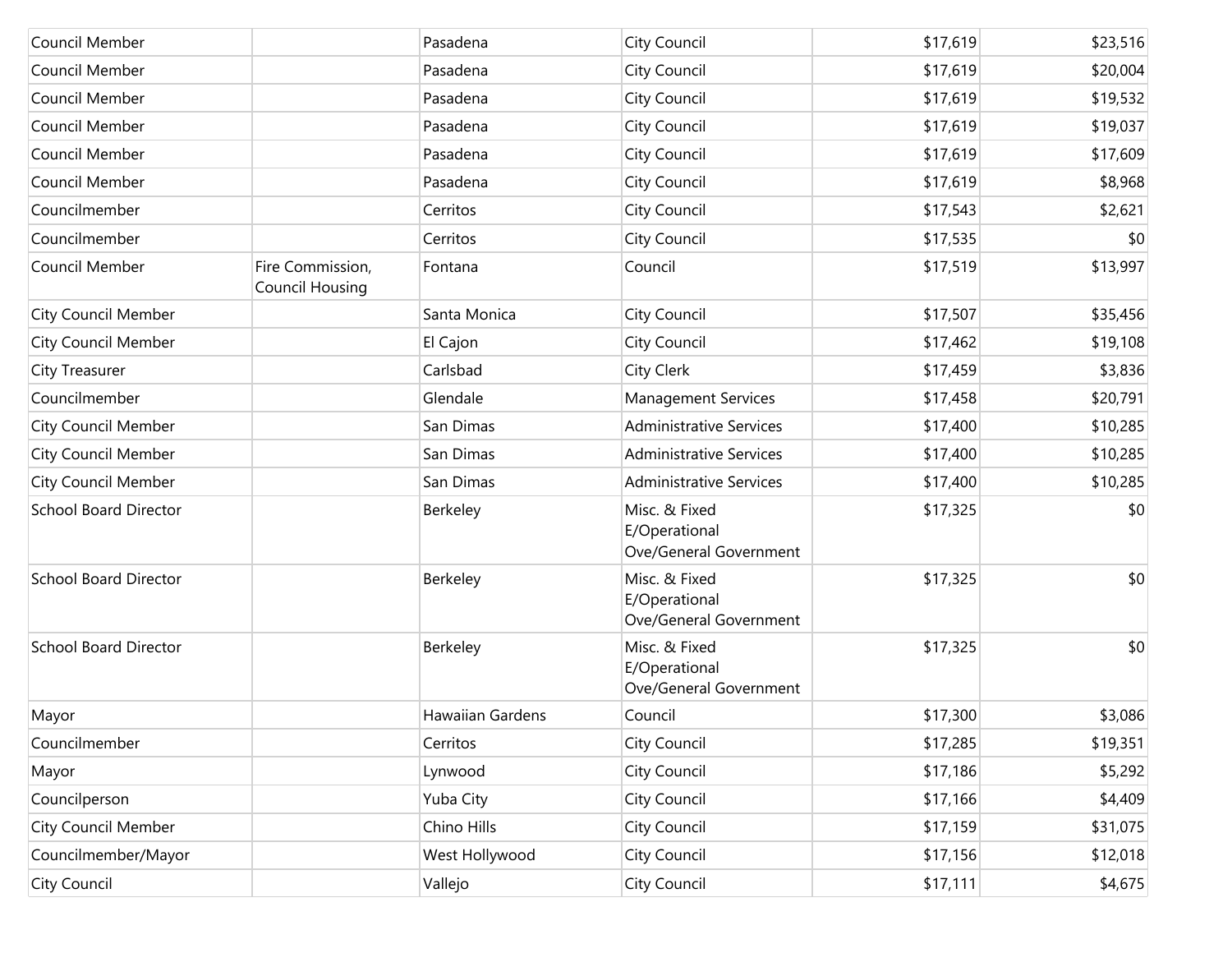| | | | | | |
|---|---|---|---|---|---|
| Council Member | | Pasadena | City Council | $17,619 | $23,516 |
| Council Member | | Pasadena | City Council | $17,619 | $20,004 |
| Council Member | | Pasadena | City Council | $17,619 | $19,532 |
| Council Member | | Pasadena | City Council | $17,619 | $19,037 |
| Council Member | | Pasadena | City Council | $17,619 | $17,609 |
| Council Member | | Pasadena | City Council | $17,619 | $8,968 |
| Councilmember | | Cerritos | City Council | $17,543 | $2,621 |
| Councilmember | | Cerritos | City Council | $17,535 | $0 |
| Council Member | Fire Commission, Council Housing | Fontana | Council | $17,519 | $13,997 |
| City Council Member | | Santa Monica | City Council | $17,507 | $35,456 |
| City Council Member | | El Cajon | City Council | $17,462 | $19,108 |
| City Treasurer | | Carlsbad | City Clerk | $17,459 | $3,836 |
| Councilmember | | Glendale | Management Services | $17,458 | $20,791 |
| City Council Member | | San Dimas | Administrative Services | $17,400 | $10,285 |
| City Council Member | | San Dimas | Administrative Services | $17,400 | $10,285 |
| City Council Member | | San Dimas | Administrative Services | $17,400 | $10,285 |
| School Board Director | | Berkeley | Misc. & Fixed E/Operational Ove/General Government | $17,325 | $0 |
| School Board Director | | Berkeley | Misc. & Fixed E/Operational Ove/General Government | $17,325 | $0 |
| School Board Director | | Berkeley | Misc. & Fixed E/Operational Ove/General Government | $17,325 | $0 |
| Mayor | | Hawaiian Gardens | Council | $17,300 | $3,086 |
| Councilmember | | Cerritos | City Council | $17,285 | $19,351 |
| Mayor | | Lynwood | City Council | $17,186 | $5,292 |
| Councilperson | | Yuba City | City Council | $17,166 | $4,409 |
| City Council Member | | Chino Hills | City Council | $17,159 | $31,075 |
| Councilmember/Mayor | | West Hollywood | City Council | $17,156 | $12,018 |
| City Council | | Vallejo | City Council | $17,111 | $4,675 |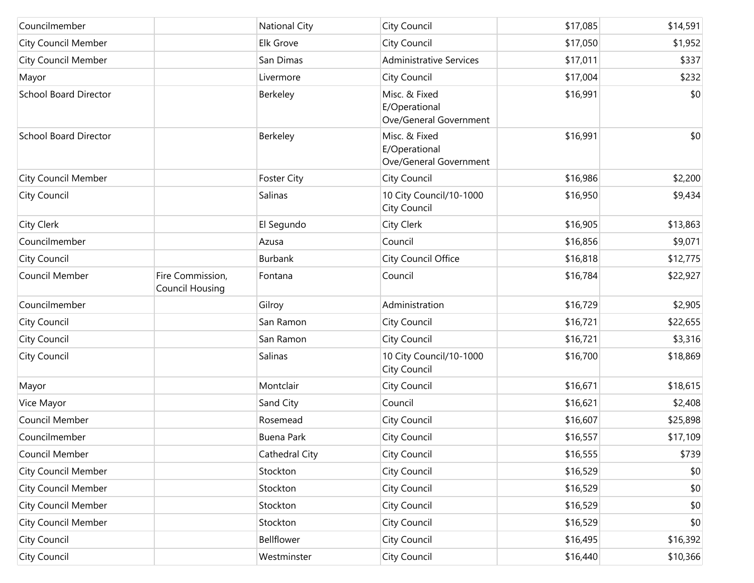| | | | | | |
|---|---|---|---|---|---|
| Councilmember | | National City | City Council | $17,085 | $14,591 |
| City Council Member | | Elk Grove | City Council | $17,050 | $1,952 |
| City Council Member | | San Dimas | Administrative Services | $17,011 | $337 |
| Mayor | | Livermore | City Council | $17,004 | $232 |
| School Board Director | | Berkeley | Misc. & Fixed E/Operational Ove/General Government | $16,991 | $0 |
| School Board Director | | Berkeley | Misc. & Fixed E/Operational Ove/General Government | $16,991 | $0 |
| City Council Member | | Foster City | City Council | $16,986 | $2,200 |
| City Council | | Salinas | 10 City Council/10-1000 City Council | $16,950 | $9,434 |
| City Clerk | | El Segundo | City Clerk | $16,905 | $13,863 |
| Councilmember | | Azusa | Council | $16,856 | $9,071 |
| City Council | | Burbank | City Council Office | $16,818 | $12,775 |
| Council Member | Fire Commission, Council Housing | Fontana | Council | $16,784 | $22,927 |
| Councilmember | | Gilroy | Administration | $16,729 | $2,905 |
| City Council | | San Ramon | City Council | $16,721 | $22,655 |
| City Council | | San Ramon | City Council | $16,721 | $3,316 |
| City Council | | Salinas | 10 City Council/10-1000 City Council | $16,700 | $18,869 |
| Mayor | | Montclair | City Council | $16,671 | $18,615 |
| Vice Mayor | | Sand City | Council | $16,621 | $2,408 |
| Council Member | | Rosemead | City Council | $16,607 | $25,898 |
| Councilmember | | Buena Park | City Council | $16,557 | $17,109 |
| Council Member | | Cathedral City | City Council | $16,555 | $739 |
| City Council Member | | Stockton | City Council | $16,529 | $0 |
| City Council Member | | Stockton | City Council | $16,529 | $0 |
| City Council Member | | Stockton | City Council | $16,529 | $0 |
| City Council Member | | Stockton | City Council | $16,529 | $0 |
| City Council | | Bellflower | City Council | $16,495 | $16,392 |
| City Council | | Westminster | City Council | $16,440 | $10,366 |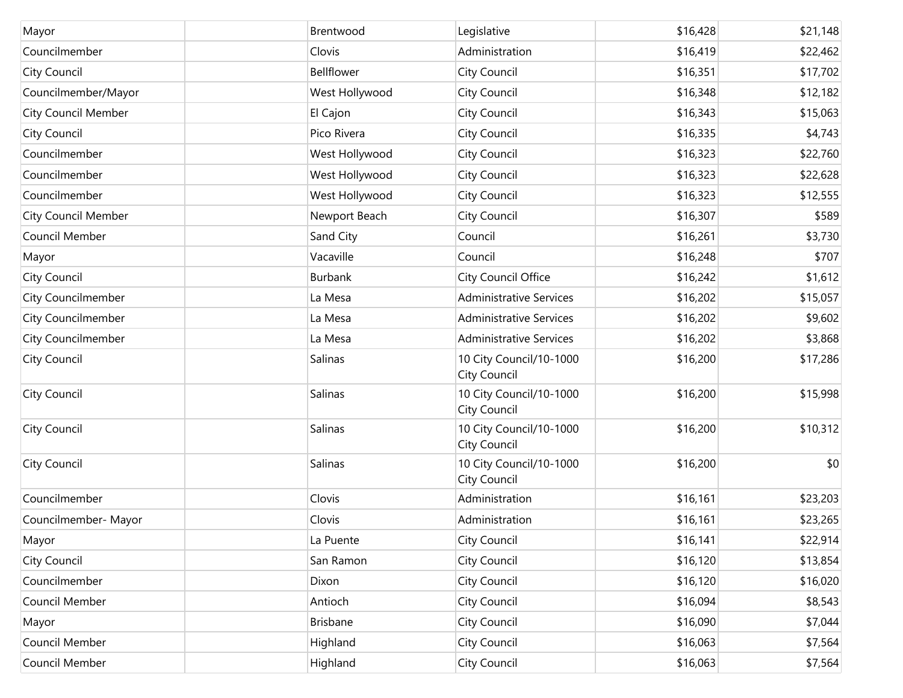| | | | | | |
|---|---|---|---|---|---|
| Mayor | | Brentwood | Legislative | $16,428 | $21,148 |
| Councilmember | | Clovis | Administration | $16,419 | $22,462 |
| City Council | | Bellflower | City Council | $16,351 | $17,702 |
| Councilmember/Mayor | | West Hollywood | City Council | $16,348 | $12,182 |
| City Council Member | | El Cajon | City Council | $16,343 | $15,063 |
| City Council | | Pico Rivera | City Council | $16,335 | $4,743 |
| Councilmember | | West Hollywood | City Council | $16,323 | $22,760 |
| Councilmember | | West Hollywood | City Council | $16,323 | $22,628 |
| Councilmember | | West Hollywood | City Council | $16,323 | $12,555 |
| City Council Member | | Newport Beach | City Council | $16,307 | $589 |
| Council Member | | Sand City | Council | $16,261 | $3,730 |
| Mayor | | Vacaville | Council | $16,248 | $707 |
| City Council | | Burbank | City Council Office | $16,242 | $1,612 |
| City Councilmember | | La Mesa | Administrative Services | $16,202 | $15,057 |
| City Councilmember | | La Mesa | Administrative Services | $16,202 | $9,602 |
| City Councilmember | | La Mesa | Administrative Services | $16,202 | $3,868 |
| City Council | | Salinas | 10 City Council/10-1000 City Council | $16,200 | $17,286 |
| City Council | | Salinas | 10 City Council/10-1000 City Council | $16,200 | $15,998 |
| City Council | | Salinas | 10 City Council/10-1000 City Council | $16,200 | $10,312 |
| City Council | | Salinas | 10 City Council/10-1000 City Council | $16,200 | $0 |
| Councilmember | | Clovis | Administration | $16,161 | $23,203 |
| Councilmember- Mayor | | Clovis | Administration | $16,161 | $23,265 |
| Mayor | | La Puente | City Council | $16,141 | $22,914 |
| City Council | | San Ramon | City Council | $16,120 | $13,854 |
| Councilmember | | Dixon | City Council | $16,120 | $16,020 |
| Council Member | | Antioch | City Council | $16,094 | $8,543 |
| Mayor | | Brisbane | City Council | $16,090 | $7,044 |
| Council Member | | Highland | City Council | $16,063 | $7,564 |
| Council Member | | Highland | City Council | $16,063 | $7,564 |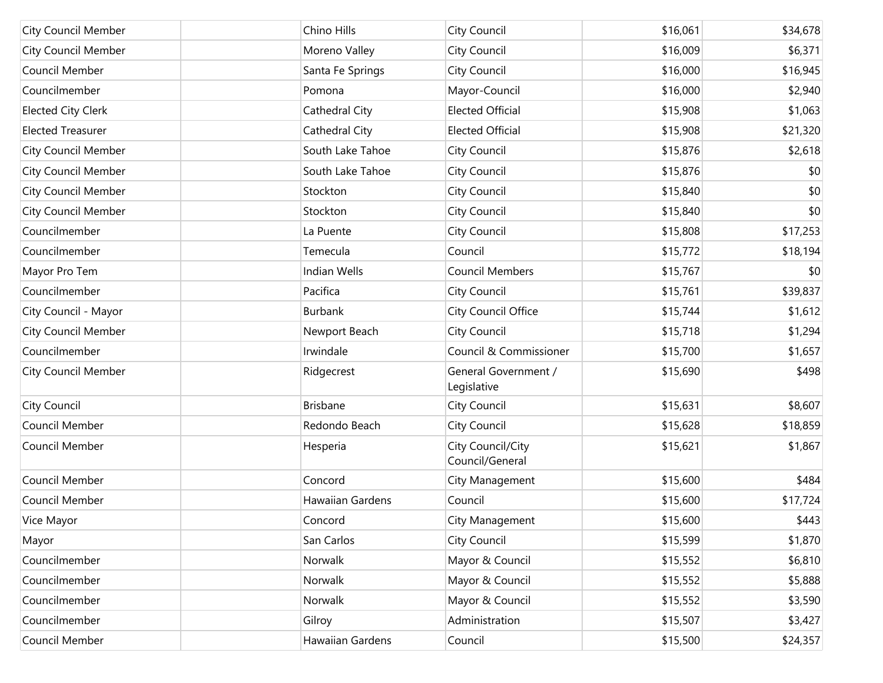| | | | | | |
|---|---|---|---|---|---|
| City Council Member | | Chino Hills | City Council | $16,061 | $34,678 |
| City Council Member | | Moreno Valley | City Council | $16,009 | $6,371 |
| Council Member | | Santa Fe Springs | City Council | $16,000 | $16,945 |
| Councilmember | | Pomona | Mayor-Council | $16,000 | $2,940 |
| Elected City Clerk | | Cathedral City | Elected Official | $15,908 | $1,063 |
| Elected Treasurer | | Cathedral City | Elected Official | $15,908 | $21,320 |
| City Council Member | | South Lake Tahoe | City Council | $15,876 | $2,618 |
| City Council Member | | South Lake Tahoe | City Council | $15,876 | $0 |
| City Council Member | | Stockton | City Council | $15,840 | $0 |
| City Council Member | | Stockton | City Council | $15,840 | $0 |
| Councilmember | | La Puente | City Council | $15,808 | $17,253 |
| Councilmember | | Temecula | Council | $15,772 | $18,194 |
| Mayor Pro Tem | | Indian Wells | Council Members | $15,767 | $0 |
| Councilmember | | Pacifica | City Council | $15,761 | $39,837 |
| City Council - Mayor | | Burbank | City Council Office | $15,744 | $1,612 |
| City Council Member | | Newport Beach | City Council | $15,718 | $1,294 |
| Councilmember | | Irwindale | Council & Commissioner | $15,700 | $1,657 |
| City Council Member | | Ridgecrest | General Government / Legislative | $15,690 | $498 |
| City Council | | Brisbane | City Council | $15,631 | $8,607 |
| Council Member | | Redondo Beach | City Council | $15,628 | $18,859 |
| Council Member | | Hesperia | City Council/City Council/General | $15,621 | $1,867 |
| Council Member | | Concord | City Management | $15,600 | $484 |
| Council Member | | Hawaiian Gardens | Council | $15,600 | $17,724 |
| Vice Mayor | | Concord | City Management | $15,600 | $443 |
| Mayor | | San Carlos | City Council | $15,599 | $1,870 |
| Councilmember | | Norwalk | Mayor & Council | $15,552 | $6,810 |
| Councilmember | | Norwalk | Mayor & Council | $15,552 | $5,888 |
| Councilmember | | Norwalk | Mayor & Council | $15,552 | $3,590 |
| Councilmember | | Gilroy | Administration | $15,507 | $3,427 |
| Council Member | | Hawaiian Gardens | Council | $15,500 | $24,357 |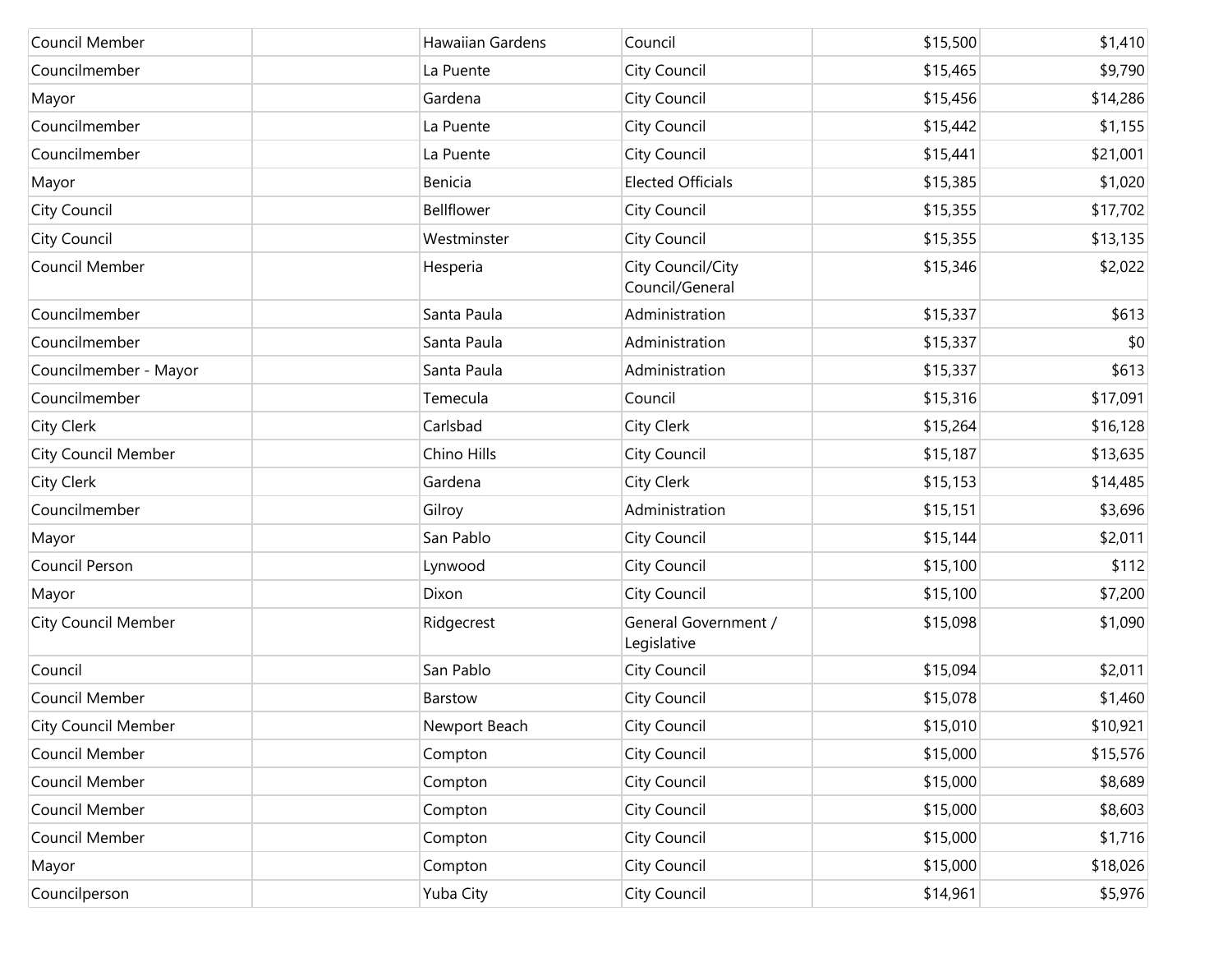| | | | | | |
|---|---|---|---|---|---|
| Council Member | | Hawaiian Gardens | Council | $15,500 | $1,410 |
| Councilmember | | La Puente | City Council | $15,465 | $9,790 |
| Mayor | | Gardena | City Council | $15,456 | $14,286 |
| Councilmember | | La Puente | City Council | $15,442 | $1,155 |
| Councilmember | | La Puente | City Council | $15,441 | $21,001 |
| Mayor | | Benicia | Elected Officials | $15,385 | $1,020 |
| City Council | | Bellflower | City Council | $15,355 | $17,702 |
| City Council | | Westminster | City Council | $15,355 | $13,135 |
| Council Member | | Hesperia | City Council/City Council/General | $15,346 | $2,022 |
| Councilmember | | Santa Paula | Administration | $15,337 | $613 |
| Councilmember | | Santa Paula | Administration | $15,337 | $0 |
| Councilmember - Mayor | | Santa Paula | Administration | $15,337 | $613 |
| Councilmember | | Temecula | Council | $15,316 | $17,091 |
| City Clerk | | Carlsbad | City Clerk | $15,264 | $16,128 |
| City Council Member | | Chino Hills | City Council | $15,187 | $13,635 |
| City Clerk | | Gardena | City Clerk | $15,153 | $14,485 |
| Councilmember | | Gilroy | Administration | $15,151 | $3,696 |
| Mayor | | San Pablo | City Council | $15,144 | $2,011 |
| Council Person | | Lynwood | City Council | $15,100 | $112 |
| Mayor | | Dixon | City Council | $15,100 | $7,200 |
| City Council Member | | Ridgecrest | General Government / Legislative | $15,098 | $1,090 |
| Council | | San Pablo | City Council | $15,094 | $2,011 |
| Council Member | | Barstow | City Council | $15,078 | $1,460 |
| City Council Member | | Newport Beach | City Council | $15,010 | $10,921 |
| Council Member | | Compton | City Council | $15,000 | $15,576 |
| Council Member | | Compton | City Council | $15,000 | $8,689 |
| Council Member | | Compton | City Council | $15,000 | $8,603 |
| Council Member | | Compton | City Council | $15,000 | $1,716 |
| Mayor | | Compton | City Council | $15,000 | $18,026 |
| Councilperson | | Yuba City | City Council | $14,961 | $5,976 |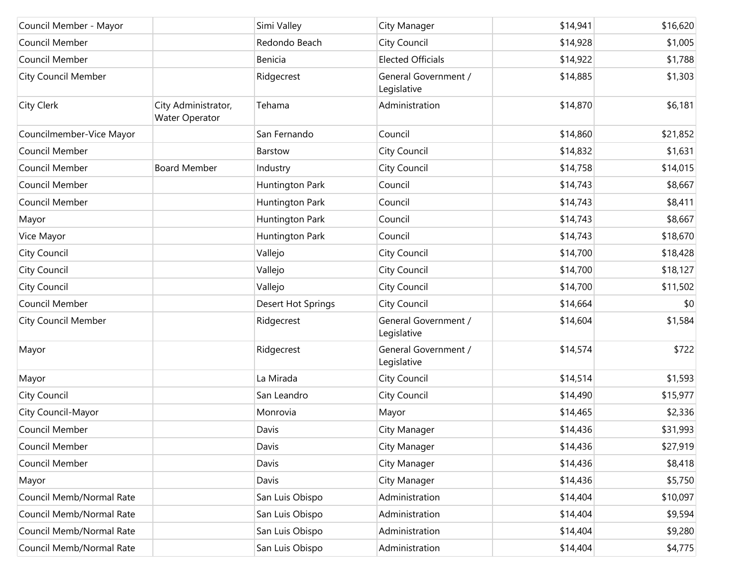| | | | | | |
|---|---|---|---|---|---|
| Council Member - Mayor | | Simi Valley | City Manager | $14,941 | $16,620 |
| Council Member | | Redondo Beach | City Council | $14,928 | $1,005 |
| Council Member | | Benicia | Elected Officials | $14,922 | $1,788 |
| City Council Member | | Ridgecrest | General Government / Legislative | $14,885 | $1,303 |
| City Clerk | City Administrator, Water Operator | Tehama | Administration | $14,870 | $6,181 |
| Councilmember-Vice Mayor | | San Fernando | Council | $14,860 | $21,852 |
| Council Member | | Barstow | City Council | $14,832 | $1,631 |
| Council Member | Board Member | Industry | City Council | $14,758 | $14,015 |
| Council Member | | Huntington Park | Council | $14,743 | $8,667 |
| Council Member | | Huntington Park | Council | $14,743 | $8,411 |
| Mayor | | Huntington Park | Council | $14,743 | $8,667 |
| Vice Mayor | | Huntington Park | Council | $14,743 | $18,670 |
| City Council | | Vallejo | City Council | $14,700 | $18,428 |
| City Council | | Vallejo | City Council | $14,700 | $18,127 |
| City Council | | Vallejo | City Council | $14,700 | $11,502 |
| Council Member | | Desert Hot Springs | City Council | $14,664 | $0 |
| City Council Member | | Ridgecrest | General Government / Legislative | $14,604 | $1,584 |
| Mayor | | Ridgecrest | General Government / Legislative | $14,574 | $722 |
| Mayor | | La Mirada | City Council | $14,514 | $1,593 |
| City Council | | San Leandro | City Council | $14,490 | $15,977 |
| City Council-Mayor | | Monrovia | Mayor | $14,465 | $2,336 |
| Council Member | | Davis | City Manager | $14,436 | $31,993 |
| Council Member | | Davis | City Manager | $14,436 | $27,919 |
| Council Member | | Davis | City Manager | $14,436 | $8,418 |
| Mayor | | Davis | City Manager | $14,436 | $5,750 |
| Council Memb/Normal Rate | | San Luis Obispo | Administration | $14,404 | $10,097 |
| Council Memb/Normal Rate | | San Luis Obispo | Administration | $14,404 | $9,594 |
| Council Memb/Normal Rate | | San Luis Obispo | Administration | $14,404 | $9,280 |
| Council Memb/Normal Rate | | San Luis Obispo | Administration | $14,404 | $4,775 |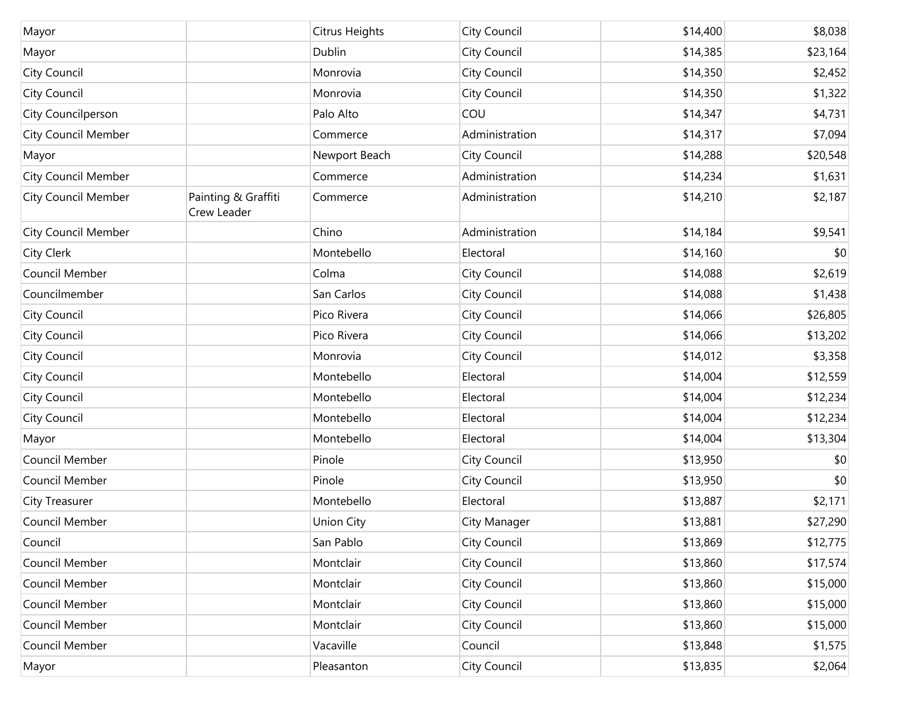| | | | | | |
|---|---|---|---|---|---|
| Mayor | | Citrus Heights | City Council | $14,400 | $8,038 |
| Mayor | | Dublin | City Council | $14,385 | $23,164 |
| City Council | | Monrovia | City Council | $14,350 | $2,452 |
| City Council | | Monrovia | City Council | $14,350 | $1,322 |
| City Councilperson | | Palo Alto | COU | $14,347 | $4,731 |
| City Council Member | | Commerce | Administration | $14,317 | $7,094 |
| Mayor | | Newport Beach | City Council | $14,288 | $20,548 |
| City Council Member | | Commerce | Administration | $14,234 | $1,631 |
| City Council Member | Painting & Graffiti Crew Leader | Commerce | Administration | $14,210 | $2,187 |
| City Council Member | | Chino | Administration | $14,184 | $9,541 |
| City Clerk | | Montebello | Electoral | $14,160 | $0 |
| Council Member | | Colma | City Council | $14,088 | $2,619 |
| Councilmember | | San Carlos | City Council | $14,088 | $1,438 |
| City Council | | Pico Rivera | City Council | $14,066 | $26,805 |
| City Council | | Pico Rivera | City Council | $14,066 | $13,202 |
| City Council | | Monrovia | City Council | $14,012 | $3,358 |
| City Council | | Montebello | Electoral | $14,004 | $12,559 |
| City Council | | Montebello | Electoral | $14,004 | $12,234 |
| City Council | | Montebello | Electoral | $14,004 | $12,234 |
| Mayor | | Montebello | Electoral | $14,004 | $13,304 |
| Council Member | | Pinole | City Council | $13,950 | $0 |
| Council Member | | Pinole | City Council | $13,950 | $0 |
| City Treasurer | | Montebello | Electoral | $13,887 | $2,171 |
| Council Member | | Union City | City Manager | $13,881 | $27,290 |
| Council | | San Pablo | City Council | $13,869 | $12,775 |
| Council Member | | Montclair | City Council | $13,860 | $17,574 |
| Council Member | | Montclair | City Council | $13,860 | $15,000 |
| Council Member | | Montclair | City Council | $13,860 | $15,000 |
| Council Member | | Montclair | City Council | $13,860 | $15,000 |
| Council Member | | Vacaville | Council | $13,848 | $1,575 |
| Mayor | | Pleasanton | City Council | $13,835 | $2,064 |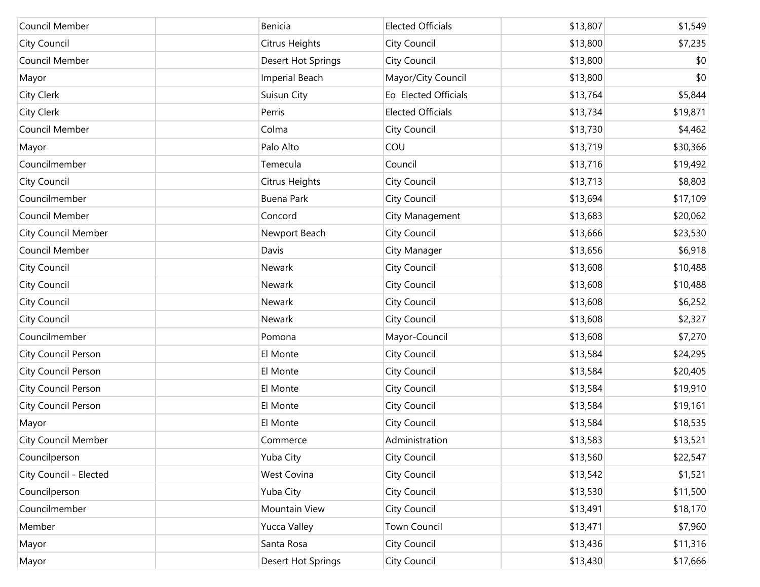| | | | | | |
|---|---|---|---|---|---|
| Council Member | | Benicia | Elected Officials | $13,807 | $1,549 |
| City Council | | Citrus Heights | City Council | $13,800 | $7,235 |
| Council Member | | Desert Hot Springs | City Council | $13,800 | $0 |
| Mayor | | Imperial Beach | Mayor/City Council | $13,800 | $0 |
| City Clerk | | Suisun City | Eo Elected Officials | $13,764 | $5,844 |
| City Clerk | | Perris | Elected Officials | $13,734 | $19,871 |
| Council Member | | Colma | City Council | $13,730 | $4,462 |
| Mayor | | Palo Alto | COU | $13,719 | $30,366 |
| Councilmember | | Temecula | Council | $13,716 | $19,492 |
| City Council | | Citrus Heights | City Council | $13,713 | $8,803 |
| Councilmember | | Buena Park | City Council | $13,694 | $17,109 |
| Council Member | | Concord | City Management | $13,683 | $20,062 |
| City Council Member | | Newport Beach | City Council | $13,666 | $23,530 |
| Council Member | | Davis | City Manager | $13,656 | $6,918 |
| City Council | | Newark | City Council | $13,608 | $10,488 |
| City Council | | Newark | City Council | $13,608 | $10,488 |
| City Council | | Newark | City Council | $13,608 | $6,252 |
| City Council | | Newark | City Council | $13,608 | $2,327 |
| Councilmember | | Pomona | Mayor-Council | $13,608 | $7,270 |
| City Council Person | | El Monte | City Council | $13,584 | $24,295 |
| City Council Person | | El Monte | City Council | $13,584 | $20,405 |
| City Council Person | | El Monte | City Council | $13,584 | $19,910 |
| City Council Person | | El Monte | City Council | $13,584 | $19,161 |
| Mayor | | El Monte | City Council | $13,584 | $18,535 |
| City Council Member | | Commerce | Administration | $13,583 | $13,521 |
| Councilperson | | Yuba City | City Council | $13,560 | $22,547 |
| City Council - Elected | | West Covina | City Council | $13,542 | $1,521 |
| Councilperson | | Yuba City | City Council | $13,530 | $11,500 |
| Councilmember | | Mountain View | City Council | $13,491 | $18,170 |
| Member | | Yucca Valley | Town Council | $13,471 | $7,960 |
| Mayor | | Santa Rosa | City Council | $13,436 | $11,316 |
| Mayor | | Desert Hot Springs | City Council | $13,430 | $17,666 |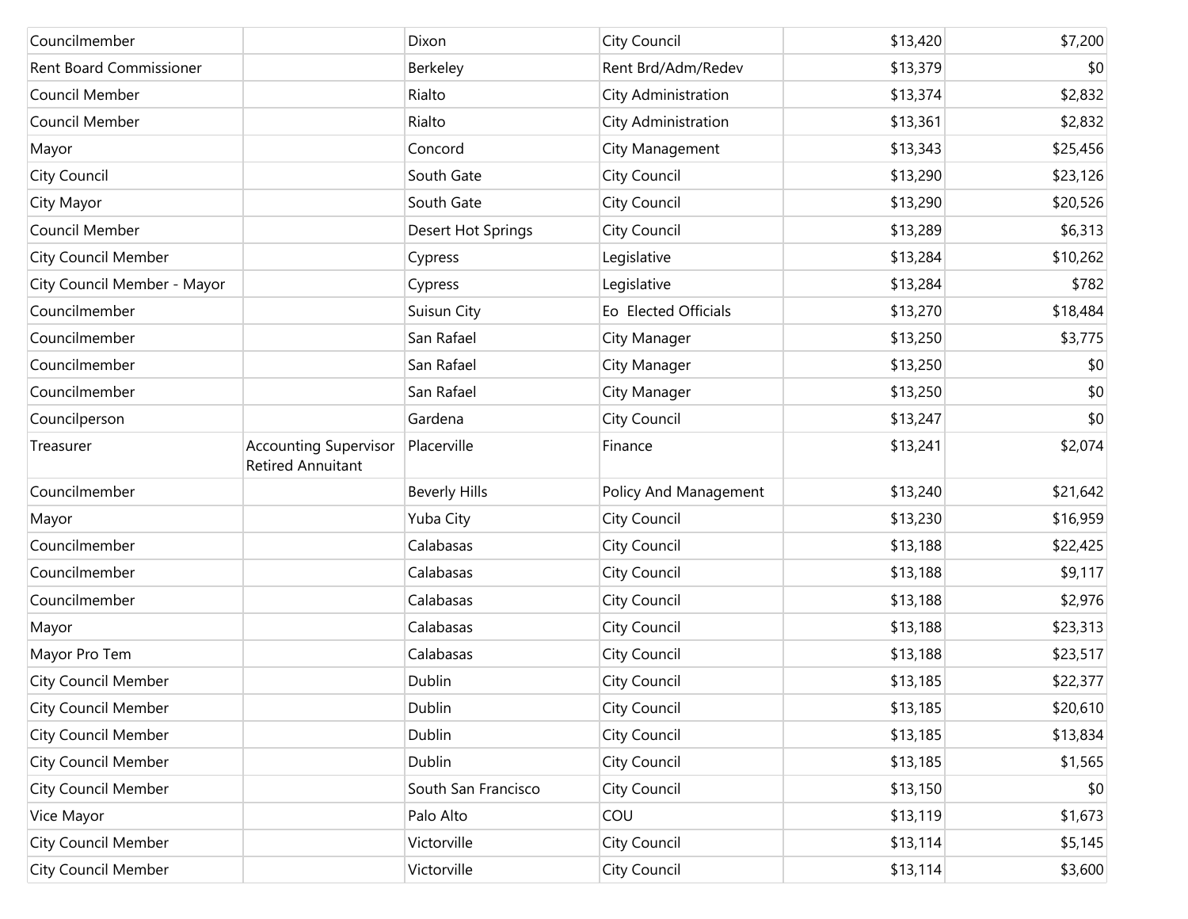| | | | | | |
|---|---|---|---|---|---|
| Councilmember | | Dixon | City Council | $13,420 | $7,200 |
| Rent Board Commissioner | | Berkeley | Rent Brd/Adm/Redev | $13,379 | $0 |
| Council Member | | Rialto | City Administration | $13,374 | $2,832 |
| Council Member | | Rialto | City Administration | $13,361 | $2,832 |
| Mayor | | Concord | City Management | $13,343 | $25,456 |
| City Council | | South Gate | City Council | $13,290 | $23,126 |
| City Mayor | | South Gate | City Council | $13,290 | $20,526 |
| Council Member | | Desert Hot Springs | City Council | $13,289 | $6,313 |
| City Council Member | | Cypress | Legislative | $13,284 | $10,262 |
| City Council Member - Mayor | | Cypress | Legislative | $13,284 | $782 |
| Councilmember | | Suisun City | Eo Elected Officials | $13,270 | $18,484 |
| Councilmember | | San Rafael | City Manager | $13,250 | $3,775 |
| Councilmember | | San Rafael | City Manager | $13,250 | $0 |
| Councilmember | | San Rafael | City Manager | $13,250 | $0 |
| Councilperson | | Gardena | City Council | $13,247 | $0 |
| Treasurer | Accounting Supervisor Retired Annuitant | Placerville | Finance | $13,241 | $2,074 |
| Councilmember | | Beverly Hills | Policy And Management | $13,240 | $21,642 |
| Mayor | | Yuba City | City Council | $13,230 | $16,959 |
| Councilmember | | Calabasas | City Council | $13,188 | $22,425 |
| Councilmember | | Calabasas | City Council | $13,188 | $9,117 |
| Councilmember | | Calabasas | City Council | $13,188 | $2,976 |
| Mayor | | Calabasas | City Council | $13,188 | $23,313 |
| Mayor Pro Tem | | Calabasas | City Council | $13,188 | $23,517 |
| City Council Member | | Dublin | City Council | $13,185 | $22,377 |
| City Council Member | | Dublin | City Council | $13,185 | $20,610 |
| City Council Member | | Dublin | City Council | $13,185 | $13,834 |
| City Council Member | | Dublin | City Council | $13,185 | $1,565 |
| City Council Member | | South San Francisco | City Council | $13,150 | $0 |
| Vice Mayor | | Palo Alto | COU | $13,119 | $1,673 |
| City Council Member | | Victorville | City Council | $13,114 | $5,145 |
| City Council Member | | Victorville | City Council | $13,114 | $3,600 |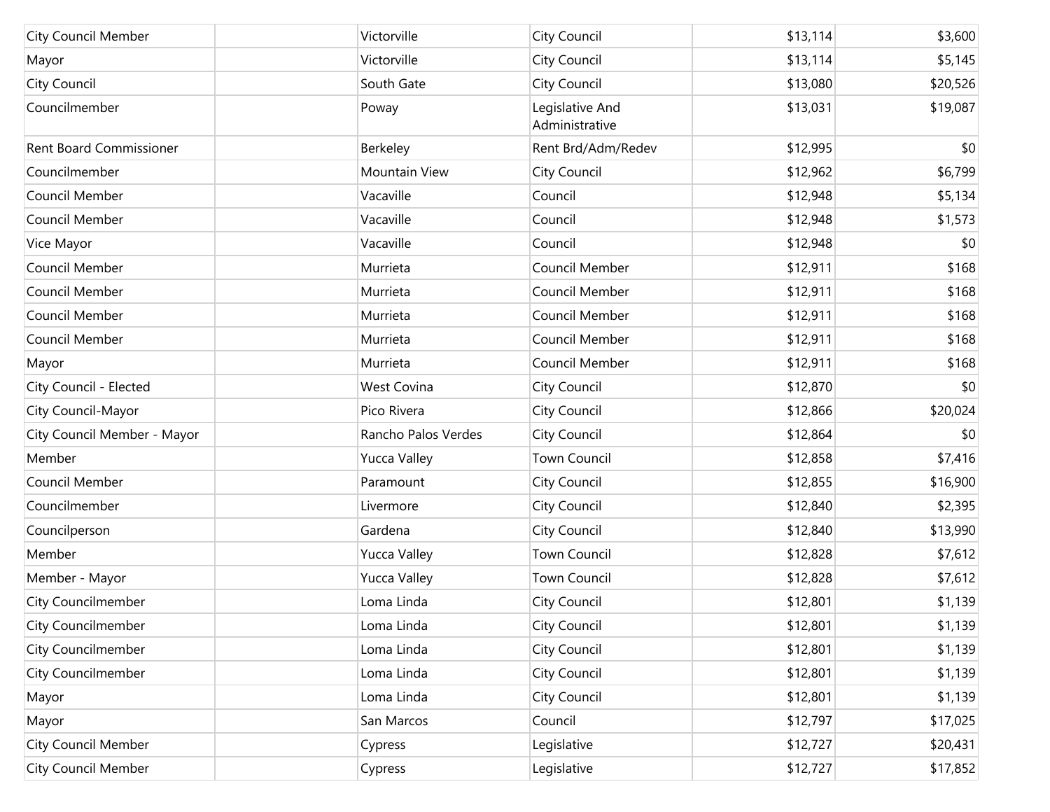| | | | | | |
|---|---|---|---|---|---|
| City Council Member | | Victorville | City Council | $13,114 | $3,600 |
| Mayor | | Victorville | City Council | $13,114 | $5,145 |
| City Council | | South Gate | City Council | $13,080 | $20,526 |
| Councilmember | | Poway | Legislative And Administrative | $13,031 | $19,087 |
| Rent Board Commissioner | | Berkeley | Rent Brd/Adm/Redev | $12,995 | $0 |
| Councilmember | | Mountain View | City Council | $12,962 | $6,799 |
| Council Member | | Vacaville | Council | $12,948 | $5,134 |
| Council Member | | Vacaville | Council | $12,948 | $1,573 |
| Vice Mayor | | Vacaville | Council | $12,948 | $0 |
| Council Member | | Murrieta | Council Member | $12,911 | $168 |
| Council Member | | Murrieta | Council Member | $12,911 | $168 |
| Council Member | | Murrieta | Council Member | $12,911 | $168 |
| Council Member | | Murrieta | Council Member | $12,911 | $168 |
| Mayor | | Murrieta | Council Member | $12,911 | $168 |
| City Council - Elected | | West Covina | City Council | $12,870 | $0 |
| City Council-Mayor | | Pico Rivera | City Council | $12,866 | $20,024 |
| City Council Member - Mayor | | Rancho Palos Verdes | City Council | $12,864 | $0 |
| Member | | Yucca Valley | Town Council | $12,858 | $7,416 |
| Council Member | | Paramount | City Council | $12,855 | $16,900 |
| Councilmember | | Livermore | City Council | $12,840 | $2,395 |
| Councilperson | | Gardena | City Council | $12,840 | $13,990 |
| Member | | Yucca Valley | Town Council | $12,828 | $7,612 |
| Member - Mayor | | Yucca Valley | Town Council | $12,828 | $7,612 |
| City Councilmember | | Loma Linda | City Council | $12,801 | $1,139 |
| City Councilmember | | Loma Linda | City Council | $12,801 | $1,139 |
| City Councilmember | | Loma Linda | City Council | $12,801 | $1,139 |
| City Councilmember | | Loma Linda | City Council | $12,801 | $1,139 |
| Mayor | | Loma Linda | City Council | $12,801 | $1,139 |
| Mayor | | San Marcos | Council | $12,797 | $17,025 |
| City Council Member | | Cypress | Legislative | $12,727 | $20,431 |
| City Council Member | | Cypress | Legislative | $12,727 | $17,852 |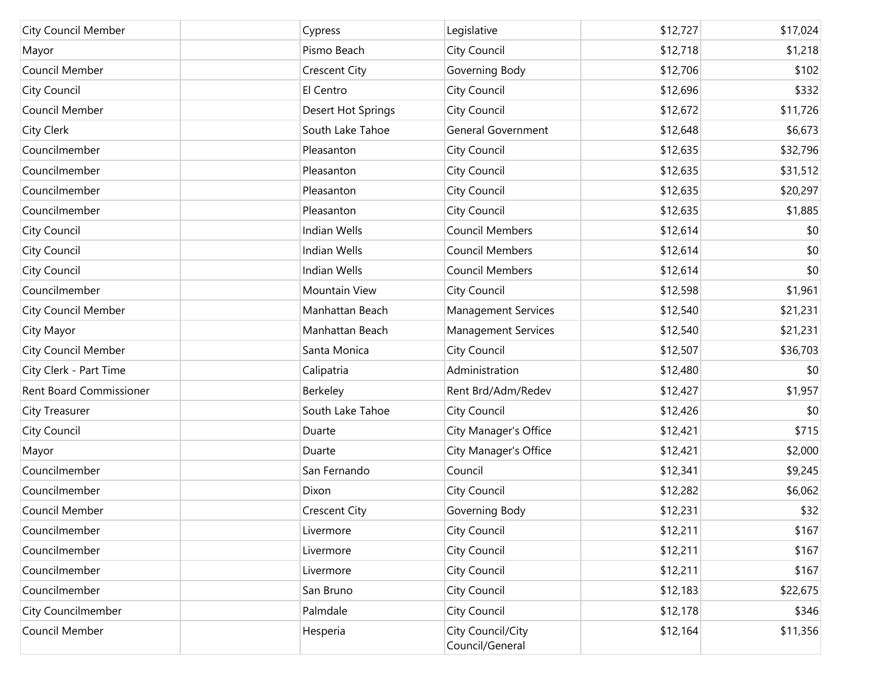| | | | | | |
|---|---|---|---|---|---|
| City Council Member | | Cypress | Legislative | $12,727 | $17,024 |
| Mayor | | Pismo Beach | City Council | $12,718 | $1,218 |
| Council Member | | Crescent City | Governing Body | $12,706 | $102 |
| City Council | | El Centro | City Council | $12,696 | $332 |
| Council Member | | Desert Hot Springs | City Council | $12,672 | $11,726 |
| City Clerk | | South Lake Tahoe | General Government | $12,648 | $6,673 |
| Councilmember | | Pleasanton | City Council | $12,635 | $32,796 |
| Councilmember | | Pleasanton | City Council | $12,635 | $31,512 |
| Councilmember | | Pleasanton | City Council | $12,635 | $20,297 |
| Councilmember | | Pleasanton | City Council | $12,635 | $1,885 |
| City Council | | Indian Wells | Council Members | $12,614 | $0 |
| City Council | | Indian Wells | Council Members | $12,614 | $0 |
| City Council | | Indian Wells | Council Members | $12,614 | $0 |
| Councilmember | | Mountain View | City Council | $12,598 | $1,961 |
| City Council Member | | Manhattan Beach | Management Services | $12,540 | $21,231 |
| City Mayor | | Manhattan Beach | Management Services | $12,540 | $21,231 |
| City Council Member | | Santa Monica | City Council | $12,507 | $36,703 |
| City Clerk - Part Time | | Calipatria | Administration | $12,480 | $0 |
| Rent Board Commissioner | | Berkeley | Rent Brd/Adm/Redev | $12,427 | $1,957 |
| City Treasurer | | South Lake Tahoe | City Council | $12,426 | $0 |
| City Council | | Duarte | City Manager's Office | $12,421 | $715 |
| Mayor | | Duarte | City Manager's Office | $12,421 | $2,000 |
| Councilmember | | San Fernando | Council | $12,341 | $9,245 |
| Councilmember | | Dixon | City Council | $12,282 | $6,062 |
| Council Member | | Crescent City | Governing Body | $12,231 | $32 |
| Councilmember | | Livermore | City Council | $12,211 | $167 |
| Councilmember | | Livermore | City Council | $12,211 | $167 |
| Councilmember | | Livermore | City Council | $12,211 | $167 |
| Councilmember | | San Bruno | City Council | $12,183 | $22,675 |
| City Councilmember | | Palmdale | City Council | $12,178 | $346 |
| Council Member | | Hesperia | City Council/City Council/General | $12,164 | $11,356 |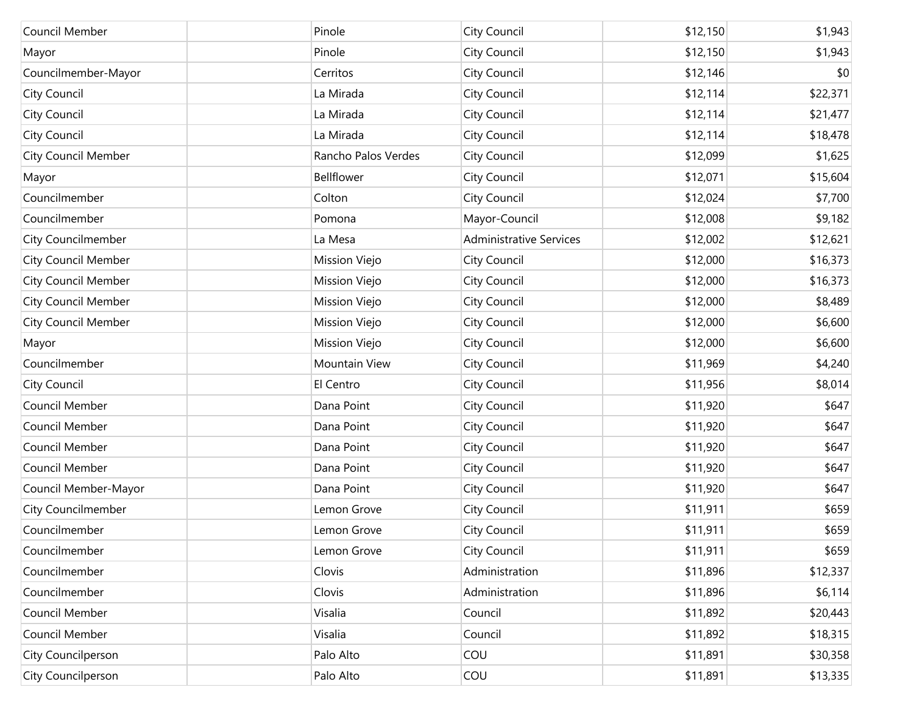| | | | | | |
|---|---|---|---|---|---|
| Council Member | | Pinole | City Council | $12,150 | $1,943 |
| Mayor | | Pinole | City Council | $12,150 | $1,943 |
| Councilmember-Mayor | | Cerritos | City Council | $12,146 | $0 |
| City Council | | La Mirada | City Council | $12,114 | $22,371 |
| City Council | | La Mirada | City Council | $12,114 | $21,477 |
| City Council | | La Mirada | City Council | $12,114 | $18,478 |
| City Council Member | | Rancho Palos Verdes | City Council | $12,099 | $1,625 |
| Mayor | | Bellflower | City Council | $12,071 | $15,604 |
| Councilmember | | Colton | City Council | $12,024 | $7,700 |
| Councilmember | | Pomona | Mayor-Council | $12,008 | $9,182 |
| City Councilmember | | La Mesa | Administrative Services | $12,002 | $12,621 |
| City Council Member | | Mission Viejo | City Council | $12,000 | $16,373 |
| City Council Member | | Mission Viejo | City Council | $12,000 | $16,373 |
| City Council Member | | Mission Viejo | City Council | $12,000 | $8,489 |
| City Council Member | | Mission Viejo | City Council | $12,000 | $6,600 |
| Mayor | | Mission Viejo | City Council | $12,000 | $6,600 |
| Councilmember | | Mountain View | City Council | $11,969 | $4,240 |
| City Council | | El Centro | City Council | $11,956 | $8,014 |
| Council Member | | Dana Point | City Council | $11,920 | $647 |
| Council Member | | Dana Point | City Council | $11,920 | $647 |
| Council Member | | Dana Point | City Council | $11,920 | $647 |
| Council Member | | Dana Point | City Council | $11,920 | $647 |
| Council Member-Mayor | | Dana Point | City Council | $11,920 | $647 |
| City Councilmember | | Lemon Grove | City Council | $11,911 | $659 |
| Councilmember | | Lemon Grove | City Council | $11,911 | $659 |
| Councilmember | | Lemon Grove | City Council | $11,911 | $659 |
| Councilmember | | Clovis | Administration | $11,896 | $12,337 |
| Councilmember | | Clovis | Administration | $11,896 | $6,114 |
| Council Member | | Visalia | Council | $11,892 | $20,443 |
| Council Member | | Visalia | Council | $11,892 | $18,315 |
| City Councilperson | | Palo Alto | COU | $11,891 | $30,358 |
| City Councilperson | | Palo Alto | COU | $11,891 | $13,335 |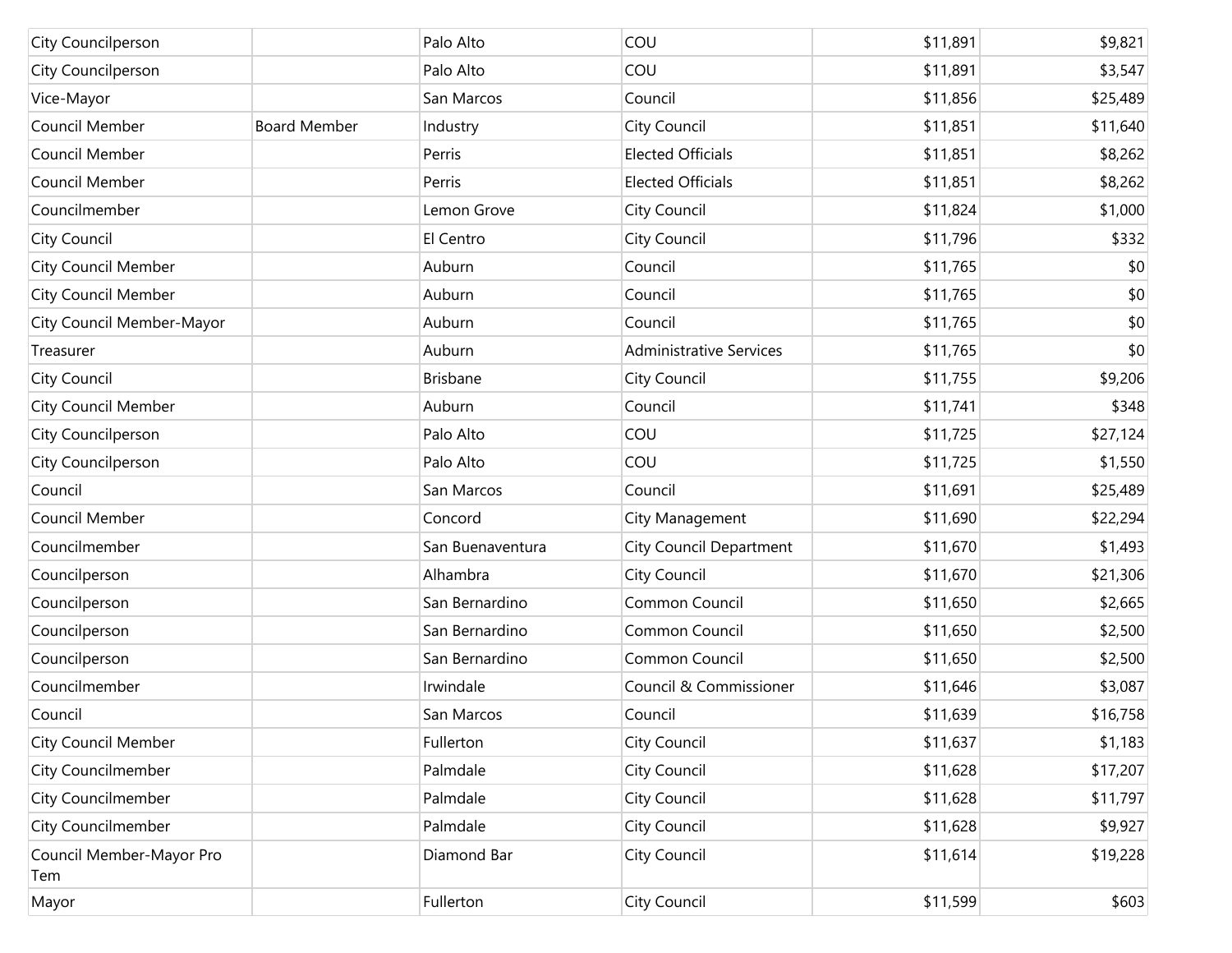| | | | | | |
|---|---|---|---|---|---|
| City Councilperson | | Palo Alto | COU | $11,891 | $9,821 |
| City Councilperson | | Palo Alto | COU | $11,891 | $3,547 |
| Vice-Mayor | | San Marcos | Council | $11,856 | $25,489 |
| Council Member | Board Member | Industry | City Council | $11,851 | $11,640 |
| Council Member | | Perris | Elected Officials | $11,851 | $8,262 |
| Council Member | | Perris | Elected Officials | $11,851 | $8,262 |
| Councilmember | | Lemon Grove | City Council | $11,824 | $1,000 |
| City Council | | El Centro | City Council | $11,796 | $332 |
| City Council Member | | Auburn | Council | $11,765 | $0 |
| City Council Member | | Auburn | Council | $11,765 | $0 |
| City Council Member-Mayor | | Auburn | Council | $11,765 | $0 |
| Treasurer | | Auburn | Administrative Services | $11,765 | $0 |
| City Council | | Brisbane | City Council | $11,755 | $9,206 |
| City Council Member | | Auburn | Council | $11,741 | $348 |
| City Councilperson | | Palo Alto | COU | $11,725 | $27,124 |
| City Councilperson | | Palo Alto | COU | $11,725 | $1,550 |
| Council | | San Marcos | Council | $11,691 | $25,489 |
| Council Member | | Concord | City Management | $11,690 | $22,294 |
| Councilmember | | San Buenaventura | City Council Department | $11,670 | $1,493 |
| Councilperson | | Alhambra | City Council | $11,670 | $21,306 |
| Councilperson | | San Bernardino | Common Council | $11,650 | $2,665 |
| Councilperson | | San Bernardino | Common Council | $11,650 | $2,500 |
| Councilperson | | San Bernardino | Common Council | $11,650 | $2,500 |
| Councilmember | | Irwindale | Council & Commissioner | $11,646 | $3,087 |
| Council | | San Marcos | Council | $11,639 | $16,758 |
| City Council Member | | Fullerton | City Council | $11,637 | $1,183 |
| City Councilmember | | Palmdale | City Council | $11,628 | $17,207 |
| City Councilmember | | Palmdale | City Council | $11,628 | $11,797 |
| City Councilmember | | Palmdale | City Council | $11,628 | $9,927 |
| Council Member-Mayor Pro Tem | | Diamond Bar | City Council | $11,614 | $19,228 |
| Mayor | | Fullerton | City Council | $11,599 | $603 |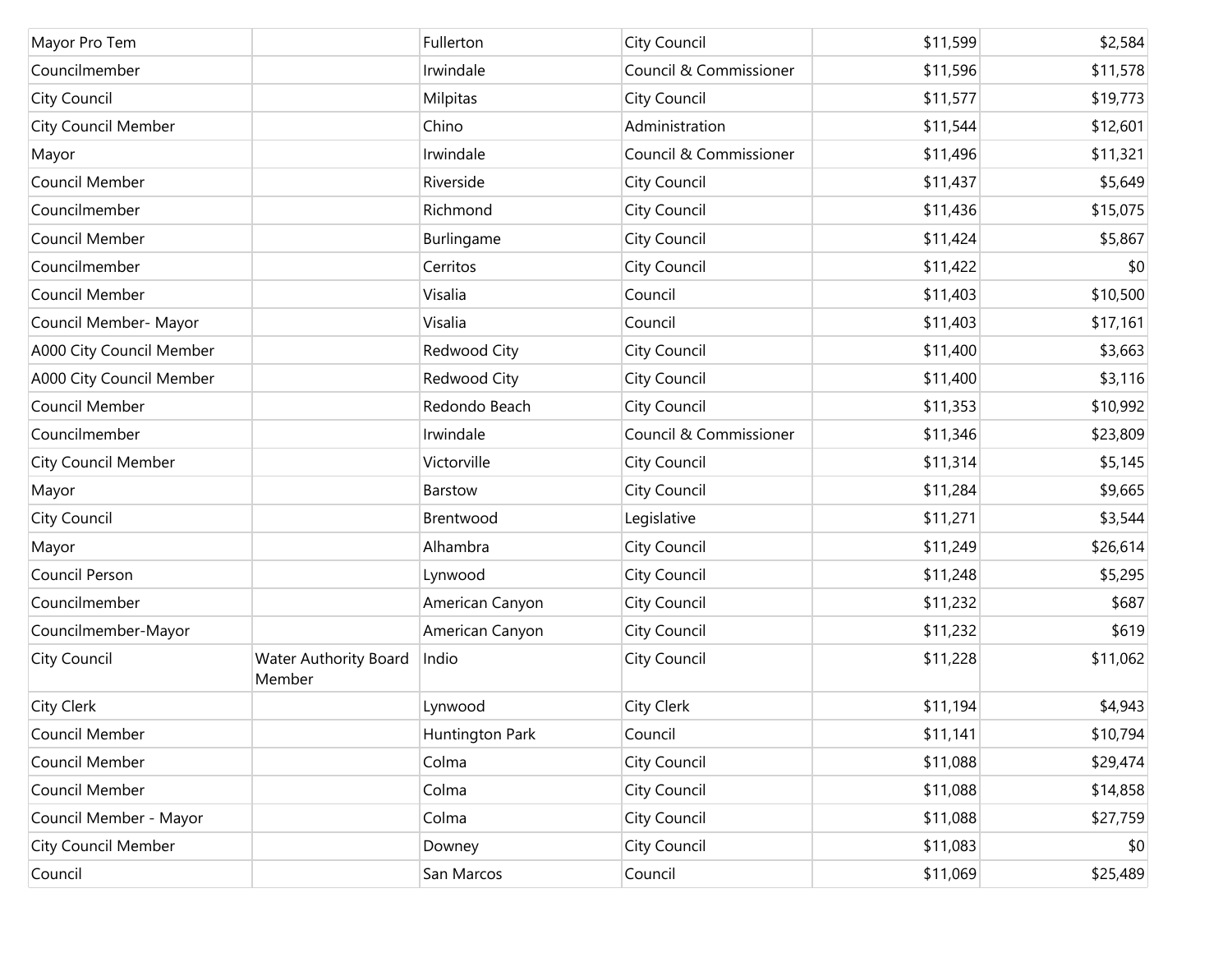| | | | | | |
|---|---|---|---|---|---|
| Mayor Pro Tem | | Fullerton | City Council | $11,599 | $2,584 |
| Councilmember | | Irwindale | Council & Commissioner | $11,596 | $11,578 |
| City Council | | Milpitas | City Council | $11,577 | $19,773 |
| City Council Member | | Chino | Administration | $11,544 | $12,601 |
| Mayor | | Irwindale | Council & Commissioner | $11,496 | $11,321 |
| Council Member | | Riverside | City Council | $11,437 | $5,649 |
| Councilmember | | Richmond | City Council | $11,436 | $15,075 |
| Council Member | | Burlingame | City Council | $11,424 | $5,867 |
| Councilmember | | Cerritos | City Council | $11,422 | $0 |
| Council Member | | Visalia | Council | $11,403 | $10,500 |
| Council Member- Mayor | | Visalia | Council | $11,403 | $17,161 |
| A000 City Council Member | | Redwood City | City Council | $11,400 | $3,663 |
| A000 City Council Member | | Redwood City | City Council | $11,400 | $3,116 |
| Council Member | | Redondo Beach | City Council | $11,353 | $10,992 |
| Councilmember | | Irwindale | Council & Commissioner | $11,346 | $23,809 |
| City Council Member | | Victorville | City Council | $11,314 | $5,145 |
| Mayor | | Barstow | City Council | $11,284 | $9,665 |
| City Council | | Brentwood | Legislative | $11,271 | $3,544 |
| Mayor | | Alhambra | City Council | $11,249 | $26,614 |
| Council Person | | Lynwood | City Council | $11,248 | $5,295 |
| Councilmember | | American Canyon | City Council | $11,232 | $687 |
| Councilmember-Mayor | | American Canyon | City Council | $11,232 | $619 |
| City Council | Water Authority Board Member | Indio | City Council | $11,228 | $11,062 |
| City Clerk | | Lynwood | City Clerk | $11,194 | $4,943 |
| Council Member | | Huntington Park | Council | $11,141 | $10,794 |
| Council Member | | Colma | City Council | $11,088 | $29,474 |
| Council Member | | Colma | City Council | $11,088 | $14,858 |
| Council Member - Mayor | | Colma | City Council | $11,088 | $27,759 |
| City Council Member | | Downey | City Council | $11,083 | $0 |
| Council | | San Marcos | Council | $11,069 | $25,489 |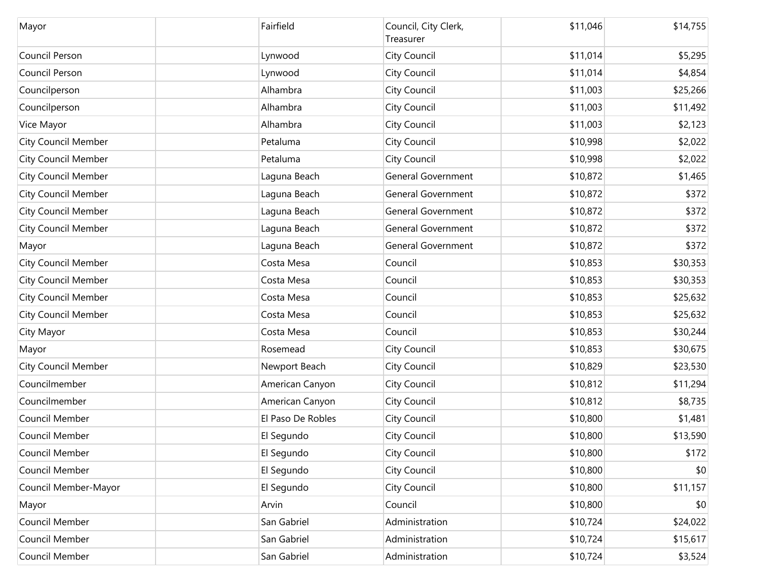| | | | | | |
|---|---|---|---|---|---|
| Mayor | | Fairfield | Council, City Clerk, Treasurer | $11,046 | $14,755 |
| Council Person | | Lynwood | City Council | $11,014 | $5,295 |
| Council Person | | Lynwood | City Council | $11,014 | $4,854 |
| Councilperson | | Alhambra | City Council | $11,003 | $25,266 |
| Councilperson | | Alhambra | City Council | $11,003 | $11,492 |
| Vice Mayor | | Alhambra | City Council | $11,003 | $2,123 |
| City Council Member | | Petaluma | City Council | $10,998 | $2,022 |
| City Council Member | | Petaluma | City Council | $10,998 | $2,022 |
| City Council Member | | Laguna Beach | General Government | $10,872 | $1,465 |
| City Council Member | | Laguna Beach | General Government | $10,872 | $372 |
| City Council Member | | Laguna Beach | General Government | $10,872 | $372 |
| City Council Member | | Laguna Beach | General Government | $10,872 | $372 |
| Mayor | | Laguna Beach | General Government | $10,872 | $372 |
| City Council Member | | Costa Mesa | Council | $10,853 | $30,353 |
| City Council Member | | Costa Mesa | Council | $10,853 | $30,353 |
| City Council Member | | Costa Mesa | Council | $10,853 | $25,632 |
| City Council Member | | Costa Mesa | Council | $10,853 | $25,632 |
| City Mayor | | Costa Mesa | Council | $10,853 | $30,244 |
| Mayor | | Rosemead | City Council | $10,853 | $30,675 |
| City Council Member | | Newport Beach | City Council | $10,829 | $23,530 |
| Councilmember | | American Canyon | City Council | $10,812 | $11,294 |
| Councilmember | | American Canyon | City Council | $10,812 | $8,735 |
| Council Member | | El Paso De Robles | City Council | $10,800 | $1,481 |
| Council Member | | El Segundo | City Council | $10,800 | $13,590 |
| Council Member | | El Segundo | City Council | $10,800 | $172 |
| Council Member | | El Segundo | City Council | $10,800 | $0 |
| Council Member-Mayor | | El Segundo | City Council | $10,800 | $11,157 |
| Mayor | | Arvin | Council | $10,800 | $0 |
| Council Member | | San Gabriel | Administration | $10,724 | $24,022 |
| Council Member | | San Gabriel | Administration | $10,724 | $15,617 |
| Council Member | | San Gabriel | Administration | $10,724 | $3,524 |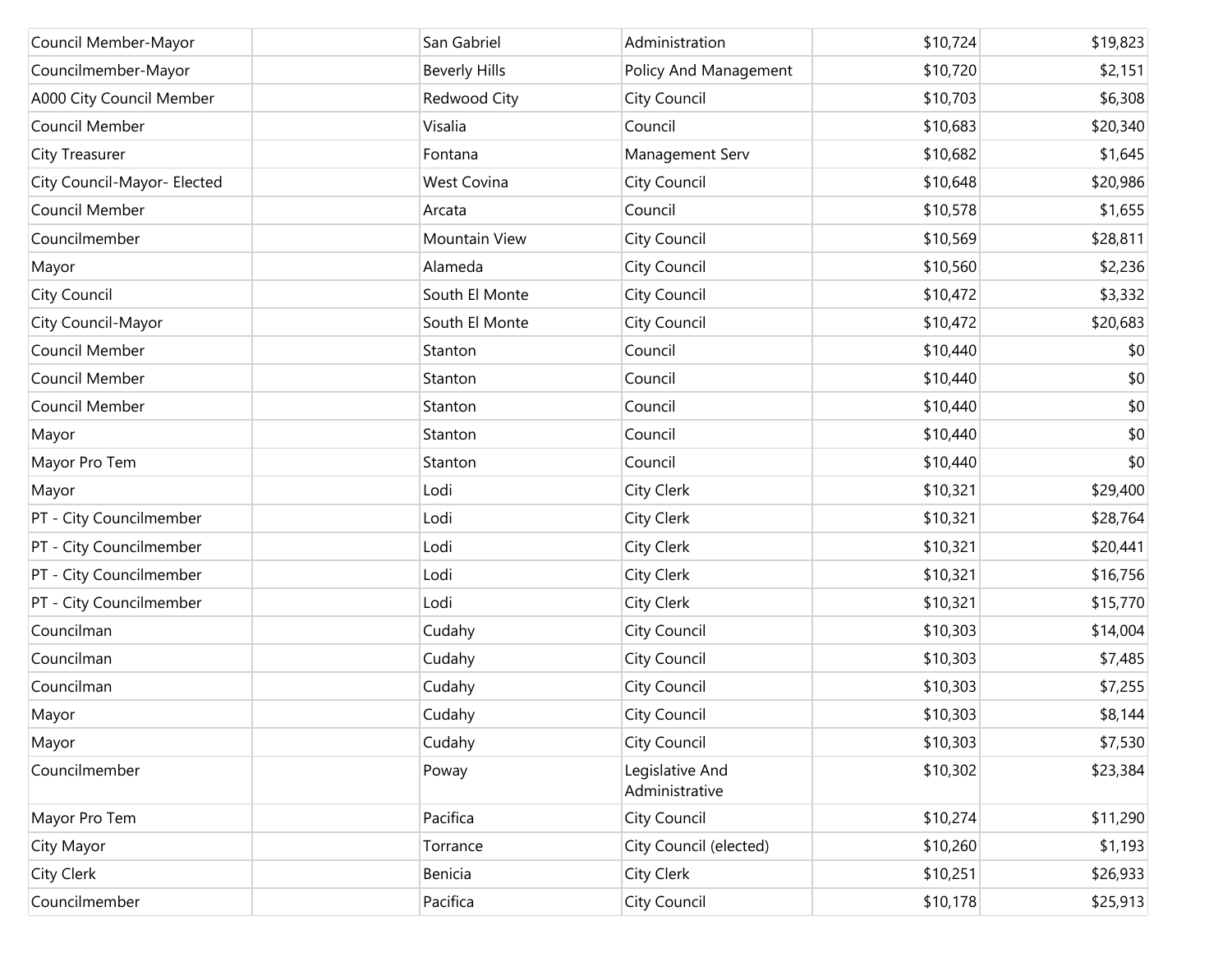| | | | | | |
|---|---|---|---|---|---|
| Council Member-Mayor | | San Gabriel | Administration | $10,724 | $19,823 |
| Councilmember-Mayor | | Beverly Hills | Policy And Management | $10,720 | $2,151 |
| A000 City Council Member | | Redwood City | City Council | $10,703 | $6,308 |
| Council Member | | Visalia | Council | $10,683 | $20,340 |
| City Treasurer | | Fontana | Management Serv | $10,682 | $1,645 |
| City Council-Mayor- Elected | | West Covina | City Council | $10,648 | $20,986 |
| Council Member | | Arcata | Council | $10,578 | $1,655 |
| Councilmember | | Mountain View | City Council | $10,569 | $28,811 |
| Mayor | | Alameda | City Council | $10,560 | $2,236 |
| City Council | | South El Monte | City Council | $10,472 | $3,332 |
| City Council-Mayor | | South El Monte | City Council | $10,472 | $20,683 |
| Council Member | | Stanton | Council | $10,440 | $0 |
| Council Member | | Stanton | Council | $10,440 | $0 |
| Council Member | | Stanton | Council | $10,440 | $0 |
| Mayor | | Stanton | Council | $10,440 | $0 |
| Mayor Pro Tem | | Stanton | Council | $10,440 | $0 |
| Mayor | | Lodi | City Clerk | $10,321 | $29,400 |
| PT - City Councilmember | | Lodi | City Clerk | $10,321 | $28,764 |
| PT - City Councilmember | | Lodi | City Clerk | $10,321 | $20,441 |
| PT - City Councilmember | | Lodi | City Clerk | $10,321 | $16,756 |
| PT - City Councilmember | | Lodi | City Clerk | $10,321 | $15,770 |
| Councilman | | Cudahy | City Council | $10,303 | $14,004 |
| Councilman | | Cudahy | City Council | $10,303 | $7,485 |
| Councilman | | Cudahy | City Council | $10,303 | $7,255 |
| Mayor | | Cudahy | City Council | $10,303 | $8,144 |
| Mayor | | Cudahy | City Council | $10,303 | $7,530 |
| Councilmember | | Poway | Legislative And Administrative | $10,302 | $23,384 |
| Mayor Pro Tem | | Pacifica | City Council | $10,274 | $11,290 |
| City Mayor | | Torrance | City Council (elected) | $10,260 | $1,193 |
| City Clerk | | Benicia | City Clerk | $10,251 | $26,933 |
| Councilmember | | Pacifica | City Council | $10,178 | $25,913 |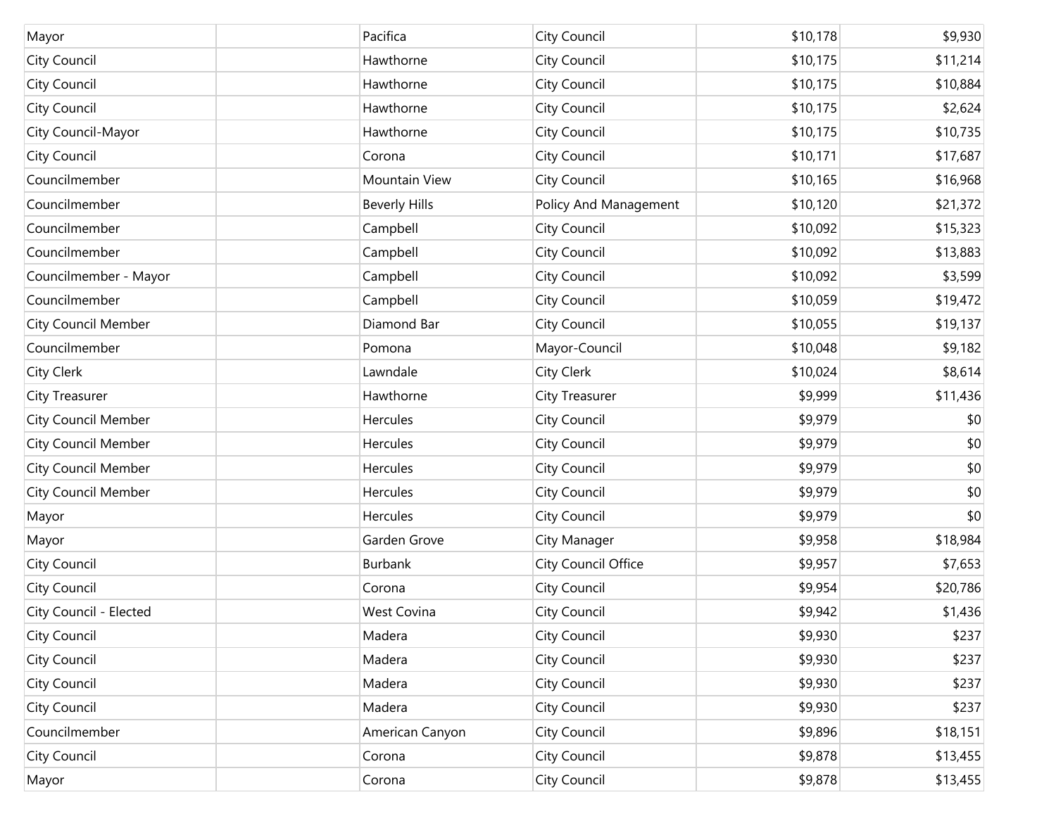| | | | | | |
|---|---|---|---|---|---|
| Mayor | | Pacifica | City Council | $10,178 | $9,930 |
| City Council | | Hawthorne | City Council | $10,175 | $11,214 |
| City Council | | Hawthorne | City Council | $10,175 | $10,884 |
| City Council | | Hawthorne | City Council | $10,175 | $2,624 |
| City Council-Mayor | | Hawthorne | City Council | $10,175 | $10,735 |
| City Council | | Corona | City Council | $10,171 | $17,687 |
| Councilmember | | Mountain View | City Council | $10,165 | $16,968 |
| Councilmember | | Beverly Hills | Policy And Management | $10,120 | $21,372 |
| Councilmember | | Campbell | City Council | $10,092 | $15,323 |
| Councilmember | | Campbell | City Council | $10,092 | $13,883 |
| Councilmember - Mayor | | Campbell | City Council | $10,092 | $3,599 |
| Councilmember | | Campbell | City Council | $10,059 | $19,472 |
| City Council Member | | Diamond Bar | City Council | $10,055 | $19,137 |
| Councilmember | | Pomona | Mayor-Council | $10,048 | $9,182 |
| City Clerk | | Lawndale | City Clerk | $10,024 | $8,614 |
| City Treasurer | | Hawthorne | City Treasurer | $9,999 | $11,436 |
| City Council Member | | Hercules | City Council | $9,979 | $0 |
| City Council Member | | Hercules | City Council | $9,979 | $0 |
| City Council Member | | Hercules | City Council | $9,979 | $0 |
| City Council Member | | Hercules | City Council | $9,979 | $0 |
| Mayor | | Hercules | City Council | $9,979 | $0 |
| Mayor | | Garden Grove | City Manager | $9,958 | $18,984 |
| City Council | | Burbank | City Council Office | $9,957 | $7,653 |
| City Council | | Corona | City Council | $9,954 | $20,786 |
| City Council - Elected | | West Covina | City Council | $9,942 | $1,436 |
| City Council | | Madera | City Council | $9,930 | $237 |
| City Council | | Madera | City Council | $9,930 | $237 |
| City Council | | Madera | City Council | $9,930 | $237 |
| City Council | | Madera | City Council | $9,930 | $237 |
| Councilmember | | American Canyon | City Council | $9,896 | $18,151 |
| City Council | | Corona | City Council | $9,878 | $13,455 |
| Mayor | | Corona | City Council | $9,878 | $13,455 |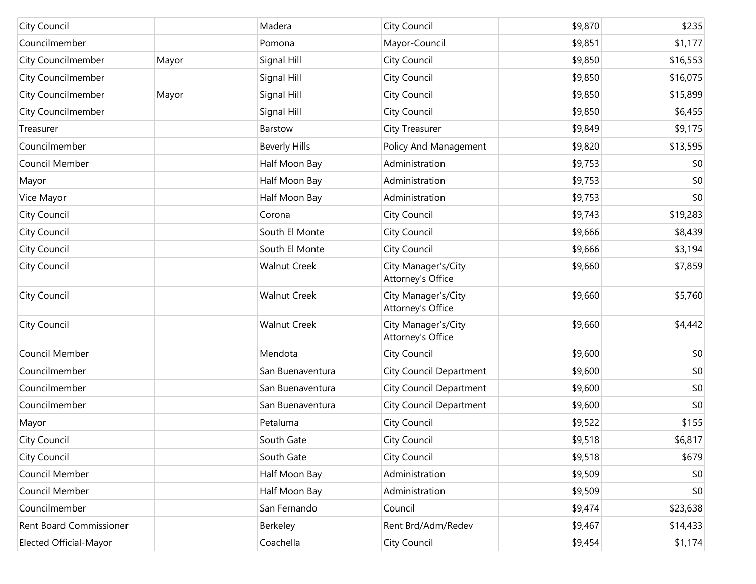| | | | | | |
|---|---|---|---|---|---|
| City Council | | Madera | City Council | $9,870 | $235 |
| Councilmember | | Pomona | Mayor-Council | $9,851 | $1,177 |
| City Councilmember | Mayor | Signal Hill | City Council | $9,850 | $16,553 |
| City Councilmember | | Signal Hill | City Council | $9,850 | $16,075 |
| City Councilmember | Mayor | Signal Hill | City Council | $9,850 | $15,899 |
| City Councilmember | | Signal Hill | City Council | $9,850 | $6,455 |
| Treasurer | | Barstow | City Treasurer | $9,849 | $9,175 |
| Councilmember | | Beverly Hills | Policy And Management | $9,820 | $13,595 |
| Council Member | | Half Moon Bay | Administration | $9,753 | $0 |
| Mayor | | Half Moon Bay | Administration | $9,753 | $0 |
| Vice Mayor | | Half Moon Bay | Administration | $9,753 | $0 |
| City Council | | Corona | City Council | $9,743 | $19,283 |
| City Council | | South El Monte | City Council | $9,666 | $8,439 |
| City Council | | South El Monte | City Council | $9,666 | $3,194 |
| City Council | | Walnut Creek | City Manager's/City Attorney's Office | $9,660 | $7,859 |
| City Council | | Walnut Creek | City Manager's/City Attorney's Office | $9,660 | $5,760 |
| City Council | | Walnut Creek | City Manager's/City Attorney's Office | $9,660 | $4,442 |
| Council Member | | Mendota | City Council | $9,600 | $0 |
| Councilmember | | San Buenaventura | City Council Department | $9,600 | $0 |
| Councilmember | | San Buenaventura | City Council Department | $9,600 | $0 |
| Councilmember | | San Buenaventura | City Council Department | $9,600 | $0 |
| Mayor | | Petaluma | City Council | $9,522 | $155 |
| City Council | | South Gate | City Council | $9,518 | $6,817 |
| City Council | | South Gate | City Council | $9,518 | $679 |
| Council Member | | Half Moon Bay | Administration | $9,509 | $0 |
| Council Member | | Half Moon Bay | Administration | $9,509 | $0 |
| Councilmember | | San Fernando | Council | $9,474 | $23,638 |
| Rent Board Commissioner | | Berkeley | Rent Brd/Adm/Redev | $9,467 | $14,433 |
| Elected Official-Mayor | | Coachella | City Council | $9,454 | $1,174 |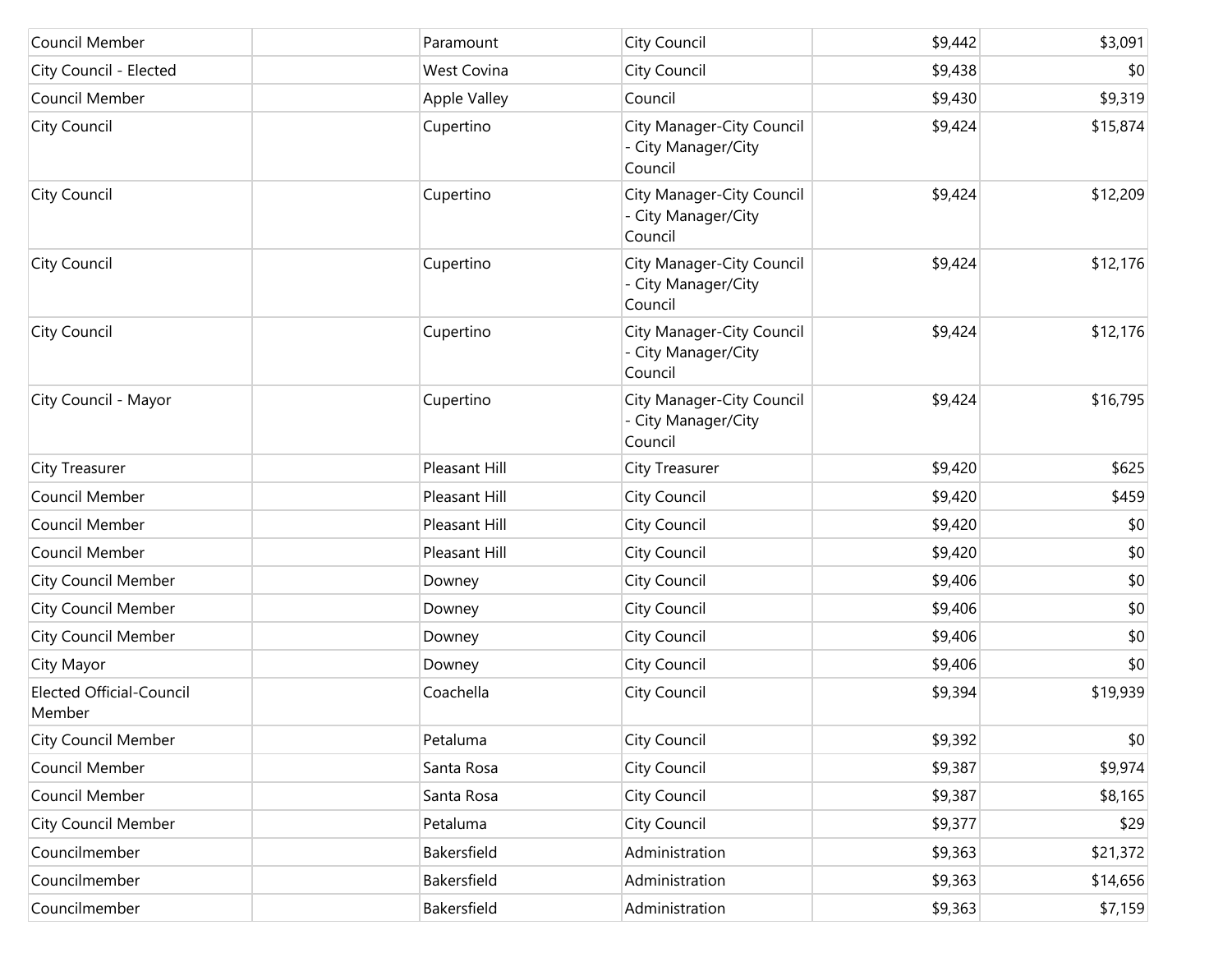| | | | | | |
|---|---|---|---|---|---|
| Council Member | | Paramount | City Council | $9,442 | $3,091 |
| City Council - Elected | | West Covina | City Council | $9,438 | $0 |
| Council Member | | Apple Valley | Council | $9,430 | $9,319 |
| City Council | | Cupertino | City Manager-City Council - City Manager/City Council | $9,424 | $15,874 |
| City Council | | Cupertino | City Manager-City Council - City Manager/City Council | $9,424 | $12,209 |
| City Council | | Cupertino | City Manager-City Council - City Manager/City Council | $9,424 | $12,176 |
| City Council | | Cupertino | City Manager-City Council - City Manager/City Council | $9,424 | $12,176 |
| City Council - Mayor | | Cupertino | City Manager-City Council - City Manager/City Council | $9,424 | $16,795 |
| City Treasurer | | Pleasant Hill | City Treasurer | $9,420 | $625 |
| Council Member | | Pleasant Hill | City Council | $9,420 | $459 |
| Council Member | | Pleasant Hill | City Council | $9,420 | $0 |
| Council Member | | Pleasant Hill | City Council | $9,420 | $0 |
| City Council Member | | Downey | City Council | $9,406 | $0 |
| City Council Member | | Downey | City Council | $9,406 | $0 |
| City Council Member | | Downey | City Council | $9,406 | $0 |
| City Mayor | | Downey | City Council | $9,406 | $0 |
| Elected Official-Council Member | | Coachella | City Council | $9,394 | $19,939 |
| City Council Member | | Petaluma | City Council | $9,392 | $0 |
| Council Member | | Santa Rosa | City Council | $9,387 | $9,974 |
| Council Member | | Santa Rosa | City Council | $9,387 | $8,165 |
| City Council Member | | Petaluma | City Council | $9,377 | $29 |
| Councilmember | | Bakersfield | Administration | $9,363 | $21,372 |
| Councilmember | | Bakersfield | Administration | $9,363 | $14,656 |
| Councilmember | | Bakersfield | Administration | $9,363 | $7,159 |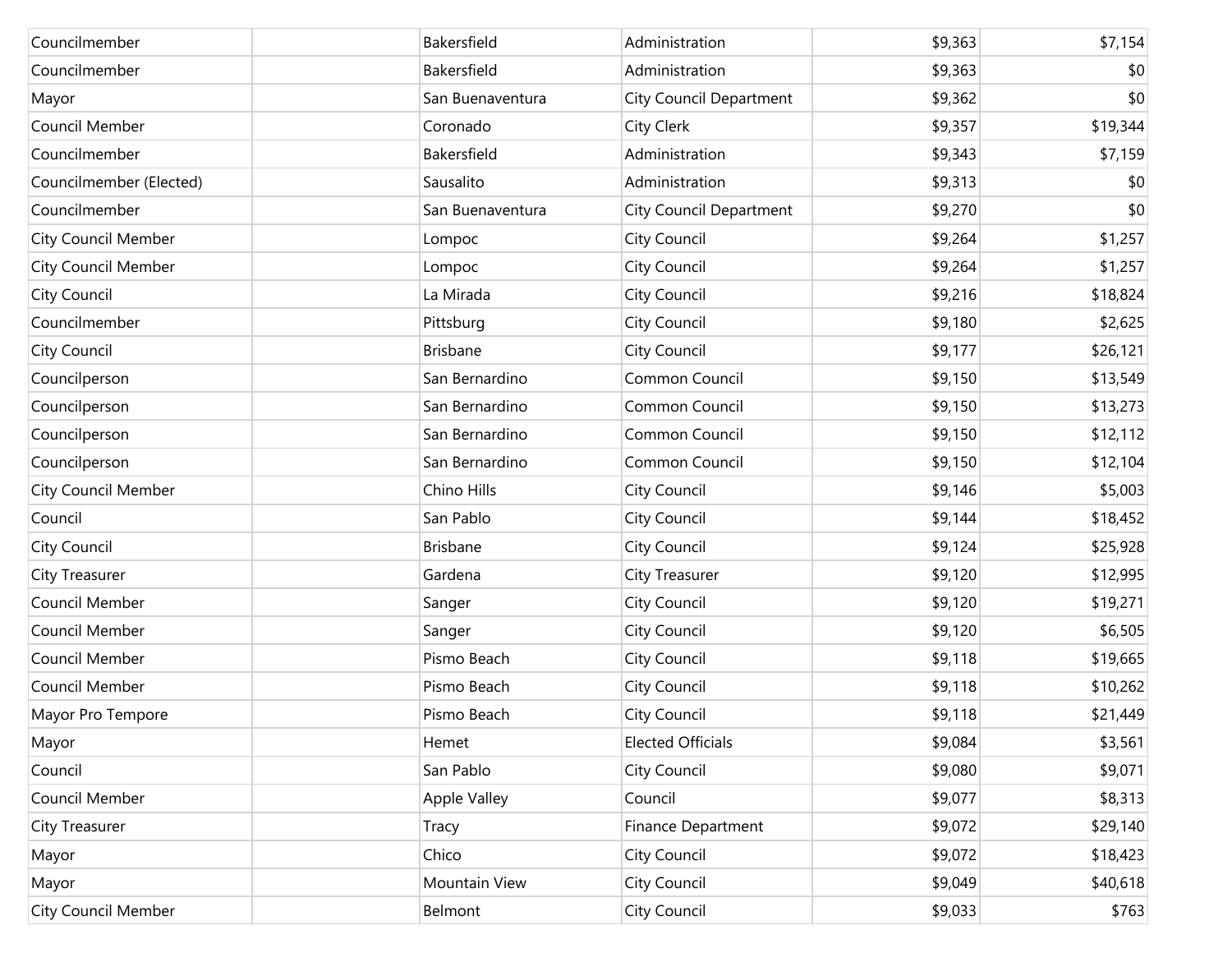| | | | | | |
|---|---|---|---|---|---|
| Councilmember | | Bakersfield | Administration | $9,363 | $7,154 |
| Councilmember | | Bakersfield | Administration | $9,363 | $0 |
| Mayor | | San Buenaventura | City Council Department | $9,362 | $0 |
| Council Member | | Coronado | City Clerk | $9,357 | $19,344 |
| Councilmember | | Bakersfield | Administration | $9,343 | $7,159 |
| Councilmember (Elected) | | Sausalito | Administration | $9,313 | $0 |
| Councilmember | | San Buenaventura | City Council Department | $9,270 | $0 |
| City Council Member | | Lompoc | City Council | $9,264 | $1,257 |
| City Council Member | | Lompoc | City Council | $9,264 | $1,257 |
| City Council | | La Mirada | City Council | $9,216 | $18,824 |
| Councilmember | | Pittsburg | City Council | $9,180 | $2,625 |
| City Council | | Brisbane | City Council | $9,177 | $26,121 |
| Councilperson | | San Bernardino | Common Council | $9,150 | $13,549 |
| Councilperson | | San Bernardino | Common Council | $9,150 | $13,273 |
| Councilperson | | San Bernardino | Common Council | $9,150 | $12,112 |
| Councilperson | | San Bernardino | Common Council | $9,150 | $12,104 |
| City Council Member | | Chino Hills | City Council | $9,146 | $5,003 |
| Council | | San Pablo | City Council | $9,144 | $18,452 |
| City Council | | Brisbane | City Council | $9,124 | $25,928 |
| City Treasurer | | Gardena | City Treasurer | $9,120 | $12,995 |
| Council Member | | Sanger | City Council | $9,120 | $19,271 |
| Council Member | | Sanger | City Council | $9,120 | $6,505 |
| Council Member | | Pismo Beach | City Council | $9,118 | $19,665 |
| Council Member | | Pismo Beach | City Council | $9,118 | $10,262 |
| Mayor Pro Tempore | | Pismo Beach | City Council | $9,118 | $21,449 |
| Mayor | | Hemet | Elected Officials | $9,084 | $3,561 |
| Council | | San Pablo | City Council | $9,080 | $9,071 |
| Council Member | | Apple Valley | Council | $9,077 | $8,313 |
| City Treasurer | | Tracy | Finance Department | $9,072 | $29,140 |
| Mayor | | Chico | City Council | $9,072 | $18,423 |
| Mayor | | Mountain View | City Council | $9,049 | $40,618 |
| City Council Member | | Belmont | City Council | $9,033 | $763 |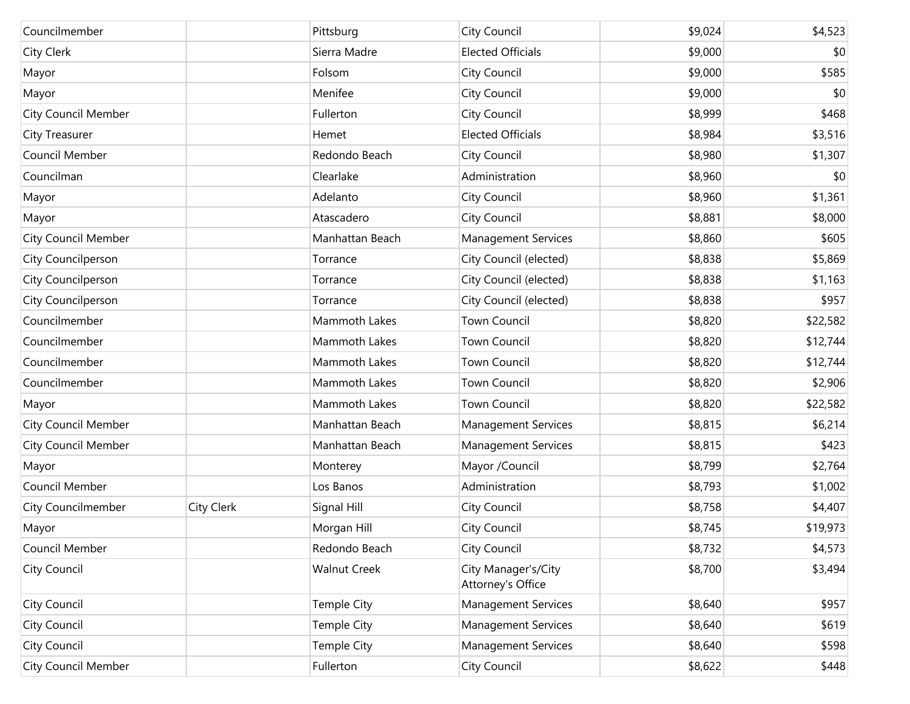| | | | | | |
|---|---|---|---|---|---|
| Councilmember | | Pittsburg | City Council | $9,024 | $4,523 |
| City Clerk | | Sierra Madre | Elected Officials | $9,000 | $0 |
| Mayor | | Folsom | City Council | $9,000 | $585 |
| Mayor | | Menifee | City Council | $9,000 | $0 |
| City Council Member | | Fullerton | City Council | $8,999 | $468 |
| City Treasurer | | Hemet | Elected Officials | $8,984 | $3,516 |
| Council Member | | Redondo Beach | City Council | $8,980 | $1,307 |
| Councilman | | Clearlake | Administration | $8,960 | $0 |
| Mayor | | Adelanto | City Council | $8,960 | $1,361 |
| Mayor | | Atascadero | City Council | $8,881 | $8,000 |
| City Council Member | | Manhattan Beach | Management Services | $8,860 | $605 |
| City Councilperson | | Torrance | City Council (elected) | $8,838 | $5,869 |
| City Councilperson | | Torrance | City Council (elected) | $8,838 | $1,163 |
| City Councilperson | | Torrance | City Council (elected) | $8,838 | $957 |
| Councilmember | | Mammoth Lakes | Town Council | $8,820 | $22,582 |
| Councilmember | | Mammoth Lakes | Town Council | $8,820 | $12,744 |
| Councilmember | | Mammoth Lakes | Town Council | $8,820 | $12,744 |
| Councilmember | | Mammoth Lakes | Town Council | $8,820 | $2,906 |
| Mayor | | Mammoth Lakes | Town Council | $8,820 | $22,582 |
| City Council Member | | Manhattan Beach | Management Services | $8,815 | $6,214 |
| City Council Member | | Manhattan Beach | Management Services | $8,815 | $423 |
| Mayor | | Monterey | Mayor /Council | $8,799 | $2,764 |
| Council Member | | Los Banos | Administration | $8,793 | $1,002 |
| City Councilmember | City Clerk | Signal Hill | City Council | $8,758 | $4,407 |
| Mayor | | Morgan Hill | City Council | $8,745 | $19,973 |
| Council Member | | Redondo Beach | City Council | $8,732 | $4,573 |
| City Council | | Walnut Creek | City Manager's/City Attorney's Office | $8,700 | $3,494 |
| City Council | | Temple City | Management Services | $8,640 | $957 |
| City Council | | Temple City | Management Services | $8,640 | $619 |
| City Council | | Temple City | Management Services | $8,640 | $598 |
| City Council Member | | Fullerton | City Council | $8,622 | $448 |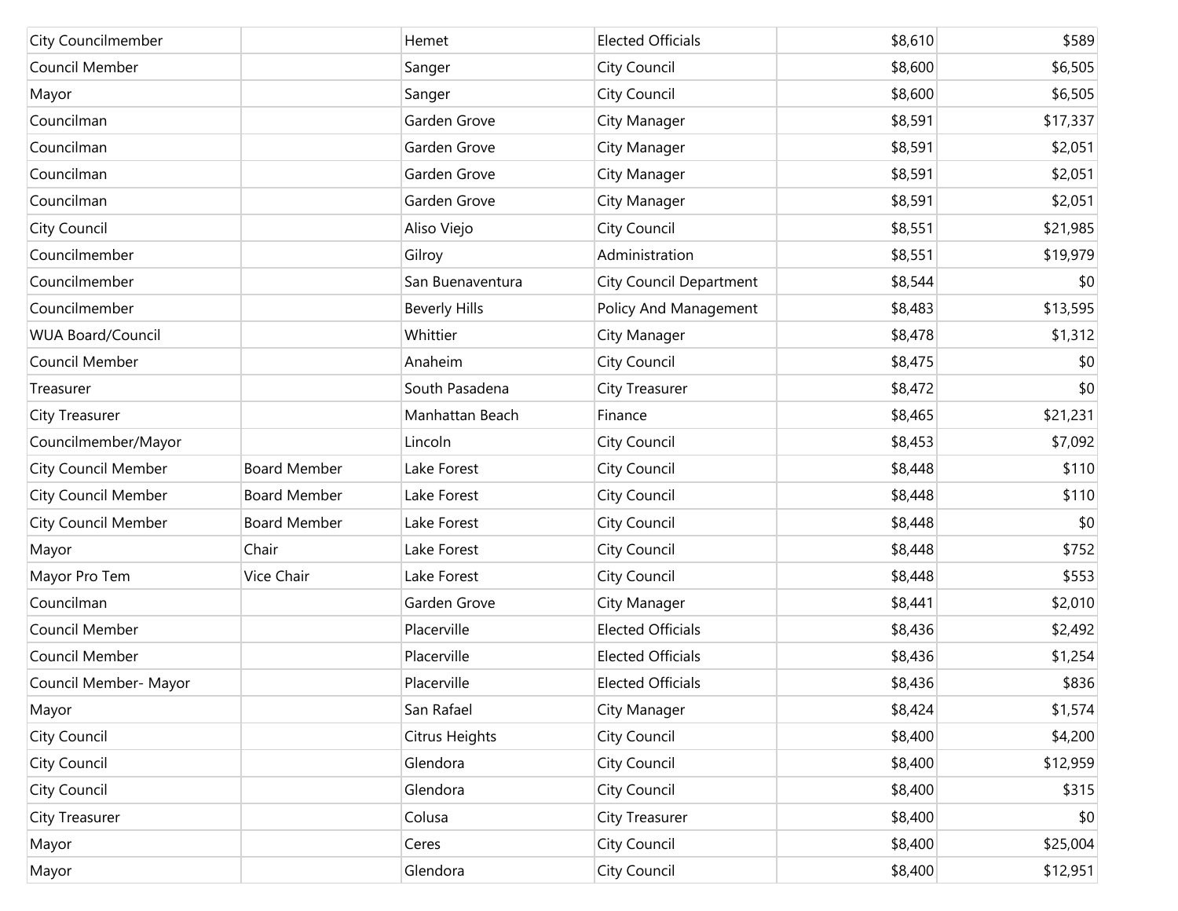| | | | | | |
|---|---|---|---|---|---|
| City Councilmember | | Hemet | Elected Officials | $8,610 | $589 |
| Council Member | | Sanger | City Council | $8,600 | $6,505 |
| Mayor | | Sanger | City Council | $8,600 | $6,505 |
| Councilman | | Garden Grove | City Manager | $8,591 | $17,337 |
| Councilman | | Garden Grove | City Manager | $8,591 | $2,051 |
| Councilman | | Garden Grove | City Manager | $8,591 | $2,051 |
| Councilman | | Garden Grove | City Manager | $8,591 | $2,051 |
| City Council | | Aliso Viejo | City Council | $8,551 | $21,985 |
| Councilmember | | Gilroy | Administration | $8,551 | $19,979 |
| Councilmember | | San Buenaventura | City Council Department | $8,544 | $0 |
| Councilmember | | Beverly Hills | Policy And Management | $8,483 | $13,595 |
| WUA Board/Council | | Whittier | City Manager | $8,478 | $1,312 |
| Council Member | | Anaheim | City Council | $8,475 | $0 |
| Treasurer | | South Pasadena | City Treasurer | $8,472 | $0 |
| City Treasurer | | Manhattan Beach | Finance | $8,465 | $21,231 |
| Councilmember/Mayor | | Lincoln | City Council | $8,453 | $7,092 |
| City Council Member | Board Member | Lake Forest | City Council | $8,448 | $110 |
| City Council Member | Board Member | Lake Forest | City Council | $8,448 | $110 |
| City Council Member | Board Member | Lake Forest | City Council | $8,448 | $0 |
| Mayor | Chair | Lake Forest | City Council | $8,448 | $752 |
| Mayor Pro Tem | Vice Chair | Lake Forest | City Council | $8,448 | $553 |
| Councilman | | Garden Grove | City Manager | $8,441 | $2,010 |
| Council Member | | Placerville | Elected Officials | $8,436 | $2,492 |
| Council Member | | Placerville | Elected Officials | $8,436 | $1,254 |
| Council Member- Mayor | | Placerville | Elected Officials | $8,436 | $836 |
| Mayor | | San Rafael | City Manager | $8,424 | $1,574 |
| City Council | | Citrus Heights | City Council | $8,400 | $4,200 |
| City Council | | Glendora | City Council | $8,400 | $12,959 |
| City Council | | Glendora | City Council | $8,400 | $315 |
| City Treasurer | | Colusa | City Treasurer | $8,400 | $0 |
| Mayor | | Ceres | City Council | $8,400 | $25,004 |
| Mayor | | Glendora | City Council | $8,400 | $12,951 |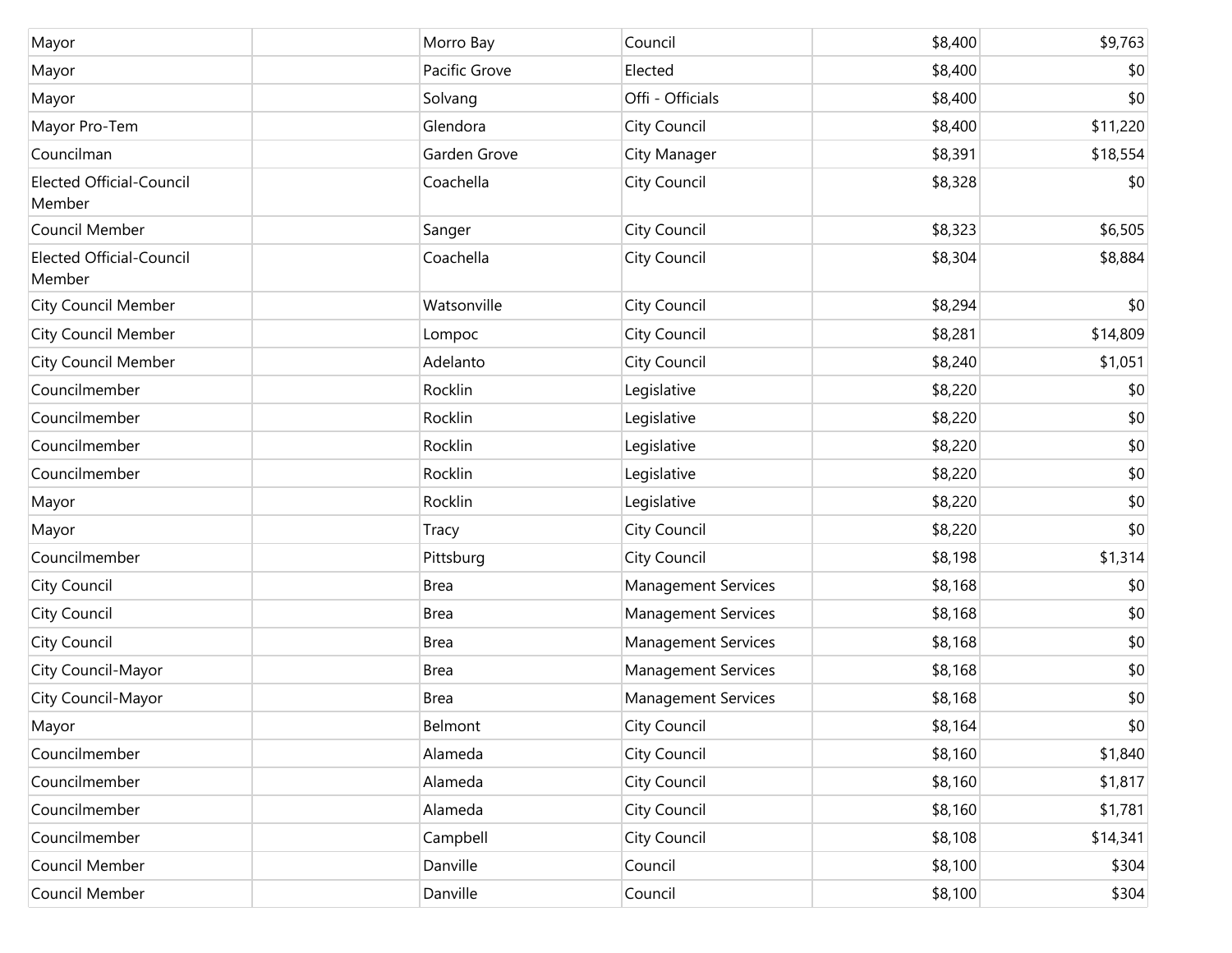| | | | | | |
|---|---|---|---|---|---|
| Mayor | | Morro Bay | Council | $8,400 | $9,763 |
| Mayor | | Pacific Grove | Elected | $8,400 | $0 |
| Mayor | | Solvang | Offi - Officials | $8,400 | $0 |
| Mayor Pro-Tem | | Glendora | City Council | $8,400 | $11,220 |
| Councilman | | Garden Grove | City Manager | $8,391 | $18,554 |
| Elected Official-Council Member | | Coachella | City Council | $8,328 | $0 |
| Council Member | | Sanger | City Council | $8,323 | $6,505 |
| Elected Official-Council Member | | Coachella | City Council | $8,304 | $8,884 |
| City Council Member | | Watsonville | City Council | $8,294 | $0 |
| City Council Member | | Lompoc | City Council | $8,281 | $14,809 |
| City Council Member | | Adelanto | City Council | $8,240 | $1,051 |
| Councilmember | | Rocklin | Legislative | $8,220 | $0 |
| Councilmember | | Rocklin | Legislative | $8,220 | $0 |
| Councilmember | | Rocklin | Legislative | $8,220 | $0 |
| Councilmember | | Rocklin | Legislative | $8,220 | $0 |
| Mayor | | Rocklin | Legislative | $8,220 | $0 |
| Mayor | | Tracy | City Council | $8,220 | $0 |
| Councilmember | | Pittsburg | City Council | $8,198 | $1,314 |
| City Council | | Brea | Management Services | $8,168 | $0 |
| City Council | | Brea | Management Services | $8,168 | $0 |
| City Council | | Brea | Management Services | $8,168 | $0 |
| City Council-Mayor | | Brea | Management Services | $8,168 | $0 |
| City Council-Mayor | | Brea | Management Services | $8,168 | $0 |
| Mayor | | Belmont | City Council | $8,164 | $0 |
| Councilmember | | Alameda | City Council | $8,160 | $1,840 |
| Councilmember | | Alameda | City Council | $8,160 | $1,817 |
| Councilmember | | Alameda | City Council | $8,160 | $1,781 |
| Councilmember | | Campbell | City Council | $8,108 | $14,341 |
| Council Member | | Danville | Council | $8,100 | $304 |
| Council Member | | Danville | Council | $8,100 | $304 |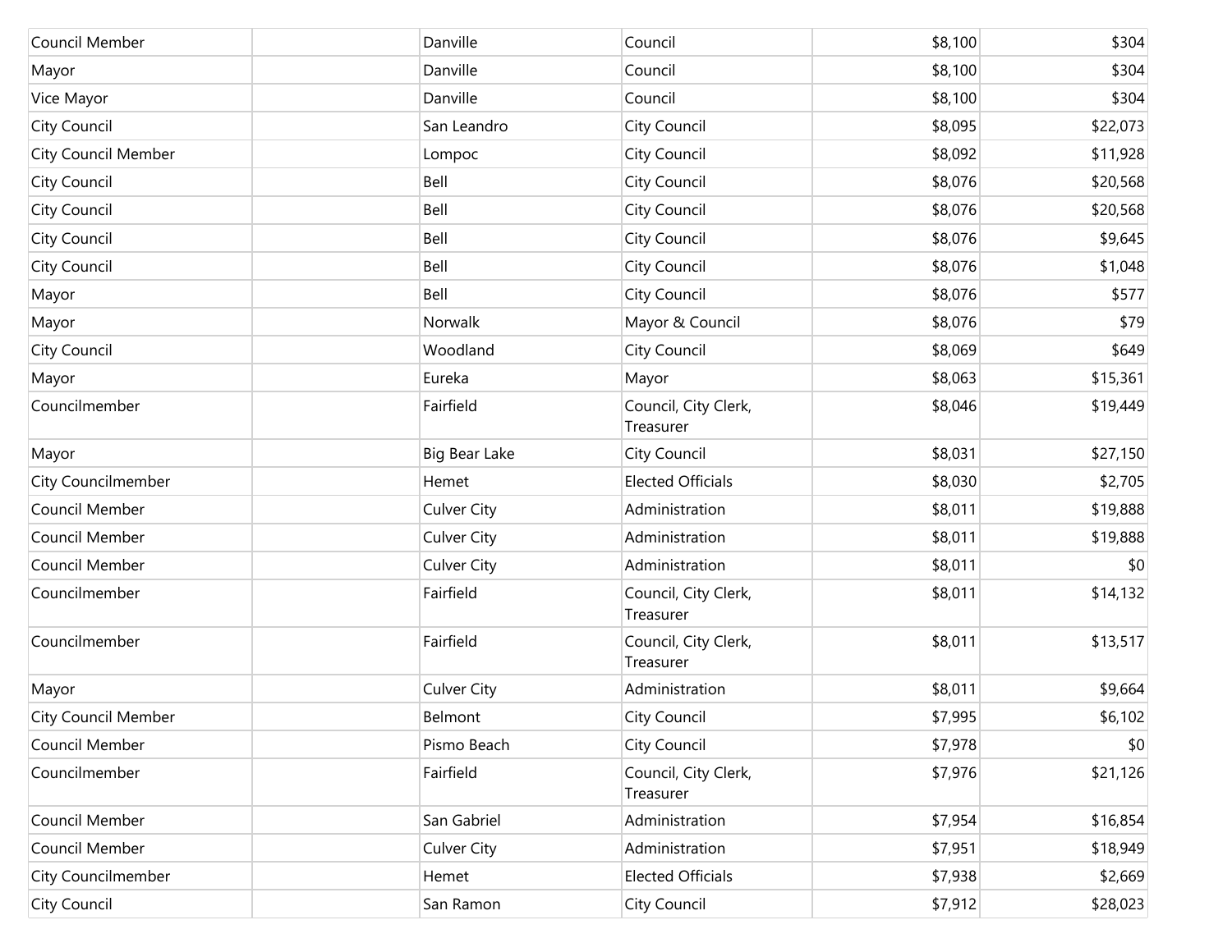| | | | | | |
|---|---|---|---|---|---|
| Council Member | | Danville | Council | $8,100 | $304 |
| Mayor | | Danville | Council | $8,100 | $304 |
| Vice Mayor | | Danville | Council | $8,100 | $304 |
| City Council | | San Leandro | City Council | $8,095 | $22,073 |
| City Council Member | | Lompoc | City Council | $8,092 | $11,928 |
| City Council | | Bell | City Council | $8,076 | $20,568 |
| City Council | | Bell | City Council | $8,076 | $20,568 |
| City Council | | Bell | City Council | $8,076 | $9,645 |
| City Council | | Bell | City Council | $8,076 | $1,048 |
| Mayor | | Bell | City Council | $8,076 | $577 |
| Mayor | | Norwalk | Mayor & Council | $8,076 | $79 |
| City Council | | Woodland | City Council | $8,069 | $649 |
| Mayor | | Eureka | Mayor | $8,063 | $15,361 |
| Councilmember | | Fairfield | Council, City Clerk, Treasurer | $8,046 | $19,449 |
| Mayor | | Big Bear Lake | City Council | $8,031 | $27,150 |
| City Councilmember | | Hemet | Elected Officials | $8,030 | $2,705 |
| Council Member | | Culver City | Administration | $8,011 | $19,888 |
| Council Member | | Culver City | Administration | $8,011 | $19,888 |
| Council Member | | Culver City | Administration | $8,011 | $0 |
| Councilmember | | Fairfield | Council, City Clerk, Treasurer | $8,011 | $14,132 |
| Councilmember | | Fairfield | Council, City Clerk, Treasurer | $8,011 | $13,517 |
| Mayor | | Culver City | Administration | $8,011 | $9,664 |
| City Council Member | | Belmont | City Council | $7,995 | $6,102 |
| Council Member | | Pismo Beach | City Council | $7,978 | $0 |
| Councilmember | | Fairfield | Council, City Clerk, Treasurer | $7,976 | $21,126 |
| Council Member | | San Gabriel | Administration | $7,954 | $16,854 |
| Council Member | | Culver City | Administration | $7,951 | $18,949 |
| City Councilmember | | Hemet | Elected Officials | $7,938 | $2,669 |
| City Council | | San Ramon | City Council | $7,912 | $28,023 |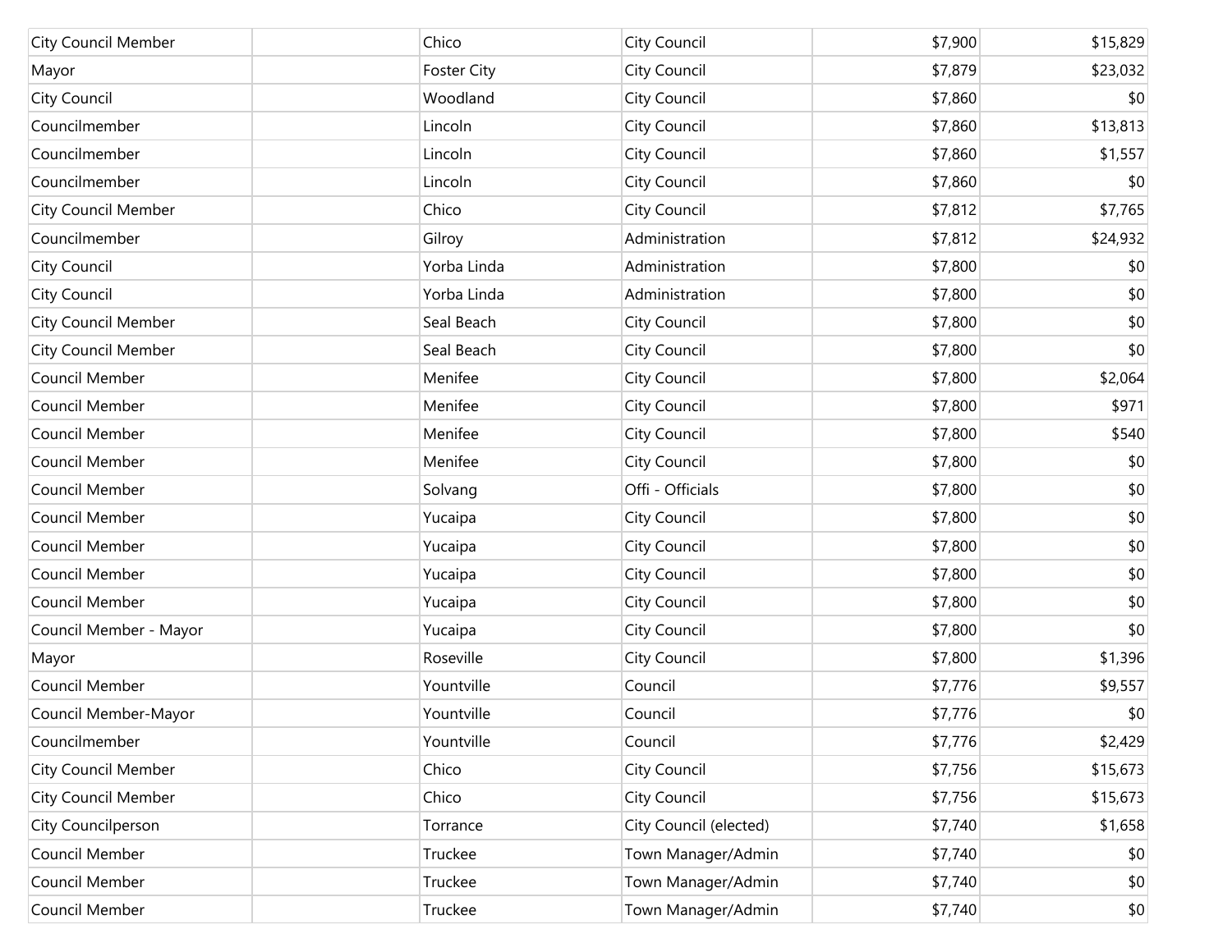| | | | | | |
|---|---|---|---|---|---|
| City Council Member | | Chico | City Council | $7,900 | $15,829 |
| Mayor | | Foster City | City Council | $7,879 | $23,032 |
| City Council | | Woodland | City Council | $7,860 | $0 |
| Councilmember | | Lincoln | City Council | $7,860 | $13,813 |
| Councilmember | | Lincoln | City Council | $7,860 | $1,557 |
| Councilmember | | Lincoln | City Council | $7,860 | $0 |
| City Council Member | | Chico | City Council | $7,812 | $7,765 |
| Councilmember | | Gilroy | Administration | $7,812 | $24,932 |
| City Council | | Yorba Linda | Administration | $7,800 | $0 |
| City Council | | Yorba Linda | Administration | $7,800 | $0 |
| City Council Member | | Seal Beach | City Council | $7,800 | $0 |
| City Council Member | | Seal Beach | City Council | $7,800 | $0 |
| Council Member | | Menifee | City Council | $7,800 | $2,064 |
| Council Member | | Menifee | City Council | $7,800 | $971 |
| Council Member | | Menifee | City Council | $7,800 | $540 |
| Council Member | | Menifee | City Council | $7,800 | $0 |
| Council Member | | Solvang | Offi - Officials | $7,800 | $0 |
| Council Member | | Yucaipa | City Council | $7,800 | $0 |
| Council Member | | Yucaipa | City Council | $7,800 | $0 |
| Council Member | | Yucaipa | City Council | $7,800 | $0 |
| Council Member | | Yucaipa | City Council | $7,800 | $0 |
| Council Member - Mayor | | Yucaipa | City Council | $7,800 | $0 |
| Mayor | | Roseville | City Council | $7,800 | $1,396 |
| Council Member | | Yountville | Council | $7,776 | $9,557 |
| Council Member-Mayor | | Yountville | Council | $7,776 | $0 |
| Councilmember | | Yountville | Council | $7,776 | $2,429 |
| City Council Member | | Chico | City Council | $7,756 | $15,673 |
| City Council Member | | Chico | City Council | $7,756 | $15,673 |
| City Councilperson | | Torrance | City Council (elected) | $7,740 | $1,658 |
| Council Member | | Truckee | Town Manager/Admin | $7,740 | $0 |
| Council Member | | Truckee | Town Manager/Admin | $7,740 | $0 |
| Council Member | | Truckee | Town Manager/Admin | $7,740 | $0 |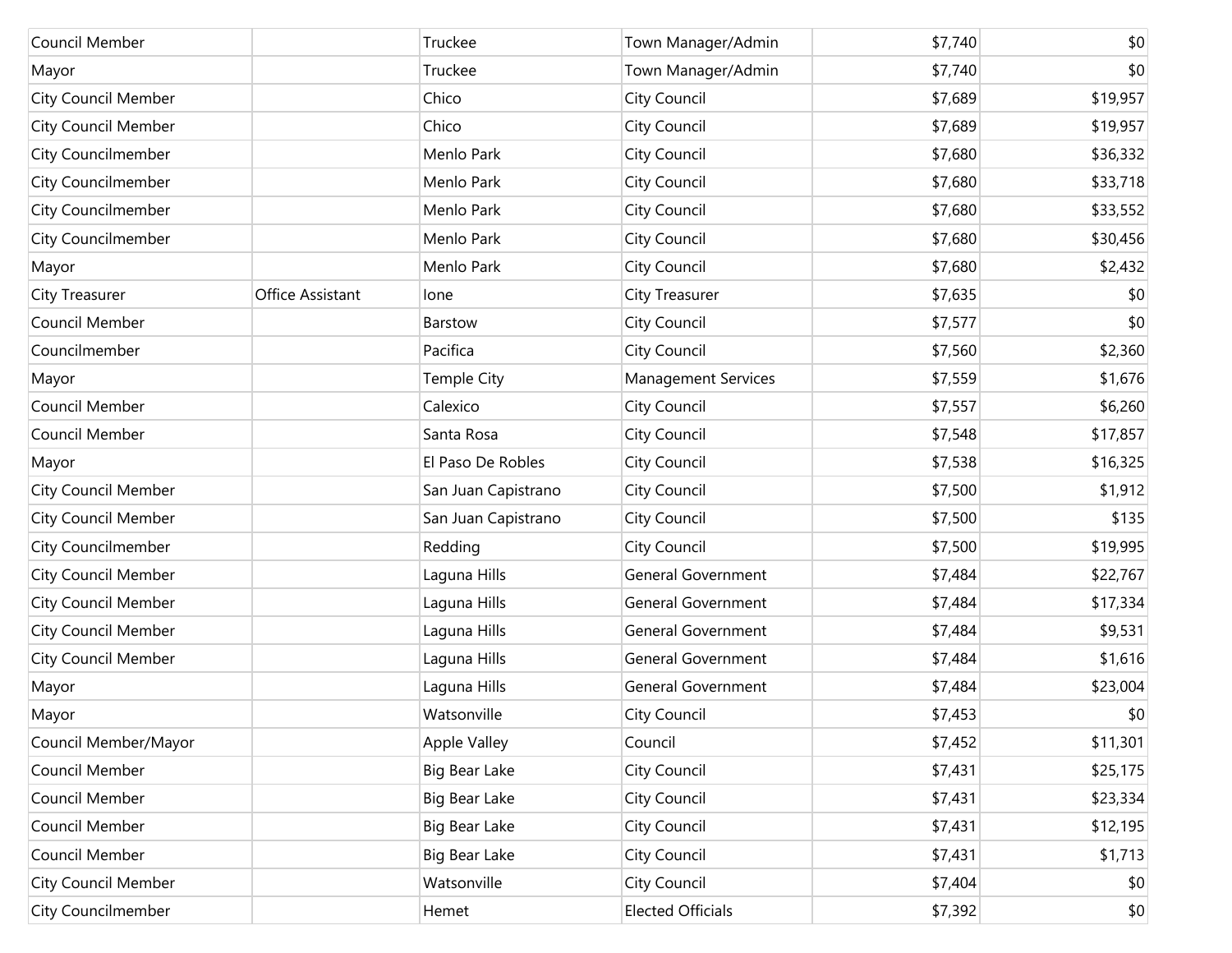| | | | | | |
|---|---|---|---|---|---|
| Council Member | | Truckee | Town Manager/Admin | $7,740 | $0 |
| Mayor | | Truckee | Town Manager/Admin | $7,740 | $0 |
| City Council Member | | Chico | City Council | $7,689 | $19,957 |
| City Council Member | | Chico | City Council | $7,689 | $19,957 |
| City Councilmember | | Menlo Park | City Council | $7,680 | $36,332 |
| City Councilmember | | Menlo Park | City Council | $7,680 | $33,718 |
| City Councilmember | | Menlo Park | City Council | $7,680 | $33,552 |
| City Councilmember | | Menlo Park | City Council | $7,680 | $30,456 |
| Mayor | | Menlo Park | City Council | $7,680 | $2,432 |
| City Treasurer | Office Assistant | Ione | City Treasurer | $7,635 | $0 |
| Council Member | | Barstow | City Council | $7,577 | $0 |
| Councilmember | | Pacifica | City Council | $7,560 | $2,360 |
| Mayor | | Temple City | Management Services | $7,559 | $1,676 |
| Council Member | | Calexico | City Council | $7,557 | $6,260 |
| Council Member | | Santa Rosa | City Council | $7,548 | $17,857 |
| Mayor | | El Paso De Robles | City Council | $7,538 | $16,325 |
| City Council Member | | San Juan Capistrano | City Council | $7,500 | $1,912 |
| City Council Member | | San Juan Capistrano | City Council | $7,500 | $135 |
| City Councilmember | | Redding | City Council | $7,500 | $19,995 |
| City Council Member | | Laguna Hills | General Government | $7,484 | $22,767 |
| City Council Member | | Laguna Hills | General Government | $7,484 | $17,334 |
| City Council Member | | Laguna Hills | General Government | $7,484 | $9,531 |
| City Council Member | | Laguna Hills | General Government | $7,484 | $1,616 |
| Mayor | | Laguna Hills | General Government | $7,484 | $23,004 |
| Mayor | | Watsonville | City Council | $7,453 | $0 |
| Council Member/Mayor | | Apple Valley | Council | $7,452 | $11,301 |
| Council Member | | Big Bear Lake | City Council | $7,431 | $25,175 |
| Council Member | | Big Bear Lake | City Council | $7,431 | $23,334 |
| Council Member | | Big Bear Lake | City Council | $7,431 | $12,195 |
| Council Member | | Big Bear Lake | City Council | $7,431 | $1,713 |
| City Council Member | | Watsonville | City Council | $7,404 | $0 |
| City Councilmember | | Hemet | Elected Officials | $7,392 | $0 |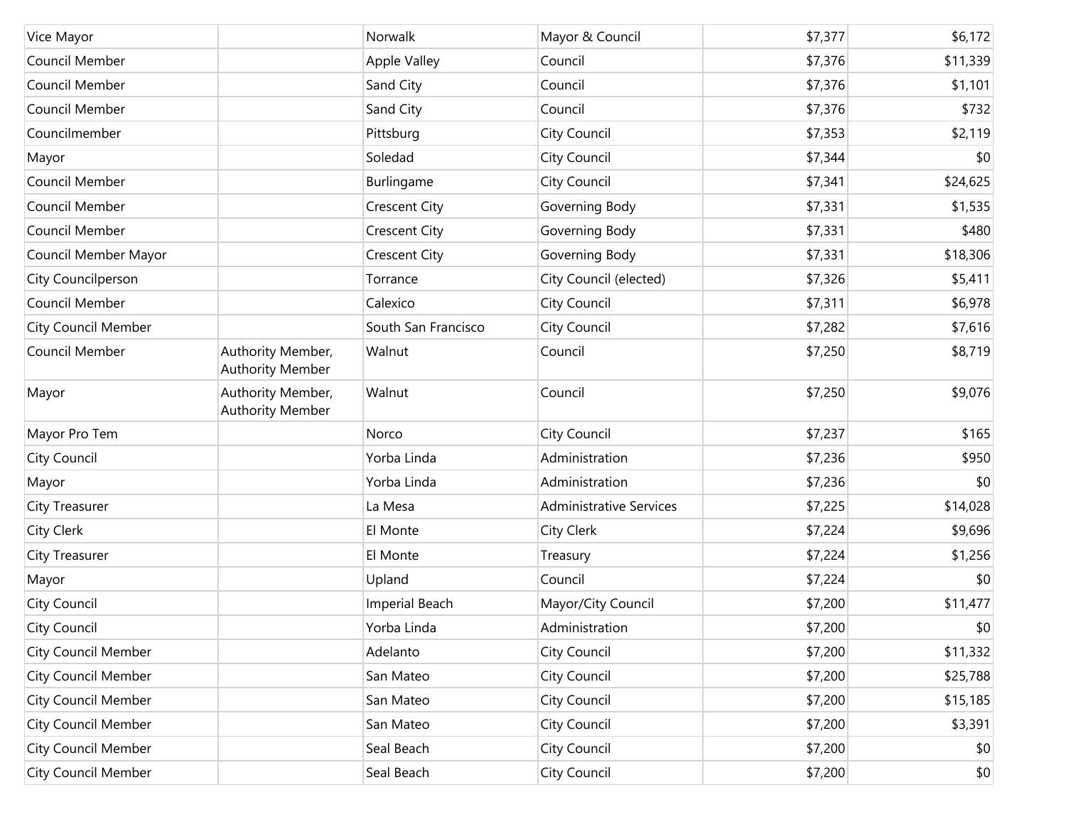| | | | | | |
|---|---|---|---|---|---|
| Vice Mayor | | Norwalk | Mayor & Council | $7,377 | $6,172 |
| Council Member | | Apple Valley | Council | $7,376 | $11,339 |
| Council Member | | Sand City | Council | $7,376 | $1,101 |
| Council Member | | Sand City | Council | $7,376 | $732 |
| Councilmember | | Pittsburg | City Council | $7,353 | $2,119 |
| Mayor | | Soledad | City Council | $7,344 | $0 |
| Council Member | | Burlingame | City Council | $7,341 | $24,625 |
| Council Member | | Crescent City | Governing Body | $7,331 | $1,535 |
| Council Member | | Crescent City | Governing Body | $7,331 | $480 |
| Council Member Mayor | | Crescent City | Governing Body | $7,331 | $18,306 |
| City Councilperson | | Torrance | City Council (elected) | $7,326 | $5,411 |
| Council Member | | Calexico | City Council | $7,311 | $6,978 |
| City Council Member | | South San Francisco | City Council | $7,282 | $7,616 |
| Council Member | Authority Member, Authority Member | Walnut | Council | $7,250 | $8,719 |
| Mayor | Authority Member, Authority Member | Walnut | Council | $7,250 | $9,076 |
| Mayor Pro Tem | | Norco | City Council | $7,237 | $165 |
| City Council | | Yorba Linda | Administration | $7,236 | $950 |
| Mayor | | Yorba Linda | Administration | $7,236 | $0 |
| City Treasurer | | La Mesa | Administrative Services | $7,225 | $14,028 |
| City Clerk | | El Monte | City Clerk | $7,224 | $9,696 |
| City Treasurer | | El Monte | Treasury | $7,224 | $1,256 |
| Mayor | | Upland | Council | $7,224 | $0 |
| City Council | | Imperial Beach | Mayor/City Council | $7,200 | $11,477 |
| City Council | | Yorba Linda | Administration | $7,200 | $0 |
| City Council Member | | Adelanto | City Council | $7,200 | $11,332 |
| City Council Member | | San Mateo | City Council | $7,200 | $25,788 |
| City Council Member | | San Mateo | City Council | $7,200 | $15,185 |
| City Council Member | | San Mateo | City Council | $7,200 | $3,391 |
| City Council Member | | Seal Beach | City Council | $7,200 | $0 |
| City Council Member | | Seal Beach | City Council | $7,200 | $0 |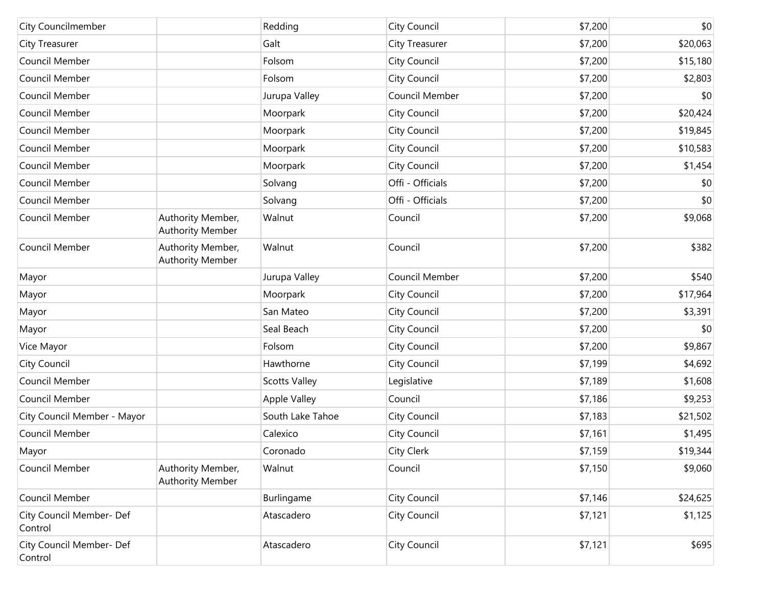| | | | | | |
|---|---|---|---|---|---|
| City Councilmember | | Redding | City Council | $7,200 | $0 |
| City Treasurer | | Galt | City Treasurer | $7,200 | $20,063 |
| Council Member | | Folsom | City Council | $7,200 | $15,180 |
| Council Member | | Folsom | City Council | $7,200 | $2,803 |
| Council Member | | Jurupa Valley | Council Member | $7,200 | $0 |
| Council Member | | Moorpark | City Council | $7,200 | $20,424 |
| Council Member | | Moorpark | City Council | $7,200 | $19,845 |
| Council Member | | Moorpark | City Council | $7,200 | $10,583 |
| Council Member | | Moorpark | City Council | $7,200 | $1,454 |
| Council Member | | Solvang | Offi - Officials | $7,200 | $0 |
| Council Member | | Solvang | Offi - Officials | $7,200 | $0 |
| Council Member | Authority Member, Authority Member | Walnut | Council | $7,200 | $9,068 |
| Council Member | Authority Member, Authority Member | Walnut | Council | $7,200 | $382 |
| Mayor | | Jurupa Valley | Council Member | $7,200 | $540 |
| Mayor | | Moorpark | City Council | $7,200 | $17,964 |
| Mayor | | San Mateo | City Council | $7,200 | $3,391 |
| Mayor | | Seal Beach | City Council | $7,200 | $0 |
| Vice Mayor | | Folsom | City Council | $7,200 | $9,867 |
| City Council | | Hawthorne | City Council | $7,199 | $4,692 |
| Council Member | | Scotts Valley | Legislative | $7,189 | $1,608 |
| Council Member | | Apple Valley | Council | $7,186 | $9,253 |
| City Council Member - Mayor | | South Lake Tahoe | City Council | $7,183 | $21,502 |
| Council Member | | Calexico | City Council | $7,161 | $1,495 |
| Mayor | | Coronado | City Clerk | $7,159 | $19,344 |
| Council Member | Authority Member, Authority Member | Walnut | Council | $7,150 | $9,060 |
| Council Member | | Burlingame | City Council | $7,146 | $24,625 |
| City Council Member- Def Control | | Atascadero | City Council | $7,121 | $1,125 |
| City Council Member- Def Control | | Atascadero | City Council | $7,121 | $695 |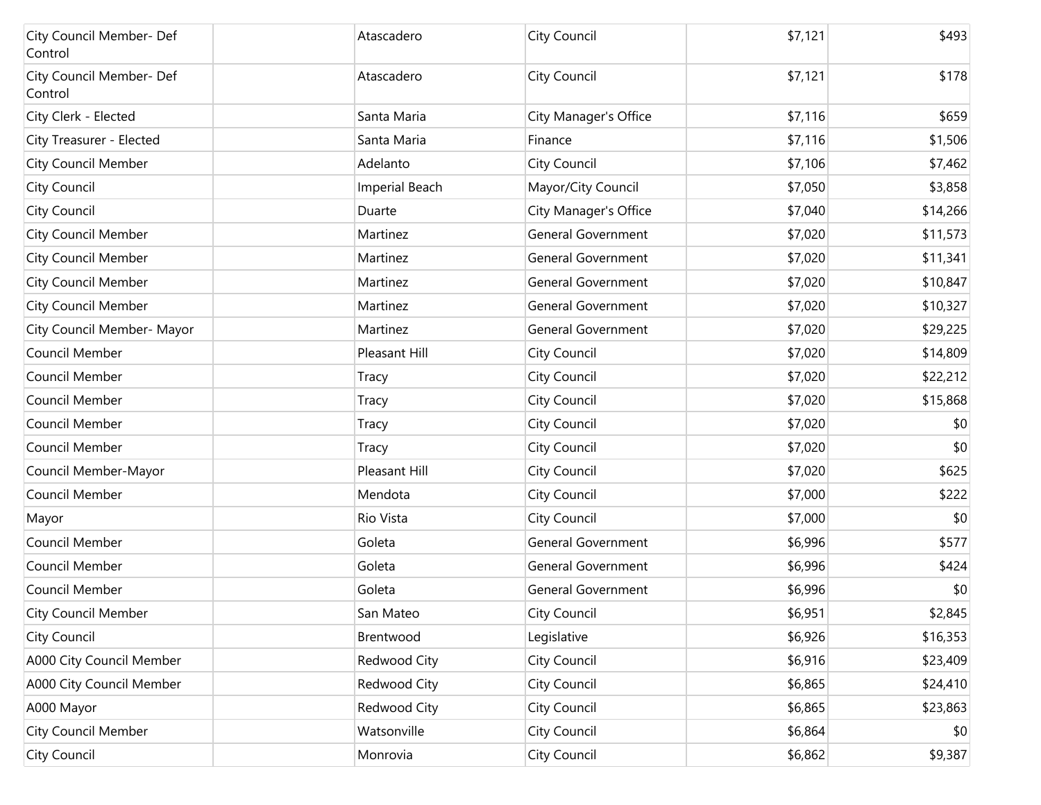| | | | | | |
|---|---|---|---|---|---|
| City Council Member- Def Control | | Atascadero | City Council | $7,121 | $493 |
| City Council Member- Def Control | | Atascadero | City Council | $7,121 | $178 |
| City Clerk - Elected | | Santa Maria | City Manager's Office | $7,116 | $659 |
| City Treasurer - Elected | | Santa Maria | Finance | $7,116 | $1,506 |
| City Council Member | | Adelanto | City Council | $7,106 | $7,462 |
| City Council | | Imperial Beach | Mayor/City Council | $7,050 | $3,858 |
| City Council | | Duarte | City Manager's Office | $7,040 | $14,266 |
| City Council Member | | Martinez | General Government | $7,020 | $11,573 |
| City Council Member | | Martinez | General Government | $7,020 | $11,341 |
| City Council Member | | Martinez | General Government | $7,020 | $10,847 |
| City Council Member | | Martinez | General Government | $7,020 | $10,327 |
| City Council Member- Mayor | | Martinez | General Government | $7,020 | $29,225 |
| Council Member | | Pleasant Hill | City Council | $7,020 | $14,809 |
| Council Member | | Tracy | City Council | $7,020 | $22,212 |
| Council Member | | Tracy | City Council | $7,020 | $15,868 |
| Council Member | | Tracy | City Council | $7,020 | $0 |
| Council Member | | Tracy | City Council | $7,020 | $0 |
| Council Member-Mayor | | Pleasant Hill | City Council | $7,020 | $625 |
| Council Member | | Mendota | City Council | $7,000 | $222 |
| Mayor | | Rio Vista | City Council | $7,000 | $0 |
| Council Member | | Goleta | General Government | $6,996 | $577 |
| Council Member | | Goleta | General Government | $6,996 | $424 |
| Council Member | | Goleta | General Government | $6,996 | $0 |
| City Council Member | | San Mateo | City Council | $6,951 | $2,845 |
| City Council | | Brentwood | Legislative | $6,926 | $16,353 |
| A000 City Council Member | | Redwood City | City Council | $6,916 | $23,409 |
| A000 City Council Member | | Redwood City | City Council | $6,865 | $24,410 |
| A000 Mayor | | Redwood City | City Council | $6,865 | $23,863 |
| City Council Member | | Watsonville | City Council | $6,864 | $0 |
| City Council | | Monrovia | City Council | $6,862 | $9,387 |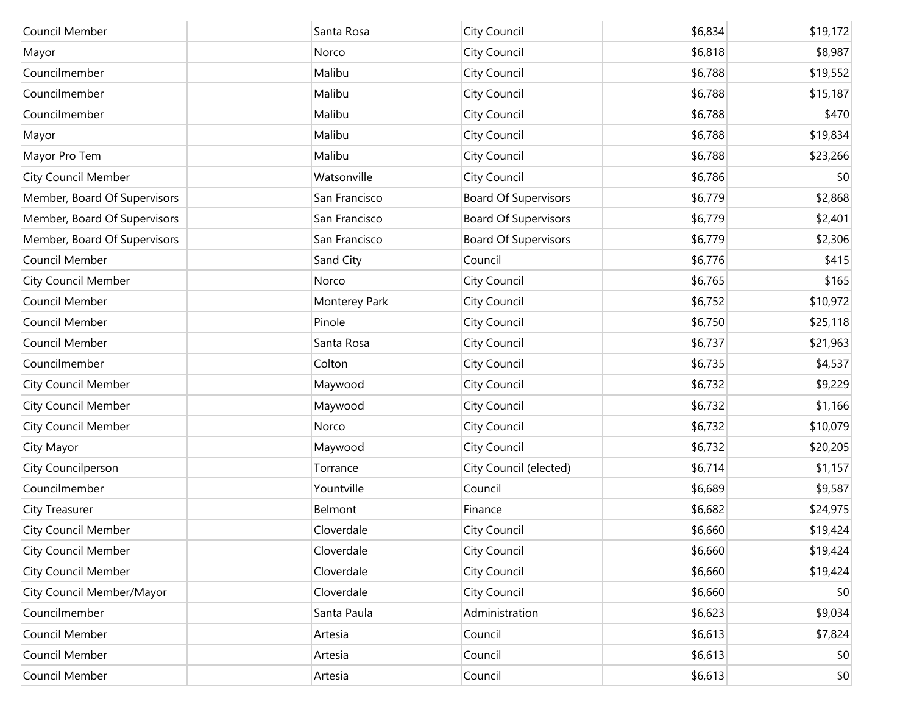| | | | | | |
|---|---|---|---|---|---|
| Council Member | | Santa Rosa | City Council | $6,834 | $19,172 |
| Mayor | | Norco | City Council | $6,818 | $8,987 |
| Councilmember | | Malibu | City Council | $6,788 | $19,552 |
| Councilmember | | Malibu | City Council | $6,788 | $15,187 |
| Councilmember | | Malibu | City Council | $6,788 | $470 |
| Mayor | | Malibu | City Council | $6,788 | $19,834 |
| Mayor Pro Tem | | Malibu | City Council | $6,788 | $23,266 |
| City Council Member | | Watsonville | City Council | $6,786 | $0 |
| Member, Board Of Supervisors | | San Francisco | Board Of Supervisors | $6,779 | $2,868 |
| Member, Board Of Supervisors | | San Francisco | Board Of Supervisors | $6,779 | $2,401 |
| Member, Board Of Supervisors | | San Francisco | Board Of Supervisors | $6,779 | $2,306 |
| Council Member | | Sand City | Council | $6,776 | $415 |
| City Council Member | | Norco | City Council | $6,765 | $165 |
| Council Member | | Monterey Park | City Council | $6,752 | $10,972 |
| Council Member | | Pinole | City Council | $6,750 | $25,118 |
| Council Member | | Santa Rosa | City Council | $6,737 | $21,963 |
| Councilmember | | Colton | City Council | $6,735 | $4,537 |
| City Council Member | | Maywood | City Council | $6,732 | $9,229 |
| City Council Member | | Maywood | City Council | $6,732 | $1,166 |
| City Council Member | | Norco | City Council | $6,732 | $10,079 |
| City Mayor | | Maywood | City Council | $6,732 | $20,205 |
| City Councilperson | | Torrance | City Council (elected) | $6,714 | $1,157 |
| Councilmember | | Yountville | Council | $6,689 | $9,587 |
| City Treasurer | | Belmont | Finance | $6,682 | $24,975 |
| City Council Member | | Cloverdale | City Council | $6,660 | $19,424 |
| City Council Member | | Cloverdale | City Council | $6,660 | $19,424 |
| City Council Member | | Cloverdale | City Council | $6,660 | $19,424 |
| City Council Member/Mayor | | Cloverdale | City Council | $6,660 | $0 |
| Councilmember | | Santa Paula | Administration | $6,623 | $9,034 |
| Council Member | | Artesia | Council | $6,613 | $7,824 |
| Council Member | | Artesia | Council | $6,613 | $0 |
| Council Member | | Artesia | Council | $6,613 | $0 |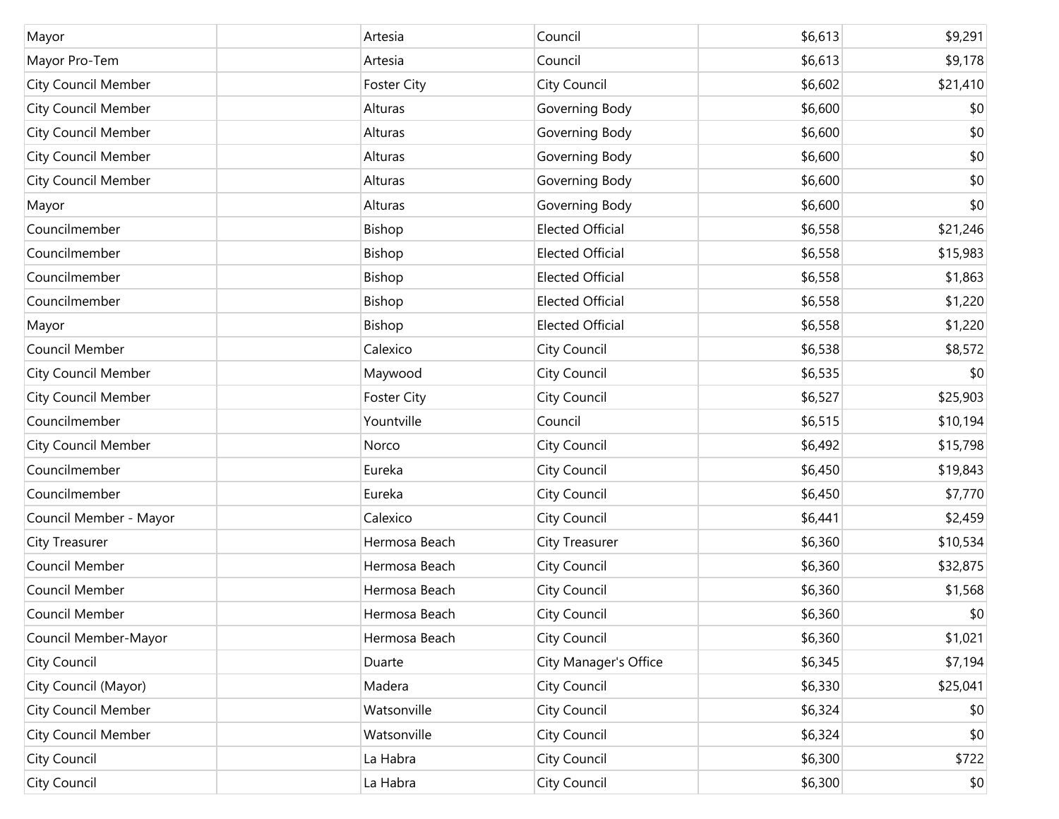| | | | | | |
|---|---|---|---|---|---|
| Mayor | | Artesia | Council | $6,613 | $9,291 |
| Mayor Pro-Tem | | Artesia | Council | $6,613 | $9,178 |
| City Council Member | | Foster City | City Council | $6,602 | $21,410 |
| City Council Member | | Alturas | Governing Body | $6,600 | $0 |
| City Council Member | | Alturas | Governing Body | $6,600 | $0 |
| City Council Member | | Alturas | Governing Body | $6,600 | $0 |
| City Council Member | | Alturas | Governing Body | $6,600 | $0 |
| Mayor | | Alturas | Governing Body | $6,600 | $0 |
| Councilmember | | Bishop | Elected Official | $6,558 | $21,246 |
| Councilmember | | Bishop | Elected Official | $6,558 | $15,983 |
| Councilmember | | Bishop | Elected Official | $6,558 | $1,863 |
| Councilmember | | Bishop | Elected Official | $6,558 | $1,220 |
| Mayor | | Bishop | Elected Official | $6,558 | $1,220 |
| Council Member | | Calexico | City Council | $6,538 | $8,572 |
| City Council Member | | Maywood | City Council | $6,535 | $0 |
| City Council Member | | Foster City | City Council | $6,527 | $25,903 |
| Councilmember | | Yountville | Council | $6,515 | $10,194 |
| City Council Member | | Norco | City Council | $6,492 | $15,798 |
| Councilmember | | Eureka | City Council | $6,450 | $19,843 |
| Councilmember | | Eureka | City Council | $6,450 | $7,770 |
| Council Member - Mayor | | Calexico | City Council | $6,441 | $2,459 |
| City Treasurer | | Hermosa Beach | City Treasurer | $6,360 | $10,534 |
| Council Member | | Hermosa Beach | City Council | $6,360 | $32,875 |
| Council Member | | Hermosa Beach | City Council | $6,360 | $1,568 |
| Council Member | | Hermosa Beach | City Council | $6,360 | $0 |
| Council Member-Mayor | | Hermosa Beach | City Council | $6,360 | $1,021 |
| City Council | | Duarte | City Manager's Office | $6,345 | $7,194 |
| City Council (Mayor) | | Madera | City Council | $6,330 | $25,041 |
| City Council Member | | Watsonville | City Council | $6,324 | $0 |
| City Council Member | | Watsonville | City Council | $6,324 | $0 |
| City Council | | La Habra | City Council | $6,300 | $722 |
| City Council | | La Habra | City Council | $6,300 | $0 |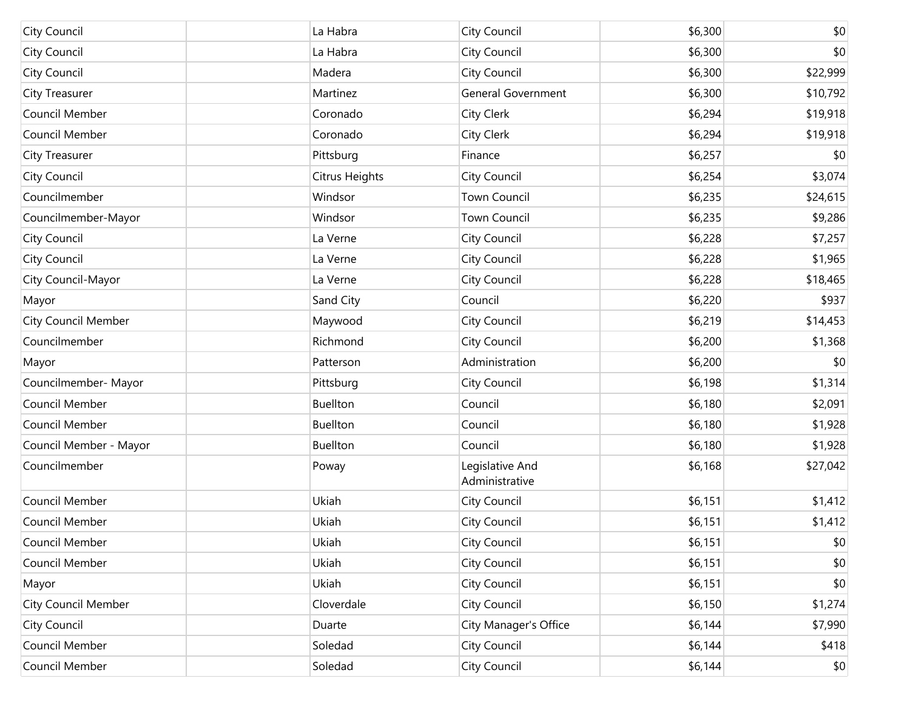| | | | | | |
|---|---|---|---|---|---|
| City Council | | La Habra | City Council | $6,300 | $0 |
| City Council | | La Habra | City Council | $6,300 | $0 |
| City Council | | Madera | City Council | $6,300 | $22,999 |
| City Treasurer | | Martinez | General Government | $6,300 | $10,792 |
| Council Member | | Coronado | City Clerk | $6,294 | $19,918 |
| Council Member | | Coronado | City Clerk | $6,294 | $19,918 |
| City Treasurer | | Pittsburg | Finance | $6,257 | $0 |
| City Council | | Citrus Heights | City Council | $6,254 | $3,074 |
| Councilmember | | Windsor | Town Council | $6,235 | $24,615 |
| Councilmember-Mayor | | Windsor | Town Council | $6,235 | $9,286 |
| City Council | | La Verne | City Council | $6,228 | $7,257 |
| City Council | | La Verne | City Council | $6,228 | $1,965 |
| City Council-Mayor | | La Verne | City Council | $6,228 | $18,465 |
| Mayor | | Sand City | Council | $6,220 | $937 |
| City Council Member | | Maywood | City Council | $6,219 | $14,453 |
| Councilmember | | Richmond | City Council | $6,200 | $1,368 |
| Mayor | | Patterson | Administration | $6,200 | $0 |
| Councilmember- Mayor | | Pittsburg | City Council | $6,198 | $1,314 |
| Council Member | | Buellton | Council | $6,180 | $2,091 |
| Council Member | | Buellton | Council | $6,180 | $1,928 |
| Council Member - Mayor | | Buellton | Council | $6,180 | $1,928 |
| Councilmember | | Poway | Legislative And Administrative | $6,168 | $27,042 |
| Council Member | | Ukiah | City Council | $6,151 | $1,412 |
| Council Member | | Ukiah | City Council | $6,151 | $1,412 |
| Council Member | | Ukiah | City Council | $6,151 | $0 |
| Council Member | | Ukiah | City Council | $6,151 | $0 |
| Mayor | | Ukiah | City Council | $6,151 | $0 |
| City Council Member | | Cloverdale | City Council | $6,150 | $1,274 |
| City Council | | Duarte | City Manager's Office | $6,144 | $7,990 |
| Council Member | | Soledad | City Council | $6,144 | $418 |
| Council Member | | Soledad | City Council | $6,144 | $0 |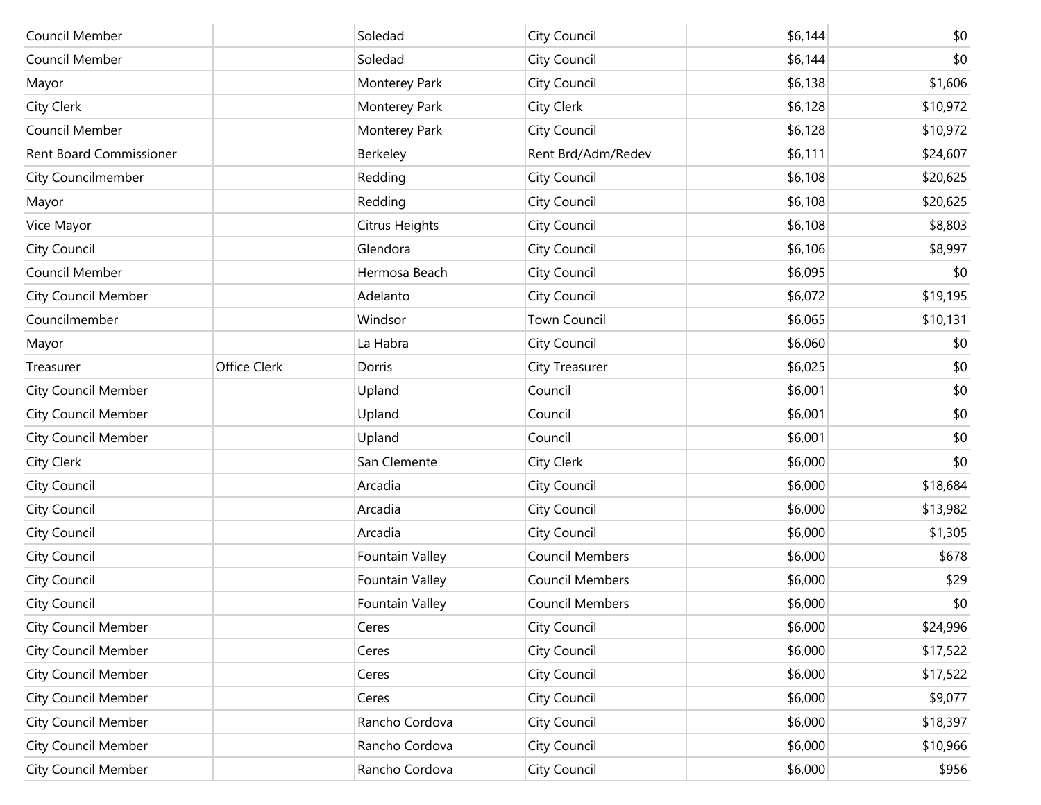|  |  |  |  |  |  |
|---|---|---|---|---|---|
| Council Member |  | Soledad | City Council | $6,144 | $0 |
| Council Member |  | Soledad | City Council | $6,144 | $0 |
| Mayor |  | Monterey Park | City Council | $6,138 | $1,606 |
| City Clerk |  | Monterey Park | City Clerk | $6,128 | $10,972 |
| Council Member |  | Monterey Park | City Council | $6,128 | $10,972 |
| Rent Board Commissioner |  | Berkeley | Rent Brd/Adm/Redev | $6,111 | $24,607 |
| City Councilmember |  | Redding | City Council | $6,108 | $20,625 |
| Mayor |  | Redding | City Council | $6,108 | $20,625 |
| Vice Mayor |  | Citrus Heights | City Council | $6,108 | $8,803 |
| City Council |  | Glendora | City Council | $6,106 | $8,997 |
| Council Member |  | Hermosa Beach | City Council | $6,095 | $0 |
| City Council Member |  | Adelanto | City Council | $6,072 | $19,195 |
| Councilmember |  | Windsor | Town Council | $6,065 | $10,131 |
| Mayor |  | La Habra | City Council | $6,060 | $0 |
| Treasurer | Office Clerk | Dorris | City Treasurer | $6,025 | $0 |
| City Council Member |  | Upland | Council | $6,001 | $0 |
| City Council Member |  | Upland | Council | $6,001 | $0 |
| City Council Member |  | Upland | Council | $6,001 | $0 |
| City Clerk |  | San Clemente | City Clerk | $6,000 | $0 |
| City Council |  | Arcadia | City Council | $6,000 | $18,684 |
| City Council |  | Arcadia | City Council | $6,000 | $13,982 |
| City Council |  | Arcadia | City Council | $6,000 | $1,305 |
| City Council |  | Fountain Valley | Council Members | $6,000 | $678 |
| City Council |  | Fountain Valley | Council Members | $6,000 | $29 |
| City Council |  | Fountain Valley | Council Members | $6,000 | $0 |
| City Council Member |  | Ceres | City Council | $6,000 | $24,996 |
| City Council Member |  | Ceres | City Council | $6,000 | $17,522 |
| City Council Member |  | Ceres | City Council | $6,000 | $17,522 |
| City Council Member |  | Ceres | City Council | $6,000 | $9,077 |
| City Council Member |  | Rancho Cordova | City Council | $6,000 | $18,397 |
| City Council Member |  | Rancho Cordova | City Council | $6,000 | $10,966 |
| City Council Member |  | Rancho Cordova | City Council | $6,000 | $956 |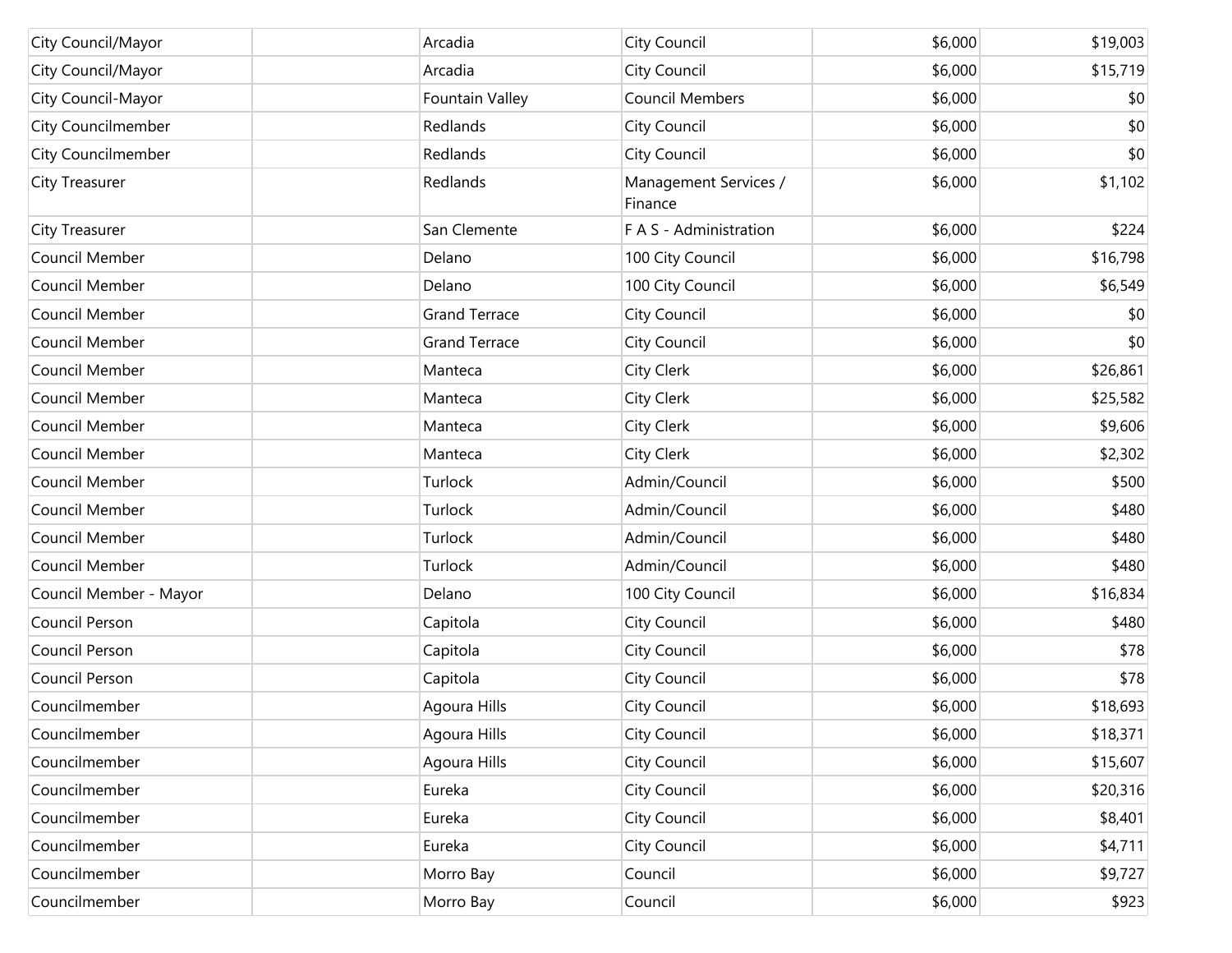| | | | | | |
|---|---|---|---|---|---|
| City Council/Mayor | | Arcadia | City Council | $6,000 | $19,003 |
| City Council/Mayor | | Arcadia | City Council | $6,000 | $15,719 |
| City Council-Mayor | | Fountain Valley | Council Members | $6,000 | $0 |
| City Councilmember | | Redlands | City Council | $6,000 | $0 |
| City Councilmember | | Redlands | City Council | $6,000 | $0 |
| City Treasurer | | Redlands | Management Services / Finance | $6,000 | $1,102 |
| City Treasurer | | San Clemente | F A S - Administration | $6,000 | $224 |
| Council Member | | Delano | 100 City Council | $6,000 | $16,798 |
| Council Member | | Delano | 100 City Council | $6,000 | $6,549 |
| Council Member | | Grand Terrace | City Council | $6,000 | $0 |
| Council Member | | Grand Terrace | City Council | $6,000 | $0 |
| Council Member | | Manteca | City Clerk | $6,000 | $26,861 |
| Council Member | | Manteca | City Clerk | $6,000 | $25,582 |
| Council Member | | Manteca | City Clerk | $6,000 | $9,606 |
| Council Member | | Manteca | City Clerk | $6,000 | $2,302 |
| Council Member | | Turlock | Admin/Council | $6,000 | $500 |
| Council Member | | Turlock | Admin/Council | $6,000 | $480 |
| Council Member | | Turlock | Admin/Council | $6,000 | $480 |
| Council Member | | Turlock | Admin/Council | $6,000 | $480 |
| Council Member - Mayor | | Delano | 100 City Council | $6,000 | $16,834 |
| Council Person | | Capitola | City Council | $6,000 | $480 |
| Council Person | | Capitola | City Council | $6,000 | $78 |
| Council Person | | Capitola | City Council | $6,000 | $78 |
| Councilmember | | Agoura Hills | City Council | $6,000 | $18,693 |
| Councilmember | | Agoura Hills | City Council | $6,000 | $18,371 |
| Councilmember | | Agoura Hills | City Council | $6,000 | $15,607 |
| Councilmember | | Eureka | City Council | $6,000 | $20,316 |
| Councilmember | | Eureka | City Council | $6,000 | $8,401 |
| Councilmember | | Eureka | City Council | $6,000 | $4,711 |
| Councilmember | | Morro Bay | Council | $6,000 | $9,727 |
| Councilmember | | Morro Bay | Council | $6,000 | $923 |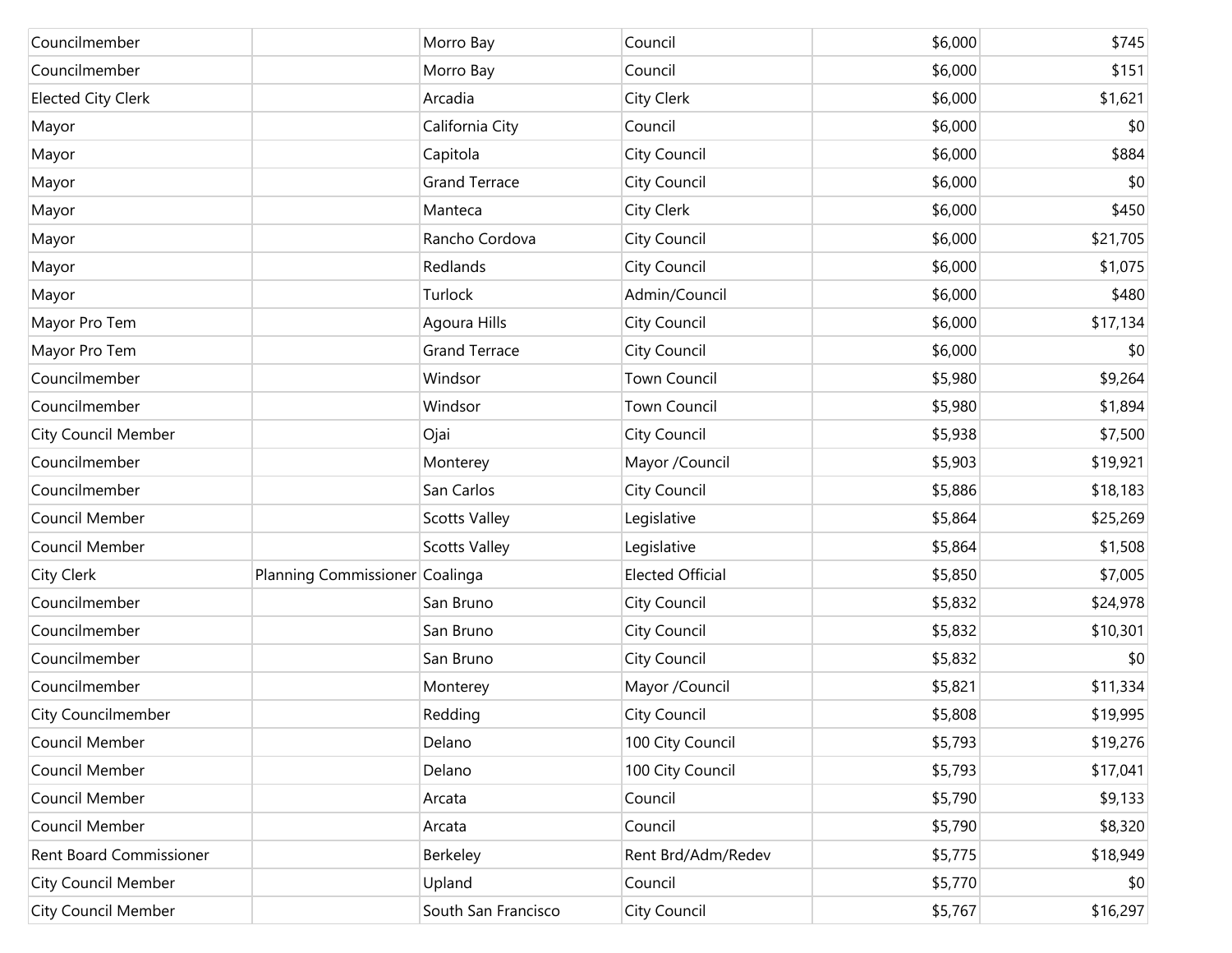| | | | | | |
|---|---|---|---|---|---|
| Councilmember | | Morro Bay | Council | $6,000 | $745 |
| Councilmember | | Morro Bay | Council | $6,000 | $151 |
| Elected City Clerk | | Arcadia | City Clerk | $6,000 | $1,621 |
| Mayor | | California City | Council | $6,000 | $0 |
| Mayor | | Capitola | City Council | $6,000 | $884 |
| Mayor | | Grand Terrace | City Council | $6,000 | $0 |
| Mayor | | Manteca | City Clerk | $6,000 | $450 |
| Mayor | | Rancho Cordova | City Council | $6,000 | $21,705 |
| Mayor | | Redlands | City Council | $6,000 | $1,075 |
| Mayor | | Turlock | Admin/Council | $6,000 | $480 |
| Mayor Pro Tem | | Agoura Hills | City Council | $6,000 | $17,134 |
| Mayor Pro Tem | | Grand Terrace | City Council | $6,000 | $0 |
| Councilmember | | Windsor | Town Council | $5,980 | $9,264 |
| Councilmember | | Windsor | Town Council | $5,980 | $1,894 |
| City Council Member | | Ojai | City Council | $5,938 | $7,500 |
| Councilmember | | Monterey | Mayor /Council | $5,903 | $19,921 |
| Councilmember | | San Carlos | City Council | $5,886 | $18,183 |
| Council Member | | Scotts Valley | Legislative | $5,864 | $25,269 |
| Council Member | | Scotts Valley | Legislative | $5,864 | $1,508 |
| City Clerk | Planning Commissioner | Coalinga | Elected Official | $5,850 | $7,005 |
| Councilmember | | San Bruno | City Council | $5,832 | $24,978 |
| Councilmember | | San Bruno | City Council | $5,832 | $10,301 |
| Councilmember | | San Bruno | City Council | $5,832 | $0 |
| Councilmember | | Monterey | Mayor /Council | $5,821 | $11,334 |
| City Councilmember | | Redding | City Council | $5,808 | $19,995 |
| Council Member | | Delano | 100 City Council | $5,793 | $19,276 |
| Council Member | | Delano | 100 City Council | $5,793 | $17,041 |
| Council Member | | Arcata | Council | $5,790 | $9,133 |
| Council Member | | Arcata | Council | $5,790 | $8,320 |
| Rent Board Commissioner | | Berkeley | Rent Brd/Adm/Redev | $5,775 | $18,949 |
| City Council Member | | Upland | Council | $5,770 | $0 |
| City Council Member | | South San Francisco | City Council | $5,767 | $16,297 |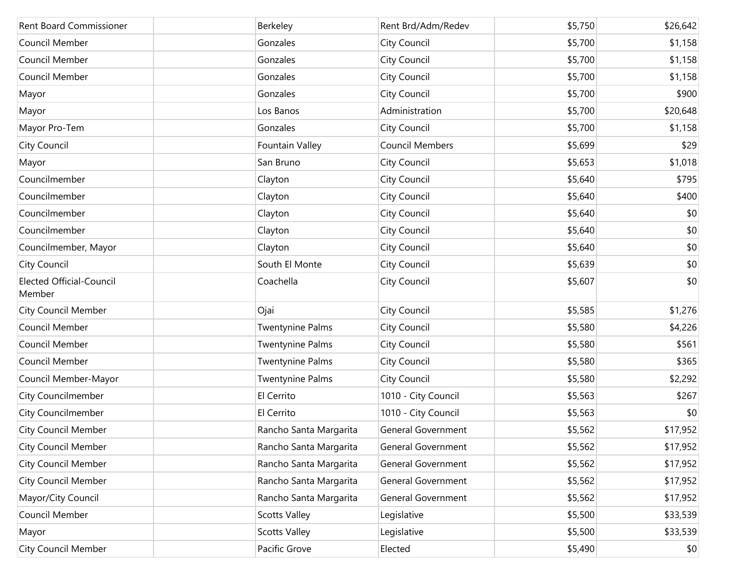| | | | | | |
|---|---|---|---|---|---|
| Rent Board Commissioner | | Berkeley | Rent Brd/Adm/Redev | $5,750 | $26,642 |
| Council Member | | Gonzales | City Council | $5,700 | $1,158 |
| Council Member | | Gonzales | City Council | $5,700 | $1,158 |
| Council Member | | Gonzales | City Council | $5,700 | $1,158 |
| Mayor | | Gonzales | City Council | $5,700 | $900 |
| Mayor | | Los Banos | Administration | $5,700 | $20,648 |
| Mayor Pro-Tem | | Gonzales | City Council | $5,700 | $1,158 |
| City Council | | Fountain Valley | Council Members | $5,699 | $29 |
| Mayor | | San Bruno | City Council | $5,653 | $1,018 |
| Councilmember | | Clayton | City Council | $5,640 | $795 |
| Councilmember | | Clayton | City Council | $5,640 | $400 |
| Councilmember | | Clayton | City Council | $5,640 | $0 |
| Councilmember | | Clayton | City Council | $5,640 | $0 |
| Councilmember, Mayor | | Clayton | City Council | $5,640 | $0 |
| City Council | | South El Monte | City Council | $5,639 | $0 |
| Elected Official-Council Member | | Coachella | City Council | $5,607 | $0 |
| City Council Member | | Ojai | City Council | $5,585 | $1,276 |
| Council Member | | Twentynine Palms | City Council | $5,580 | $4,226 |
| Council Member | | Twentynine Palms | City Council | $5,580 | $561 |
| Council Member | | Twentynine Palms | City Council | $5,580 | $365 |
| Council Member-Mayor | | Twentynine Palms | City Council | $5,580 | $2,292 |
| City Councilmember | | El Cerrito | 1010 - City Council | $5,563 | $267 |
| City Councilmember | | El Cerrito | 1010 - City Council | $5,563 | $0 |
| City Council Member | | Rancho Santa Margarita | General Government | $5,562 | $17,952 |
| City Council Member | | Rancho Santa Margarita | General Government | $5,562 | $17,952 |
| City Council Member | | Rancho Santa Margarita | General Government | $5,562 | $17,952 |
| City Council Member | | Rancho Santa Margarita | General Government | $5,562 | $17,952 |
| Mayor/City Council | | Rancho Santa Margarita | General Government | $5,562 | $17,952 |
| Council Member | | Scotts Valley | Legislative | $5,500 | $33,539 |
| Mayor | | Scotts Valley | Legislative | $5,500 | $33,539 |
| City Council Member | | Pacific Grove | Elected | $5,490 | $0 |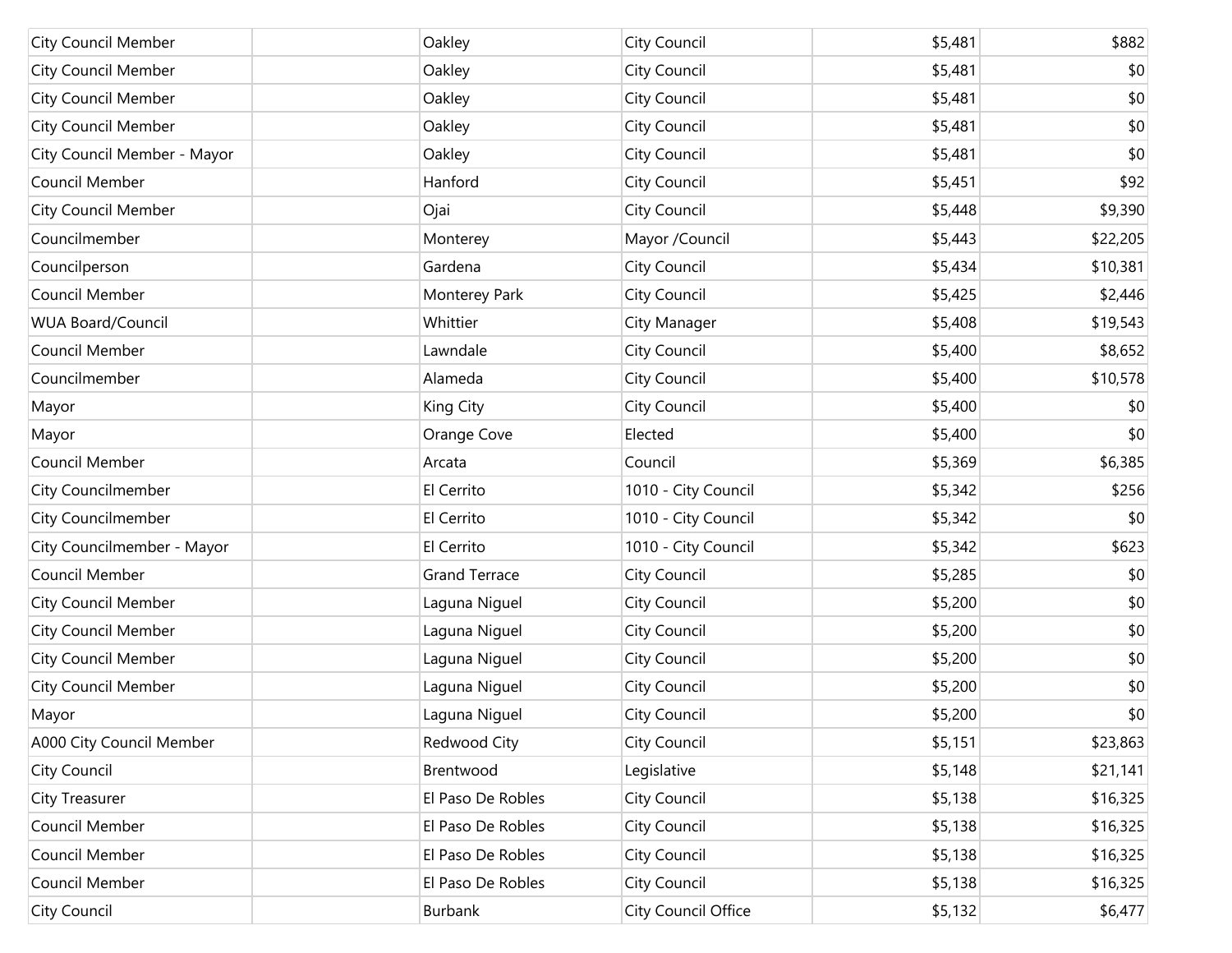| | | | | | |
|---|---|---|---|---|---|
| City Council Member | | Oakley | City Council | $5,481 | $882 |
| City Council Member | | Oakley | City Council | $5,481 | $0 |
| City Council Member | | Oakley | City Council | $5,481 | $0 |
| City Council Member | | Oakley | City Council | $5,481 | $0 |
| City Council Member - Mayor | | Oakley | City Council | $5,481 | $0 |
| Council Member | | Hanford | City Council | $5,451 | $92 |
| City Council Member | | Ojai | City Council | $5,448 | $9,390 |
| Councilmember | | Monterey | Mayor /Council | $5,443 | $22,205 |
| Councilperson | | Gardena | City Council | $5,434 | $10,381 |
| Council Member | | Monterey Park | City Council | $5,425 | $2,446 |
| WUA Board/Council | | Whittier | City Manager | $5,408 | $19,543 |
| Council Member | | Lawndale | City Council | $5,400 | $8,652 |
| Councilmember | | Alameda | City Council | $5,400 | $10,578 |
| Mayor | | King City | City Council | $5,400 | $0 |
| Mayor | | Orange Cove | Elected | $5,400 | $0 |
| Council Member | | Arcata | Council | $5,369 | $6,385 |
| City Councilmember | | El Cerrito | 1010 - City Council | $5,342 | $256 |
| City Councilmember | | El Cerrito | 1010 - City Council | $5,342 | $0 |
| City Councilmember - Mayor | | El Cerrito | 1010 - City Council | $5,342 | $623 |
| Council Member | | Grand Terrace | City Council | $5,285 | $0 |
| City Council Member | | Laguna Niguel | City Council | $5,200 | $0 |
| City Council Member | | Laguna Niguel | City Council | $5,200 | $0 |
| City Council Member | | Laguna Niguel | City Council | $5,200 | $0 |
| City Council Member | | Laguna Niguel | City Council | $5,200 | $0 |
| Mayor | | Laguna Niguel | City Council | $5,200 | $0 |
| A000 City Council Member | | Redwood City | City Council | $5,151 | $23,863 |
| City Council | | Brentwood | Legislative | $5,148 | $21,141 |
| City Treasurer | | El Paso De Robles | City Council | $5,138 | $16,325 |
| Council Member | | El Paso De Robles | City Council | $5,138 | $16,325 |
| Council Member | | El Paso De Robles | City Council | $5,138 | $16,325 |
| Council Member | | El Paso De Robles | City Council | $5,138 | $16,325 |
| City Council | | Burbank | City Council Office | $5,132 | $6,477 |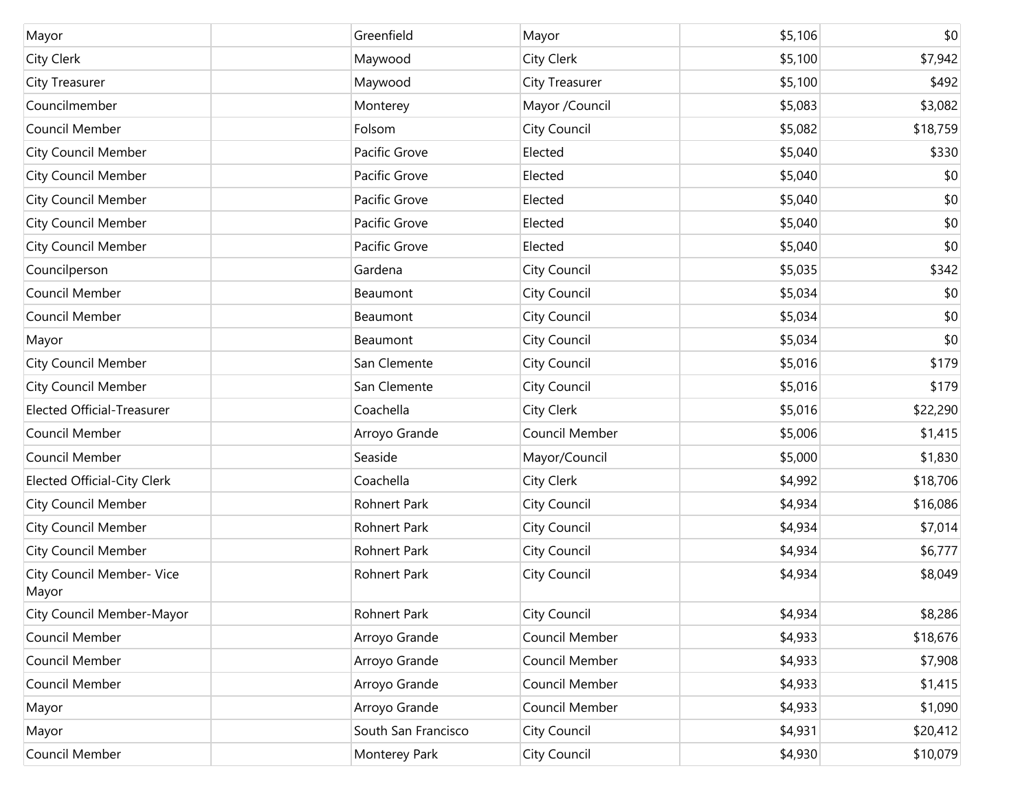| | | | | | |
|---|---|---|---|---|---|
| Mayor | | Greenfield | Mayor | $5,106 | $0 |
| City Clerk | | Maywood | City Clerk | $5,100 | $7,942 |
| City Treasurer | | Maywood | City Treasurer | $5,100 | $492 |
| Councilmember | | Monterey | Mayor /Council | $5,083 | $3,082 |
| Council Member | | Folsom | City Council | $5,082 | $18,759 |
| City Council Member | | Pacific Grove | Elected | $5,040 | $330 |
| City Council Member | | Pacific Grove | Elected | $5,040 | $0 |
| City Council Member | | Pacific Grove | Elected | $5,040 | $0 |
| City Council Member | | Pacific Grove | Elected | $5,040 | $0 |
| City Council Member | | Pacific Grove | Elected | $5,040 | $0 |
| Councilperson | | Gardena | City Council | $5,035 | $342 |
| Council Member | | Beaumont | City Council | $5,034 | $0 |
| Council Member | | Beaumont | City Council | $5,034 | $0 |
| Mayor | | Beaumont | City Council | $5,034 | $0 |
| City Council Member | | San Clemente | City Council | $5,016 | $179 |
| City Council Member | | San Clemente | City Council | $5,016 | $179 |
| Elected Official-Treasurer | | Coachella | City Clerk | $5,016 | $22,290 |
| Council Member | | Arroyo Grande | Council Member | $5,006 | $1,415 |
| Council Member | | Seaside | Mayor/Council | $5,000 | $1,830 |
| Elected Official-City Clerk | | Coachella | City Clerk | $4,992 | $18,706 |
| City Council Member | | Rohnert Park | City Council | $4,934 | $16,086 |
| City Council Member | | Rohnert Park | City Council | $4,934 | $7,014 |
| City Council Member | | Rohnert Park | City Council | $4,934 | $6,777 |
| City Council Member- Vice Mayor | | Rohnert Park | City Council | $4,934 | $8,049 |
| City Council Member-Mayor | | Rohnert Park | City Council | $4,934 | $8,286 |
| Council Member | | Arroyo Grande | Council Member | $4,933 | $18,676 |
| Council Member | | Arroyo Grande | Council Member | $4,933 | $7,908 |
| Council Member | | Arroyo Grande | Council Member | $4,933 | $1,415 |
| Mayor | | Arroyo Grande | Council Member | $4,933 | $1,090 |
| Mayor | | South San Francisco | City Council | $4,931 | $20,412 |
| Council Member | | Monterey Park | City Council | $4,930 | $10,079 |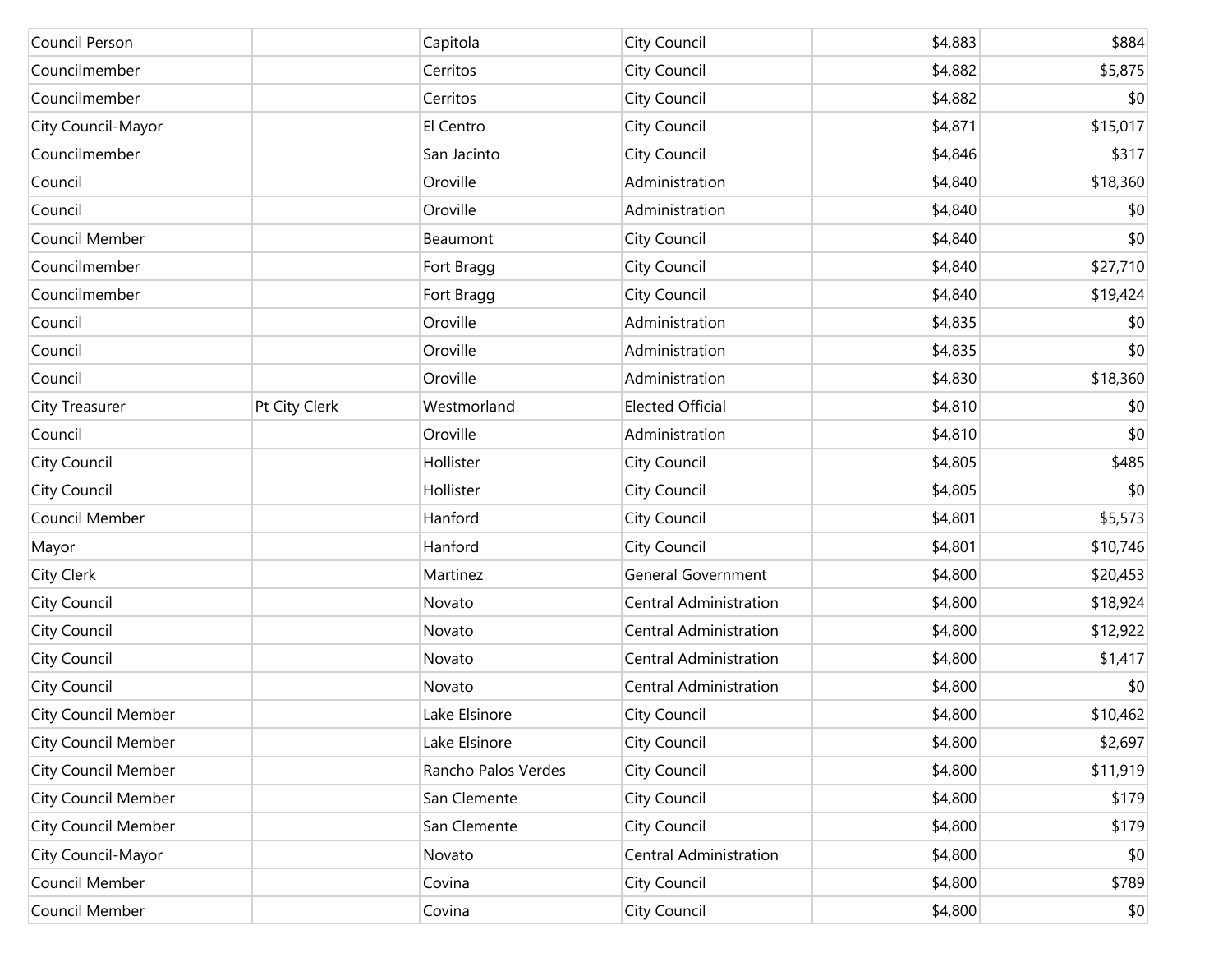| | | | | | |
|---|---|---|---|---|---|
| Council Person | | Capitola | City Council | $4,883 | $884 |
| Councilmember | | Cerritos | City Council | $4,882 | $5,875 |
| Councilmember | | Cerritos | City Council | $4,882 | $0 |
| City Council-Mayor | | El Centro | City Council | $4,871 | $15,017 |
| Councilmember | | San Jacinto | City Council | $4,846 | $317 |
| Council | | Oroville | Administration | $4,840 | $18,360 |
| Council | | Oroville | Administration | $4,840 | $0 |
| Council Member | | Beaumont | City Council | $4,840 | $0 |
| Councilmember | | Fort Bragg | City Council | $4,840 | $27,710 |
| Councilmember | | Fort Bragg | City Council | $4,840 | $19,424 |
| Council | | Oroville | Administration | $4,835 | $0 |
| Council | | Oroville | Administration | $4,835 | $0 |
| Council | | Oroville | Administration | $4,830 | $18,360 |
| City Treasurer | Pt City Clerk | Westmorland | Elected Official | $4,810 | $0 |
| Council | | Oroville | Administration | $4,810 | $0 |
| City Council | | Hollister | City Council | $4,805 | $485 |
| City Council | | Hollister | City Council | $4,805 | $0 |
| Council Member | | Hanford | City Council | $4,801 | $5,573 |
| Mayor | | Hanford | City Council | $4,801 | $10,746 |
| City Clerk | | Martinez | General Government | $4,800 | $20,453 |
| City Council | | Novato | Central Administration | $4,800 | $18,924 |
| City Council | | Novato | Central Administration | $4,800 | $12,922 |
| City Council | | Novato | Central Administration | $4,800 | $1,417 |
| City Council | | Novato | Central Administration | $4,800 | $0 |
| City Council Member | | Lake Elsinore | City Council | $4,800 | $10,462 |
| City Council Member | | Lake Elsinore | City Council | $4,800 | $2,697 |
| City Council Member | | Rancho Palos Verdes | City Council | $4,800 | $11,919 |
| City Council Member | | San Clemente | City Council | $4,800 | $179 |
| City Council Member | | San Clemente | City Council | $4,800 | $179 |
| City Council-Mayor | | Novato | Central Administration | $4,800 | $0 |
| Council Member | | Covina | City Council | $4,800 | $789 |
| Council Member | | Covina | City Council | $4,800 | $0 |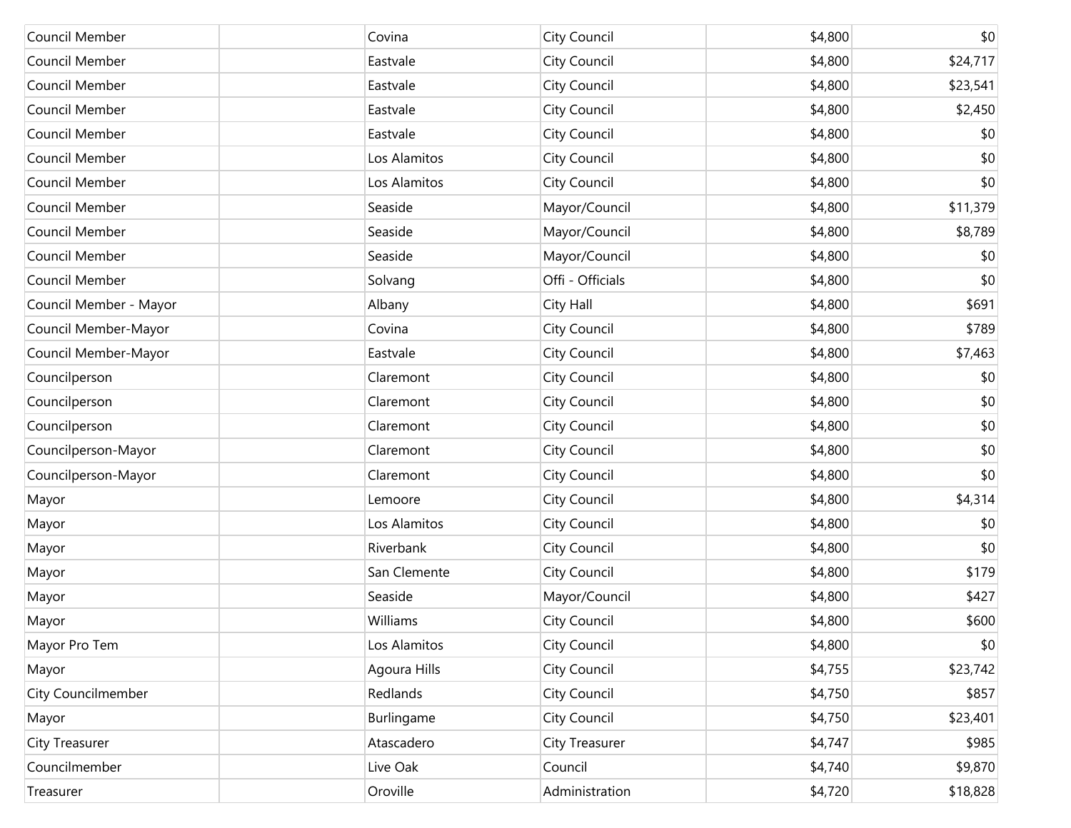| | | | | | |
|---|---|---|---|---|---|
| Council Member | | Covina | City Council | $4,800 | $0 |
| Council Member | | Eastvale | City Council | $4,800 | $24,717 |
| Council Member | | Eastvale | City Council | $4,800 | $23,541 |
| Council Member | | Eastvale | City Council | $4,800 | $2,450 |
| Council Member | | Eastvale | City Council | $4,800 | $0 |
| Council Member | | Los Alamitos | City Council | $4,800 | $0 |
| Council Member | | Los Alamitos | City Council | $4,800 | $0 |
| Council Member | | Seaside | Mayor/Council | $4,800 | $11,379 |
| Council Member | | Seaside | Mayor/Council | $4,800 | $8,789 |
| Council Member | | Seaside | Mayor/Council | $4,800 | $0 |
| Council Member | | Solvang | Offi - Officials | $4,800 | $0 |
| Council Member - Mayor | | Albany | City Hall | $4,800 | $691 |
| Council Member-Mayor | | Covina | City Council | $4,800 | $789 |
| Council Member-Mayor | | Eastvale | City Council | $4,800 | $7,463 |
| Councilperson | | Claremont | City Council | $4,800 | $0 |
| Councilperson | | Claremont | City Council | $4,800 | $0 |
| Councilperson | | Claremont | City Council | $4,800 | $0 |
| Councilperson-Mayor | | Claremont | City Council | $4,800 | $0 |
| Councilperson-Mayor | | Claremont | City Council | $4,800 | $0 |
| Mayor | | Lemoore | City Council | $4,800 | $4,314 |
| Mayor | | Los Alamitos | City Council | $4,800 | $0 |
| Mayor | | Riverbank | City Council | $4,800 | $0 |
| Mayor | | San Clemente | City Council | $4,800 | $179 |
| Mayor | | Seaside | Mayor/Council | $4,800 | $427 |
| Mayor | | Williams | City Council | $4,800 | $600 |
| Mayor Pro Tem | | Los Alamitos | City Council | $4,800 | $0 |
| Mayor | | Agoura Hills | City Council | $4,755 | $23,742 |
| City Councilmember | | Redlands | City Council | $4,750 | $857 |
| Mayor | | Burlingame | City Council | $4,750 | $23,401 |
| City Treasurer | | Atascadero | City Treasurer | $4,747 | $985 |
| Councilmember | | Live Oak | Council | $4,740 | $9,870 |
| Treasurer | | Oroville | Administration | $4,720 | $18,828 |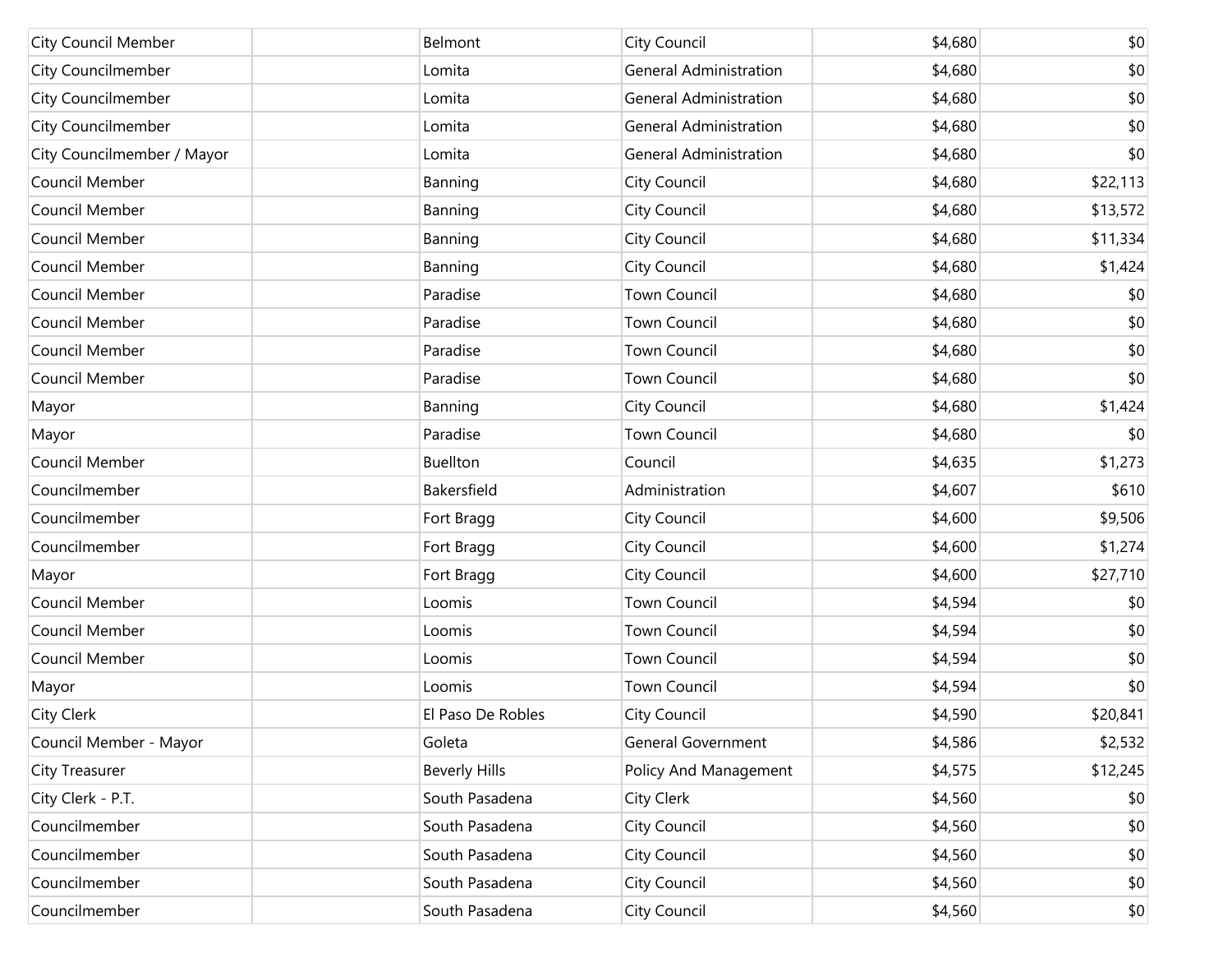| | | | | | |
|---|---|---|---|---|---|
| City Council Member | | Belmont | City Council | $4,680 | $0 |
| City Councilmember | | Lomita | General Administration | $4,680 | $0 |
| City Councilmember | | Lomita | General Administration | $4,680 | $0 |
| City Councilmember | | Lomita | General Administration | $4,680 | $0 |
| City Councilmember / Mayor | | Lomita | General Administration | $4,680 | $0 |
| Council Member | | Banning | City Council | $4,680 | $22,113 |
| Council Member | | Banning | City Council | $4,680 | $13,572 |
| Council Member | | Banning | City Council | $4,680 | $11,334 |
| Council Member | | Banning | City Council | $4,680 | $1,424 |
| Council Member | | Paradise | Town Council | $4,680 | $0 |
| Council Member | | Paradise | Town Council | $4,680 | $0 |
| Council Member | | Paradise | Town Council | $4,680 | $0 |
| Council Member | | Paradise | Town Council | $4,680 | $0 |
| Mayor | | Banning | City Council | $4,680 | $1,424 |
| Mayor | | Paradise | Town Council | $4,680 | $0 |
| Council Member | | Buellton | Council | $4,635 | $1,273 |
| Councilmember | | Bakersfield | Administration | $4,607 | $610 |
| Councilmember | | Fort Bragg | City Council | $4,600 | $9,506 |
| Councilmember | | Fort Bragg | City Council | $4,600 | $1,274 |
| Mayor | | Fort Bragg | City Council | $4,600 | $27,710 |
| Council Member | | Loomis | Town Council | $4,594 | $0 |
| Council Member | | Loomis | Town Council | $4,594 | $0 |
| Council Member | | Loomis | Town Council | $4,594 | $0 |
| Mayor | | Loomis | Town Council | $4,594 | $0 |
| City Clerk | | El Paso De Robles | City Council | $4,590 | $20,841 |
| Council Member - Mayor | | Goleta | General Government | $4,586 | $2,532 |
| City Treasurer | | Beverly Hills | Policy And Management | $4,575 | $12,245 |
| City Clerk - P.T. | | South Pasadena | City Clerk | $4,560 | $0 |
| Councilmember | | South Pasadena | City Council | $4,560 | $0 |
| Councilmember | | South Pasadena | City Council | $4,560 | $0 |
| Councilmember | | South Pasadena | City Council | $4,560 | $0 |
| Councilmember | | South Pasadena | City Council | $4,560 | $0 |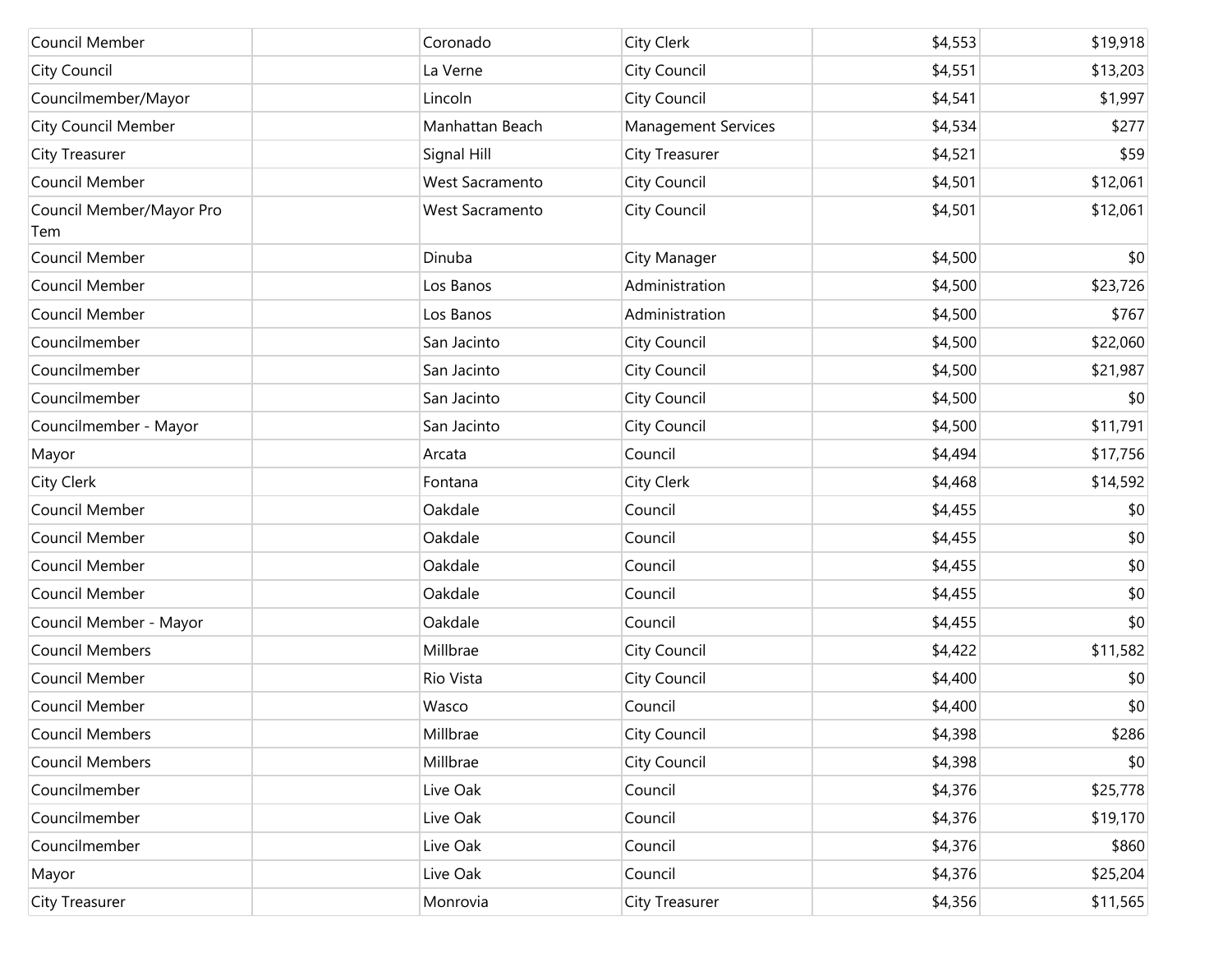| | | | | | |
|---|---|---|---|---|---|
| Council Member | | Coronado | City Clerk | $4,553 | $19,918 |
| City Council | | La Verne | City Council | $4,551 | $13,203 |
| Councilmember/Mayor | | Lincoln | City Council | $4,541 | $1,997 |
| City Council Member | | Manhattan Beach | Management Services | $4,534 | $277 |
| City Treasurer | | Signal Hill | City Treasurer | $4,521 | $59 |
| Council Member | | West Sacramento | City Council | $4,501 | $12,061 |
| Council Member/Mayor Pro Tem | | West Sacramento | City Council | $4,501 | $12,061 |
| Council Member | | Dinuba | City Manager | $4,500 | $0 |
| Council Member | | Los Banos | Administration | $4,500 | $23,726 |
| Council Member | | Los Banos | Administration | $4,500 | $767 |
| Councilmember | | San Jacinto | City Council | $4,500 | $22,060 |
| Councilmember | | San Jacinto | City Council | $4,500 | $21,987 |
| Councilmember | | San Jacinto | City Council | $4,500 | $0 |
| Councilmember - Mayor | | San Jacinto | City Council | $4,500 | $11,791 |
| Mayor | | Arcata | Council | $4,494 | $17,756 |
| City Clerk | | Fontana | City Clerk | $4,468 | $14,592 |
| Council Member | | Oakdale | Council | $4,455 | $0 |
| Council Member | | Oakdale | Council | $4,455 | $0 |
| Council Member | | Oakdale | Council | $4,455 | $0 |
| Council Member | | Oakdale | Council | $4,455 | $0 |
| Council Member - Mayor | | Oakdale | Council | $4,455 | $0 |
| Council Members | | Millbrae | City Council | $4,422 | $11,582 |
| Council Member | | Rio Vista | City Council | $4,400 | $0 |
| Council Member | | Wasco | Council | $4,400 | $0 |
| Council Members | | Millbrae | City Council | $4,398 | $286 |
| Council Members | | Millbrae | City Council | $4,398 | $0 |
| Councilmember | | Live Oak | Council | $4,376 | $25,778 |
| Councilmember | | Live Oak | Council | $4,376 | $19,170 |
| Councilmember | | Live Oak | Council | $4,376 | $860 |
| Mayor | | Live Oak | Council | $4,376 | $25,204 |
| City Treasurer | | Monrovia | City Treasurer | $4,356 | $11,565 |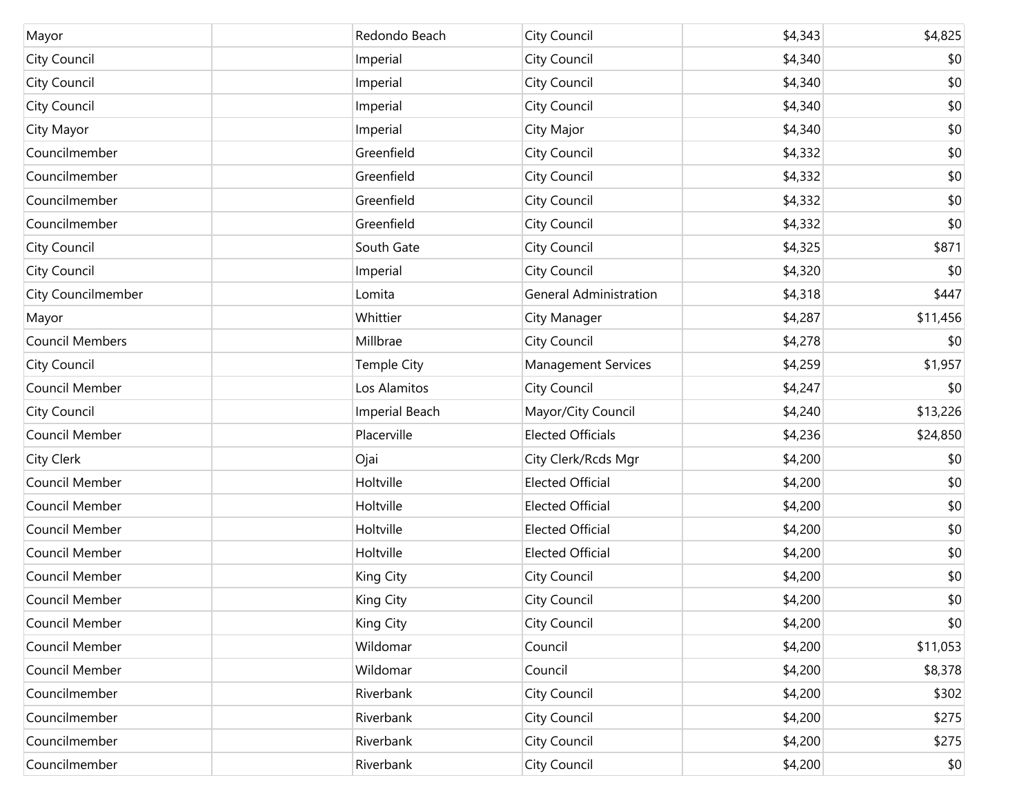| | | | | | |
|---|---|---|---|---|---|
| Mayor | | Redondo Beach | City Council | $4,343 | $4,825 |
| City Council | | Imperial | City Council | $4,340 | $0 |
| City Council | | Imperial | City Council | $4,340 | $0 |
| City Council | | Imperial | City Council | $4,340 | $0 |
| City Mayor | | Imperial | City Major | $4,340 | $0 |
| Councilmember | | Greenfield | City Council | $4,332 | $0 |
| Councilmember | | Greenfield | City Council | $4,332 | $0 |
| Councilmember | | Greenfield | City Council | $4,332 | $0 |
| Councilmember | | Greenfield | City Council | $4,332 | $0 |
| City Council | | South Gate | City Council | $4,325 | $871 |
| City Council | | Imperial | City Council | $4,320 | $0 |
| City Councilmember | | Lomita | General Administration | $4,318 | $447 |
| Mayor | | Whittier | City Manager | $4,287 | $11,456 |
| Council Members | | Millbrae | City Council | $4,278 | $0 |
| City Council | | Temple City | Management Services | $4,259 | $1,957 |
| Council Member | | Los Alamitos | City Council | $4,247 | $0 |
| City Council | | Imperial Beach | Mayor/City Council | $4,240 | $13,226 |
| Council Member | | Placerville | Elected Officials | $4,236 | $24,850 |
| City Clerk | | Ojai | City Clerk/Rcds Mgr | $4,200 | $0 |
| Council Member | | Holtville | Elected Official | $4,200 | $0 |
| Council Member | | Holtville | Elected Official | $4,200 | $0 |
| Council Member | | Holtville | Elected Official | $4,200 | $0 |
| Council Member | | Holtville | Elected Official | $4,200 | $0 |
| Council Member | | King City | City Council | $4,200 | $0 |
| Council Member | | King City | City Council | $4,200 | $0 |
| Council Member | | King City | City Council | $4,200 | $0 |
| Council Member | | Wildomar | Council | $4,200 | $11,053 |
| Council Member | | Wildomar | Council | $4,200 | $8,378 |
| Councilmember | | Riverbank | City Council | $4,200 | $302 |
| Councilmember | | Riverbank | City Council | $4,200 | $275 |
| Councilmember | | Riverbank | City Council | $4,200 | $275 |
| Councilmember | | Riverbank | City Council | $4,200 | $0 |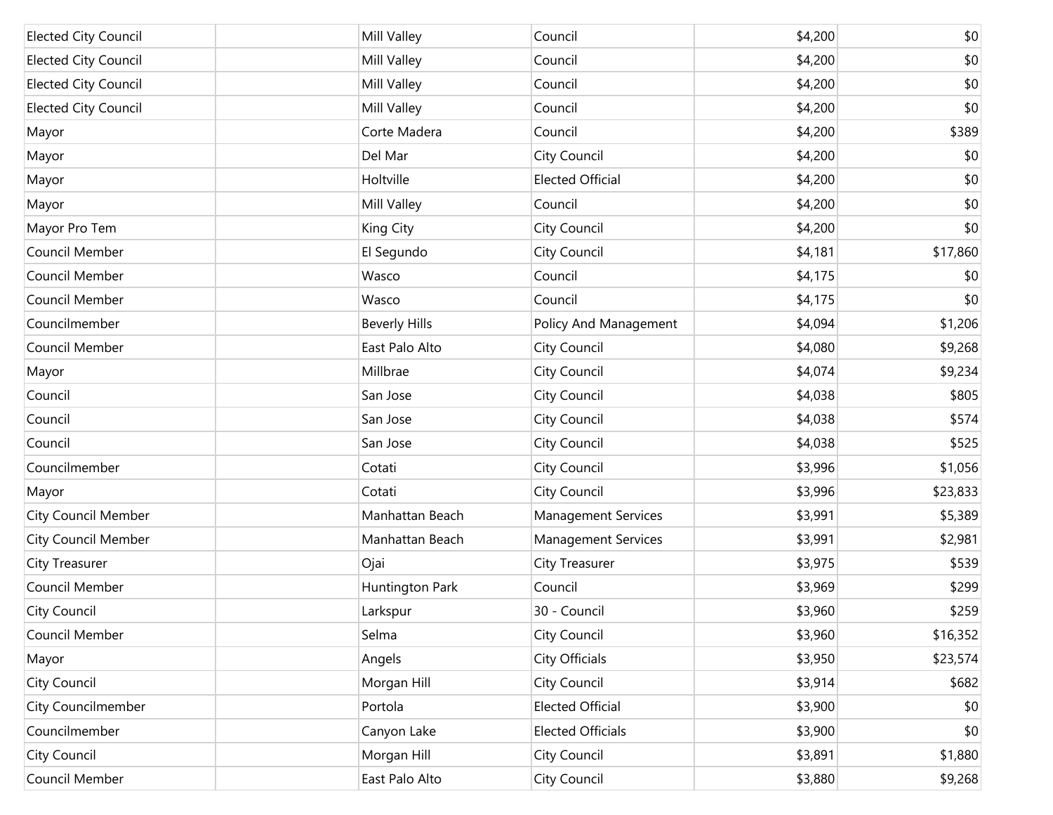| | | | | | |
|---|---|---|---|---|---|
| Elected City Council | | Mill Valley | Council | $4,200 | $0 |
| Elected City Council | | Mill Valley | Council | $4,200 | $0 |
| Elected City Council | | Mill Valley | Council | $4,200 | $0 |
| Elected City Council | | Mill Valley | Council | $4,200 | $0 |
| Mayor | | Corte Madera | Council | $4,200 | $389 |
| Mayor | | Del Mar | City Council | $4,200 | $0 |
| Mayor | | Holtville | Elected Official | $4,200 | $0 |
| Mayor | | Mill Valley | Council | $4,200 | $0 |
| Mayor Pro Tem | | King City | City Council | $4,200 | $0 |
| Council Member | | El Segundo | City Council | $4,181 | $17,860 |
| Council Member | | Wasco | Council | $4,175 | $0 |
| Council Member | | Wasco | Council | $4,175 | $0 |
| Councilmember | | Beverly Hills | Policy And Management | $4,094 | $1,206 |
| Council Member | | East Palo Alto | City Council | $4,080 | $9,268 |
| Mayor | | Millbrae | City Council | $4,074 | $9,234 |
| Council | | San Jose | City Council | $4,038 | $805 |
| Council | | San Jose | City Council | $4,038 | $574 |
| Council | | San Jose | City Council | $4,038 | $525 |
| Councilmember | | Cotati | City Council | $3,996 | $1,056 |
| Mayor | | Cotati | City Council | $3,996 | $23,833 |
| City Council Member | | Manhattan Beach | Management Services | $3,991 | $5,389 |
| City Council Member | | Manhattan Beach | Management Services | $3,991 | $2,981 |
| City Treasurer | | Ojai | City Treasurer | $3,975 | $539 |
| Council Member | | Huntington Park | Council | $3,969 | $299 |
| City Council | | Larkspur | 30 - Council | $3,960 | $259 |
| Council Member | | Selma | City Council | $3,960 | $16,352 |
| Mayor | | Angels | City Officials | $3,950 | $23,574 |
| City Council | | Morgan Hill | City Council | $3,914 | $682 |
| City Councilmember | | Portola | Elected Official | $3,900 | $0 |
| Councilmember | | Canyon Lake | Elected Officials | $3,900 | $0 |
| City Council | | Morgan Hill | City Council | $3,891 | $1,880 |
| Council Member | | East Palo Alto | City Council | $3,880 | $9,268 |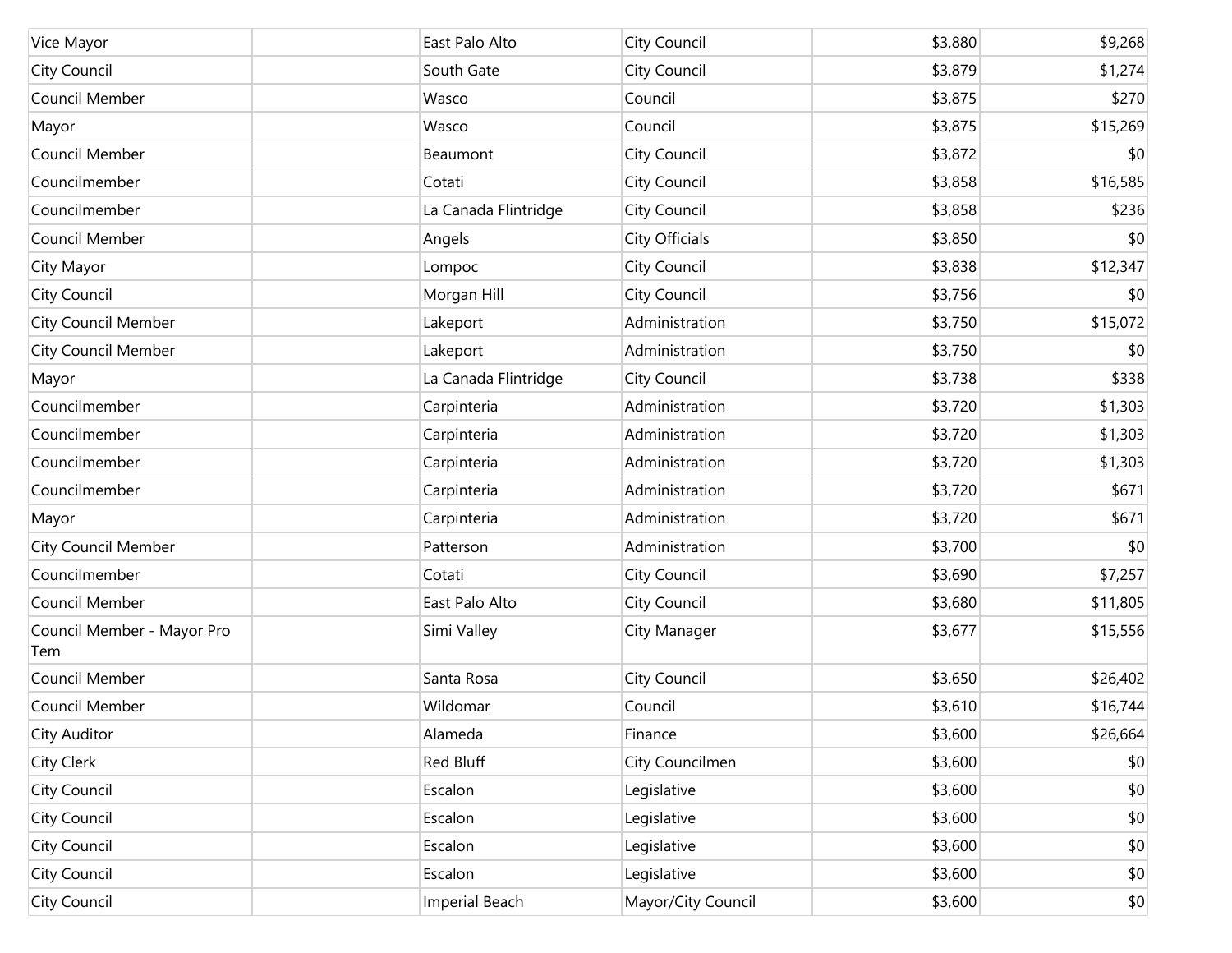| | | | | | |
|---|---|---|---|---|---|
| Vice Mayor | | East Palo Alto | City Council | $3,880 | $9,268 |
| City Council | | South Gate | City Council | $3,879 | $1,274 |
| Council Member | | Wasco | Council | $3,875 | $270 |
| Mayor | | Wasco | Council | $3,875 | $15,269 |
| Council Member | | Beaumont | City Council | $3,872 | $0 |
| Councilmember | | Cotati | City Council | $3,858 | $16,585 |
| Councilmember | | La Canada Flintridge | City Council | $3,858 | $236 |
| Council Member | | Angels | City Officials | $3,850 | $0 |
| City Mayor | | Lompoc | City Council | $3,838 | $12,347 |
| City Council | | Morgan Hill | City Council | $3,756 | $0 |
| City Council Member | | Lakeport | Administration | $3,750 | $15,072 |
| City Council Member | | Lakeport | Administration | $3,750 | $0 |
| Mayor | | La Canada Flintridge | City Council | $3,738 | $338 |
| Councilmember | | Carpinteria | Administration | $3,720 | $1,303 |
| Councilmember | | Carpinteria | Administration | $3,720 | $1,303 |
| Councilmember | | Carpinteria | Administration | $3,720 | $1,303 |
| Councilmember | | Carpinteria | Administration | $3,720 | $671 |
| Mayor | | Carpinteria | Administration | $3,720 | $671 |
| City Council Member | | Patterson | Administration | $3,700 | $0 |
| Councilmember | | Cotati | City Council | $3,690 | $7,257 |
| Council Member | | East Palo Alto | City Council | $3,680 | $11,805 |
| Council Member - Mayor Pro Tem | | Simi Valley | City Manager | $3,677 | $15,556 |
| Council Member | | Santa Rosa | City Council | $3,650 | $26,402 |
| Council Member | | Wildomar | Council | $3,610 | $16,744 |
| City Auditor | | Alameda | Finance | $3,600 | $26,664 |
| City Clerk | | Red Bluff | City Councilmen | $3,600 | $0 |
| City Council | | Escalon | Legislative | $3,600 | $0 |
| City Council | | Escalon | Legislative | $3,600 | $0 |
| City Council | | Escalon | Legislative | $3,600 | $0 |
| City Council | | Escalon | Legislative | $3,600 | $0 |
| City Council | | Imperial Beach | Mayor/City Council | $3,600 | $0 |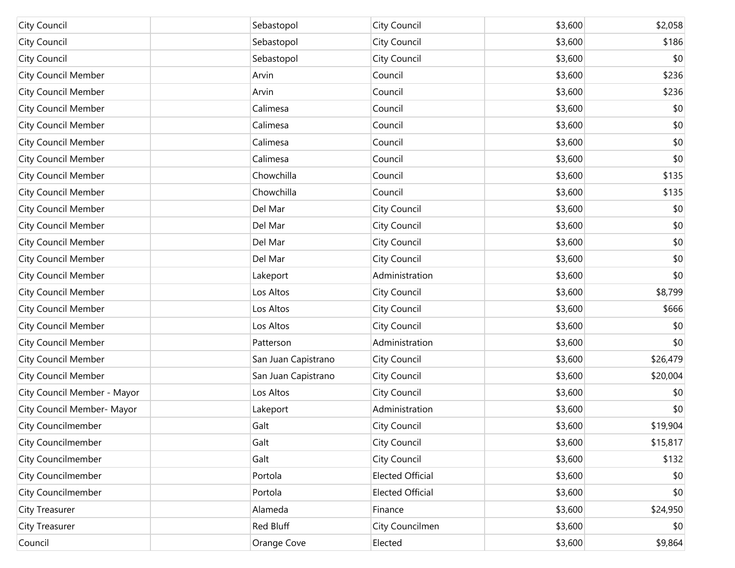| | | | | | |
|---|---|---|---|---|---|
| City Council | | Sebastopol | City Council | $3,600 | $2,058 |
| City Council | | Sebastopol | City Council | $3,600 | $186 |
| City Council | | Sebastopol | City Council | $3,600 | $0 |
| City Council Member | | Arvin | Council | $3,600 | $236 |
| City Council Member | | Arvin | Council | $3,600 | $236 |
| City Council Member | | Calimesa | Council | $3,600 | $0 |
| City Council Member | | Calimesa | Council | $3,600 | $0 |
| City Council Member | | Calimesa | Council | $3,600 | $0 |
| City Council Member | | Calimesa | Council | $3,600 | $0 |
| City Council Member | | Chowchilla | Council | $3,600 | $135 |
| City Council Member | | Chowchilla | Council | $3,600 | $135 |
| City Council Member | | Del Mar | City Council | $3,600 | $0 |
| City Council Member | | Del Mar | City Council | $3,600 | $0 |
| City Council Member | | Del Mar | City Council | $3,600 | $0 |
| City Council Member | | Del Mar | City Council | $3,600 | $0 |
| City Council Member | | Lakeport | Administration | $3,600 | $0 |
| City Council Member | | Los Altos | City Council | $3,600 | $8,799 |
| City Council Member | | Los Altos | City Council | $3,600 | $666 |
| City Council Member | | Los Altos | City Council | $3,600 | $0 |
| City Council Member | | Patterson | Administration | $3,600 | $0 |
| City Council Member | | San Juan Capistrano | City Council | $3,600 | $26,479 |
| City Council Member | | San Juan Capistrano | City Council | $3,600 | $20,004 |
| City Council Member - Mayor | | Los Altos | City Council | $3,600 | $0 |
| City Council Member- Mayor | | Lakeport | Administration | $3,600 | $0 |
| City Councilmember | | Galt | City Council | $3,600 | $19,904 |
| City Councilmember | | Galt | City Council | $3,600 | $15,817 |
| City Councilmember | | Galt | City Council | $3,600 | $132 |
| City Councilmember | | Portola | Elected Official | $3,600 | $0 |
| City Councilmember | | Portola | Elected Official | $3,600 | $0 |
| City Treasurer | | Alameda | Finance | $3,600 | $24,950 |
| City Treasurer | | Red Bluff | City Councilmen | $3,600 | $0 |
| Council | | Orange Cove | Elected | $3,600 | $9,864 |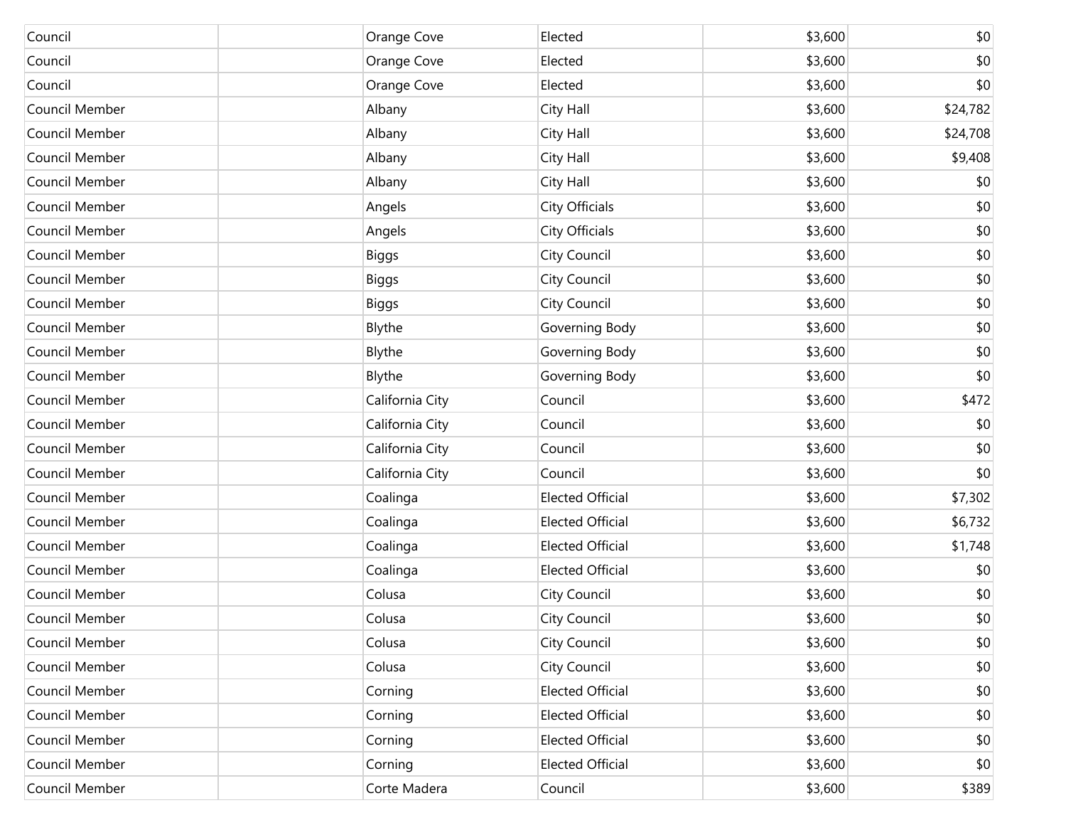| | | | | | |
|---|---|---|---|---|---|
| Council | | Orange Cove | Elected | $3,600 | $0 |
| Council | | Orange Cove | Elected | $3,600 | $0 |
| Council | | Orange Cove | Elected | $3,600 | $0 |
| Council Member | | Albany | City Hall | $3,600 | $24,782 |
| Council Member | | Albany | City Hall | $3,600 | $24,708 |
| Council Member | | Albany | City Hall | $3,600 | $9,408 |
| Council Member | | Albany | City Hall | $3,600 | $0 |
| Council Member | | Angels | City Officials | $3,600 | $0 |
| Council Member | | Angels | City Officials | $3,600 | $0 |
| Council Member | | Biggs | City Council | $3,600 | $0 |
| Council Member | | Biggs | City Council | $3,600 | $0 |
| Council Member | | Biggs | City Council | $3,600 | $0 |
| Council Member | | Blythe | Governing Body | $3,600 | $0 |
| Council Member | | Blythe | Governing Body | $3,600 | $0 |
| Council Member | | Blythe | Governing Body | $3,600 | $0 |
| Council Member | | California City | Council | $3,600 | $472 |
| Council Member | | California City | Council | $3,600 | $0 |
| Council Member | | California City | Council | $3,600 | $0 |
| Council Member | | California City | Council | $3,600 | $0 |
| Council Member | | Coalinga | Elected Official | $3,600 | $7,302 |
| Council Member | | Coalinga | Elected Official | $3,600 | $6,732 |
| Council Member | | Coalinga | Elected Official | $3,600 | $1,748 |
| Council Member | | Coalinga | Elected Official | $3,600 | $0 |
| Council Member | | Colusa | City Council | $3,600 | $0 |
| Council Member | | Colusa | City Council | $3,600 | $0 |
| Council Member | | Colusa | City Council | $3,600 | $0 |
| Council Member | | Colusa | City Council | $3,600 | $0 |
| Council Member | | Corning | Elected Official | $3,600 | $0 |
| Council Member | | Corning | Elected Official | $3,600 | $0 |
| Council Member | | Corning | Elected Official | $3,600 | $0 |
| Council Member | | Corning | Elected Official | $3,600 | $0 |
| Council Member | | Corte Madera | Council | $3,600 | $389 |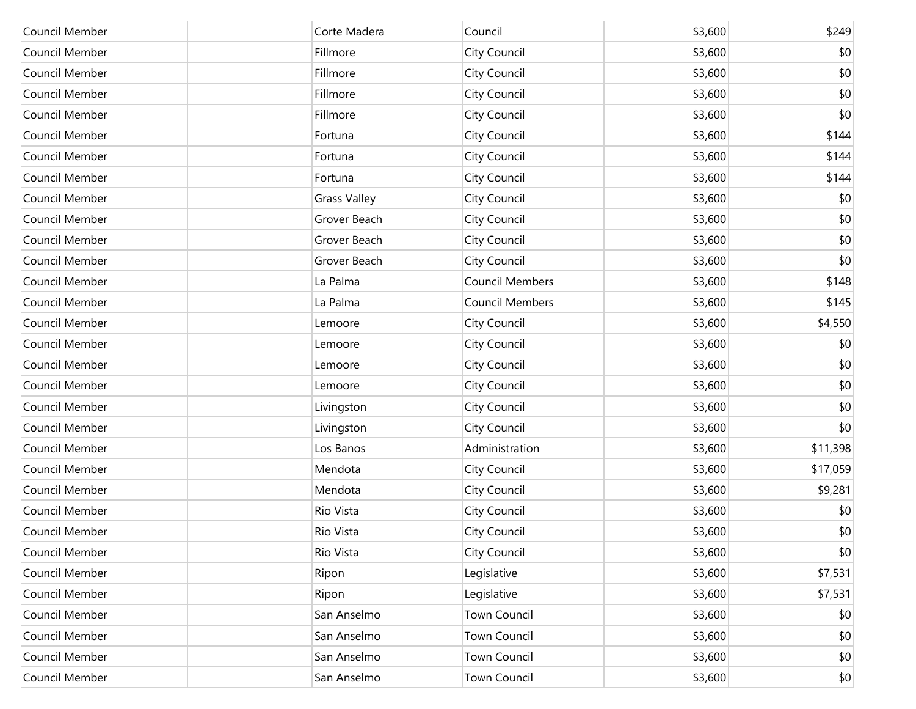| | | | | | |
|---|---|---|---|---|---|
| Council Member | | Corte Madera | Council | $3,600 | $249 |
| Council Member | | Fillmore | City Council | $3,600 | $0 |
| Council Member | | Fillmore | City Council | $3,600 | $0 |
| Council Member | | Fillmore | City Council | $3,600 | $0 |
| Council Member | | Fillmore | City Council | $3,600 | $0 |
| Council Member | | Fortuna | City Council | $3,600 | $144 |
| Council Member | | Fortuna | City Council | $3,600 | $144 |
| Council Member | | Fortuna | City Council | $3,600 | $144 |
| Council Member | | Grass Valley | City Council | $3,600 | $0 |
| Council Member | | Grover Beach | City Council | $3,600 | $0 |
| Council Member | | Grover Beach | City Council | $3,600 | $0 |
| Council Member | | Grover Beach | City Council | $3,600 | $0 |
| Council Member | | La Palma | Council Members | $3,600 | $148 |
| Council Member | | La Palma | Council Members | $3,600 | $145 |
| Council Member | | Lemoore | City Council | $3,600 | $4,550 |
| Council Member | | Lemoore | City Council | $3,600 | $0 |
| Council Member | | Lemoore | City Council | $3,600 | $0 |
| Council Member | | Lemoore | City Council | $3,600 | $0 |
| Council Member | | Livingston | City Council | $3,600 | $0 |
| Council Member | | Livingston | City Council | $3,600 | $0 |
| Council Member | | Los Banos | Administration | $3,600 | $11,398 |
| Council Member | | Mendota | City Council | $3,600 | $17,059 |
| Council Member | | Mendota | City Council | $3,600 | $9,281 |
| Council Member | | Rio Vista | City Council | $3,600 | $0 |
| Council Member | | Rio Vista | City Council | $3,600 | $0 |
| Council Member | | Rio Vista | City Council | $3,600 | $0 |
| Council Member | | Ripon | Legislative | $3,600 | $7,531 |
| Council Member | | Ripon | Legislative | $3,600 | $7,531 |
| Council Member | | San Anselmo | Town Council | $3,600 | $0 |
| Council Member | | San Anselmo | Town Council | $3,600 | $0 |
| Council Member | | San Anselmo | Town Council | $3,600 | $0 |
| Council Member | | San Anselmo | Town Council | $3,600 | $0 |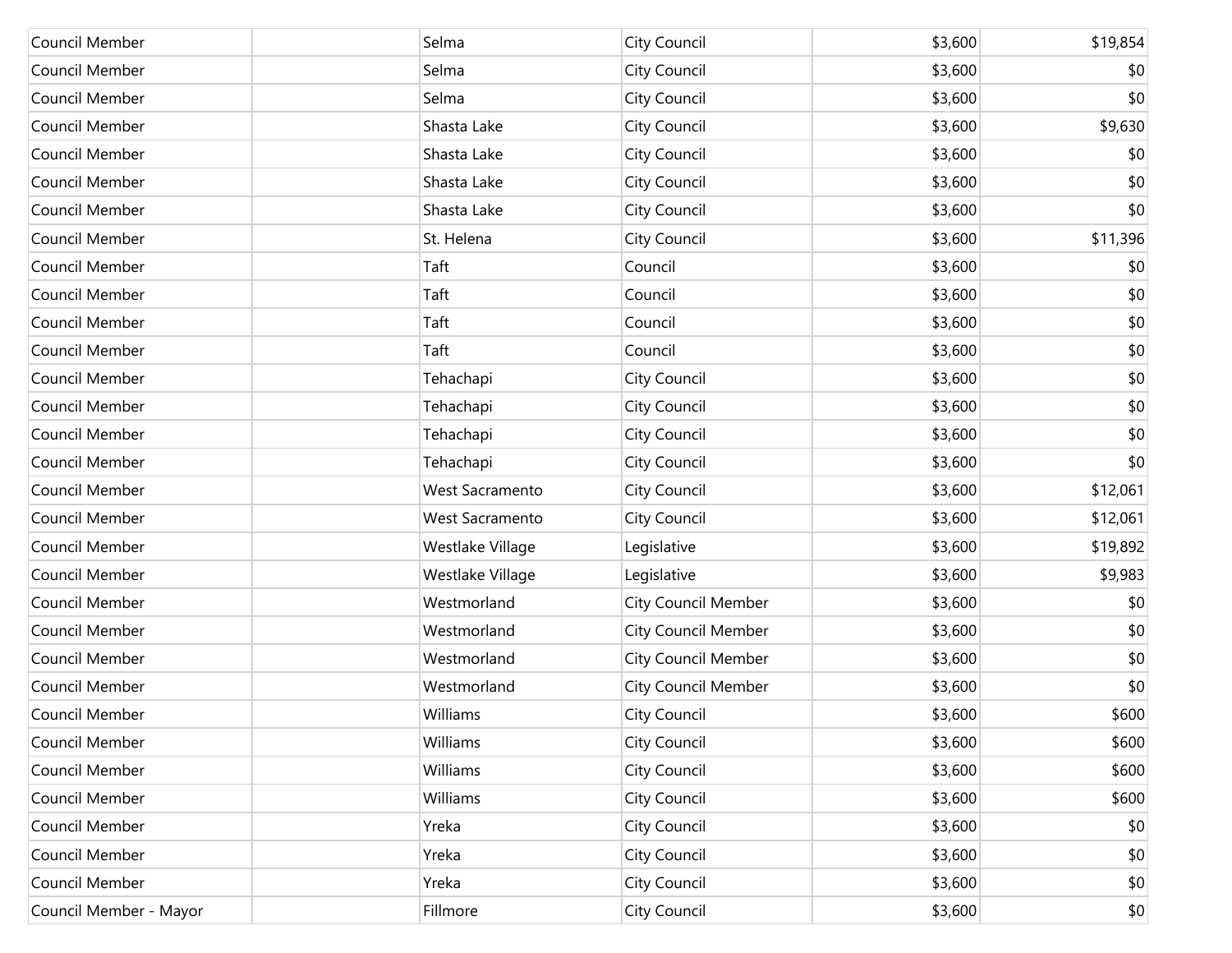| Council Member | | Selma | City Council | $3,600 | $19,854 |
|---|---|---|---|---|---|
| Council Member | | Selma | City Council | $3,600 | $0 |
| Council Member | | Selma | City Council | $3,600 | $0 |
| Council Member | | Shasta Lake | City Council | $3,600 | $9,630 |
| Council Member | | Shasta Lake | City Council | $3,600 | $0 |
| Council Member | | Shasta Lake | City Council | $3,600 | $0 |
| Council Member | | Shasta Lake | City Council | $3,600 | $0 |
| Council Member | | St. Helena | City Council | $3,600 | $11,396 |
| Council Member | | Taft | Council | $3,600 | $0 |
| Council Member | | Taft | Council | $3,600 | $0 |
| Council Member | | Taft | Council | $3,600 | $0 |
| Council Member | | Taft | Council | $3,600 | $0 |
| Council Member | | Tehachapi | City Council | $3,600 | $0 |
| Council Member | | Tehachapi | City Council | $3,600 | $0 |
| Council Member | | Tehachapi | City Council | $3,600 | $0 |
| Council Member | | Tehachapi | City Council | $3,600 | $0 |
| Council Member | | West Sacramento | City Council | $3,600 | $12,061 |
| Council Member | | West Sacramento | City Council | $3,600 | $12,061 |
| Council Member | | Westlake Village | Legislative | $3,600 | $19,892 |
| Council Member | | Westlake Village | Legislative | $3,600 | $9,983 |
| Council Member | | Westmorland | City Council Member | $3,600 | $0 |
| Council Member | | Westmorland | City Council Member | $3,600 | $0 |
| Council Member | | Westmorland | City Council Member | $3,600 | $0 |
| Council Member | | Westmorland | City Council Member | $3,600 | $0 |
| Council Member | | Williams | City Council | $3,600 | $600 |
| Council Member | | Williams | City Council | $3,600 | $600 |
| Council Member | | Williams | City Council | $3,600 | $600 |
| Council Member | | Williams | City Council | $3,600 | $600 |
| Council Member | | Yreka | City Council | $3,600 | $0 |
| Council Member | | Yreka | City Council | $3,600 | $0 |
| Council Member | | Yreka | City Council | $3,600 | $0 |
| Council Member - Mayor | | Fillmore | City Council | $3,600 | $0 |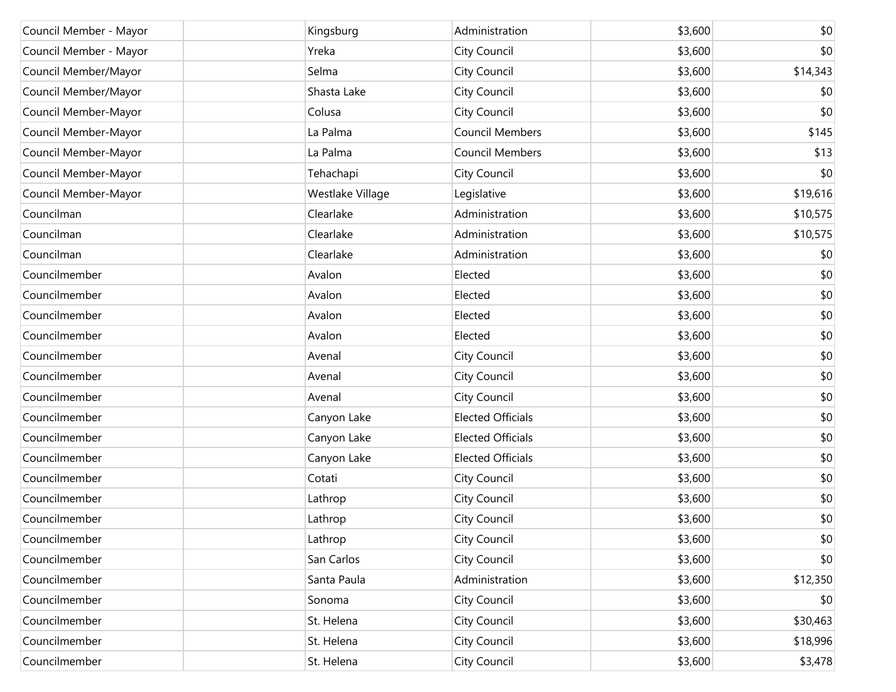| | | | | | |
|---|---|---|---|---|---|
| Council Member - Mayor | | Kingsburg | Administration | $3,600 | $0 |
| Council Member - Mayor | | Yreka | City Council | $3,600 | $0 |
| Council Member/Mayor | | Selma | City Council | $3,600 | $14,343 |
| Council Member/Mayor | | Shasta Lake | City Council | $3,600 | $0 |
| Council Member-Mayor | | Colusa | City Council | $3,600 | $0 |
| Council Member-Mayor | | La Palma | Council Members | $3,600 | $145 |
| Council Member-Mayor | | La Palma | Council Members | $3,600 | $13 |
| Council Member-Mayor | | Tehachapi | City Council | $3,600 | $0 |
| Council Member-Mayor | | Westlake Village | Legislative | $3,600 | $19,616 |
| Councilman | | Clearlake | Administration | $3,600 | $10,575 |
| Councilman | | Clearlake | Administration | $3,600 | $10,575 |
| Councilman | | Clearlake | Administration | $3,600 | $0 |
| Councilmember | | Avalon | Elected | $3,600 | $0 |
| Councilmember | | Avalon | Elected | $3,600 | $0 |
| Councilmember | | Avalon | Elected | $3,600 | $0 |
| Councilmember | | Avalon | Elected | $3,600 | $0 |
| Councilmember | | Avenal | City Council | $3,600 | $0 |
| Councilmember | | Avenal | City Council | $3,600 | $0 |
| Councilmember | | Avenal | City Council | $3,600 | $0 |
| Councilmember | | Canyon Lake | Elected Officials | $3,600 | $0 |
| Councilmember | | Canyon Lake | Elected Officials | $3,600 | $0 |
| Councilmember | | Canyon Lake | Elected Officials | $3,600 | $0 |
| Councilmember | | Cotati | City Council | $3,600 | $0 |
| Councilmember | | Lathrop | City Council | $3,600 | $0 |
| Councilmember | | Lathrop | City Council | $3,600 | $0 |
| Councilmember | | Lathrop | City Council | $3,600 | $0 |
| Councilmember | | San Carlos | City Council | $3,600 | $0 |
| Councilmember | | Santa Paula | Administration | $3,600 | $12,350 |
| Councilmember | | Sonoma | City Council | $3,600 | $0 |
| Councilmember | | St. Helena | City Council | $3,600 | $30,463 |
| Councilmember | | St. Helena | City Council | $3,600 | $18,996 |
| Councilmember | | St. Helena | City Council | $3,600 | $3,478 |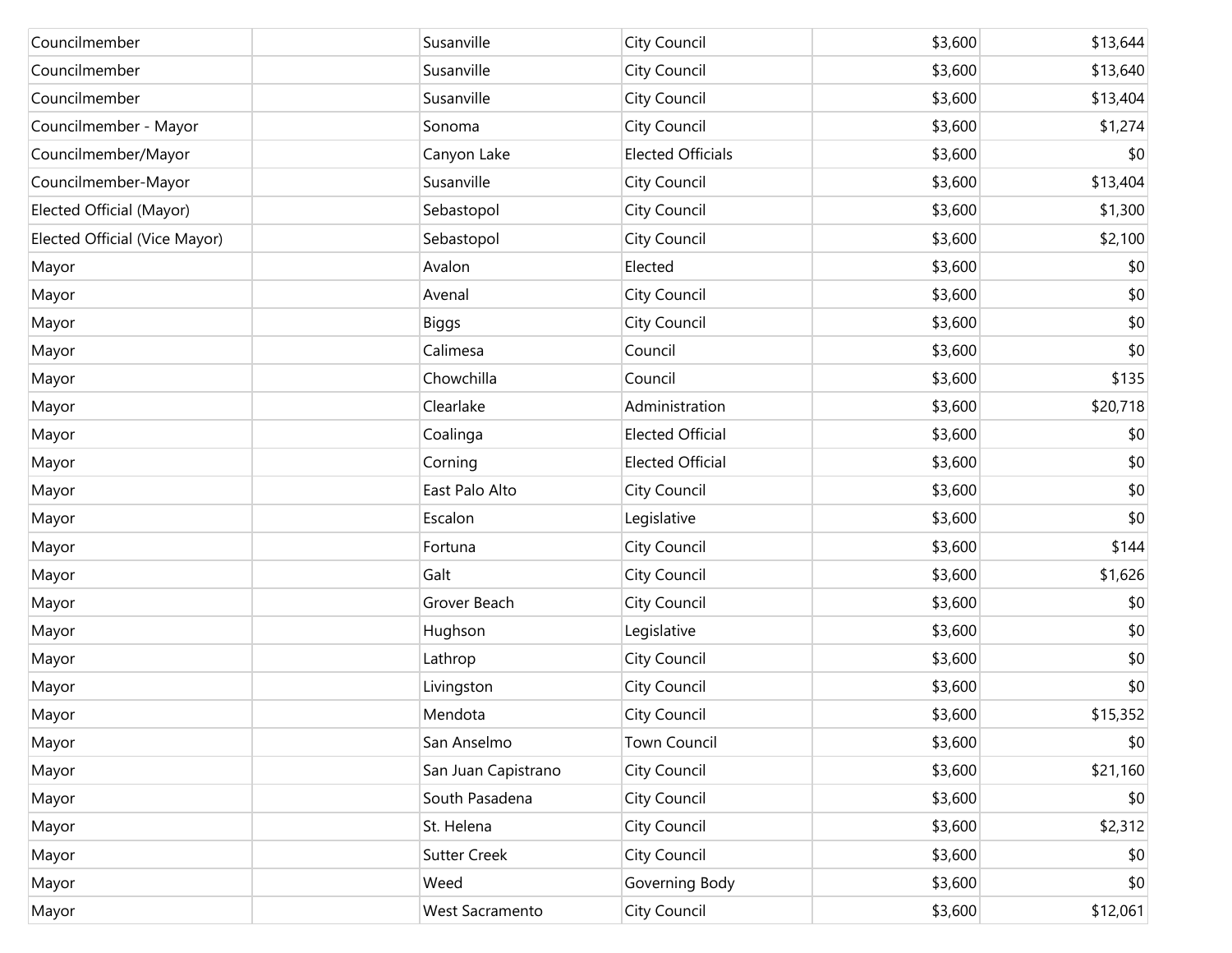| | | | | | |
|---|---|---|---|---|---|
| Councilmember | | Susanville | City Council | $3,600 | $13,644 |
| Councilmember | | Susanville | City Council | $3,600 | $13,640 |
| Councilmember | | Susanville | City Council | $3,600 | $13,404 |
| Councilmember - Mayor | | Sonoma | City Council | $3,600 | $1,274 |
| Councilmember/Mayor | | Canyon Lake | Elected Officials | $3,600 | $0 |
| Councilmember-Mayor | | Susanville | City Council | $3,600 | $13,404 |
| Elected Official (Mayor) | | Sebastopol | City Council | $3,600 | $1,300 |
| Elected Official (Vice Mayor) | | Sebastopol | City Council | $3,600 | $2,100 |
| Mayor | | Avalon | Elected | $3,600 | $0 |
| Mayor | | Avenal | City Council | $3,600 | $0 |
| Mayor | | Biggs | City Council | $3,600 | $0 |
| Mayor | | Calimesa | Council | $3,600 | $0 |
| Mayor | | Chowchilla | Council | $3,600 | $135 |
| Mayor | | Clearlake | Administration | $3,600 | $20,718 |
| Mayor | | Coalinga | Elected Official | $3,600 | $0 |
| Mayor | | Corning | Elected Official | $3,600 | $0 |
| Mayor | | East Palo Alto | City Council | $3,600 | $0 |
| Mayor | | Escalon | Legislative | $3,600 | $0 |
| Mayor | | Fortuna | City Council | $3,600 | $144 |
| Mayor | | Galt | City Council | $3,600 | $1,626 |
| Mayor | | Grover Beach | City Council | $3,600 | $0 |
| Mayor | | Hughson | Legislative | $3,600 | $0 |
| Mayor | | Lathrop | City Council | $3,600 | $0 |
| Mayor | | Livingston | City Council | $3,600 | $0 |
| Mayor | | Mendota | City Council | $3,600 | $15,352 |
| Mayor | | San Anselmo | Town Council | $3,600 | $0 |
| Mayor | | San Juan Capistrano | City Council | $3,600 | $21,160 |
| Mayor | | South Pasadena | City Council | $3,600 | $0 |
| Mayor | | St. Helena | City Council | $3,600 | $2,312 |
| Mayor | | Sutter Creek | City Council | $3,600 | $0 |
| Mayor | | Weed | Governing Body | $3,600 | $0 |
| Mayor | | West Sacramento | City Council | $3,600 | $12,061 |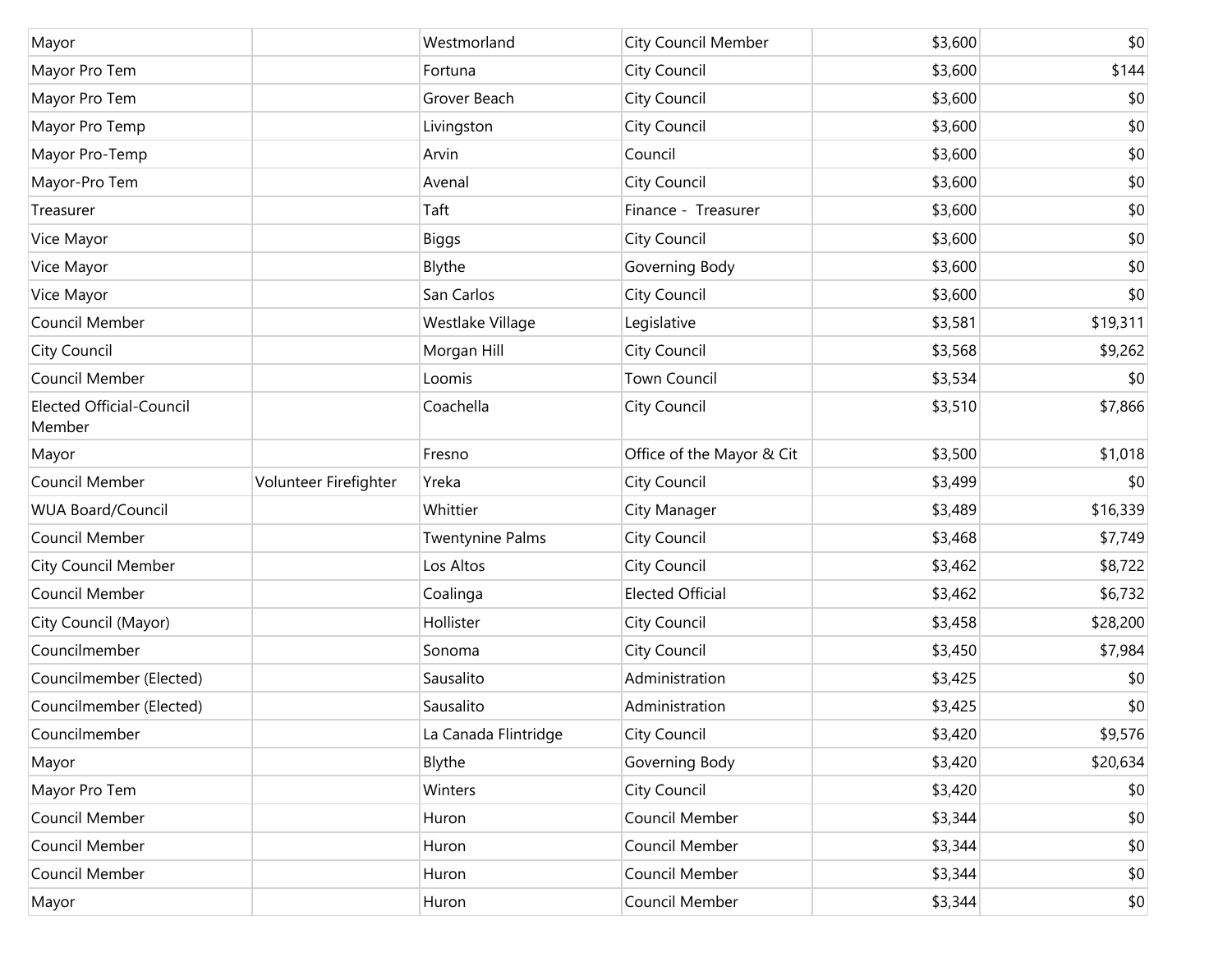| | | | | | |
|---|---|---|---|---|---|
| Mayor | | Westmorland | City Council Member | $3,600 | $0 |
| Mayor Pro Tem | | Fortuna | City Council | $3,600 | $144 |
| Mayor Pro Tem | | Grover Beach | City Council | $3,600 | $0 |
| Mayor Pro Temp | | Livingston | City Council | $3,600 | $0 |
| Mayor Pro-Temp | | Arvin | Council | $3,600 | $0 |
| Mayor-Pro Tem | | Avenal | City Council | $3,600 | $0 |
| Treasurer | | Taft | Finance - Treasurer | $3,600 | $0 |
| Vice Mayor | | Biggs | City Council | $3,600 | $0 |
| Vice Mayor | | Blythe | Governing Body | $3,600 | $0 |
| Vice Mayor | | San Carlos | City Council | $3,600 | $0 |
| Council Member | | Westlake Village | Legislative | $3,581 | $19,311 |
| City Council | | Morgan Hill | City Council | $3,568 | $9,262 |
| Council Member | | Loomis | Town Council | $3,534 | $0 |
| Elected Official-Council Member | | Coachella | City Council | $3,510 | $7,866 |
| Mayor | | Fresno | Office of the Mayor & Cit | $3,500 | $1,018 |
| Council Member | Volunteer Firefighter | Yreka | City Council | $3,499 | $0 |
| WUA Board/Council | | Whittier | City Manager | $3,489 | $16,339 |
| Council Member | | Twentynine Palms | City Council | $3,468 | $7,749 |
| City Council Member | | Los Altos | City Council | $3,462 | $8,722 |
| Council Member | | Coalinga | Elected Official | $3,462 | $6,732 |
| City Council (Mayor) | | Hollister | City Council | $3,458 | $28,200 |
| Councilmember | | Sonoma | City Council | $3,450 | $7,984 |
| Councilmember (Elected) | | Sausalito | Administration | $3,425 | $0 |
| Councilmember (Elected) | | Sausalito | Administration | $3,425 | $0 |
| Councilmember | | La Canada Flintridge | City Council | $3,420 | $9,576 |
| Mayor | | Blythe | Governing Body | $3,420 | $20,634 |
| Mayor Pro Tem | | Winters | City Council | $3,420 | $0 |
| Council Member | | Huron | Council Member | $3,344 | $0 |
| Council Member | | Huron | Council Member | $3,344 | $0 |
| Council Member | | Huron | Council Member | $3,344 | $0 |
| Mayor | | Huron | Council Member | $3,344 | $0 |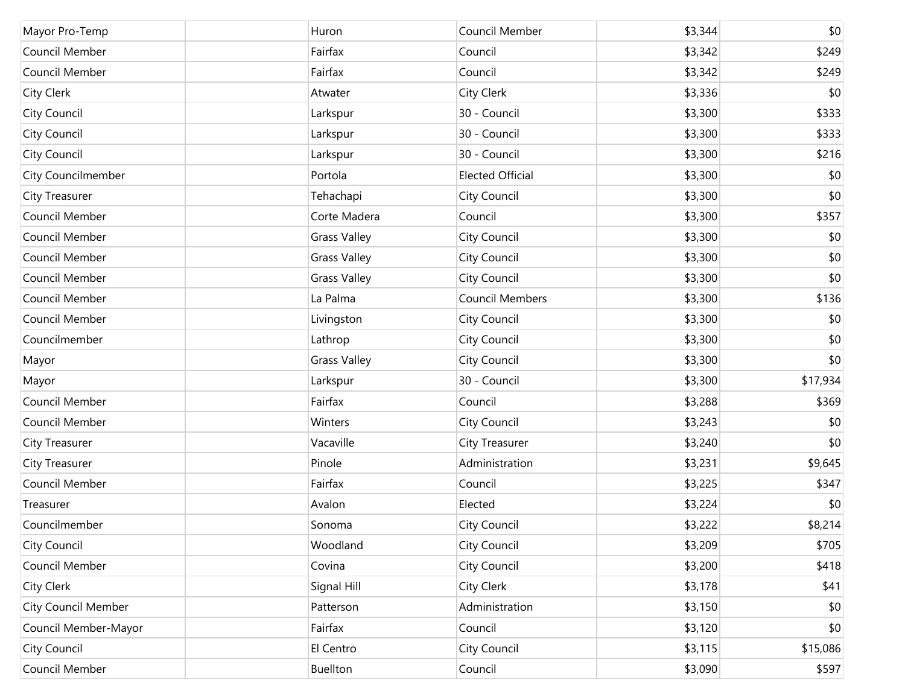| | | | | | |
|---|---|---|---|---|---|
| Mayor Pro-Temp | | Huron | Council Member | $3,344 | $0 |
| Council Member | | Fairfax | Council | $3,342 | $249 |
| Council Member | | Fairfax | Council | $3,342 | $249 |
| City Clerk | | Atwater | City Clerk | $3,336 | $0 |
| City Council | | Larkspur | 30 - Council | $3,300 | $333 |
| City Council | | Larkspur | 30 - Council | $3,300 | $333 |
| City Council | | Larkspur | 30 - Council | $3,300 | $216 |
| City Councilmember | | Portola | Elected Official | $3,300 | $0 |
| City Treasurer | | Tehachapi | City Council | $3,300 | $0 |
| Council Member | | Corte Madera | Council | $3,300 | $357 |
| Council Member | | Grass Valley | City Council | $3,300 | $0 |
| Council Member | | Grass Valley | City Council | $3,300 | $0 |
| Council Member | | Grass Valley | City Council | $3,300 | $0 |
| Council Member | | La Palma | Council Members | $3,300 | $136 |
| Council Member | | Livingston | City Council | $3,300 | $0 |
| Councilmember | | Lathrop | City Council | $3,300 | $0 |
| Mayor | | Grass Valley | City Council | $3,300 | $0 |
| Mayor | | Larkspur | 30 - Council | $3,300 | $17,934 |
| Council Member | | Fairfax | Council | $3,288 | $369 |
| Council Member | | Winters | City Council | $3,243 | $0 |
| City Treasurer | | Vacaville | City Treasurer | $3,240 | $0 |
| City Treasurer | | Pinole | Administration | $3,231 | $9,645 |
| Council Member | | Fairfax | Council | $3,225 | $347 |
| Treasurer | | Avalon | Elected | $3,224 | $0 |
| Councilmember | | Sonoma | City Council | $3,222 | $8,214 |
| City Council | | Woodland | City Council | $3,209 | $705 |
| Council Member | | Covina | City Council | $3,200 | $418 |
| City Clerk | | Signal Hill | City Clerk | $3,178 | $41 |
| City Council Member | | Patterson | Administration | $3,150 | $0 |
| Council Member-Mayor | | Fairfax | Council | $3,120 | $0 |
| City Council | | El Centro | City Council | $3,115 | $15,086 |
| Council Member | | Buellton | Council | $3,090 | $597 |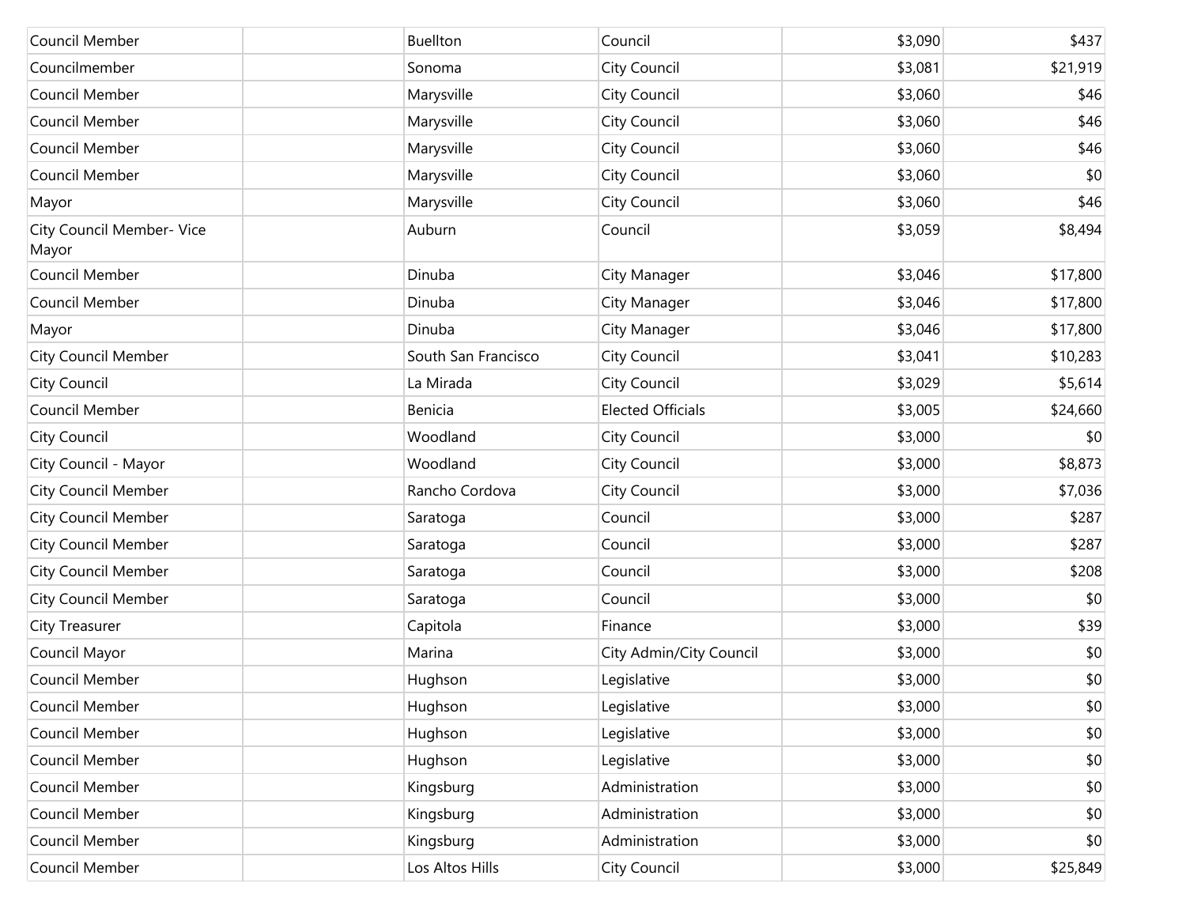| | | | | | |
|---|---|---|---|---|---|
| Council Member | | Buellton | Council | $3,090 | $437 |
| Councilmember | | Sonoma | City Council | $3,081 | $21,919 |
| Council Member | | Marysville | City Council | $3,060 | $46 |
| Council Member | | Marysville | City Council | $3,060 | $46 |
| Council Member | | Marysville | City Council | $3,060 | $46 |
| Council Member | | Marysville | City Council | $3,060 | $0 |
| Mayor | | Marysville | City Council | $3,060 | $46 |
| City Council Member- Vice Mayor | | Auburn | Council | $3,059 | $8,494 |
| Council Member | | Dinuba | City Manager | $3,046 | $17,800 |
| Council Member | | Dinuba | City Manager | $3,046 | $17,800 |
| Mayor | | Dinuba | City Manager | $3,046 | $17,800 |
| City Council Member | | South San Francisco | City Council | $3,041 | $10,283 |
| City Council | | La Mirada | City Council | $3,029 | $5,614 |
| Council Member | | Benicia | Elected Officials | $3,005 | $24,660 |
| City Council | | Woodland | City Council | $3,000 | $0 |
| City Council - Mayor | | Woodland | City Council | $3,000 | $8,873 |
| City Council Member | | Rancho Cordova | City Council | $3,000 | $7,036 |
| City Council Member | | Saratoga | Council | $3,000 | $287 |
| City Council Member | | Saratoga | Council | $3,000 | $287 |
| City Council Member | | Saratoga | Council | $3,000 | $208 |
| City Council Member | | Saratoga | Council | $3,000 | $0 |
| City Treasurer | | Capitola | Finance | $3,000 | $39 |
| Council Mayor | | Marina | City Admin/City Council | $3,000 | $0 |
| Council Member | | Hughson | Legislative | $3,000 | $0 |
| Council Member | | Hughson | Legislative | $3,000 | $0 |
| Council Member | | Hughson | Legislative | $3,000 | $0 |
| Council Member | | Hughson | Legislative | $3,000 | $0 |
| Council Member | | Kingsburg | Administration | $3,000 | $0 |
| Council Member | | Kingsburg | Administration | $3,000 | $0 |
| Council Member | | Kingsburg | Administration | $3,000 | $0 |
| Council Member | | Los Altos Hills | City Council | $3,000 | $25,849 |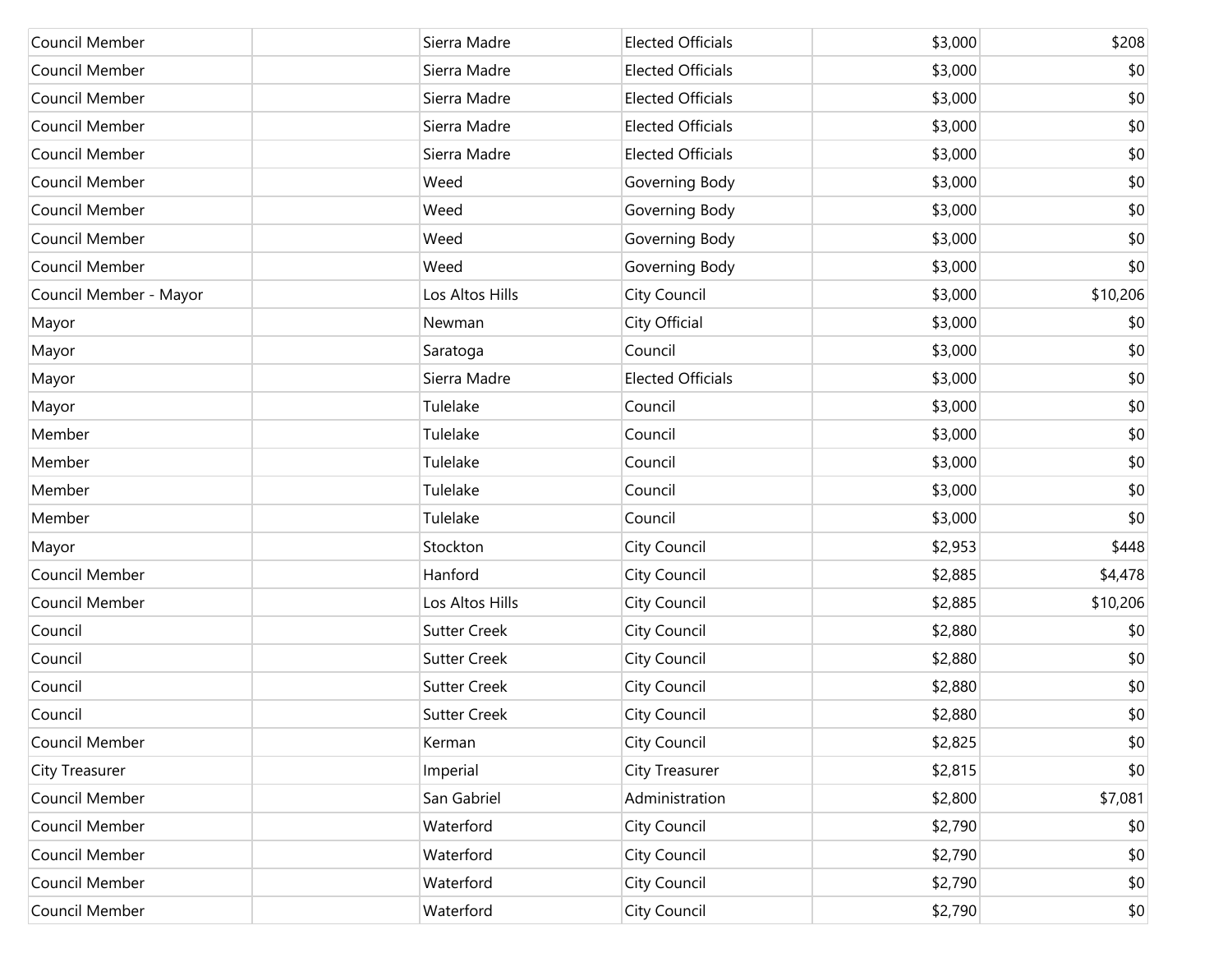| | | | | | |
|---|---|---|---|---|---|
| Council Member | | Sierra Madre | Elected Officials | $3,000 | $208 |
| Council Member | | Sierra Madre | Elected Officials | $3,000 | $0 |
| Council Member | | Sierra Madre | Elected Officials | $3,000 | $0 |
| Council Member | | Sierra Madre | Elected Officials | $3,000 | $0 |
| Council Member | | Sierra Madre | Elected Officials | $3,000 | $0 |
| Council Member | | Weed | Governing Body | $3,000 | $0 |
| Council Member | | Weed | Governing Body | $3,000 | $0 |
| Council Member | | Weed | Governing Body | $3,000 | $0 |
| Council Member | | Weed | Governing Body | $3,000 | $0 |
| Council Member - Mayor | | Los Altos Hills | City Council | $3,000 | $10,206 |
| Mayor | | Newman | City Official | $3,000 | $0 |
| Mayor | | Saratoga | Council | $3,000 | $0 |
| Mayor | | Sierra Madre | Elected Officials | $3,000 | $0 |
| Mayor | | Tulelake | Council | $3,000 | $0 |
| Member | | Tulelake | Council | $3,000 | $0 |
| Member | | Tulelake | Council | $3,000 | $0 |
| Member | | Tulelake | Council | $3,000 | $0 |
| Member | | Tulelake | Council | $3,000 | $0 |
| Mayor | | Stockton | City Council | $2,953 | $448 |
| Council Member | | Hanford | City Council | $2,885 | $4,478 |
| Council Member | | Los Altos Hills | City Council | $2,885 | $10,206 |
| Council | | Sutter Creek | City Council | $2,880 | $0 |
| Council | | Sutter Creek | City Council | $2,880 | $0 |
| Council | | Sutter Creek | City Council | $2,880 | $0 |
| Council | | Sutter Creek | City Council | $2,880 | $0 |
| Council Member | | Kerman | City Council | $2,825 | $0 |
| City Treasurer | | Imperial | City Treasurer | $2,815 | $0 |
| Council Member | | San Gabriel | Administration | $2,800 | $7,081 |
| Council Member | | Waterford | City Council | $2,790 | $0 |
| Council Member | | Waterford | City Council | $2,790 | $0 |
| Council Member | | Waterford | City Council | $2,790 | $0 |
| Council Member | | Waterford | City Council | $2,790 | $0 |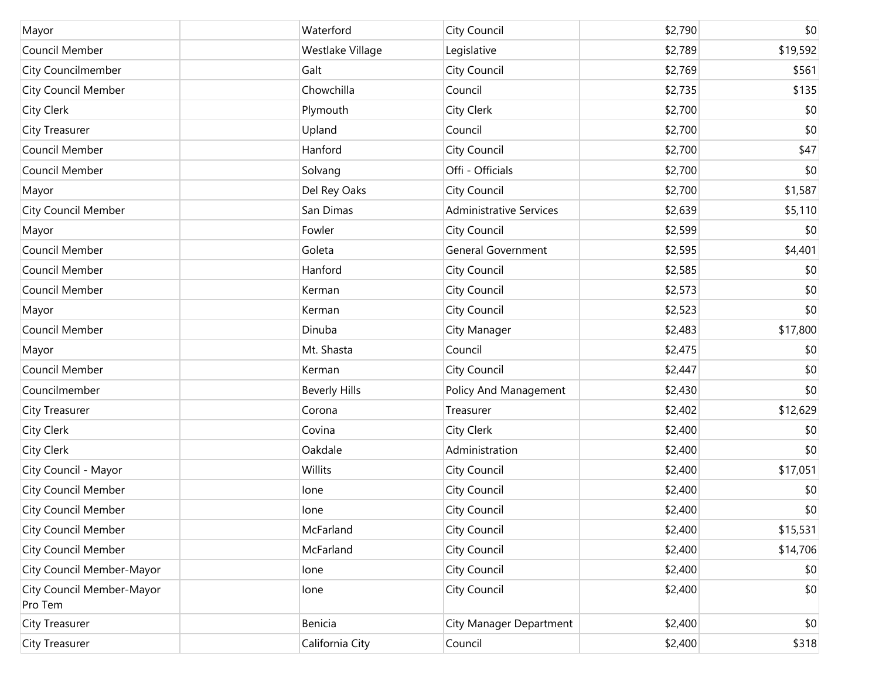| | | | | | |
|---|---|---|---|---|---|
| Mayor | | Waterford | City Council | $2,790 | $0 |
| Council Member | | Westlake Village | Legislative | $2,789 | $19,592 |
| City Councilmember | | Galt | City Council | $2,769 | $561 |
| City Council Member | | Chowchilla | Council | $2,735 | $135 |
| City Clerk | | Plymouth | City Clerk | $2,700 | $0 |
| City Treasurer | | Upland | Council | $2,700 | $0 |
| Council Member | | Hanford | City Council | $2,700 | $47 |
| Council Member | | Solvang | Offi - Officials | $2,700 | $0 |
| Mayor | | Del Rey Oaks | City Council | $2,700 | $1,587 |
| City Council Member | | San Dimas | Administrative Services | $2,639 | $5,110 |
| Mayor | | Fowler | City Council | $2,599 | $0 |
| Council Member | | Goleta | General Government | $2,595 | $4,401 |
| Council Member | | Hanford | City Council | $2,585 | $0 |
| Council Member | | Kerman | City Council | $2,573 | $0 |
| Mayor | | Kerman | City Council | $2,523 | $0 |
| Council Member | | Dinuba | City Manager | $2,483 | $17,800 |
| Mayor | | Mt. Shasta | Council | $2,475 | $0 |
| Council Member | | Kerman | City Council | $2,447 | $0 |
| Councilmember | | Beverly Hills | Policy And Management | $2,430 | $0 |
| City Treasurer | | Corona | Treasurer | $2,402 | $12,629 |
| City Clerk | | Covina | City Clerk | $2,400 | $0 |
| City Clerk | | Oakdale | Administration | $2,400 | $0 |
| City Council - Mayor | | Willits | City Council | $2,400 | $17,051 |
| City Council Member | | Ione | City Council | $2,400 | $0 |
| City Council Member | | Ione | City Council | $2,400 | $0 |
| City Council Member | | McFarland | City Council | $2,400 | $15,531 |
| City Council Member | | McFarland | City Council | $2,400 | $14,706 |
| City Council Member-Mayor | | Ione | City Council | $2,400 | $0 |
| City Council Member-Mayor Pro Tem | | Ione | City Council | $2,400 | $0 |
| City Treasurer | | Benicia | City Manager Department | $2,400 | $0 |
| City Treasurer | | California City | Council | $2,400 | $318 |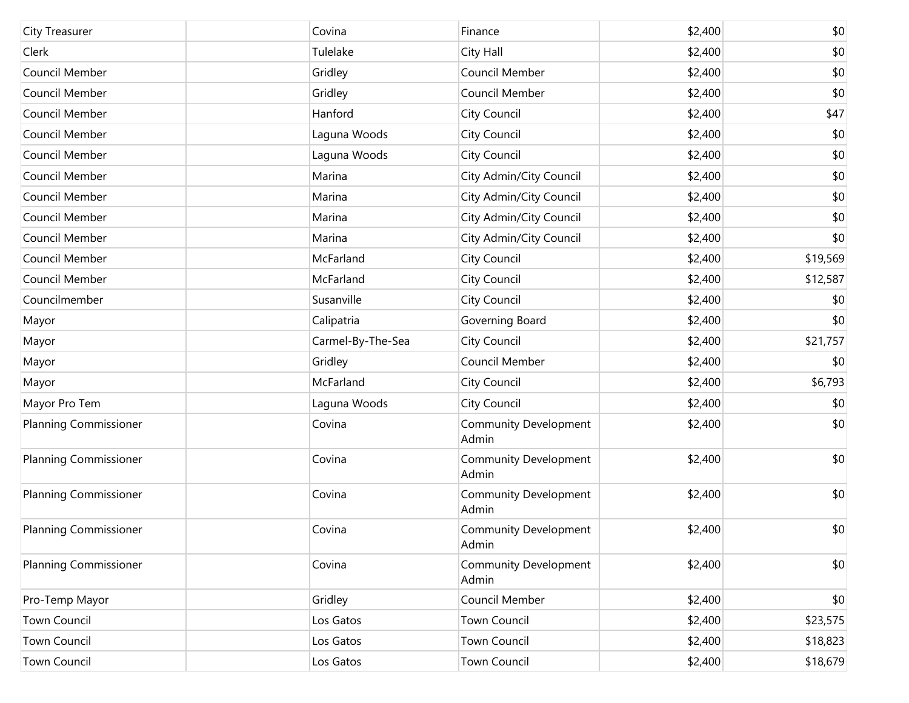| | | | | | |
|---|---|---|---|---|---|
| City Treasurer | | Covina | Finance | $2,400 | $0 |
| Clerk | | Tulelake | City Hall | $2,400 | $0 |
| Council Member | | Gridley | Council Member | $2,400 | $0 |
| Council Member | | Gridley | Council Member | $2,400 | $0 |
| Council Member | | Hanford | City Council | $2,400 | $47 |
| Council Member | | Laguna Woods | City Council | $2,400 | $0 |
| Council Member | | Laguna Woods | City Council | $2,400 | $0 |
| Council Member | | Marina | City Admin/City Council | $2,400 | $0 |
| Council Member | | Marina | City Admin/City Council | $2,400 | $0 |
| Council Member | | Marina | City Admin/City Council | $2,400 | $0 |
| Council Member | | Marina | City Admin/City Council | $2,400 | $0 |
| Council Member | | McFarland | City Council | $2,400 | $19,569 |
| Council Member | | McFarland | City Council | $2,400 | $12,587 |
| Councilmember | | Susanville | City Council | $2,400 | $0 |
| Mayor | | Calipatria | Governing Board | $2,400 | $0 |
| Mayor | | Carmel-By-The-Sea | City Council | $2,400 | $21,757 |
| Mayor | | Gridley | Council Member | $2,400 | $0 |
| Mayor | | McFarland | City Council | $2,400 | $6,793 |
| Mayor Pro Tem | | Laguna Woods | City Council | $2,400 | $0 |
| Planning Commissioner | | Covina | Community Development Admin | $2,400 | $0 |
| Planning Commissioner | | Covina | Community Development Admin | $2,400 | $0 |
| Planning Commissioner | | Covina | Community Development Admin | $2,400 | $0 |
| Planning Commissioner | | Covina | Community Development Admin | $2,400 | $0 |
| Planning Commissioner | | Covina | Community Development Admin | $2,400 | $0 |
| Pro-Temp Mayor | | Gridley | Council Member | $2,400 | $0 |
| Town Council | | Los Gatos | Town Council | $2,400 | $23,575 |
| Town Council | | Los Gatos | Town Council | $2,400 | $18,823 |
| Town Council | | Los Gatos | Town Council | $2,400 | $18,679 |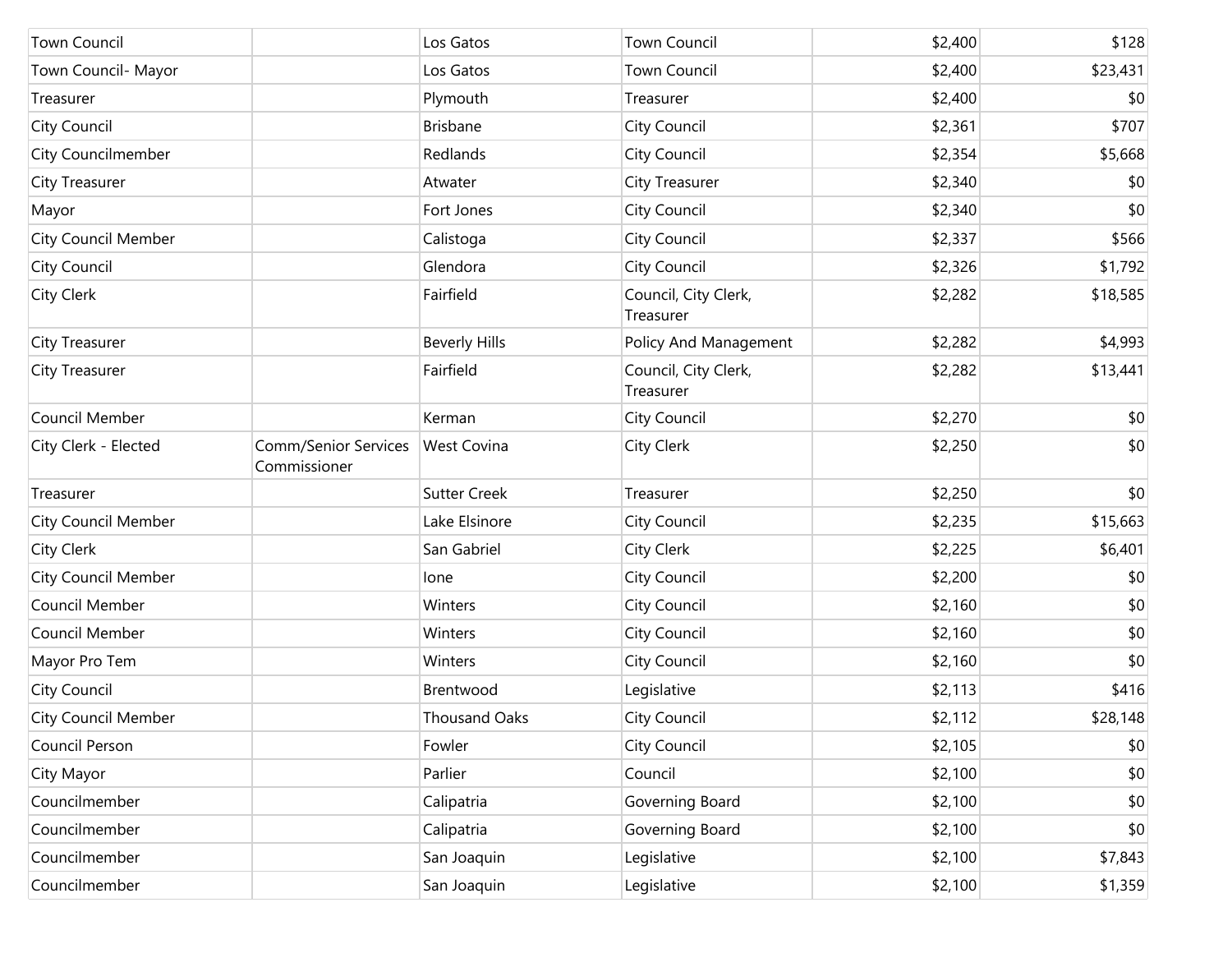| | | | | | |
|---|---|---|---|---|---|
| Town Council | | Los Gatos | Town Council | $2,400 | $128 |
| Town Council- Mayor | | Los Gatos | Town Council | $2,400 | $23,431 |
| Treasurer | | Plymouth | Treasurer | $2,400 | $0 |
| City Council | | Brisbane | City Council | $2,361 | $707 |
| City Councilmember | | Redlands | City Council | $2,354 | $5,668 |
| City Treasurer | | Atwater | City Treasurer | $2,340 | $0 |
| Mayor | | Fort Jones | City Council | $2,340 | $0 |
| City Council Member | | Calistoga | City Council | $2,337 | $566 |
| City Council | | Glendora | City Council | $2,326 | $1,792 |
| City Clerk | | Fairfield | Council, City Clerk, Treasurer | $2,282 | $18,585 |
| City Treasurer | | Beverly Hills | Policy And Management | $2,282 | $4,993 |
| City Treasurer | | Fairfield | Council, City Clerk, Treasurer | $2,282 | $13,441 |
| Council Member | | Kerman | City Council | $2,270 | $0 |
| City Clerk - Elected | Comm/Senior Services Commissioner | West Covina | City Clerk | $2,250 | $0 |
| Treasurer | | Sutter Creek | Treasurer | $2,250 | $0 |
| City Council Member | | Lake Elsinore | City Council | $2,235 | $15,663 |
| City Clerk | | San Gabriel | City Clerk | $2,225 | $6,401 |
| City Council Member | | Ione | City Council | $2,200 | $0 |
| Council Member | | Winters | City Council | $2,160 | $0 |
| Council Member | | Winters | City Council | $2,160 | $0 |
| Mayor Pro Tem | | Winters | City Council | $2,160 | $0 |
| City Council | | Brentwood | Legislative | $2,113 | $416 |
| City Council Member | | Thousand Oaks | City Council | $2,112 | $28,148 |
| Council Person | | Fowler | City Council | $2,105 | $0 |
| City Mayor | | Parlier | Council | $2,100 | $0 |
| Councilmember | | Calipatria | Governing Board | $2,100 | $0 |
| Councilmember | | Calipatria | Governing Board | $2,100 | $0 |
| Councilmember | | San Joaquin | Legislative | $2,100 | $7,843 |
| Councilmember | | San Joaquin | Legislative | $2,100 | $1,359 |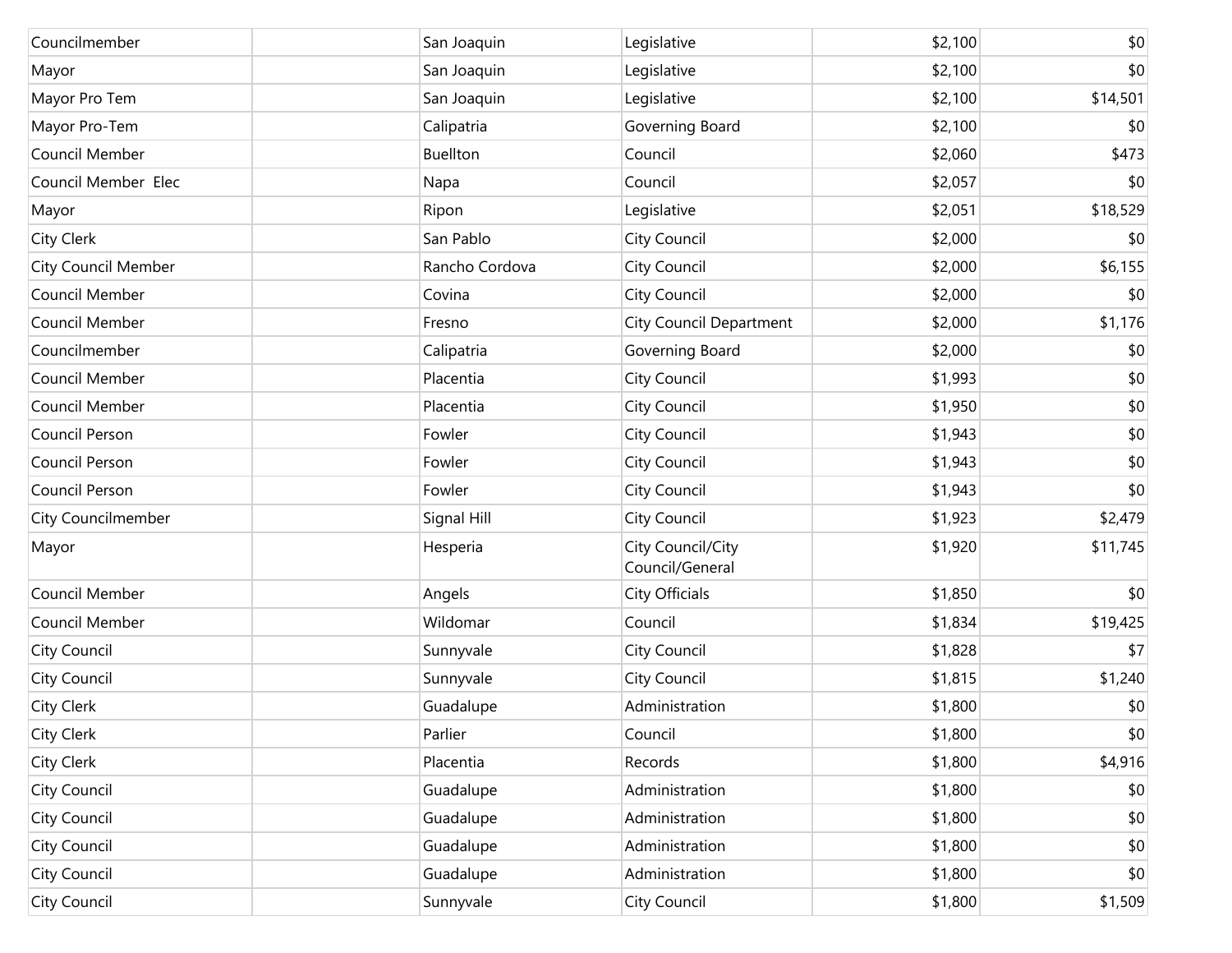| | | | | | |
|---|---|---|---|---|---|
| Councilmember | | San Joaquin | Legislative | $2,100 | $0 |
| Mayor | | San Joaquin | Legislative | $2,100 | $0 |
| Mayor Pro Tem | | San Joaquin | Legislative | $2,100 | $14,501 |
| Mayor Pro-Tem | | Calipatria | Governing Board | $2,100 | $0 |
| Council Member | | Buellton | Council | $2,060 | $473 |
| Council Member Elec | | Napa | Council | $2,057 | $0 |
| Mayor | | Ripon | Legislative | $2,051 | $18,529 |
| City Clerk | | San Pablo | City Council | $2,000 | $0 |
| City Council Member | | Rancho Cordova | City Council | $2,000 | $6,155 |
| Council Member | | Covina | City Council | $2,000 | $0 |
| Council Member | | Fresno | City Council Department | $2,000 | $1,176 |
| Councilmember | | Calipatria | Governing Board | $2,000 | $0 |
| Council Member | | Placentia | City Council | $1,993 | $0 |
| Council Member | | Placentia | City Council | $1,950 | $0 |
| Council Person | | Fowler | City Council | $1,943 | $0 |
| Council Person | | Fowler | City Council | $1,943 | $0 |
| Council Person | | Fowler | City Council | $1,943 | $0 |
| City Councilmember | | Signal Hill | City Council | $1,923 | $2,479 |
| Mayor | | Hesperia | City Council/City Council/General | $1,920 | $11,745 |
| Council Member | | Angels | City Officials | $1,850 | $0 |
| Council Member | | Wildomar | Council | $1,834 | $19,425 |
| City Council | | Sunnyvale | City Council | $1,828 | $7 |
| City Council | | Sunnyvale | City Council | $1,815 | $1,240 |
| City Clerk | | Guadalupe | Administration | $1,800 | $0 |
| City Clerk | | Parlier | Council | $1,800 | $0 |
| City Clerk | | Placentia | Records | $1,800 | $4,916 |
| City Council | | Guadalupe | Administration | $1,800 | $0 |
| City Council | | Guadalupe | Administration | $1,800 | $0 |
| City Council | | Guadalupe | Administration | $1,800 | $0 |
| City Council | | Guadalupe | Administration | $1,800 | $0 |
| City Council | | Sunnyvale | City Council | $1,800 | $1,509 |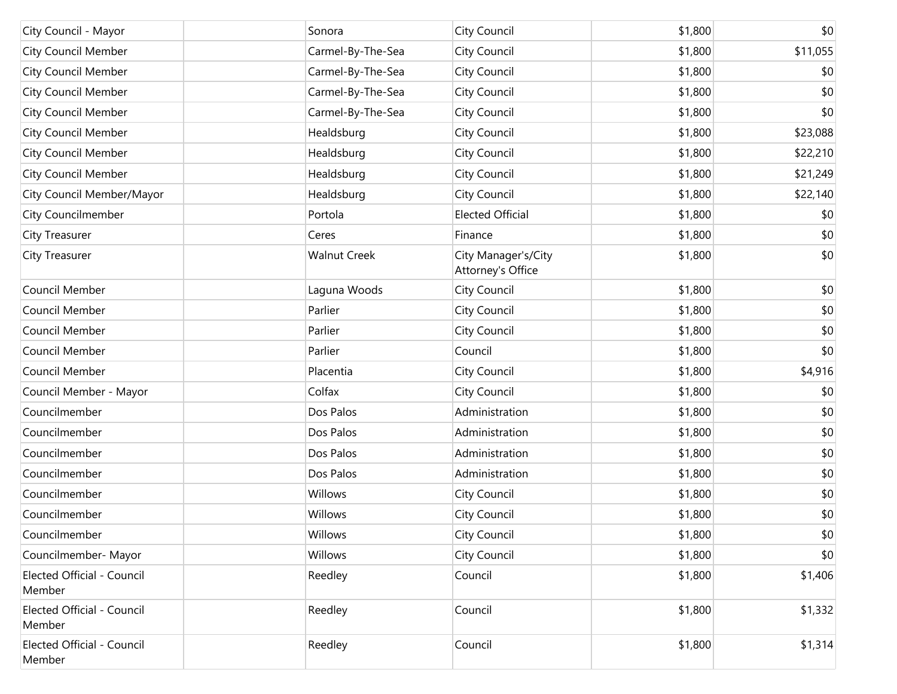| | | | | | |
|---|---|---|---|---|---|
| City Council - Mayor | | Sonora | City Council | $1,800 | $0 |
| City Council Member | | Carmel-By-The-Sea | City Council | $1,800 | $11,055 |
| City Council Member | | Carmel-By-The-Sea | City Council | $1,800 | $0 |
| City Council Member | | Carmel-By-The-Sea | City Council | $1,800 | $0 |
| City Council Member | | Carmel-By-The-Sea | City Council | $1,800 | $0 |
| City Council Member | | Healdsburg | City Council | $1,800 | $23,088 |
| City Council Member | | Healdsburg | City Council | $1,800 | $22,210 |
| City Council Member | | Healdsburg | City Council | $1,800 | $21,249 |
| City Council Member/Mayor | | Healdsburg | City Council | $1,800 | $22,140 |
| City Councilmember | | Portola | Elected Official | $1,800 | $0 |
| City Treasurer | | Ceres | Finance | $1,800 | $0 |
| City Treasurer | | Walnut Creek | City Manager's/City Attorney's Office | $1,800 | $0 |
| Council Member | | Laguna Woods | City Council | $1,800 | $0 |
| Council Member | | Parlier | City Council | $1,800 | $0 |
| Council Member | | Parlier | City Council | $1,800 | $0 |
| Council Member | | Parlier | Council | $1,800 | $0 |
| Council Member | | Placentia | City Council | $1,800 | $4,916 |
| Council Member - Mayor | | Colfax | City Council | $1,800 | $0 |
| Councilmember | | Dos Palos | Administration | $1,800 | $0 |
| Councilmember | | Dos Palos | Administration | $1,800 | $0 |
| Councilmember | | Dos Palos | Administration | $1,800 | $0 |
| Councilmember | | Dos Palos | Administration | $1,800 | $0 |
| Councilmember | | Willows | City Council | $1,800 | $0 |
| Councilmember | | Willows | City Council | $1,800 | $0 |
| Councilmember | | Willows | City Council | $1,800 | $0 |
| Councilmember- Mayor | | Willows | City Council | $1,800 | $0 |
| Elected Official - Council Member | | Reedley | Council | $1,800 | $1,406 |
| Elected Official - Council Member | | Reedley | Council | $1,800 | $1,332 |
| Elected Official - Council Member | | Reedley | Council | $1,800 | $1,314 |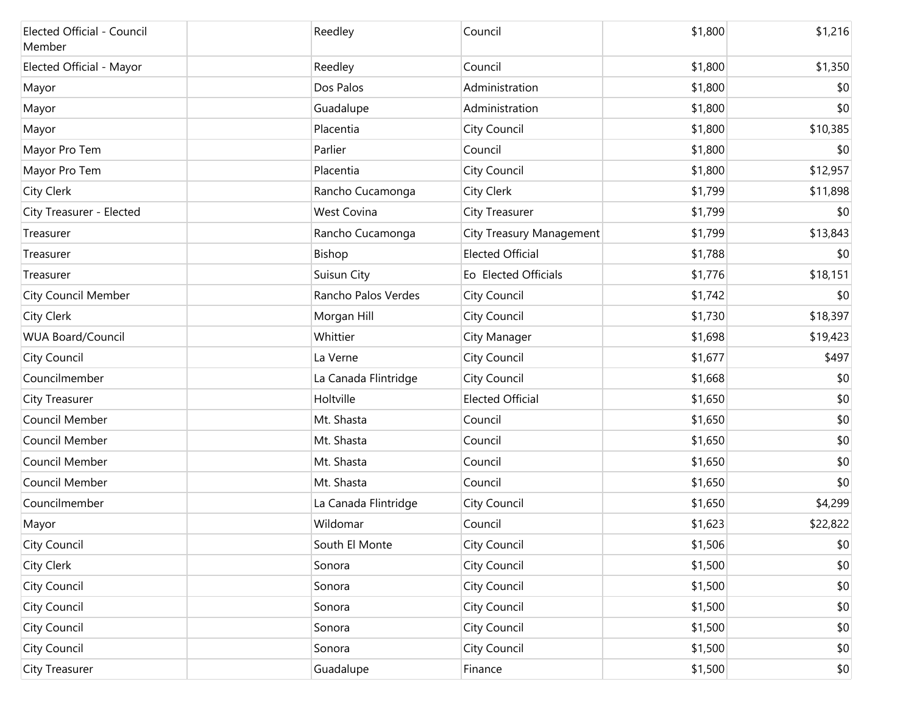| | | | | | |
|---|---|---|---|---|---|
| Elected Official - Council Member | | Reedley | Council | $1,800 | $1,216 |
| Elected Official - Mayor | | Reedley | Council | $1,800 | $1,350 |
| Mayor | | Dos Palos | Administration | $1,800 | $0 |
| Mayor | | Guadalupe | Administration | $1,800 | $0 |
| Mayor | | Placentia | City Council | $1,800 | $10,385 |
| Mayor Pro Tem | | Parlier | Council | $1,800 | $0 |
| Mayor Pro Tem | | Placentia | City Council | $1,800 | $12,957 |
| City Clerk | | Rancho Cucamonga | City Clerk | $1,799 | $11,898 |
| City Treasurer - Elected | | West Covina | City Treasurer | $1,799 | $0 |
| Treasurer | | Rancho Cucamonga | City Treasury Management | $1,799 | $13,843 |
| Treasurer | | Bishop | Elected Official | $1,788 | $0 |
| Treasurer | | Suisun City | Eo Elected Officials | $1,776 | $18,151 |
| City Council Member | | Rancho Palos Verdes | City Council | $1,742 | $0 |
| City Clerk | | Morgan Hill | City Council | $1,730 | $18,397 |
| WUA Board/Council | | Whittier | City Manager | $1,698 | $19,423 |
| City Council | | La Verne | City Council | $1,677 | $497 |
| Councilmember | | La Canada Flintridge | City Council | $1,668 | $0 |
| City Treasurer | | Holtville | Elected Official | $1,650 | $0 |
| Council Member | | Mt. Shasta | Council | $1,650 | $0 |
| Council Member | | Mt. Shasta | Council | $1,650 | $0 |
| Council Member | | Mt. Shasta | Council | $1,650 | $0 |
| Council Member | | Mt. Shasta | Council | $1,650 | $0 |
| Councilmember | | La Canada Flintridge | City Council | $1,650 | $4,299 |
| Mayor | | Wildomar | Council | $1,623 | $22,822 |
| City Council | | South El Monte | City Council | $1,506 | $0 |
| City Clerk | | Sonora | City Council | $1,500 | $0 |
| City Council | | Sonora | City Council | $1,500 | $0 |
| City Council | | Sonora | City Council | $1,500 | $0 |
| City Council | | Sonora | City Council | $1,500 | $0 |
| City Council | | Sonora | City Council | $1,500 | $0 |
| City Treasurer | | Guadalupe | Finance | $1,500 | $0 |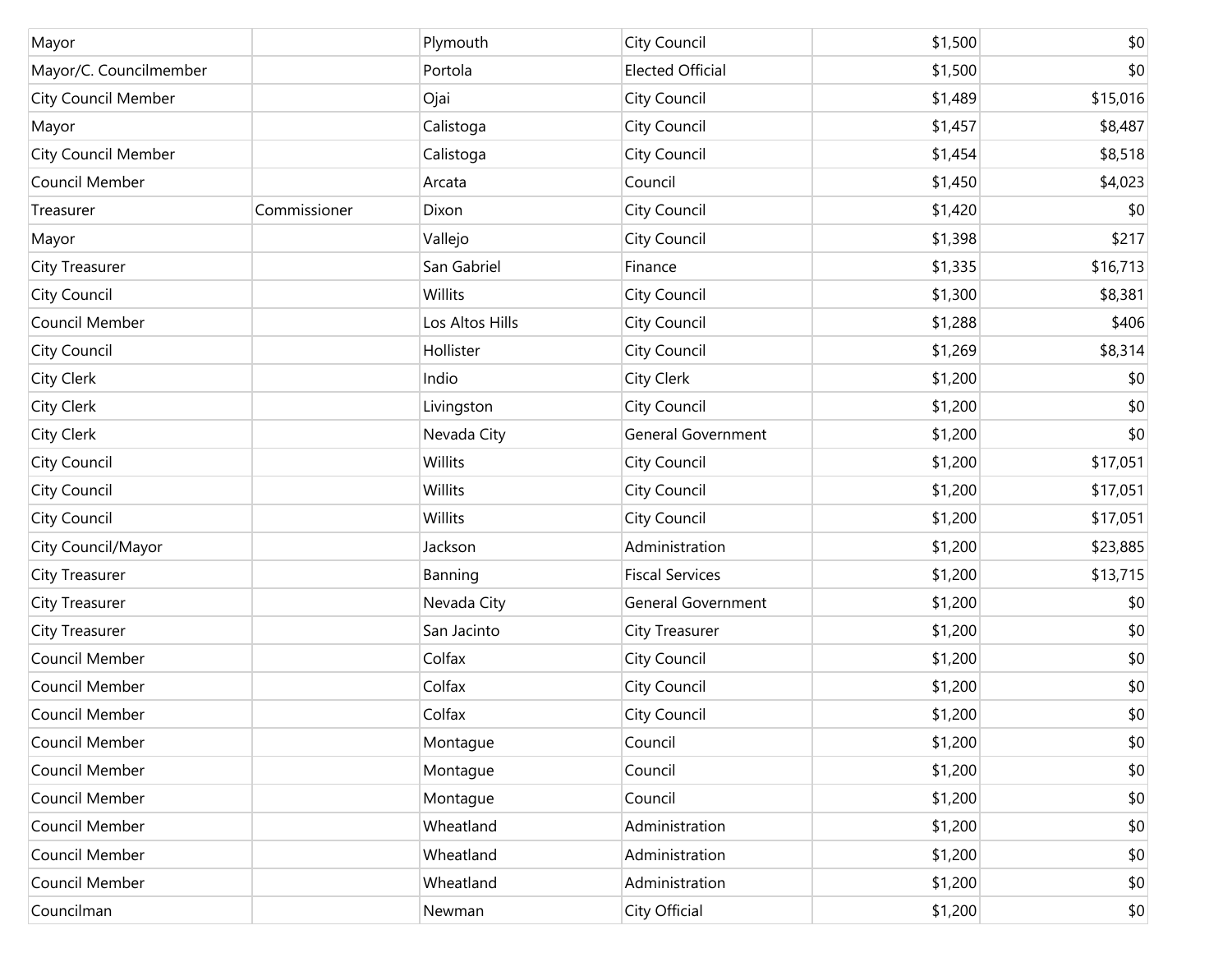| | | | | | |
|---|---|---|---|---|---|
| Mayor | | Plymouth | City Council | $1,500 | $0 |
| Mayor/C. Councilmember | | Portola | Elected Official | $1,500 | $0 |
| City Council Member | | Ojai | City Council | $1,489 | $15,016 |
| Mayor | | Calistoga | City Council | $1,457 | $8,487 |
| City Council Member | | Calistoga | City Council | $1,454 | $8,518 |
| Council Member | | Arcata | Council | $1,450 | $4,023 |
| Treasurer | Commissioner | Dixon | City Council | $1,420 | $0 |
| Mayor | | Vallejo | City Council | $1,398 | $217 |
| City Treasurer | | San Gabriel | Finance | $1,335 | $16,713 |
| City Council | | Willits | City Council | $1,300 | $8,381 |
| Council Member | | Los Altos Hills | City Council | $1,288 | $406 |
| City Council | | Hollister | City Council | $1,269 | $8,314 |
| City Clerk | | Indio | City Clerk | $1,200 | $0 |
| City Clerk | | Livingston | City Council | $1,200 | $0 |
| City Clerk | | Nevada City | General Government | $1,200 | $0 |
| City Council | | Willits | City Council | $1,200 | $17,051 |
| City Council | | Willits | City Council | $1,200 | $17,051 |
| City Council | | Willits | City Council | $1,200 | $17,051 |
| City Council/Mayor | | Jackson | Administration | $1,200 | $23,885 |
| City Treasurer | | Banning | Fiscal Services | $1,200 | $13,715 |
| City Treasurer | | Nevada City | General Government | $1,200 | $0 |
| City Treasurer | | San Jacinto | City Treasurer | $1,200 | $0 |
| Council Member | | Colfax | City Council | $1,200 | $0 |
| Council Member | | Colfax | City Council | $1,200 | $0 |
| Council Member | | Colfax | City Council | $1,200 | $0 |
| Council Member | | Montague | Council | $1,200 | $0 |
| Council Member | | Montague | Council | $1,200 | $0 |
| Council Member | | Montague | Council | $1,200 | $0 |
| Council Member | | Wheatland | Administration | $1,200 | $0 |
| Council Member | | Wheatland | Administration | $1,200 | $0 |
| Council Member | | Wheatland | Administration | $1,200 | $0 |
| Councilman | | Newman | City Official | $1,200 | $0 |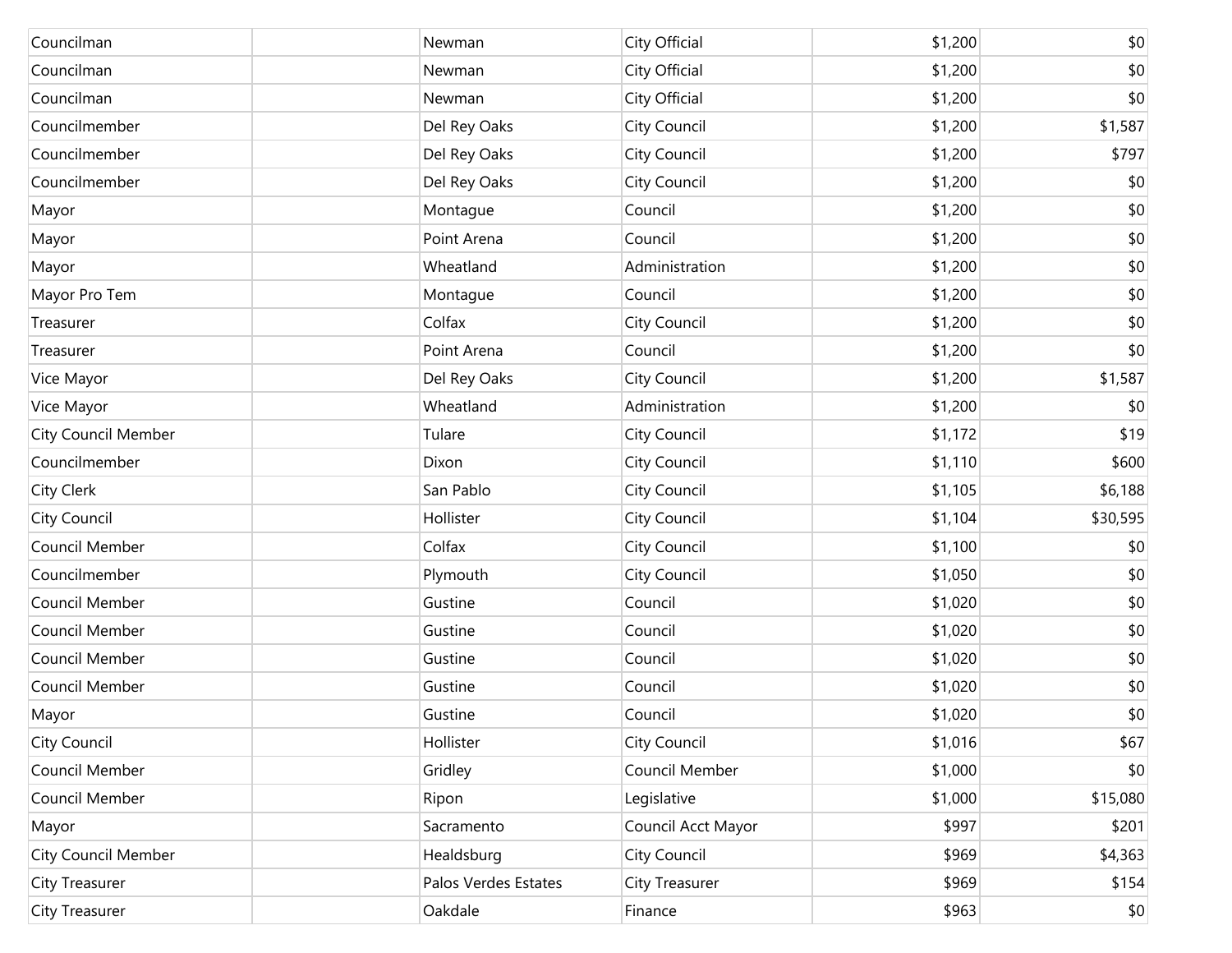| | | | | | |
|---|---|---|---|---|---|
| Councilman | | Newman | City Official | $1,200 | $0 |
| Councilman | | Newman | City Official | $1,200 | $0 |
| Councilman | | Newman | City Official | $1,200 | $0 |
| Councilmember | | Del Rey Oaks | City Council | $1,200 | $1,587 |
| Councilmember | | Del Rey Oaks | City Council | $1,200 | $797 |
| Councilmember | | Del Rey Oaks | City Council | $1,200 | $0 |
| Mayor | | Montague | Council | $1,200 | $0 |
| Mayor | | Point Arena | Council | $1,200 | $0 |
| Mayor | | Wheatland | Administration | $1,200 | $0 |
| Mayor Pro Tem | | Montague | Council | $1,200 | $0 |
| Treasurer | | Colfax | City Council | $1,200 | $0 |
| Treasurer | | Point Arena | Council | $1,200 | $0 |
| Vice Mayor | | Del Rey Oaks | City Council | $1,200 | $1,587 |
| Vice Mayor | | Wheatland | Administration | $1,200 | $0 |
| City Council Member | | Tulare | City Council | $1,172 | $19 |
| Councilmember | | Dixon | City Council | $1,110 | $600 |
| City Clerk | | San Pablo | City Council | $1,105 | $6,188 |
| City Council | | Hollister | City Council | $1,104 | $30,595 |
| Council Member | | Colfax | City Council | $1,100 | $0 |
| Councilmember | | Plymouth | City Council | $1,050 | $0 |
| Council Member | | Gustine | Council | $1,020 | $0 |
| Council Member | | Gustine | Council | $1,020 | $0 |
| Council Member | | Gustine | Council | $1,020 | $0 |
| Council Member | | Gustine | Council | $1,020 | $0 |
| Mayor | | Gustine | Council | $1,020 | $0 |
| City Council | | Hollister | City Council | $1,016 | $67 |
| Council Member | | Gridley | Council Member | $1,000 | $0 |
| Council Member | | Ripon | Legislative | $1,000 | $15,080 |
| Mayor | | Sacramento | Council Acct Mayor | $997 | $201 |
| City Council Member | | Healdsburg | City Council | $969 | $4,363 |
| City Treasurer | | Palos Verdes Estates | City Treasurer | $969 | $154 |
| City Treasurer | | Oakdale | Finance | $963 | $0 |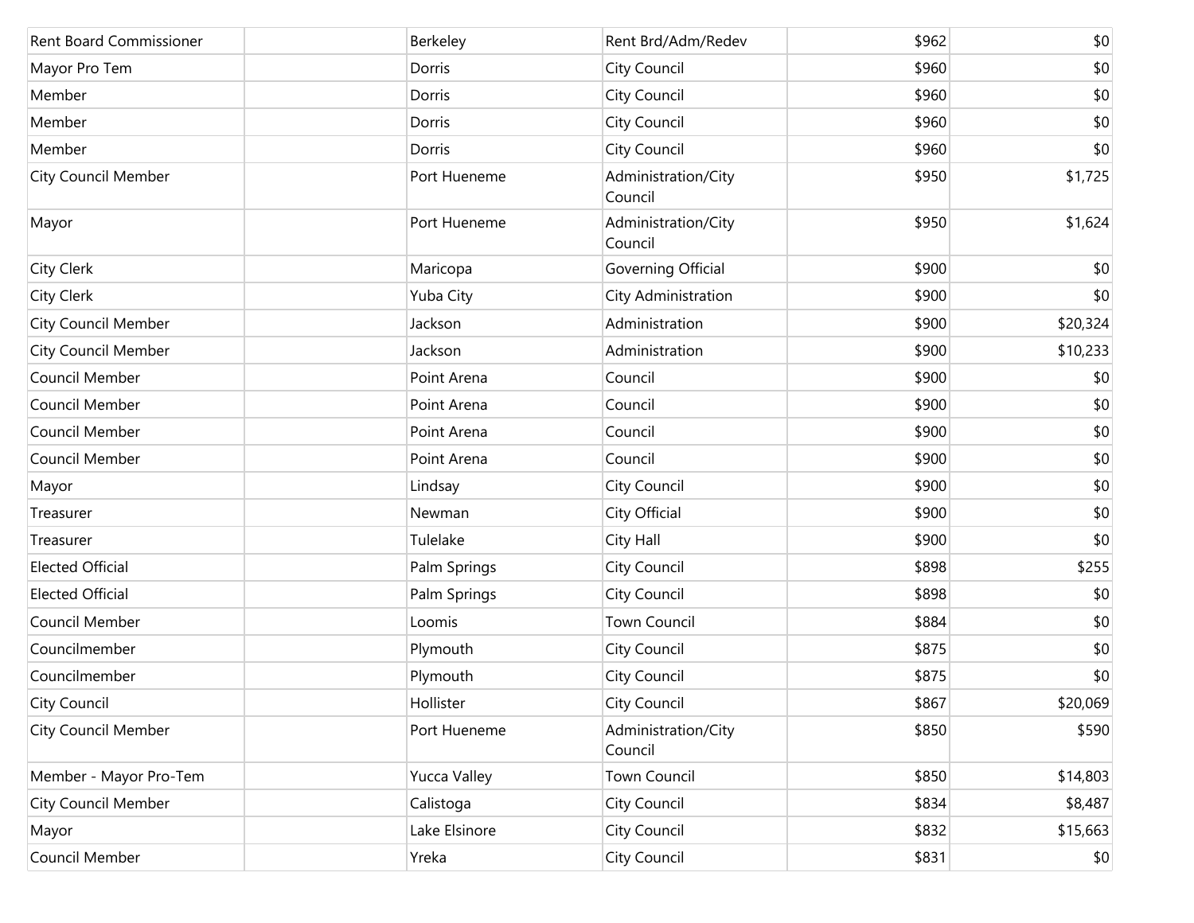| | | | | | |
|---|---|---|---|---|---|
| Rent Board Commissioner | | Berkeley | Rent Brd/Adm/Redev | $962 | $0 |
| Mayor Pro Tem | | Dorris | City Council | $960 | $0 |
| Member | | Dorris | City Council | $960 | $0 |
| Member | | Dorris | City Council | $960 | $0 |
| Member | | Dorris | City Council | $960 | $0 |
| City Council Member | | Port Hueneme | Administration/City Council | $950 | $1,725 |
| Mayor | | Port Hueneme | Administration/City Council | $950 | $1,624 |
| City Clerk | | Maricopa | Governing Official | $900 | $0 |
| City Clerk | | Yuba City | City Administration | $900 | $0 |
| City Council Member | | Jackson | Administration | $900 | $20,324 |
| City Council Member | | Jackson | Administration | $900 | $10,233 |
| Council Member | | Point Arena | Council | $900 | $0 |
| Council Member | | Point Arena | Council | $900 | $0 |
| Council Member | | Point Arena | Council | $900 | $0 |
| Council Member | | Point Arena | Council | $900 | $0 |
| Mayor | | Lindsay | City Council | $900 | $0 |
| Treasurer | | Newman | City Official | $900 | $0 |
| Treasurer | | Tulelake | City Hall | $900 | $0 |
| Elected Official | | Palm Springs | City Council | $898 | $255 |
| Elected Official | | Palm Springs | City Council | $898 | $0 |
| Council Member | | Loomis | Town Council | $884 | $0 |
| Councilmember | | Plymouth | City Council | $875 | $0 |
| Councilmember | | Plymouth | City Council | $875 | $0 |
| City Council | | Hollister | City Council | $867 | $20,069 |
| City Council Member | | Port Hueneme | Administration/City Council | $850 | $590 |
| Member - Mayor Pro-Tem | | Yucca Valley | Town Council | $850 | $14,803 |
| City Council Member | | Calistoga | City Council | $834 | $8,487 |
| Mayor | | Lake Elsinore | City Council | $832 | $15,663 |
| Council Member | | Yreka | City Council | $831 | $0 |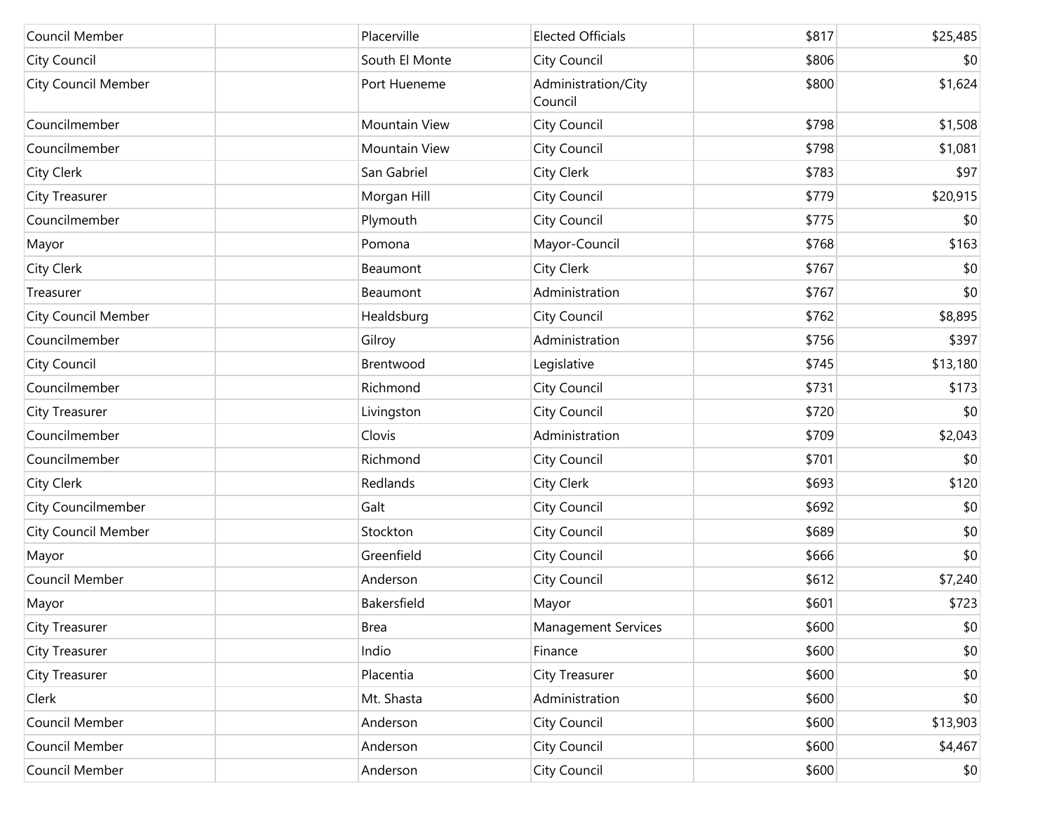| | | | | | |
|---|---|---|---|---|---|
| Council Member | | Placerville | Elected Officials | $817 | $25,485 |
| City Council | | South El Monte | City Council | $806 | $0 |
| City Council Member | | Port Hueneme | Administration/City Council | $800 | $1,624 |
| Councilmember | | Mountain View | City Council | $798 | $1,508 |
| Councilmember | | Mountain View | City Council | $798 | $1,081 |
| City Clerk | | San Gabriel | City Clerk | $783 | $97 |
| City Treasurer | | Morgan Hill | City Council | $779 | $20,915 |
| Councilmember | | Plymouth | City Council | $775 | $0 |
| Mayor | | Pomona | Mayor-Council | $768 | $163 |
| City Clerk | | Beaumont | City Clerk | $767 | $0 |
| Treasurer | | Beaumont | Administration | $767 | $0 |
| City Council Member | | Healdsburg | City Council | $762 | $8,895 |
| Councilmember | | Gilroy | Administration | $756 | $397 |
| City Council | | Brentwood | Legislative | $745 | $13,180 |
| Councilmember | | Richmond | City Council | $731 | $173 |
| City Treasurer | | Livingston | City Council | $720 | $0 |
| Councilmember | | Clovis | Administration | $709 | $2,043 |
| Councilmember | | Richmond | City Council | $701 | $0 |
| City Clerk | | Redlands | City Clerk | $693 | $120 |
| City Councilmember | | Galt | City Council | $692 | $0 |
| City Council Member | | Stockton | City Council | $689 | $0 |
| Mayor | | Greenfield | City Council | $666 | $0 |
| Council Member | | Anderson | City Council | $612 | $7,240 |
| Mayor | | Bakersfield | Mayor | $601 | $723 |
| City Treasurer | | Brea | Management Services | $600 | $0 |
| City Treasurer | | Indio | Finance | $600 | $0 |
| City Treasurer | | Placentia | City Treasurer | $600 | $0 |
| Clerk | | Mt. Shasta | Administration | $600 | $0 |
| Council Member | | Anderson | City Council | $600 | $13,903 |
| Council Member | | Anderson | City Council | $600 | $4,467 |
| Council Member | | Anderson | City Council | $600 | $0 |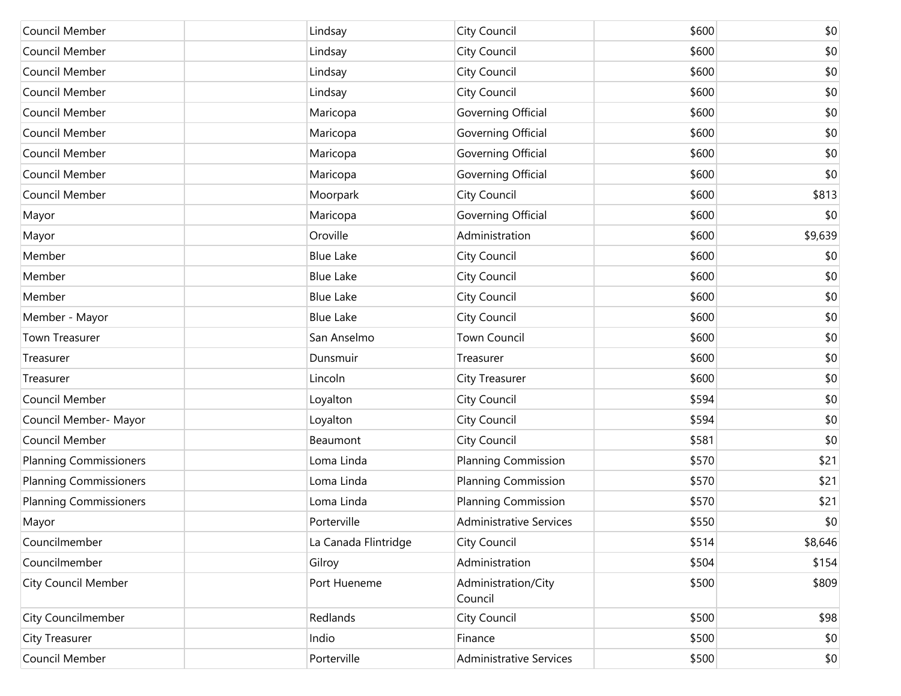| | | | | | |
|---|---|---|---|---|---|
| Council Member | | Lindsay | City Council | $600 | $0 |
| Council Member | | Lindsay | City Council | $600 | $0 |
| Council Member | | Lindsay | City Council | $600 | $0 |
| Council Member | | Lindsay | City Council | $600 | $0 |
| Council Member | | Maricopa | Governing Official | $600 | $0 |
| Council Member | | Maricopa | Governing Official | $600 | $0 |
| Council Member | | Maricopa | Governing Official | $600 | $0 |
| Council Member | | Maricopa | Governing Official | $600 | $0 |
| Council Member | | Moorpark | City Council | $600 | $813 |
| Mayor | | Maricopa | Governing Official | $600 | $0 |
| Mayor | | Oroville | Administration | $600 | $9,639 |
| Member | | Blue Lake | City Council | $600 | $0 |
| Member | | Blue Lake | City Council | $600 | $0 |
| Member | | Blue Lake | City Council | $600 | $0 |
| Member - Mayor | | Blue Lake | City Council | $600 | $0 |
| Town Treasurer | | San Anselmo | Town Council | $600 | $0 |
| Treasurer | | Dunsmuir | Treasurer | $600 | $0 |
| Treasurer | | Lincoln | City Treasurer | $600 | $0 |
| Council Member | | Loyalton | City Council | $594 | $0 |
| Council Member- Mayor | | Loyalton | City Council | $594 | $0 |
| Council Member | | Beaumont | City Council | $581 | $0 |
| Planning Commissioners | | Loma Linda | Planning Commission | $570 | $21 |
| Planning Commissioners | | Loma Linda | Planning Commission | $570 | $21 |
| Planning Commissioners | | Loma Linda | Planning Commission | $570 | $21 |
| Mayor | | Porterville | Administrative Services | $550 | $0 |
| Councilmember | | La Canada Flintridge | City Council | $514 | $8,646 |
| Councilmember | | Gilroy | Administration | $504 | $154 |
| City Council Member | | Port Hueneme | Administration/City Council | $500 | $809 |
| City Councilmember | | Redlands | City Council | $500 | $98 |
| City Treasurer | | Indio | Finance | $500 | $0 |
| Council Member | | Porterville | Administrative Services | $500 | $0 |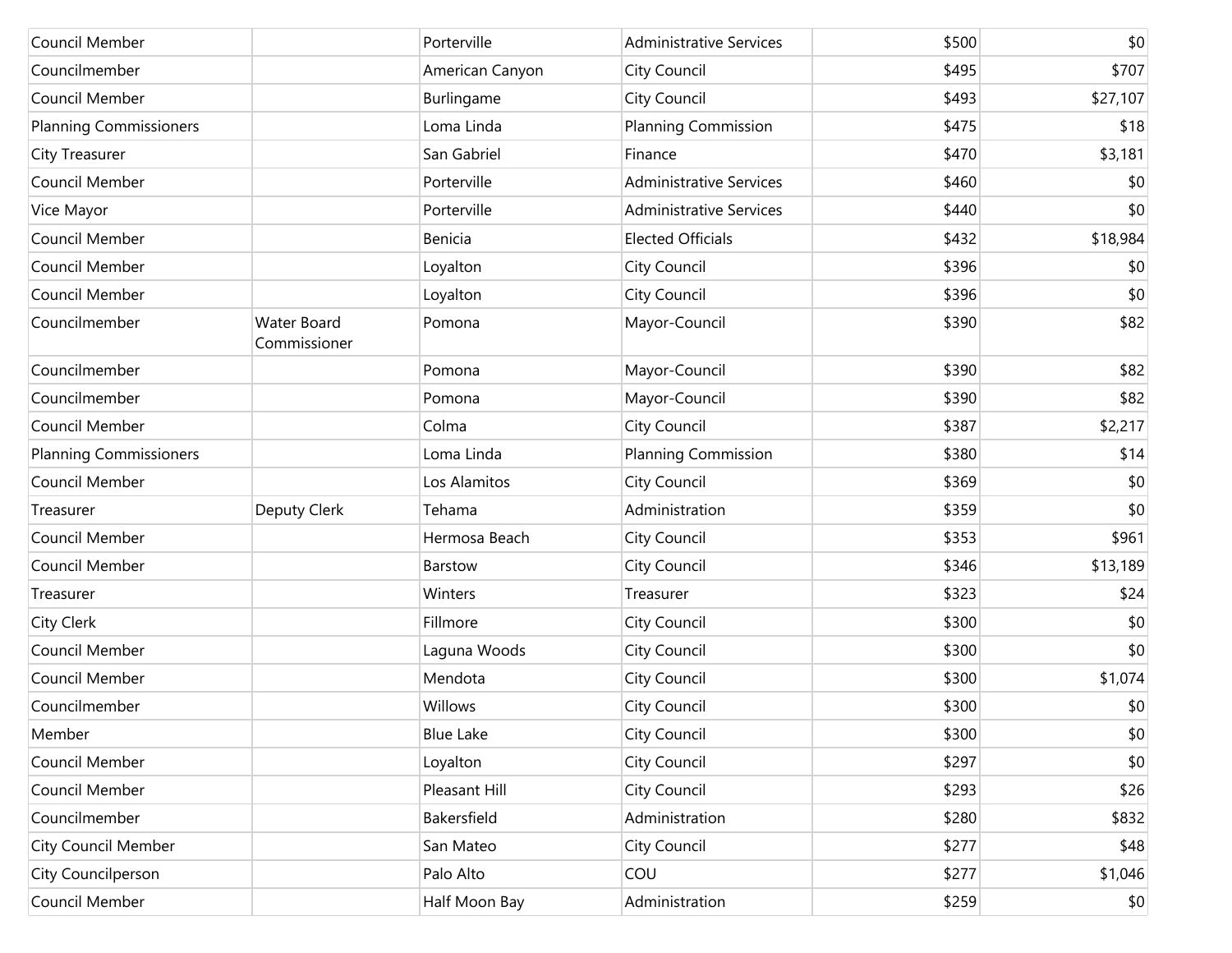| | | | | | |
|---|---|---|---|---|---|
| Council Member | | Porterville | Administrative Services | $500 | $0 |
| Councilmember | | American Canyon | City Council | $495 | $707 |
| Council Member | | Burlingame | City Council | $493 | $27,107 |
| Planning Commissioners | | Loma Linda | Planning Commission | $475 | $18 |
| City Treasurer | | San Gabriel | Finance | $470 | $3,181 |
| Council Member | | Porterville | Administrative Services | $460 | $0 |
| Vice Mayor | | Porterville | Administrative Services | $440 | $0 |
| Council Member | | Benicia | Elected Officials | $432 | $18,984 |
| Council Member | | Loyalton | City Council | $396 | $0 |
| Council Member | | Loyalton | City Council | $396 | $0 |
| Councilmember | Water Board Commissioner | Pomona | Mayor-Council | $390 | $82 |
| Councilmember | | Pomona | Mayor-Council | $390 | $82 |
| Councilmember | | Pomona | Mayor-Council | $390 | $82 |
| Council Member | | Colma | City Council | $387 | $2,217 |
| Planning Commissioners | | Loma Linda | Planning Commission | $380 | $14 |
| Council Member | | Los Alamitos | City Council | $369 | $0 |
| Treasurer | Deputy Clerk | Tehama | Administration | $359 | $0 |
| Council Member | | Hermosa Beach | City Council | $353 | $961 |
| Council Member | | Barstow | City Council | $346 | $13,189 |
| Treasurer | | Winters | Treasurer | $323 | $24 |
| City Clerk | | Fillmore | City Council | $300 | $0 |
| Council Member | | Laguna Woods | City Council | $300 | $0 |
| Council Member | | Mendota | City Council | $300 | $1,074 |
| Councilmember | | Willows | City Council | $300 | $0 |
| Member | | Blue Lake | City Council | $300 | $0 |
| Council Member | | Loyalton | City Council | $297 | $0 |
| Council Member | | Pleasant Hill | City Council | $293 | $26 |
| Councilmember | | Bakersfield | Administration | $280 | $832 |
| City Council Member | | San Mateo | City Council | $277 | $48 |
| City Councilperson | | Palo Alto | COU | $277 | $1,046 |
| Council Member | | Half Moon Bay | Administration | $259 | $0 |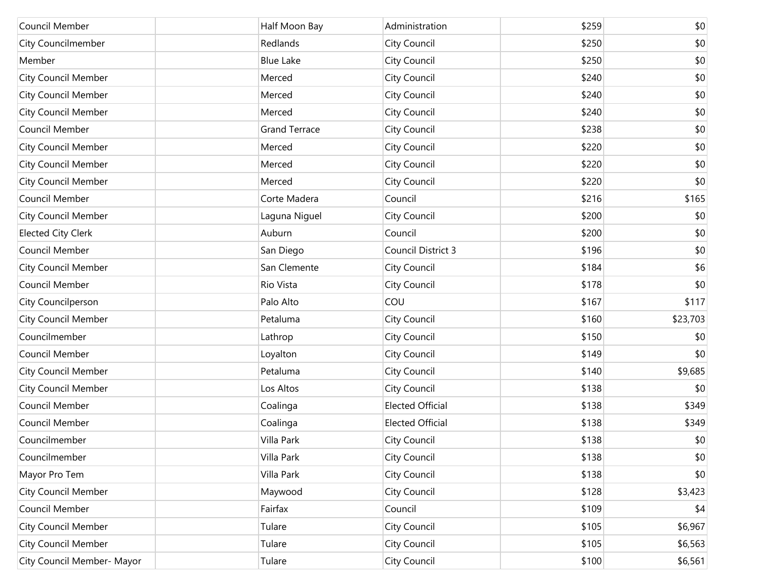| | | | | | |
|---|---|---|---|---|---|
| Council Member | | Half Moon Bay | Administration | $259 | $0 |
| City Councilmember | | Redlands | City Council | $250 | $0 |
| Member | | Blue Lake | City Council | $250 | $0 |
| City Council Member | | Merced | City Council | $240 | $0 |
| City Council Member | | Merced | City Council | $240 | $0 |
| City Council Member | | Merced | City Council | $240 | $0 |
| Council Member | | Grand Terrace | City Council | $238 | $0 |
| City Council Member | | Merced | City Council | $220 | $0 |
| City Council Member | | Merced | City Council | $220 | $0 |
| City Council Member | | Merced | City Council | $220 | $0 |
| Council Member | | Corte Madera | Council | $216 | $165 |
| City Council Member | | Laguna Niguel | City Council | $200 | $0 |
| Elected City Clerk | | Auburn | Council | $200 | $0 |
| Council Member | | San Diego | Council District 3 | $196 | $0 |
| City Council Member | | San Clemente | City Council | $184 | $6 |
| Council Member | | Rio Vista | City Council | $178 | $0 |
| City Councilperson | | Palo Alto | COU | $167 | $117 |
| City Council Member | | Petaluma | City Council | $160 | $23,703 |
| Councilmember | | Lathrop | City Council | $150 | $0 |
| Council Member | | Loyalton | City Council | $149 | $0 |
| City Council Member | | Petaluma | City Council | $140 | $9,685 |
| City Council Member | | Los Altos | City Council | $138 | $0 |
| Council Member | | Coalinga | Elected Official | $138 | $349 |
| Council Member | | Coalinga | Elected Official | $138 | $349 |
| Councilmember | | Villa Park | City Council | $138 | $0 |
| Councilmember | | Villa Park | City Council | $138 | $0 |
| Mayor Pro Tem | | Villa Park | City Council | $138 | $0 |
| City Council Member | | Maywood | City Council | $128 | $3,423 |
| Council Member | | Fairfax | Council | $109 | $4 |
| City Council Member | | Tulare | City Council | $105 | $6,967 |
| City Council Member | | Tulare | City Council | $105 | $6,563 |
| City Council Member- Mayor | | Tulare | City Council | $100 | $6,561 |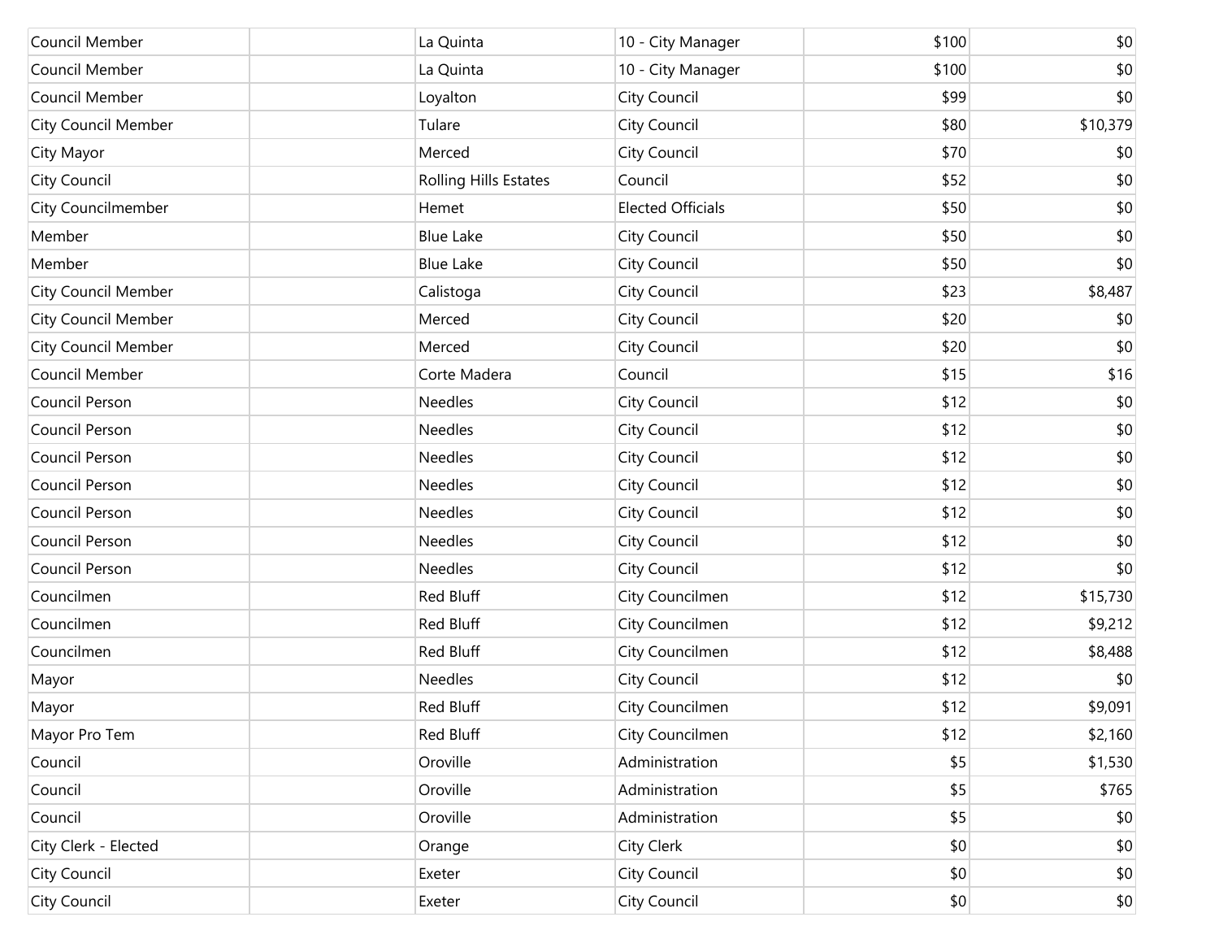| | | | | | |
|---|---|---|---|---|---|
| Council Member | | La Quinta | 10 - City Manager | $100 | $0 |
| Council Member | | La Quinta | 10 - City Manager | $100 | $0 |
| Council Member | | Loyalton | City Council | $99 | $0 |
| City Council Member | | Tulare | City Council | $80 | $10,379 |
| City Mayor | | Merced | City Council | $70 | $0 |
| City Council | | Rolling Hills Estates | Council | $52 | $0 |
| City Councilmember | | Hemet | Elected Officials | $50 | $0 |
| Member | | Blue Lake | City Council | $50 | $0 |
| Member | | Blue Lake | City Council | $50 | $0 |
| City Council Member | | Calistoga | City Council | $23 | $8,487 |
| City Council Member | | Merced | City Council | $20 | $0 |
| City Council Member | | Merced | City Council | $20 | $0 |
| Council Member | | Corte Madera | Council | $15 | $16 |
| Council Person | | Needles | City Council | $12 | $0 |
| Council Person | | Needles | City Council | $12 | $0 |
| Council Person | | Needles | City Council | $12 | $0 |
| Council Person | | Needles | City Council | $12 | $0 |
| Council Person | | Needles | City Council | $12 | $0 |
| Council Person | | Needles | City Council | $12 | $0 |
| Council Person | | Needles | City Council | $12 | $0 |
| Councilmen | | Red Bluff | City Councilmen | $12 | $15,730 |
| Councilmen | | Red Bluff | City Councilmen | $12 | $9,212 |
| Councilmen | | Red Bluff | City Councilmen | $12 | $8,488 |
| Mayor | | Needles | City Council | $12 | $0 |
| Mayor | | Red Bluff | City Councilmen | $12 | $9,091 |
| Mayor Pro Tem | | Red Bluff | City Councilmen | $12 | $2,160 |
| Council | | Oroville | Administration | $5 | $1,530 |
| Council | | Oroville | Administration | $5 | $765 |
| Council | | Oroville | Administration | $5 | $0 |
| City Clerk - Elected | | Orange | City Clerk | $0 | $0 |
| City Council | | Exeter | City Council | $0 | $0 |
| City Council | | Exeter | City Council | $0 | $0 |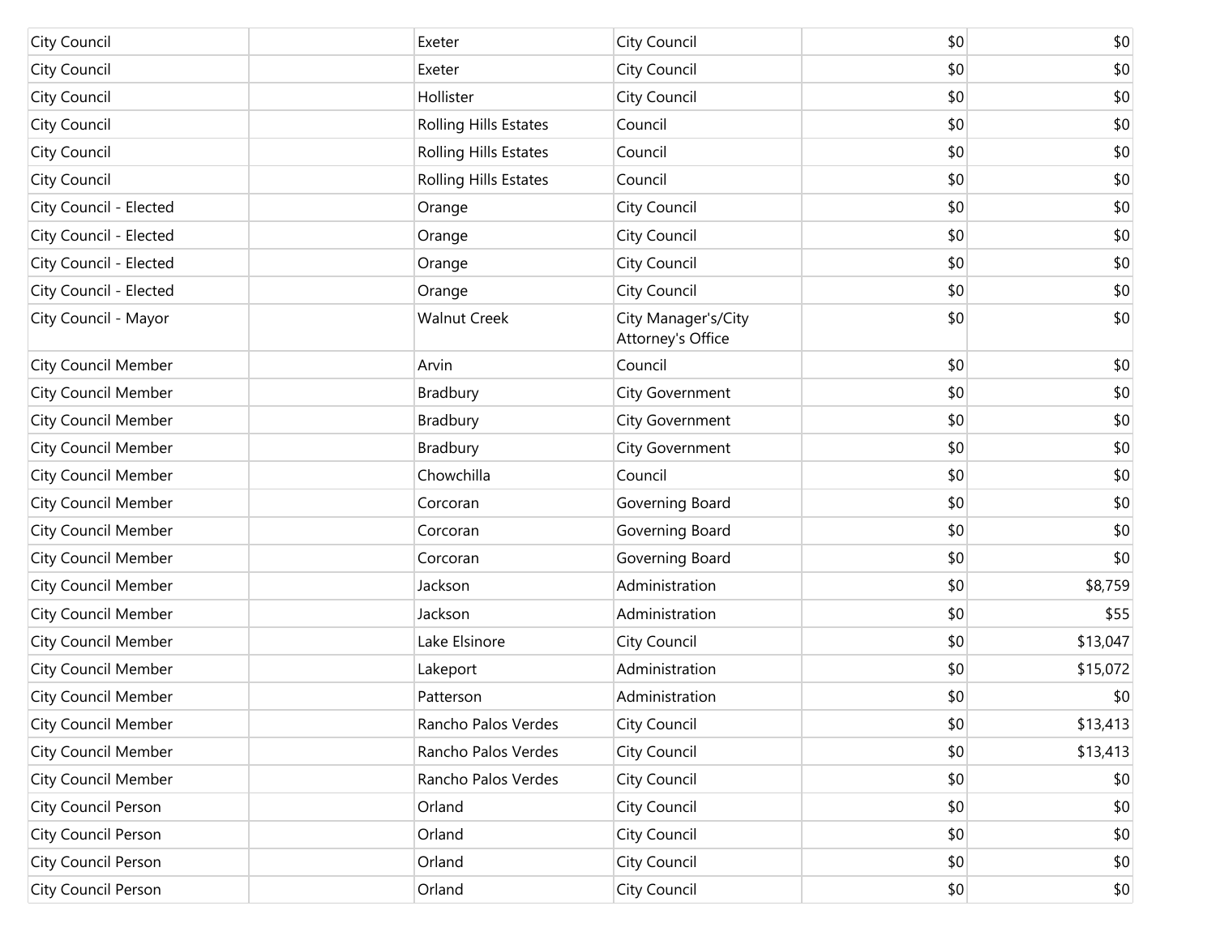| | | | | | |
|---|---|---|---|---|---|
| City Council | | Exeter | City Council | $0 | $0 |
| City Council | | Exeter | City Council | $0 | $0 |
| City Council | | Hollister | City Council | $0 | $0 |
| City Council | | Rolling Hills Estates | Council | $0 | $0 |
| City Council | | Rolling Hills Estates | Council | $0 | $0 |
| City Council | | Rolling Hills Estates | Council | $0 | $0 |
| City Council - Elected | | Orange | City Council | $0 | $0 |
| City Council - Elected | | Orange | City Council | $0 | $0 |
| City Council - Elected | | Orange | City Council | $0 | $0 |
| City Council - Elected | | Orange | City Council | $0 | $0 |
| City Council - Mayor | | Walnut Creek | City Manager's/City Attorney's Office | $0 | $0 |
| City Council Member | | Arvin | Council | $0 | $0 |
| City Council Member | | Bradbury | City Government | $0 | $0 |
| City Council Member | | Bradbury | City Government | $0 | $0 |
| City Council Member | | Bradbury | City Government | $0 | $0 |
| City Council Member | | Chowchilla | Council | $0 | $0 |
| City Council Member | | Corcoran | Governing Board | $0 | $0 |
| City Council Member | | Corcoran | Governing Board | $0 | $0 |
| City Council Member | | Corcoran | Governing Board | $0 | $0 |
| City Council Member | | Jackson | Administration | $0 | $8,759 |
| City Council Member | | Jackson | Administration | $0 | $55 |
| City Council Member | | Lake Elsinore | City Council | $0 | $13,047 |
| City Council Member | | Lakeport | Administration | $0 | $15,072 |
| City Council Member | | Patterson | Administration | $0 | $0 |
| City Council Member | | Rancho Palos Verdes | City Council | $0 | $13,413 |
| City Council Member | | Rancho Palos Verdes | City Council | $0 | $13,413 |
| City Council Member | | Rancho Palos Verdes | City Council | $0 | $0 |
| City Council Person | | Orland | City Council | $0 | $0 |
| City Council Person | | Orland | City Council | $0 | $0 |
| City Council Person | | Orland | City Council | $0 | $0 |
| City Council Person | | Orland | City Council | $0 | $0 |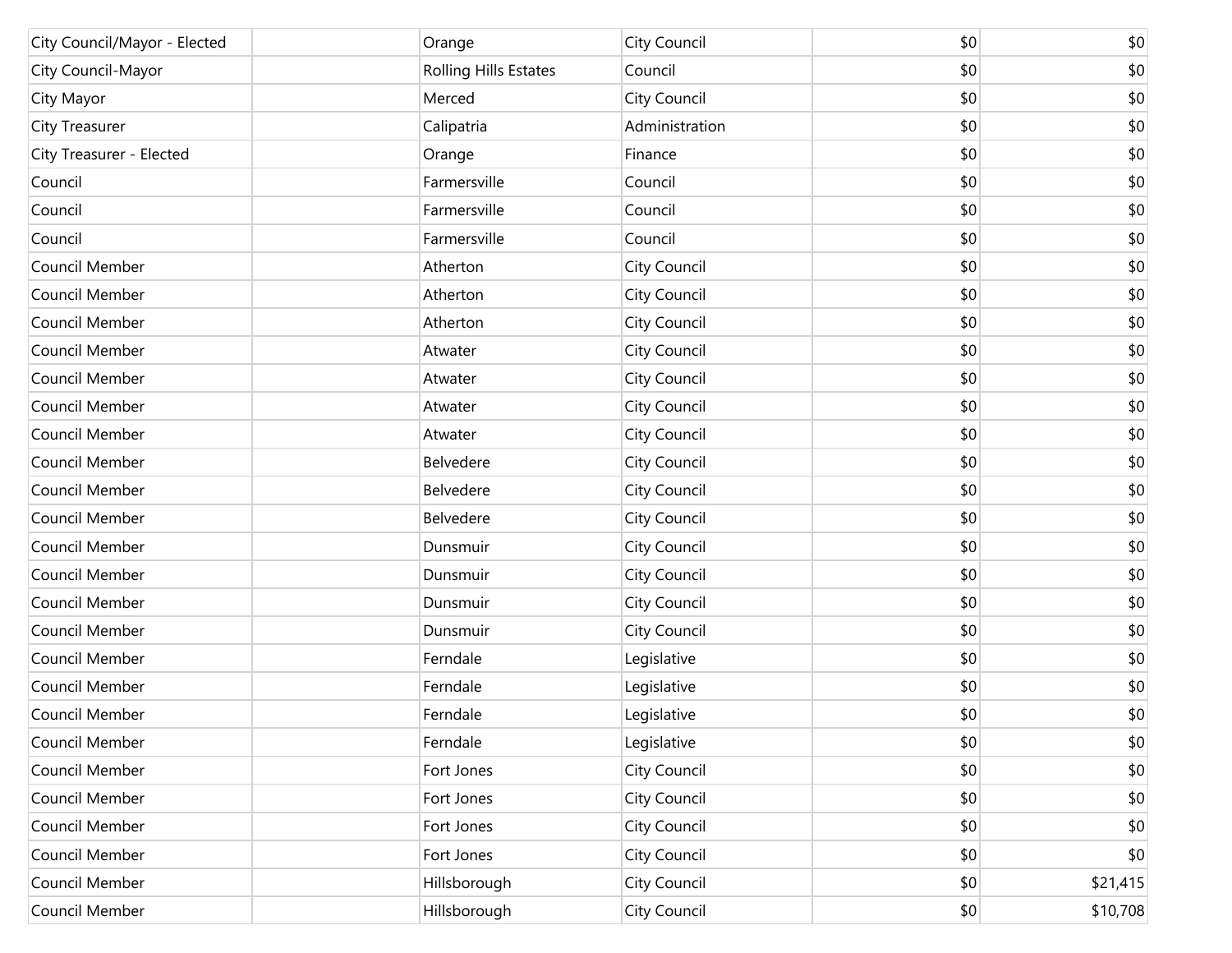| | | | | | |
|---|---|---|---|---|---|
| City Council/Mayor - Elected | | Orange | City Council | $0 | $0 |
| City Council-Mayor | | Rolling Hills Estates | Council | $0 | $0 |
| City Mayor | | Merced | City Council | $0 | $0 |
| City Treasurer | | Calipatria | Administration | $0 | $0 |
| City Treasurer - Elected | | Orange | Finance | $0 | $0 |
| Council | | Farmersville | Council | $0 | $0 |
| Council | | Farmersville | Council | $0 | $0 |
| Council | | Farmersville | Council | $0 | $0 |
| Council Member | | Atherton | City Council | $0 | $0 |
| Council Member | | Atherton | City Council | $0 | $0 |
| Council Member | | Atherton | City Council | $0 | $0 |
| Council Member | | Atwater | City Council | $0 | $0 |
| Council Member | | Atwater | City Council | $0 | $0 |
| Council Member | | Atwater | City Council | $0 | $0 |
| Council Member | | Atwater | City Council | $0 | $0 |
| Council Member | | Belvedere | City Council | $0 | $0 |
| Council Member | | Belvedere | City Council | $0 | $0 |
| Council Member | | Belvedere | City Council | $0 | $0 |
| Council Member | | Dunsmuir | City Council | $0 | $0 |
| Council Member | | Dunsmuir | City Council | $0 | $0 |
| Council Member | | Dunsmuir | City Council | $0 | $0 |
| Council Member | | Dunsmuir | City Council | $0 | $0 |
| Council Member | | Ferndale | Legislative | $0 | $0 |
| Council Member | | Ferndale | Legislative | $0 | $0 |
| Council Member | | Ferndale | Legislative | $0 | $0 |
| Council Member | | Ferndale | Legislative | $0 | $0 |
| Council Member | | Fort Jones | City Council | $0 | $0 |
| Council Member | | Fort Jones | City Council | $0 | $0 |
| Council Member | | Fort Jones | City Council | $0 | $0 |
| Council Member | | Fort Jones | City Council | $0 | $0 |
| Council Member | | Hillsborough | City Council | $0 | $21,415 |
| Council Member | | Hillsborough | City Council | $0 | $10,708 |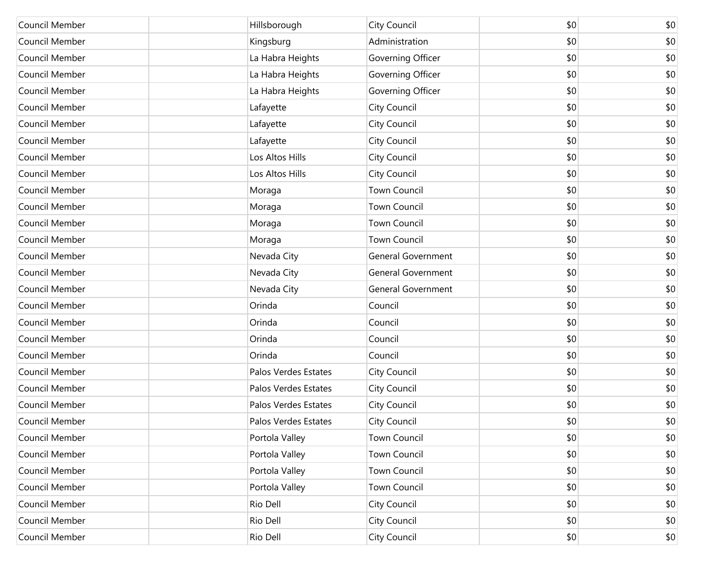| | | | | | |
|---|---|---|---|---|---|
| Council Member | | Hillsborough | City Council | $0 | $0 |
| Council Member | | Kingsburg | Administration | $0 | $0 |
| Council Member | | La Habra Heights | Governing Officer | $0 | $0 |
| Council Member | | La Habra Heights | Governing Officer | $0 | $0 |
| Council Member | | La Habra Heights | Governing Officer | $0 | $0 |
| Council Member | | Lafayette | City Council | $0 | $0 |
| Council Member | | Lafayette | City Council | $0 | $0 |
| Council Member | | Lafayette | City Council | $0 | $0 |
| Council Member | | Los Altos Hills | City Council | $0 | $0 |
| Council Member | | Los Altos Hills | City Council | $0 | $0 |
| Council Member | | Moraga | Town Council | $0 | $0 |
| Council Member | | Moraga | Town Council | $0 | $0 |
| Council Member | | Moraga | Town Council | $0 | $0 |
| Council Member | | Moraga | Town Council | $0 | $0 |
| Council Member | | Nevada City | General Government | $0 | $0 |
| Council Member | | Nevada City | General Government | $0 | $0 |
| Council Member | | Nevada City | General Government | $0 | $0 |
| Council Member | | Orinda | Council | $0 | $0 |
| Council Member | | Orinda | Council | $0 | $0 |
| Council Member | | Orinda | Council | $0 | $0 |
| Council Member | | Orinda | Council | $0 | $0 |
| Council Member | | Palos Verdes Estates | City Council | $0 | $0 |
| Council Member | | Palos Verdes Estates | City Council | $0 | $0 |
| Council Member | | Palos Verdes Estates | City Council | $0 | $0 |
| Council Member | | Palos Verdes Estates | City Council | $0 | $0 |
| Council Member | | Portola Valley | Town Council | $0 | $0 |
| Council Member | | Portola Valley | Town Council | $0 | $0 |
| Council Member | | Portola Valley | Town Council | $0 | $0 |
| Council Member | | Portola Valley | Town Council | $0 | $0 |
| Council Member | | Rio Dell | City Council | $0 | $0 |
| Council Member | | Rio Dell | City Council | $0 | $0 |
| Council Member | | Rio Dell | City Council | $0 | $0 |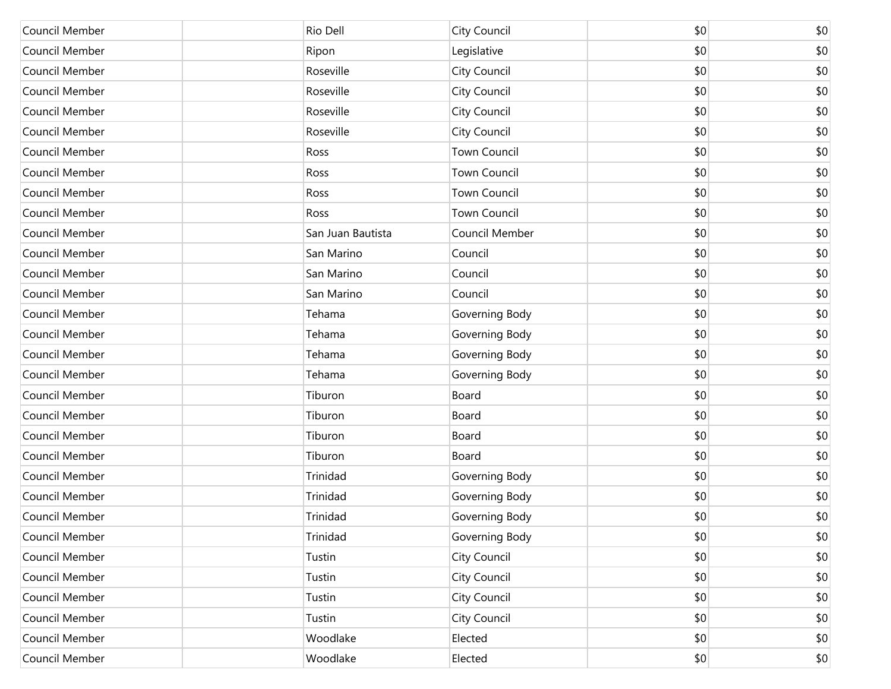| | | | | | |
|---|---|---|---|---|---|
| Council Member | | Rio Dell | City Council | $0 | $0 |
| Council Member | | Ripon | Legislative | $0 | $0 |
| Council Member | | Roseville | City Council | $0 | $0 |
| Council Member | | Roseville | City Council | $0 | $0 |
| Council Member | | Roseville | City Council | $0 | $0 |
| Council Member | | Roseville | City Council | $0 | $0 |
| Council Member | | Ross | Town Council | $0 | $0 |
| Council Member | | Ross | Town Council | $0 | $0 |
| Council Member | | Ross | Town Council | $0 | $0 |
| Council Member | | Ross | Town Council | $0 | $0 |
| Council Member | | San Juan Bautista | Council Member | $0 | $0 |
| Council Member | | San Marino | Council | $0 | $0 |
| Council Member | | San Marino | Council | $0 | $0 |
| Council Member | | San Marino | Council | $0 | $0 |
| Council Member | | Tehama | Governing Body | $0 | $0 |
| Council Member | | Tehama | Governing Body | $0 | $0 |
| Council Member | | Tehama | Governing Body | $0 | $0 |
| Council Member | | Tehama | Governing Body | $0 | $0 |
| Council Member | | Tiburon | Board | $0 | $0 |
| Council Member | | Tiburon | Board | $0 | $0 |
| Council Member | | Tiburon | Board | $0 | $0 |
| Council Member | | Tiburon | Board | $0 | $0 |
| Council Member | | Trinidad | Governing Body | $0 | $0 |
| Council Member | | Trinidad | Governing Body | $0 | $0 |
| Council Member | | Trinidad | Governing Body | $0 | $0 |
| Council Member | | Trinidad | Governing Body | $0 | $0 |
| Council Member | | Tustin | City Council | $0 | $0 |
| Council Member | | Tustin | City Council | $0 | $0 |
| Council Member | | Tustin | City Council | $0 | $0 |
| Council Member | | Tustin | City Council | $0 | $0 |
| Council Member | | Woodlake | Elected | $0 | $0 |
| Council Member | | Woodlake | Elected | $0 | $0 |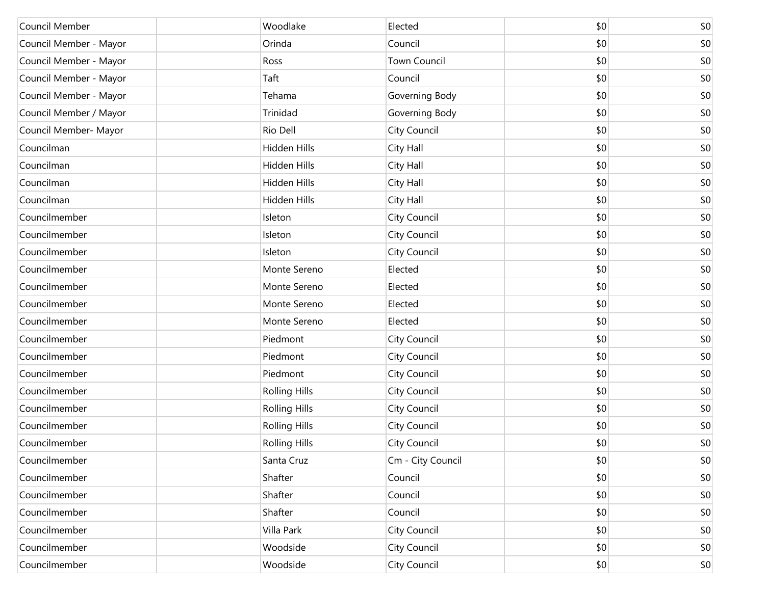| | | | | | |
|---|---|---|---|---|---|
| Council Member | | Woodlake | Elected | $0 | $0 |
| Council Member - Mayor | | Orinda | Council | $0 | $0 |
| Council Member - Mayor | | Ross | Town Council | $0 | $0 |
| Council Member - Mayor | | Taft | Council | $0 | $0 |
| Council Member - Mayor | | Tehama | Governing Body | $0 | $0 |
| Council Member / Mayor | | Trinidad | Governing Body | $0 | $0 |
| Council Member- Mayor | | Rio Dell | City Council | $0 | $0 |
| Councilman | | Hidden Hills | City Hall | $0 | $0 |
| Councilman | | Hidden Hills | City Hall | $0 | $0 |
| Councilman | | Hidden Hills | City Hall | $0 | $0 |
| Councilman | | Hidden Hills | City Hall | $0 | $0 |
| Councilmember | | Isleton | City Council | $0 | $0 |
| Councilmember | | Isleton | City Council | $0 | $0 |
| Councilmember | | Isleton | City Council | $0 | $0 |
| Councilmember | | Monte Sereno | Elected | $0 | $0 |
| Councilmember | | Monte Sereno | Elected | $0 | $0 |
| Councilmember | | Monte Sereno | Elected | $0 | $0 |
| Councilmember | | Monte Sereno | Elected | $0 | $0 |
| Councilmember | | Piedmont | City Council | $0 | $0 |
| Councilmember | | Piedmont | City Council | $0 | $0 |
| Councilmember | | Piedmont | City Council | $0 | $0 |
| Councilmember | | Rolling Hills | City Council | $0 | $0 |
| Councilmember | | Rolling Hills | City Council | $0 | $0 |
| Councilmember | | Rolling Hills | City Council | $0 | $0 |
| Councilmember | | Rolling Hills | City Council | $0 | $0 |
| Councilmember | | Santa Cruz | Cm - City Council | $0 | $0 |
| Councilmember | | Shafter | Council | $0 | $0 |
| Councilmember | | Shafter | Council | $0 | $0 |
| Councilmember | | Shafter | Council | $0 | $0 |
| Councilmember | | Villa Park | City Council | $0 | $0 |
| Councilmember | | Woodside | City Council | $0 | $0 |
| Councilmember | | Woodside | City Council | $0 | $0 |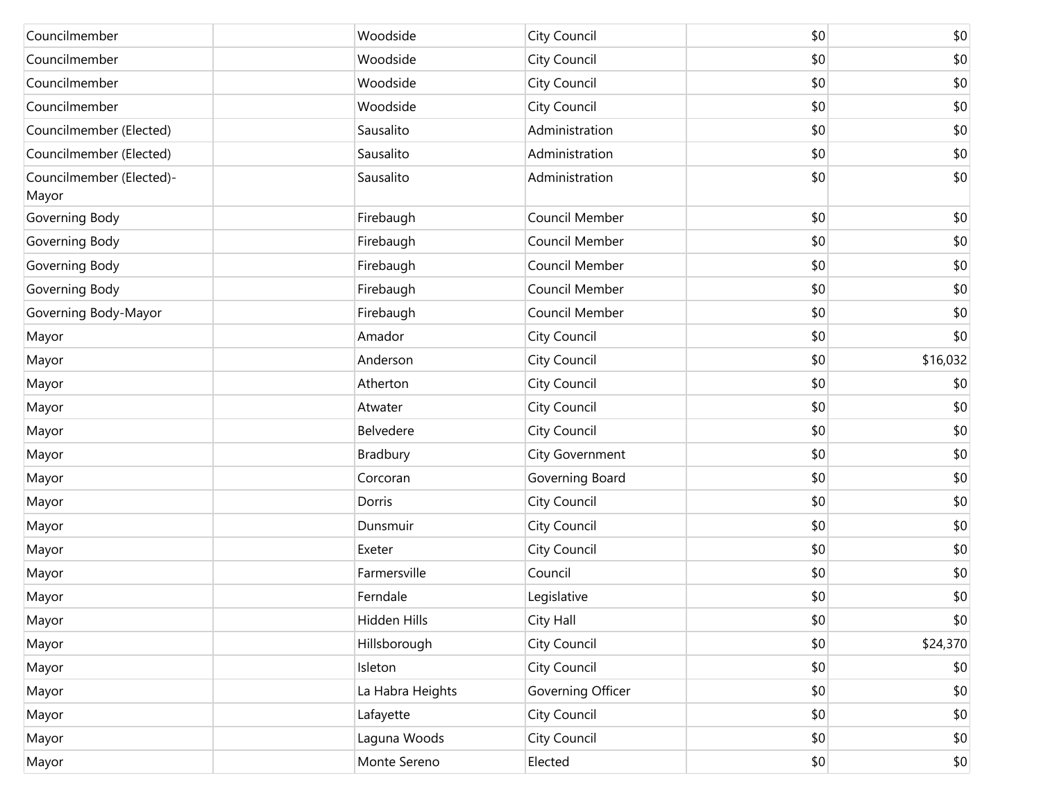| | | | | | |
|---|---|---|---|---|---|
| Councilmember | | Woodside | City Council | $0 | $0 |
| Councilmember | | Woodside | City Council | $0 | $0 |
| Councilmember | | Woodside | City Council | $0 | $0 |
| Councilmember | | Woodside | City Council | $0 | $0 |
| Councilmember (Elected) | | Sausalito | Administration | $0 | $0 |
| Councilmember (Elected) | | Sausalito | Administration | $0 | $0 |
| Councilmember (Elected)-Mayor | | Sausalito | Administration | $0 | $0 |
| Governing Body | | Firebaugh | Council Member | $0 | $0 |
| Governing Body | | Firebaugh | Council Member | $0 | $0 |
| Governing Body | | Firebaugh | Council Member | $0 | $0 |
| Governing Body | | Firebaugh | Council Member | $0 | $0 |
| Governing Body-Mayor | | Firebaugh | Council Member | $0 | $0 |
| Mayor | | Amador | City Council | $0 | $0 |
| Mayor | | Anderson | City Council | $0 | $16,032 |
| Mayor | | Atherton | City Council | $0 | $0 |
| Mayor | | Atwater | City Council | $0 | $0 |
| Mayor | | Belvedere | City Council | $0 | $0 |
| Mayor | | Bradbury | City Government | $0 | $0 |
| Mayor | | Corcoran | Governing Board | $0 | $0 |
| Mayor | | Dorris | City Council | $0 | $0 |
| Mayor | | Dunsmuir | City Council | $0 | $0 |
| Mayor | | Exeter | City Council | $0 | $0 |
| Mayor | | Farmersville | Council | $0 | $0 |
| Mayor | | Ferndale | Legislative | $0 | $0 |
| Mayor | | Hidden Hills | City Hall | $0 | $0 |
| Mayor | | Hillsborough | City Council | $0 | $24,370 |
| Mayor | | Isleton | City Council | $0 | $0 |
| Mayor | | La Habra Heights | Governing Officer | $0 | $0 |
| Mayor | | Lafayette | City Council | $0 | $0 |
| Mayor | | Laguna Woods | City Council | $0 | $0 |
| Mayor | | Monte Sereno | Elected | $0 | $0 |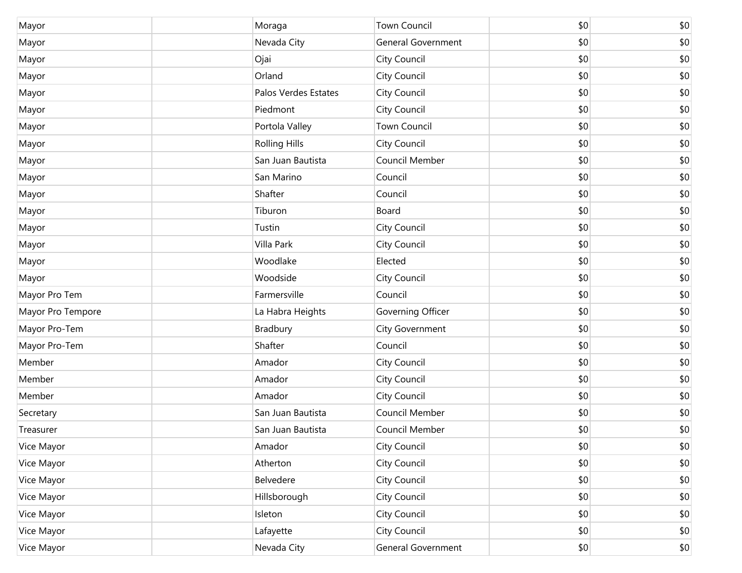| | | | | | |
|---|---|---|---|---|---|
| Mayor | | Moraga | Town Council | $0 | $0 |
| Mayor | | Nevada City | General Government | $0 | $0 |
| Mayor | | Ojai | City Council | $0 | $0 |
| Mayor | | Orland | City Council | $0 | $0 |
| Mayor | | Palos Verdes Estates | City Council | $0 | $0 |
| Mayor | | Piedmont | City Council | $0 | $0 |
| Mayor | | Portola Valley | Town Council | $0 | $0 |
| Mayor | | Rolling Hills | City Council | $0 | $0 |
| Mayor | | San Juan Bautista | Council Member | $0 | $0 |
| Mayor | | San Marino | Council | $0 | $0 |
| Mayor | | Shafter | Council | $0 | $0 |
| Mayor | | Tiburon | Board | $0 | $0 |
| Mayor | | Tustin | City Council | $0 | $0 |
| Mayor | | Villa Park | City Council | $0 | $0 |
| Mayor | | Woodlake | Elected | $0 | $0 |
| Mayor | | Woodside | City Council | $0 | $0 |
| Mayor Pro Tem | | Farmersville | Council | $0 | $0 |
| Mayor Pro Tempore | | La Habra Heights | Governing Officer | $0 | $0 |
| Mayor Pro-Tem | | Bradbury | City Government | $0 | $0 |
| Mayor Pro-Tem | | Shafter | Council | $0 | $0 |
| Member | | Amador | City Council | $0 | $0 |
| Member | | Amador | City Council | $0 | $0 |
| Member | | Amador | City Council | $0 | $0 |
| Secretary | | San Juan Bautista | Council Member | $0 | $0 |
| Treasurer | | San Juan Bautista | Council Member | $0 | $0 |
| Vice Mayor | | Amador | City Council | $0 | $0 |
| Vice Mayor | | Atherton | City Council | $0 | $0 |
| Vice Mayor | | Belvedere | City Council | $0 | $0 |
| Vice Mayor | | Hillsborough | City Council | $0 | $0 |
| Vice Mayor | | Isleton | City Council | $0 | $0 |
| Vice Mayor | | Lafayette | City Council | $0 | $0 |
| Vice Mayor | | Nevada City | General Government | $0 | $0 |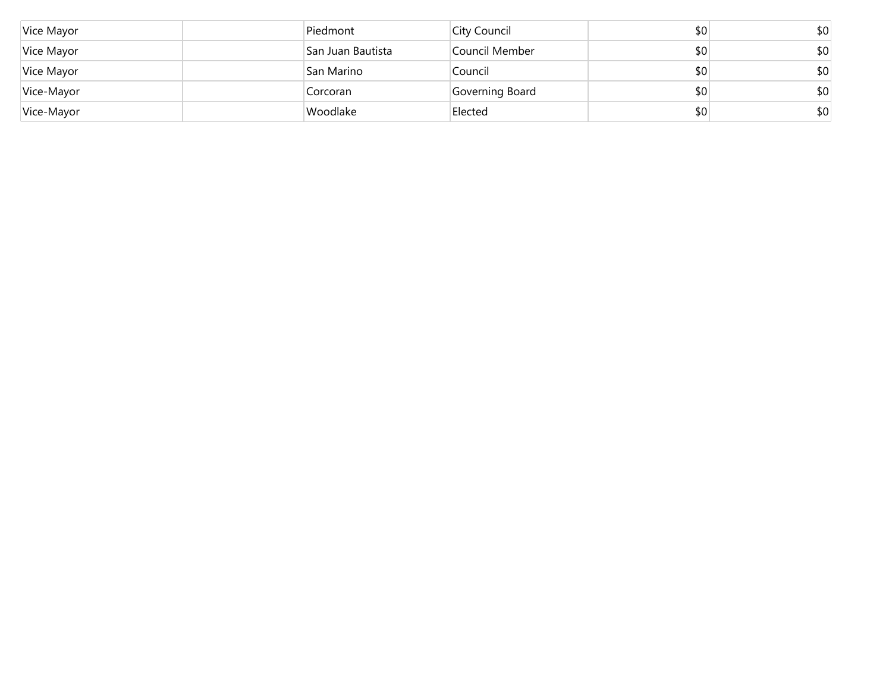| | | | | | |
|---|---|---|---|---|---|
| Vice Mayor | | Piedmont | City Council | $0 | $0 |
| Vice Mayor | | San Juan Bautista | Council Member | $0 | $0 |
| Vice Mayor | | San Marino | Council | $0 | $0 |
| Vice-Mayor | | Corcoran | Governing Board | $0 | $0 |
| Vice-Mayor | | Woodlake | Elected | $0 | $0 |